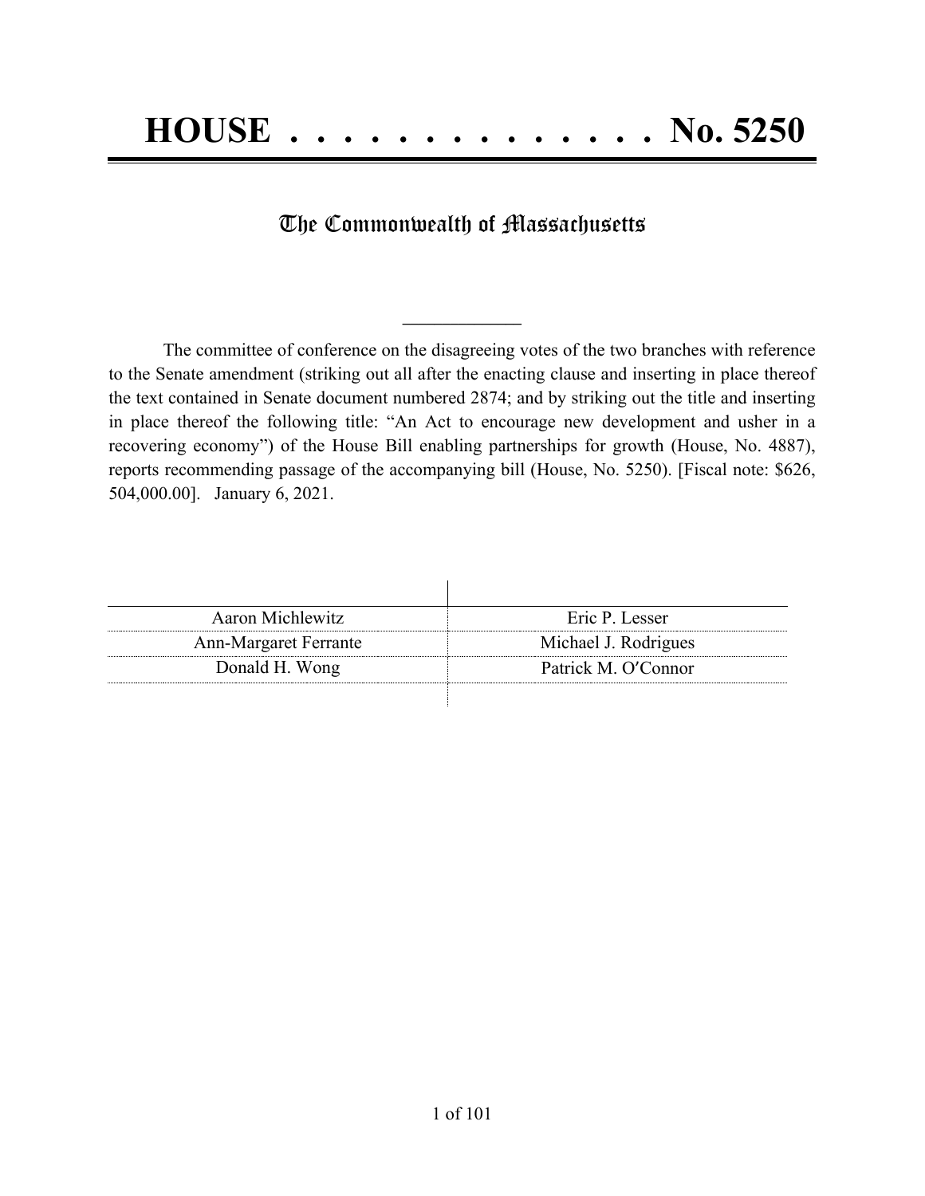# HOUSE . . . . . . . . . . . . . . . No. 5250

## The Commonwealth of Massachusetts

---

The committee of conference on the disagreeing votes of the two branches with reference to the Senate amendment (striking out all after the enacting clause and inserting in place thereof the text contained in Senate document numbered 2874; and by striking out the title and inserting in place thereof the following title: "An Act to encourage new development and usher in a recovering economy") of the House Bill enabling partnerships for growth (House, No. 4887), reports recommending passage of the accompanying bill (House, No. 5250). [Fiscal note: $626, 504,000.00]. January 6, 2021.

| | |
|---|---|
| Aaron Michlewitz | Eric P. Lesser |
| Ann-Margaret Ferrante | Michael J. Rodrigues |
| Donald H. Wong | Patrick M. O′Connor |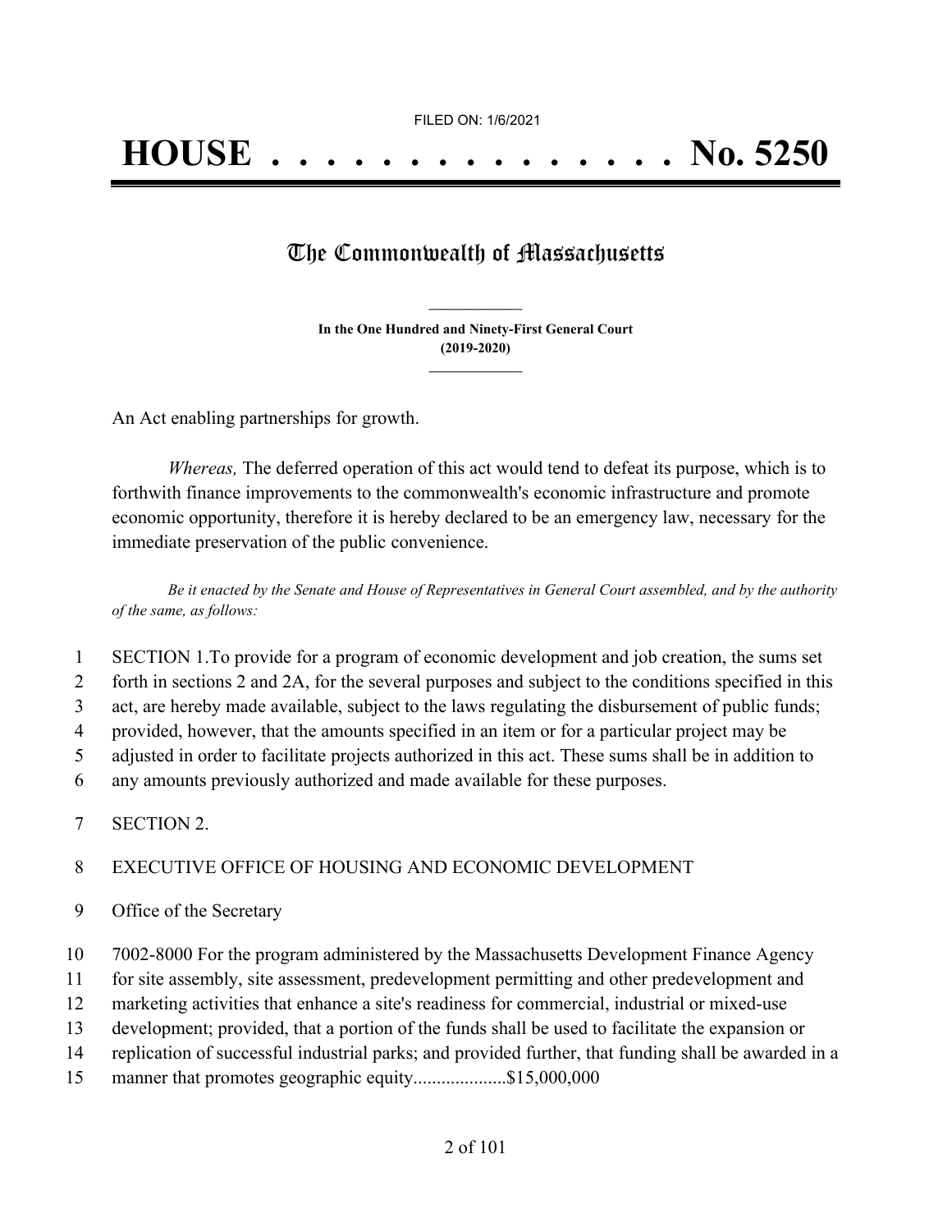FILED ON: 1/6/2021

# HOUSE . . . . . . . . . . . . . . . No. 5250

## The Commonwealth of Massachusetts

**In the One Hundred and Ninety-First General Court**
**(2019-2020)**

An Act enabling partnerships for growth.

*Whereas,* The deferred operation of this act would tend to defeat its purpose, which is to forthwith finance improvements to the commonwealth's economic infrastructure and promote economic opportunity, therefore it is hereby declared to be an emergency law, necessary for the immediate preservation of the public convenience.

*Be it enacted by the Senate and House of Representatives in General Court assembled, and by the authority of the same, as follows:*

1 SECTION 1.To provide for a program of economic development and job creation, the sums set
2 forth in sections 2 and 2A, for the several purposes and subject to the conditions specified in this
3 act, are hereby made available, subject to the laws regulating the disbursement of public funds;
4 provided, however, that the amounts specified in an item or for a particular project may be
5 adjusted in order to facilitate projects authorized in this act. These sums shall be in addition to
6 any amounts previously authorized and made available for these purposes.

7 SECTION 2.

8 EXECUTIVE OFFICE OF HOUSING AND ECONOMIC DEVELOPMENT

9 Office of the Secretary

10 7002-8000 For the program administered by the Massachusetts Development Finance Agency
11 for site assembly, site assessment, predevelopment permitting and other predevelopment and
12 marketing activities that enhance a site's readiness for commercial, industrial or mixed-use
13 development; provided, that a portion of the funds shall be used to facilitate the expansion or
14 replication of successful industrial parks; and provided further, that funding shall be awarded in a
15 manner that promotes geographic equity....................$15,000,000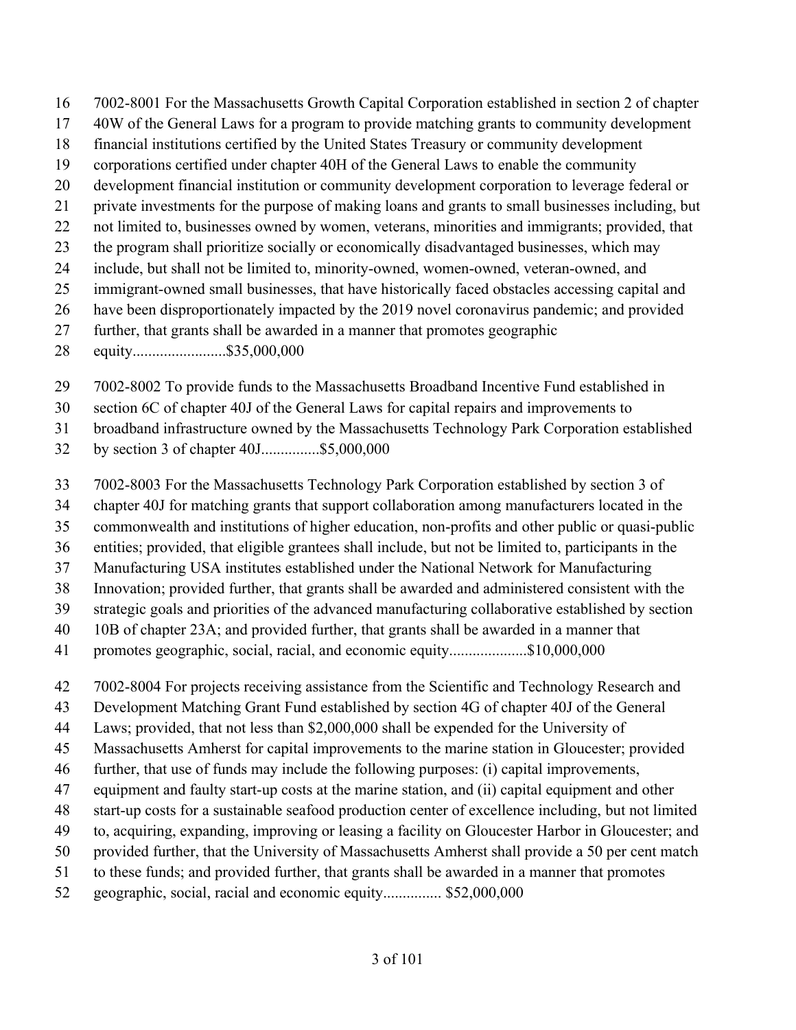7002-8001 For the Massachusetts Growth Capital Corporation established in section 2 of chapter 40W of the General Laws for a program to provide matching grants to community development financial institutions certified by the United States Treasury or community development corporations certified under chapter 40H of the General Laws to enable the community development financial institution or community development corporation to leverage federal or private investments for the purpose of making loans and grants to small businesses including, but not limited to, businesses owned by women, veterans, minorities and immigrants; provided, that the program shall prioritize socially or economically disadvantaged businesses, which may include, but shall not be limited to, minority-owned, women-owned, veteran-owned, and immigrant-owned small businesses, that have historically faced obstacles accessing capital and have been disproportionately impacted by the 2019 novel coronavirus pandemic; and provided further, that grants shall be awarded in a manner that promotes geographic equity........................$35,000,000

7002-8002 To provide funds to the Massachusetts Broadband Incentive Fund established in section 6C of chapter 40J of the General Laws for capital repairs and improvements to broadband infrastructure owned by the Massachusetts Technology Park Corporation established by section 3 of chapter 40J..............$5,000,000

7002-8003 For the Massachusetts Technology Park Corporation established by section 3 of chapter 40J for matching grants that support collaboration among manufacturers located in the commonwealth and institutions of higher education, non-profits and other public or quasi-public entities; provided, that eligible grantees shall include, but not be limited to, participants in the Manufacturing USA institutes established under the National Network for Manufacturing Innovation; provided further, that grants shall be awarded and administered consistent with the strategic goals and priorities of the advanced manufacturing collaborative established by section 10B of chapter 23A; and provided further, that grants shall be awarded in a manner that promotes geographic, social, racial, and economic equity....................$10,000,000

7002-8004 For projects receiving assistance from the Scientific and Technology Research and Development Matching Grant Fund established by section 4G of chapter 40J of the General Laws; provided, that not less than $2,000,000 shall be expended for the University of Massachusetts Amherst for capital improvements to the marine station in Gloucester; provided further, that use of funds may include the following purposes: (i) capital improvements, equipment and faulty start-up costs at the marine station, and (ii) capital equipment and other start-up costs for a sustainable seafood production center of excellence including, but not limited to, acquiring, expanding, improving or leasing a facility on Gloucester Harbor in Gloucester; and provided further, that the University of Massachusetts Amherst shall provide a 50 per cent match to these funds; and provided further, that grants shall be awarded in a manner that promotes geographic, social, racial and economic equity............... $52,000,000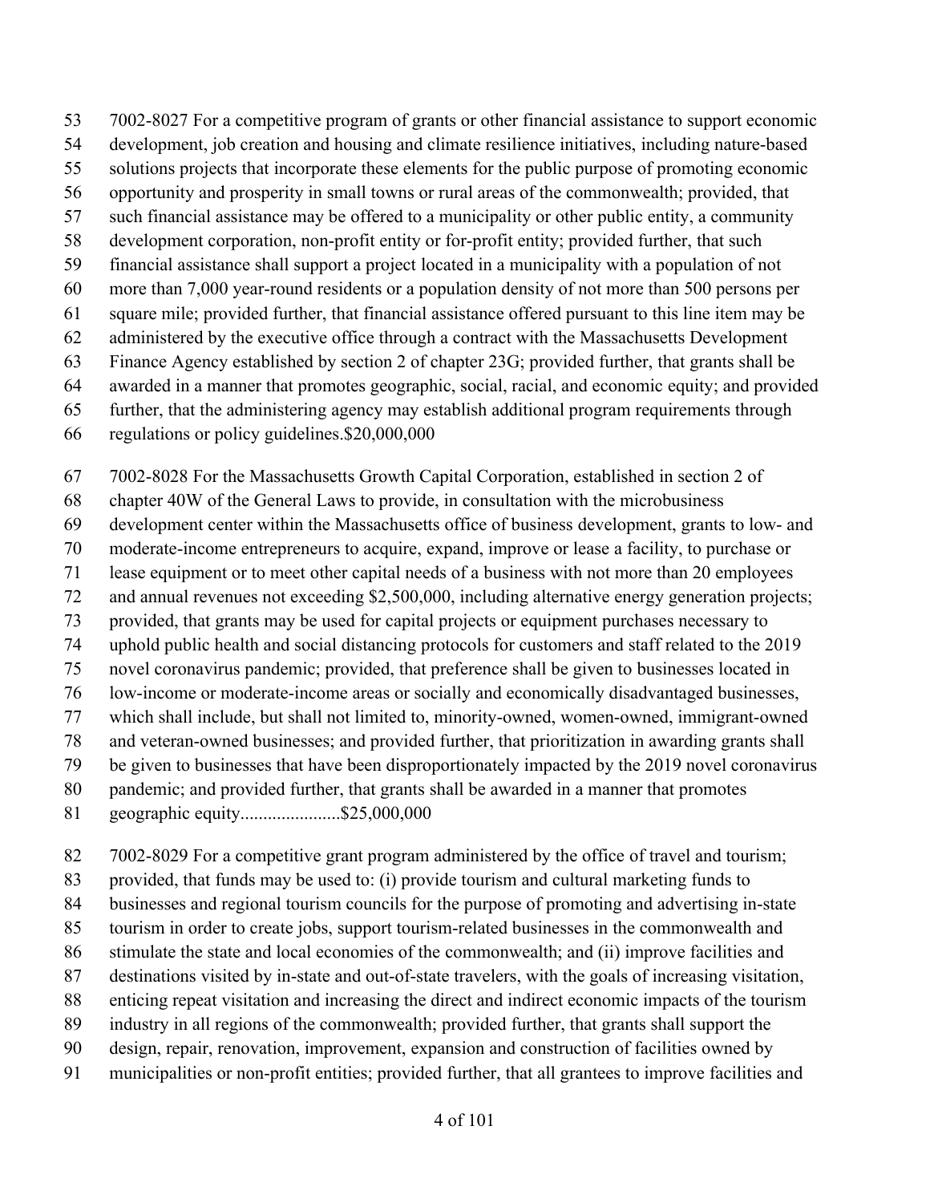7002-8027 For a competitive program of grants or other financial assistance to support economic development, job creation and housing and climate resilience initiatives, including nature-based solutions projects that incorporate these elements for the public purpose of promoting economic opportunity and prosperity in small towns or rural areas of the commonwealth; provided, that such financial assistance may be offered to a municipality or other public entity, a community development corporation, non-profit entity or for-profit entity; provided further, that such financial assistance shall support a project located in a municipality with a population of not more than 7,000 year-round residents or a population density of not more than 500 persons per square mile; provided further, that financial assistance offered pursuant to this line item may be administered by the executive office through a contract with the Massachusetts Development Finance Agency established by section 2 of chapter 23G; provided further, that grants shall be awarded in a manner that promotes geographic, social, racial, and economic equity; and provided further, that the administering agency may establish additional program requirements through regulations or policy guidelines.$20,000,000

7002-8028 For the Massachusetts Growth Capital Corporation, established in section 2 of chapter 40W of the General Laws to provide, in consultation with the microbusiness development center within the Massachusetts office of business development, grants to low- and moderate-income entrepreneurs to acquire, expand, improve or lease a facility, to purchase or lease equipment or to meet other capital needs of a business with not more than 20 employees and annual revenues not exceeding $2,500,000, including alternative energy generation projects; provided, that grants may be used for capital projects or equipment purchases necessary to uphold public health and social distancing protocols for customers and staff related to the 2019 novel coronavirus pandemic; provided, that preference shall be given to businesses located in low-income or moderate-income areas or socially and economically disadvantaged businesses, which shall include, but shall not limited to, minority-owned, women-owned, immigrant-owned and veteran-owned businesses; and provided further, that prioritization in awarding grants shall be given to businesses that have been disproportionately impacted by the 2019 novel coronavirus pandemic; and provided further, that grants shall be awarded in a manner that promotes geographic equity......................$25,000,000

7002-8029 For a competitive grant program administered by the office of travel and tourism; provided, that funds may be used to: (i) provide tourism and cultural marketing funds to businesses and regional tourism councils for the purpose of promoting and advertising in-state tourism in order to create jobs, support tourism-related businesses in the commonwealth and stimulate the state and local economies of the commonwealth; and (ii) improve facilities and destinations visited by in-state and out-of-state travelers, with the goals of increasing visitation, enticing repeat visitation and increasing the direct and indirect economic impacts of the tourism industry in all regions of the commonwealth; provided further, that grants shall support the design, repair, renovation, improvement, expansion and construction of facilities owned by municipalities or non-profit entities; provided further, that all grantees to improve facilities and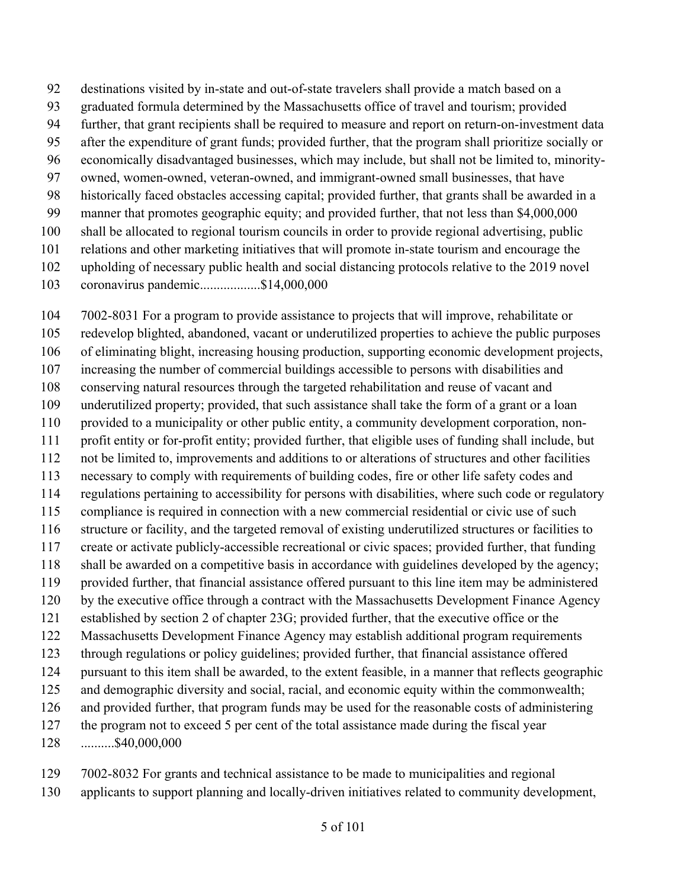destinations visited by in-state and out-of-state travelers shall provide a match based on a graduated formula determined by the Massachusetts office of travel and tourism; provided further, that grant recipients shall be required to measure and report on return-on-investment data after the expenditure of grant funds; provided further, that the program shall prioritize socially or economically disadvantaged businesses, which may include, but shall not be limited to, minority-owned, women-owned, veteran-owned, and immigrant-owned small businesses, that have historically faced obstacles accessing capital; provided further, that grants shall be awarded in a manner that promotes geographic equity; and provided further, that not less than $4,000,000 shall be allocated to regional tourism councils in order to provide regional advertising, public relations and other marketing initiatives that will promote in-state tourism and encourage the upholding of necessary public health and social distancing protocols relative to the 2019 novel coronavirus pandemic..................$14,000,000

7002-8031 For a program to provide assistance to projects that will improve, rehabilitate or redevelop blighted, abandoned, vacant or underutilized properties to achieve the public purposes of eliminating blight, increasing housing production, supporting economic development projects, increasing the number of commercial buildings accessible to persons with disabilities and conserving natural resources through the targeted rehabilitation and reuse of vacant and underutilized property; provided, that such assistance shall take the form of a grant or a loan provided to a municipality or other public entity, a community development corporation, non-profit entity or for-profit entity; provided further, that eligible uses of funding shall include, but not be limited to, improvements and additions to or alterations of structures and other facilities necessary to comply with requirements of building codes, fire or other life safety codes and regulations pertaining to accessibility for persons with disabilities, where such code or regulatory compliance is required in connection with a new commercial residential or civic use of such structure or facility, and the targeted removal of existing underutilized structures or facilities to create or activate publicly-accessible recreational or civic spaces; provided further, that funding shall be awarded on a competitive basis in accordance with guidelines developed by the agency; provided further, that financial assistance offered pursuant to this line item may be administered by the executive office through a contract with the Massachusetts Development Finance Agency established by section 2 of chapter 23G; provided further, that the executive office or the Massachusetts Development Finance Agency may establish additional program requirements through regulations or policy guidelines; provided further, that financial assistance offered pursuant to this item shall be awarded, to the extent feasible, in a manner that reflects geographic and demographic diversity and social, racial, and economic equity within the commonwealth; and provided further, that program funds may be used for the reasonable costs of administering the program not to exceed 5 per cent of the total assistance made during the fiscal year ..........$40,000,000

7002-8032 For grants and technical assistance to be made to municipalities and regional applicants to support planning and locally-driven initiatives related to community development,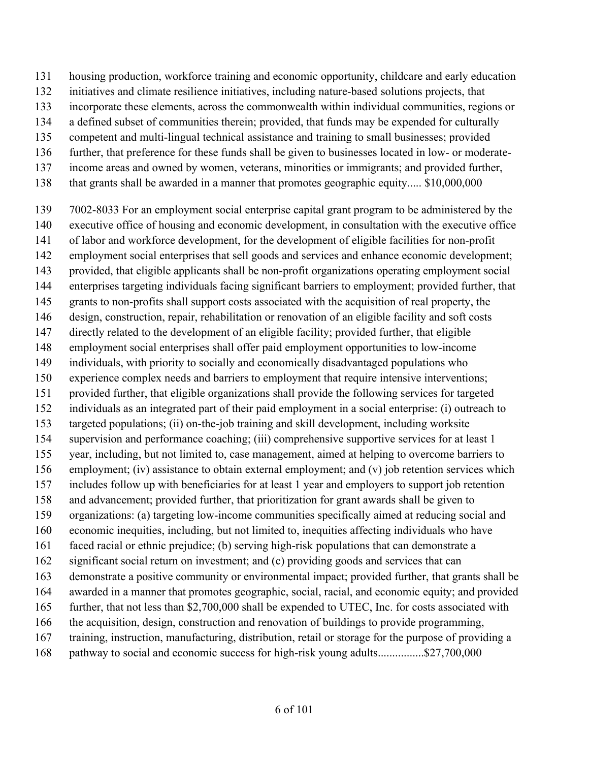housing production, workforce training and economic opportunity, childcare and early education initiatives and climate resilience initiatives, including nature-based solutions projects, that incorporate these elements, across the commonwealth within individual communities, regions or a defined subset of communities therein; provided, that funds may be expended for culturally competent and multi-lingual technical assistance and training to small businesses; provided further, that preference for these funds shall be given to businesses located in low- or moderate-income areas and owned by women, veterans, minorities or immigrants; and provided further, that grants shall be awarded in a manner that promotes geographic equity..... $10,000,000

7002-8033 For an employment social enterprise capital grant program to be administered by the executive office of housing and economic development, in consultation with the executive office of labor and workforce development, for the development of eligible facilities for non-profit employment social enterprises that sell goods and services and enhance economic development; provided, that eligible applicants shall be non-profit organizations operating employment social enterprises targeting individuals facing significant barriers to employment; provided further, that grants to non-profits shall support costs associated with the acquisition of real property, the design, construction, repair, rehabilitation or renovation of an eligible facility and soft costs directly related to the development of an eligible facility; provided further, that eligible employment social enterprises shall offer paid employment opportunities to low-income individuals, with priority to socially and economically disadvantaged populations who experience complex needs and barriers to employment that require intensive interventions; provided further, that eligible organizations shall provide the following services for targeted individuals as an integrated part of their paid employment in a social enterprise: (i) outreach to targeted populations; (ii) on-the-job training and skill development, including worksite supervision and performance coaching; (iii) comprehensive supportive services for at least 1 year, including, but not limited to, case management, aimed at helping to overcome barriers to employment; (iv) assistance to obtain external employment; and (v) job retention services which includes follow up with beneficiaries for at least 1 year and employers to support job retention and advancement; provided further, that prioritization for grant awards shall be given to organizations: (a) targeting low-income communities specifically aimed at reducing social and economic inequities, including, but not limited to, inequities affecting individuals who have faced racial or ethnic prejudice; (b) serving high-risk populations that can demonstrate a significant social return on investment; and (c) providing goods and services that can demonstrate a positive community or environmental impact; provided further, that grants shall be awarded in a manner that promotes geographic, social, racial, and economic equity; and provided further, that not less than $2,700,000 shall be expended to UTEC, Inc. for costs associated with the acquisition, design, construction and renovation of buildings to provide programming, training, instruction, manufacturing, distribution, retail or storage for the purpose of providing a pathway to social and economic success for high-risk young adults................$27,700,000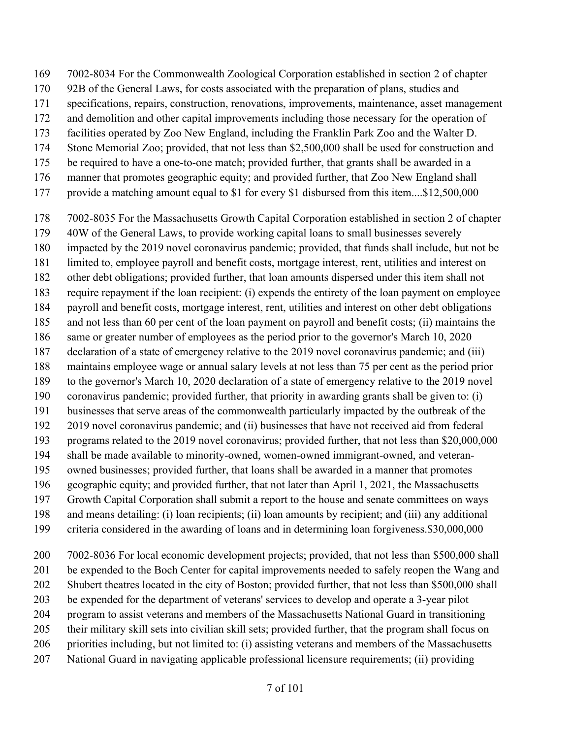7002-8034 For the Commonwealth Zoological Corporation established in section 2 of chapter 92B of the General Laws, for costs associated with the preparation of plans, studies and specifications, repairs, construction, renovations, improvements, maintenance, asset management and demolition and other capital improvements including those necessary for the operation of facilities operated by Zoo New England, including the Franklin Park Zoo and the Walter D. Stone Memorial Zoo; provided, that not less than $2,500,000 shall be used for construction and be required to have a one-to-one match; provided further, that grants shall be awarded in a manner that promotes geographic equity; and provided further, that Zoo New England shall provide a matching amount equal to $1 for every $1 disbursed from this item....$12,500,000

7002-8035 For the Massachusetts Growth Capital Corporation established in section 2 of chapter 40W of the General Laws, to provide working capital loans to small businesses severely impacted by the 2019 novel coronavirus pandemic; provided, that funds shall include, but not be limited to, employee payroll and benefit costs, mortgage interest, rent, utilities and interest on other debt obligations; provided further, that loan amounts dispersed under this item shall not require repayment if the loan recipient: (i) expends the entirety of the loan payment on employee payroll and benefit costs, mortgage interest, rent, utilities and interest on other debt obligations and not less than 60 per cent of the loan payment on payroll and benefit costs; (ii) maintains the same or greater number of employees as the period prior to the governor's March 10, 2020 declaration of a state of emergency relative to the 2019 novel coronavirus pandemic; and (iii) maintains employee wage or annual salary levels at not less than 75 per cent as the period prior to the governor's March 10, 2020 declaration of a state of emergency relative to the 2019 novel coronavirus pandemic; provided further, that priority in awarding grants shall be given to: (i) businesses that serve areas of the commonwealth particularly impacted by the outbreak of the 2019 novel coronavirus pandemic; and (ii) businesses that have not received aid from federal programs related to the 2019 novel coronavirus; provided further, that not less than $20,000,000 shall be made available to minority-owned, women-owned immigrant-owned, and veteran-owned businesses; provided further, that loans shall be awarded in a manner that promotes geographic equity; and provided further, that not later than April 1, 2021, the Massachusetts Growth Capital Corporation shall submit a report to the house and senate committees on ways and means detailing: (i) loan recipients; (ii) loan amounts by recipient; and (iii) any additional criteria considered in the awarding of loans and in determining loan forgiveness.$30,000,000

7002-8036 For local economic development projects; provided, that not less than $500,000 shall be expended to the Boch Center for capital improvements needed to safely reopen the Wang and Shubert theatres located in the city of Boston; provided further, that not less than $500,000 shall be expended for the department of veterans' services to develop and operate a 3-year pilot program to assist veterans and members of the Massachusetts National Guard in transitioning their military skill sets into civilian skill sets; provided further, that the program shall focus on priorities including, but not limited to: (i) assisting veterans and members of the Massachusetts National Guard in navigating applicable professional licensure requirements; (ii) providing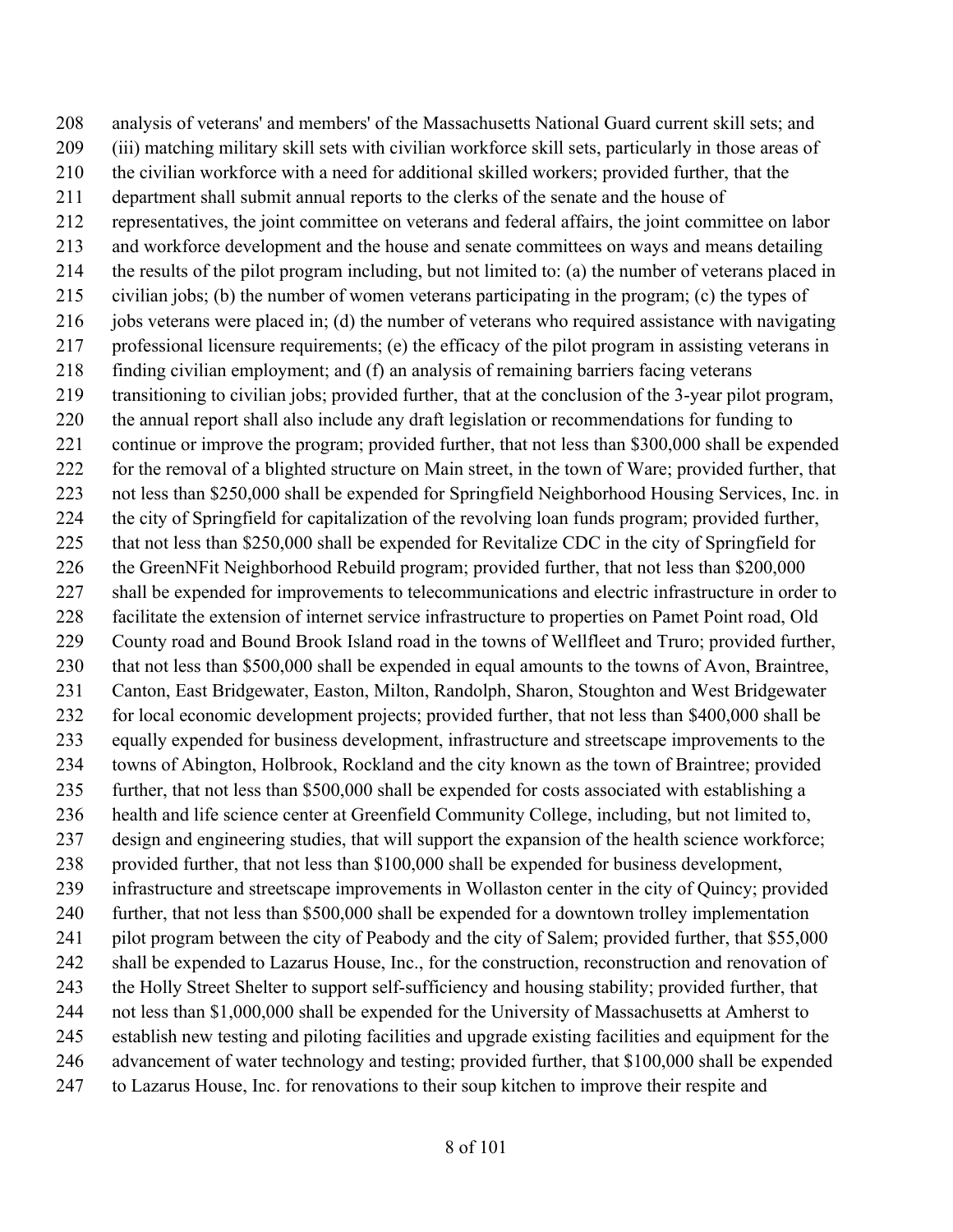analysis of veterans' and members' of the Massachusetts National Guard current skill sets; and (iii) matching military skill sets with civilian workforce skill sets, particularly in those areas of the civilian workforce with a need for additional skilled workers; provided further, that the department shall submit annual reports to the clerks of the senate and the house of representatives, the joint committee on veterans and federal affairs, the joint committee on labor and workforce development and the house and senate committees on ways and means detailing the results of the pilot program including, but not limited to: (a) the number of veterans placed in civilian jobs; (b) the number of women veterans participating in the program; (c) the types of jobs veterans were placed in; (d) the number of veterans who required assistance with navigating professional licensure requirements; (e) the efficacy of the pilot program in assisting veterans in finding civilian employment; and (f) an analysis of remaining barriers facing veterans transitioning to civilian jobs; provided further, that at the conclusion of the 3-year pilot program, the annual report shall also include any draft legislation or recommendations for funding to continue or improve the program; provided further, that not less than $300,000 shall be expended for the removal of a blighted structure on Main street, in the town of Ware; provided further, that not less than $250,000 shall be expended for Springfield Neighborhood Housing Services, Inc. in the city of Springfield for capitalization of the revolving loan funds program; provided further, that not less than $250,000 shall be expended for Revitalize CDC in the city of Springfield for the GreenNFit Neighborhood Rebuild program; provided further, that not less than $200,000 shall be expended for improvements to telecommunications and electric infrastructure in order to facilitate the extension of internet service infrastructure to properties on Pamet Point road, Old County road and Bound Brook Island road in the towns of Wellfleet and Truro; provided further, that not less than $500,000 shall be expended in equal amounts to the towns of Avon, Braintree, Canton, East Bridgewater, Easton, Milton, Randolph, Sharon, Stoughton and West Bridgewater for local economic development projects; provided further, that not less than $400,000 shall be equally expended for business development, infrastructure and streetscape improvements to the towns of Abington, Holbrook, Rockland and the city known as the town of Braintree; provided further, that not less than $500,000 shall be expended for costs associated with establishing a health and life science center at Greenfield Community College, including, but not limited to, design and engineering studies, that will support the expansion of the health science workforce; provided further, that not less than $100,000 shall be expended for business development, infrastructure and streetscape improvements in Wollaston center in the city of Quincy; provided further, that not less than $500,000 shall be expended for a downtown trolley implementation pilot program between the city of Peabody and the city of Salem; provided further, that $55,000 shall be expended to Lazarus House, Inc., for the construction, reconstruction and renovation of the Holly Street Shelter to support self-sufficiency and housing stability; provided further, that not less than $1,000,000 shall be expended for the University of Massachusetts at Amherst to establish new testing and piloting facilities and upgrade existing facilities and equipment for the advancement of water technology and testing; provided further, that $100,000 shall be expended to Lazarus House, Inc. for renovations to their soup kitchen to improve their respite and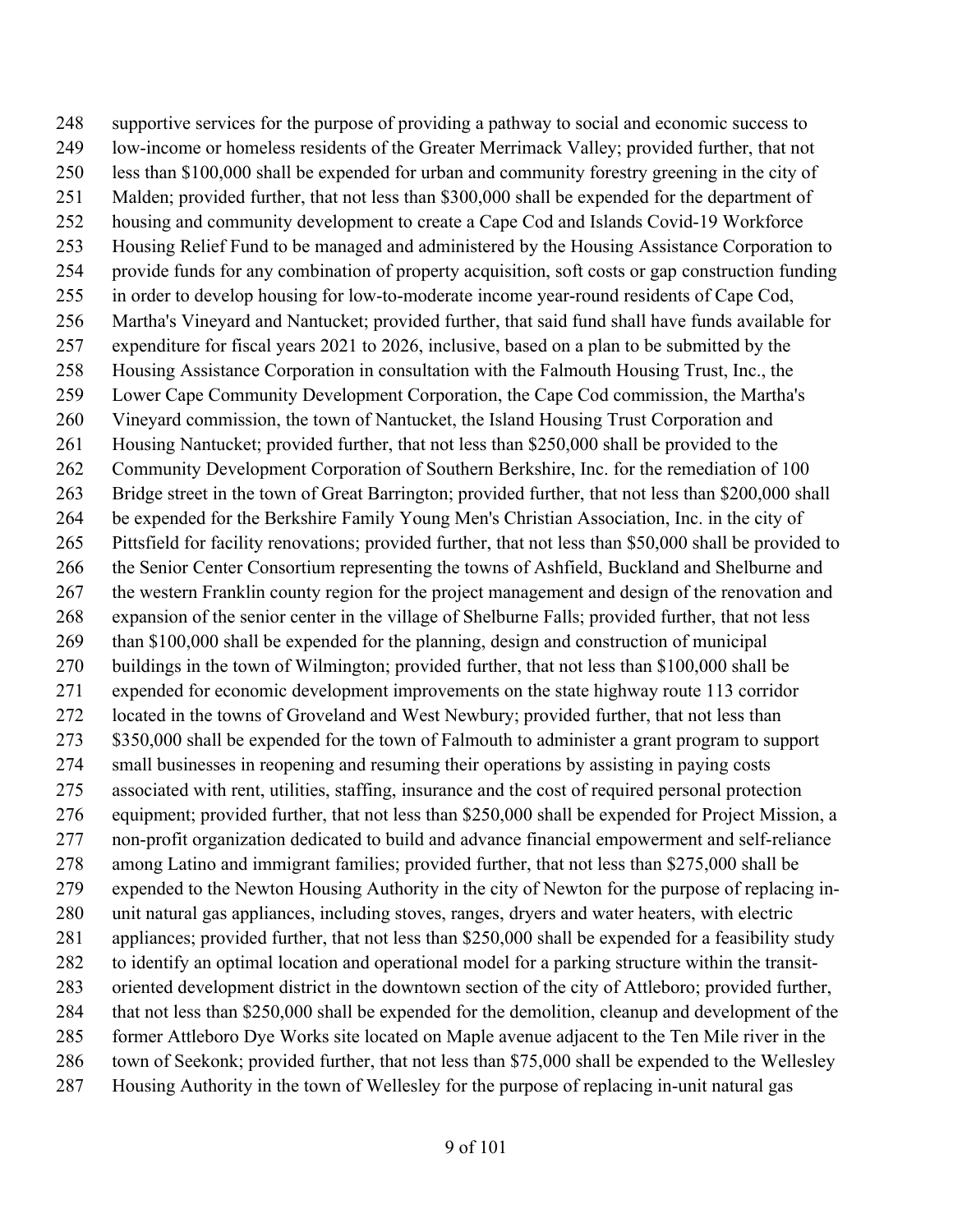248 supportive services for the purpose of providing a pathway to social and economic success to
249 low-income or homeless residents of the Greater Merrimack Valley; provided further, that not
250 less than $100,000 shall be expended for urban and community forestry greening in the city of
251 Malden; provided further, that not less than $300,000 shall be expended for the department of
252 housing and community development to create a Cape Cod and Islands Covid-19 Workforce
253 Housing Relief Fund to be managed and administered by the Housing Assistance Corporation to
254 provide funds for any combination of property acquisition, soft costs or gap construction funding
255 in order to develop housing for low-to-moderate income year-round residents of Cape Cod,
256 Martha's Vineyard and Nantucket; provided further, that said fund shall have funds available for
257 expenditure for fiscal years 2021 to 2026, inclusive, based on a plan to be submitted by the
258 Housing Assistance Corporation in consultation with the Falmouth Housing Trust, Inc., the
259 Lower Cape Community Development Corporation, the Cape Cod commission, the Martha's
260 Vineyard commission, the town of Nantucket, the Island Housing Trust Corporation and
261 Housing Nantucket; provided further, that not less than $250,000 shall be provided to the
262 Community Development Corporation of Southern Berkshire, Inc. for the remediation of 100
263 Bridge street in the town of Great Barrington; provided further, that not less than $200,000 shall
264 be expended for the Berkshire Family Young Men's Christian Association, Inc. in the city of
265 Pittsfield for facility renovations; provided further, that not less than $50,000 shall be provided to
266 the Senior Center Consortium representing the towns of Ashfield, Buckland and Shelburne and
267 the western Franklin county region for the project management and design of the renovation and
268 expansion of the senior center in the village of Shelburne Falls; provided further, that not less
269 than $100,000 shall be expended for the planning, design and construction of municipal
270 buildings in the town of Wilmington; provided further, that not less than $100,000 shall be
271 expended for economic development improvements on the state highway route 113 corridor
272 located in the towns of Groveland and West Newbury; provided further, that not less than
273 $350,000 shall be expended for the town of Falmouth to administer a grant program to support
274 small businesses in reopening and resuming their operations by assisting in paying costs
275 associated with rent, utilities, staffing, insurance and the cost of required personal protection
276 equipment; provided further, that not less than $250,000 shall be expended for Project Mission, a
277 non-profit organization dedicated to build and advance financial empowerment and self-reliance
278 among Latino and immigrant families; provided further, that not less than $275,000 shall be
279 expended to the Newton Housing Authority in the city of Newton for the purpose of replacing in-
280 unit natural gas appliances, including stoves, ranges, dryers and water heaters, with electric
281 appliances; provided further, that not less than $250,000 shall be expended for a feasibility study
282 to identify an optimal location and operational model for a parking structure within the transit-
283 oriented development district in the downtown section of the city of Attleboro; provided further,
284 that not less than $250,000 shall be expended for the demolition, cleanup and development of the
285 former Attleboro Dye Works site located on Maple avenue adjacent to the Ten Mile river in the
286 town of Seekonk; provided further, that not less than $75,000 shall be expended to the Wellesley
287 Housing Authority in the town of Wellesley for the purpose of replacing in-unit natural gas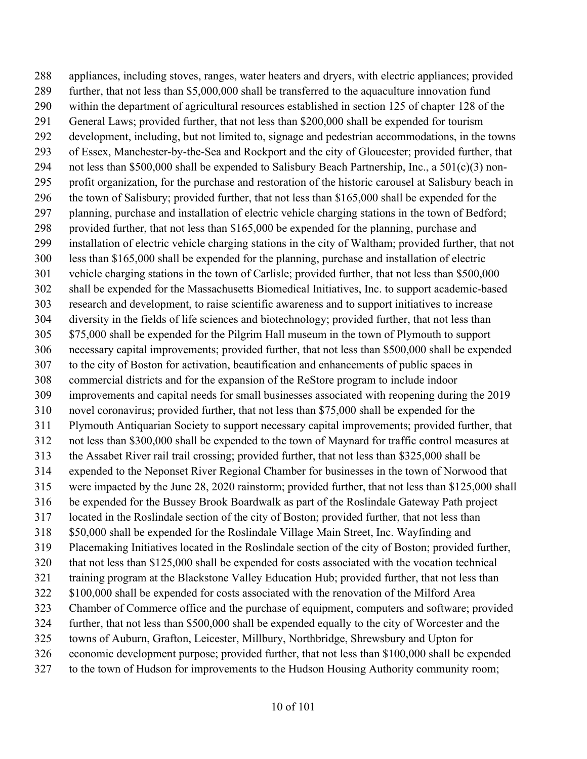288 appliances, including stoves, ranges, water heaters and dryers, with electric appliances; provided
289 further, that not less than $5,000,000 shall be transferred to the aquaculture innovation fund
290 within the department of agricultural resources established in section 125 of chapter 128 of the
291 General Laws; provided further, that not less than $200,000 shall be expended for tourism
292 development, including, but not limited to, signage and pedestrian accommodations, in the towns
293 of Essex, Manchester-by-the-Sea and Rockport and the city of Gloucester; provided further, that
294 not less than $500,000 shall be expended to Salisbury Beach Partnership, Inc., a 501(c)(3) non-
295 profit organization, for the purchase and restoration of the historic carousel at Salisbury beach in
296 the town of Salisbury; provided further, that not less than $165,000 shall be expended for the
297 planning, purchase and installation of electric vehicle charging stations in the town of Bedford;
298 provided further, that not less than $165,000 be expended for the planning, purchase and
299 installation of electric vehicle charging stations in the city of Waltham; provided further, that not
300 less than $165,000 shall be expended for the planning, purchase and installation of electric
301 vehicle charging stations in the town of Carlisle; provided further, that not less than $500,000
302 shall be expended for the Massachusetts Biomedical Initiatives, Inc. to support academic-based
303 research and development, to raise scientific awareness and to support initiatives to increase
304 diversity in the fields of life sciences and biotechnology; provided further, that not less than
305 $75,000 shall be expended for the Pilgrim Hall museum in the town of Plymouth to support
306 necessary capital improvements; provided further, that not less than $500,000 shall be expended
307 to the city of Boston for activation, beautification and enhancements of public spaces in
308 commercial districts and for the expansion of the ReStore program to include indoor
309 improvements and capital needs for small businesses associated with reopening during the 2019
310 novel coronavirus; provided further, that not less than $75,000 shall be expended for the
311 Plymouth Antiquarian Society to support necessary capital improvements; provided further, that
312 not less than $300,000 shall be expended to the town of Maynard for traffic control measures at
313 the Assabet River rail trail crossing; provided further, that not less than $325,000 shall be
314 expended to the Neponset River Regional Chamber for businesses in the town of Norwood that
315 were impacted by the June 28, 2020 rainstorm; provided further, that not less than $125,000 shall
316 be expended for the Bussey Brook Boardwalk as part of the Roslindale Gateway Path project
317 located in the Roslindale section of the city of Boston; provided further, that not less than
318 $50,000 shall be expended for the Roslindale Village Main Street, Inc. Wayfinding and
319 Placemaking Initiatives located in the Roslindale section of the city of Boston; provided further,
320 that not less than $125,000 shall be expended for costs associated with the vocation technical
321 training program at the Blackstone Valley Education Hub; provided further, that not less than
322 $100,000 shall be expended for costs associated with the renovation of the Milford Area
323 Chamber of Commerce office and the purchase of equipment, computers and software; provided
324 further, that not less than $500,000 shall be expended equally to the city of Worcester and the
325 towns of Auburn, Grafton, Leicester, Millbury, Northbridge, Shrewsbury and Upton for
326 economic development purpose; provided further, that not less than $100,000 shall be expended
327 to the town of Hudson for improvements to the Hudson Housing Authority community room;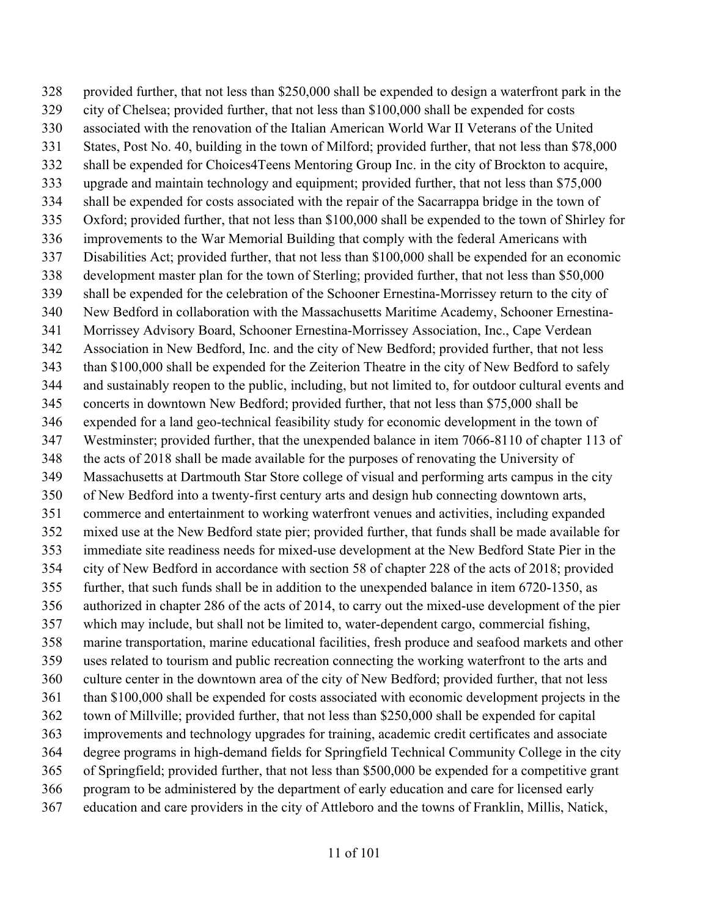provided further, that not less than $250,000 shall be expended to design a waterfront park in the city of Chelsea; provided further, that not less than $100,000 shall be expended for costs associated with the renovation of the Italian American World War II Veterans of the United States, Post No. 40, building in the town of Milford; provided further, that not less than $78,000 shall be expended for Choices4Teens Mentoring Group Inc. in the city of Brockton to acquire, upgrade and maintain technology and equipment; provided further, that not less than $75,000 shall be expended for costs associated with the repair of the Sacarrappa bridge in the town of Oxford; provided further, that not less than $100,000 shall be expended to the town of Shirley for improvements to the War Memorial Building that comply with the federal Americans with Disabilities Act; provided further, that not less than $100,000 shall be expended for an economic development master plan for the town of Sterling; provided further, that not less than $50,000 shall be expended for the celebration of the Schooner Ernestina-Morrissey return to the city of New Bedford in collaboration with the Massachusetts Maritime Academy, Schooner Ernestina-Morrissey Advisory Board, Schooner Ernestina-Morrissey Association, Inc., Cape Verdean Association in New Bedford, Inc. and the city of New Bedford; provided further, that not less than $100,000 shall be expended for the Zeiterion Theatre in the city of New Bedford to safely and sustainably reopen to the public, including, but not limited to, for outdoor cultural events and concerts in downtown New Bedford; provided further, that not less than $75,000 shall be expended for a land geo-technical feasibility study for economic development in the town of Westminster; provided further, that the unexpended balance in item 7066-8110 of chapter 113 of the acts of 2018 shall be made available for the purposes of renovating the University of Massachusetts at Dartmouth Star Store college of visual and performing arts campus in the city of New Bedford into a twenty-first century arts and design hub connecting downtown arts, commerce and entertainment to working waterfront venues and activities, including expanded mixed use at the New Bedford state pier; provided further, that funds shall be made available for immediate site readiness needs for mixed-use development at the New Bedford State Pier in the city of New Bedford in accordance with section 58 of chapter 228 of the acts of 2018; provided further, that such funds shall be in addition to the unexpended balance in item 6720-1350, as authorized in chapter 286 of the acts of 2014, to carry out the mixed-use development of the pier which may include, but shall not be limited to, water-dependent cargo, commercial fishing, marine transportation, marine educational facilities, fresh produce and seafood markets and other uses related to tourism and public recreation connecting the working waterfront to the arts and culture center in the downtown area of the city of New Bedford; provided further, that not less than $100,000 shall be expended for costs associated with economic development projects in the town of Millville; provided further, that not less than $250,000 shall be expended for capital improvements and technology upgrades for training, academic credit certificates and associate degree programs in high-demand fields for Springfield Technical Community College in the city of Springfield; provided further, that not less than $500,000 be expended for a competitive grant program to be administered by the department of early education and care for licensed early education and care providers in the city of Attleboro and the towns of Franklin, Millis, Natick,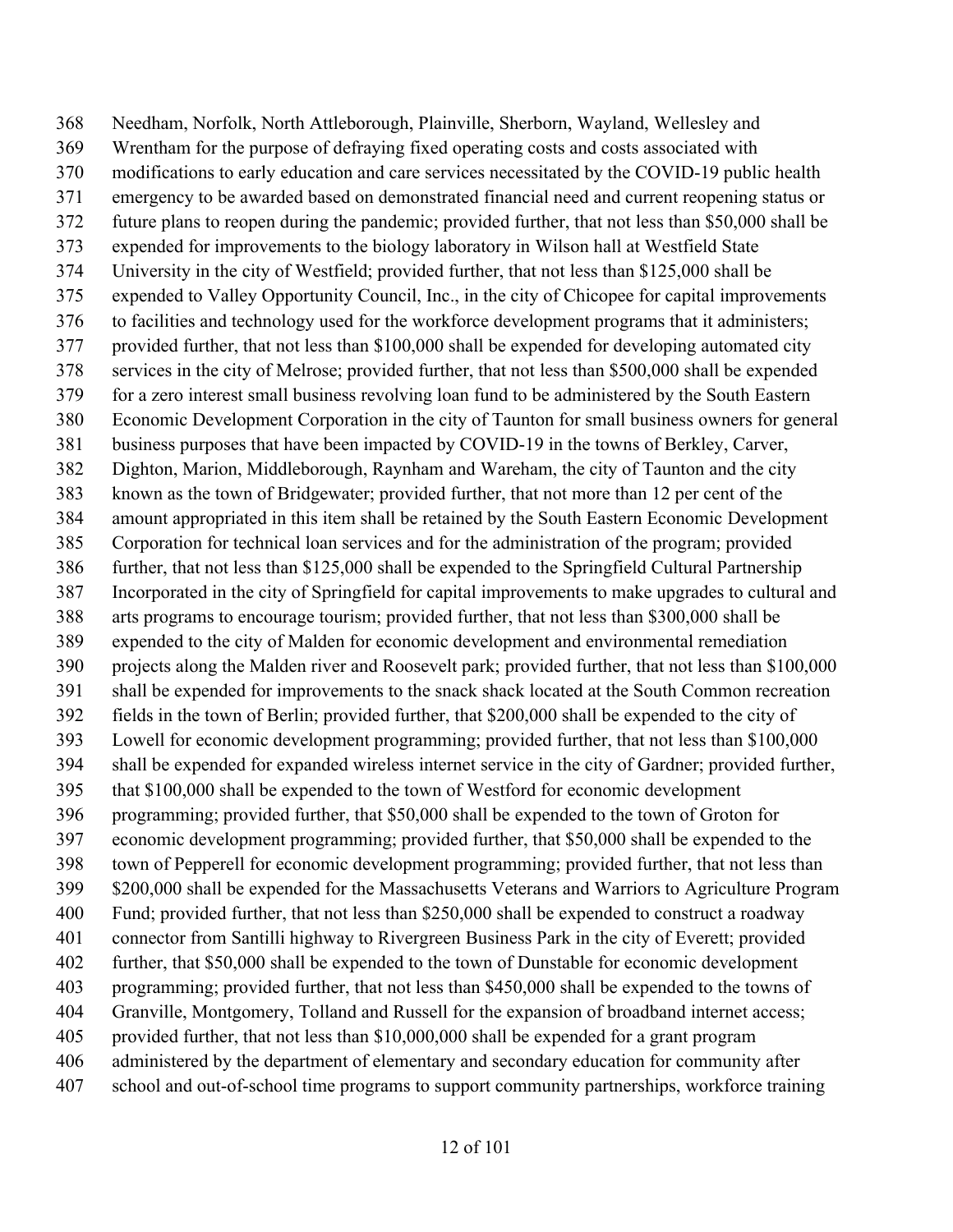Needham, Norfolk, North Attleborough, Plainville, Sherborn, Wayland, Wellesley and Wrentham for the purpose of defraying fixed operating costs and costs associated with modifications to early education and care services necessitated by the COVID-19 public health emergency to be awarded based on demonstrated financial need and current reopening status or future plans to reopen during the pandemic; provided further, that not less than $50,000 shall be expended for improvements to the biology laboratory in Wilson hall at Westfield State University in the city of Westfield; provided further, that not less than $125,000 shall be expended to Valley Opportunity Council, Inc., in the city of Chicopee for capital improvements to facilities and technology used for the workforce development programs that it administers; provided further, that not less than $100,000 shall be expended for developing automated city services in the city of Melrose; provided further, that not less than $500,000 shall be expended for a zero interest small business revolving loan fund to be administered by the South Eastern Economic Development Corporation in the city of Taunton for small business owners for general business purposes that have been impacted by COVID-19 in the towns of Berkley, Carver, Dighton, Marion, Middleborough, Raynham and Wareham, the city of Taunton and the city known as the town of Bridgewater; provided further, that not more than 12 per cent of the amount appropriated in this item shall be retained by the South Eastern Economic Development Corporation for technical loan services and for the administration of the program; provided further, that not less than $125,000 shall be expended to the Springfield Cultural Partnership Incorporated in the city of Springfield for capital improvements to make upgrades to cultural and arts programs to encourage tourism; provided further, that not less than $300,000 shall be expended to the city of Malden for economic development and environmental remediation projects along the Malden river and Roosevelt park; provided further, that not less than $100,000 shall be expended for improvements to the snack shack located at the South Common recreation fields in the town of Berlin; provided further, that $200,000 shall be expended to the city of Lowell for economic development programming; provided further, that not less than $100,000 shall be expended for expanded wireless internet service in the city of Gardner; provided further, that $100,000 shall be expended to the town of Westford for economic development programming; provided further, that $50,000 shall be expended to the town of Groton for economic development programming; provided further, that $50,000 shall be expended to the town of Pepperell for economic development programming; provided further, that not less than $200,000 shall be expended for the Massachusetts Veterans and Warriors to Agriculture Program Fund; provided further, that not less than $250,000 shall be expended to construct a roadway connector from Santilli highway to Rivergreen Business Park in the city of Everett; provided further, that $50,000 shall be expended to the town of Dunstable for economic development programming; provided further, that not less than $450,000 shall be expended to the towns of Granville, Montgomery, Tolland and Russell for the expansion of broadband internet access; provided further, that not less than $10,000,000 shall be expended for a grant program administered by the department of elementary and secondary education for community after school and out-of-school time programs to support community partnerships, workforce training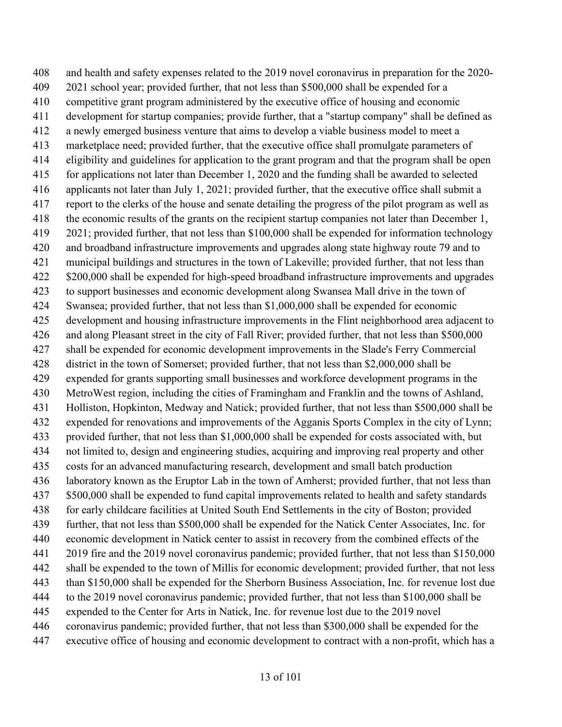and health and safety expenses related to the 2019 novel coronavirus in preparation for the 2020-2021 school year; provided further, that not less than $500,000 shall be expended for a competitive grant program administered by the executive office of housing and economic development for startup companies; provide further, that a "startup company" shall be defined as a newly emerged business venture that aims to develop a viable business model to meet a marketplace need; provided further, that the executive office shall promulgate parameters of eligibility and guidelines for application to the grant program and that the program shall be open for applications not later than December 1, 2020 and the funding shall be awarded to selected applicants not later than July 1, 2021; provided further, that the executive office shall submit a report to the clerks of the house and senate detailing the progress of the pilot program as well as the economic results of the grants on the recipient startup companies not later than December 1, 2021; provided further, that not less than $100,000 shall be expended for information technology and broadband infrastructure improvements and upgrades along state highway route 79 and to municipal buildings and structures in the town of Lakeville; provided further, that not less than $200,000 shall be expended for high-speed broadband infrastructure improvements and upgrades to support businesses and economic development along Swansea Mall drive in the town of Swansea; provided further, that not less than $1,000,000 shall be expended for economic development and housing infrastructure improvements in the Flint neighborhood area adjacent to and along Pleasant street in the city of Fall River; provided further, that not less than $500,000 shall be expended for economic development improvements in the Slade's Ferry Commercial district in the town of Somerset; provided further, that not less than $2,000,000 shall be expended for grants supporting small businesses and workforce development programs in the MetroWest region, including the cities of Framingham and Franklin and the towns of Ashland, Holliston, Hopkinton, Medway and Natick; provided further, that not less than $500,000 shall be expended for renovations and improvements of the Agganis Sports Complex in the city of Lynn; provided further, that not less than $1,000,000 shall be expended for costs associated with, but not limited to, design and engineering studies, acquiring and improving real property and other costs for an advanced manufacturing research, development and small batch production laboratory known as the Eruptor Lab in the town of Amherst; provided further, that not less than $500,000 shall be expended to fund capital improvements related to health and safety standards for early childcare facilities at United South End Settlements in the city of Boston; provided further, that not less than $500,000 shall be expended for the Natick Center Associates, Inc. for economic development in Natick center to assist in recovery from the combined effects of the 2019 fire and the 2019 novel coronavirus pandemic; provided further, that not less than $150,000 shall be expended to the town of Millis for economic development; provided further, that not less than $150,000 shall be expended for the Sherborn Business Association, Inc. for revenue lost due to the 2019 novel coronavirus pandemic; provided further, that not less than $100,000 shall be expended to the Center for Arts in Natick, Inc. for revenue lost due to the 2019 novel coronavirus pandemic; provided further, that not less than $300,000 shall be expended for the executive office of housing and economic development to contract with a non-profit, which has a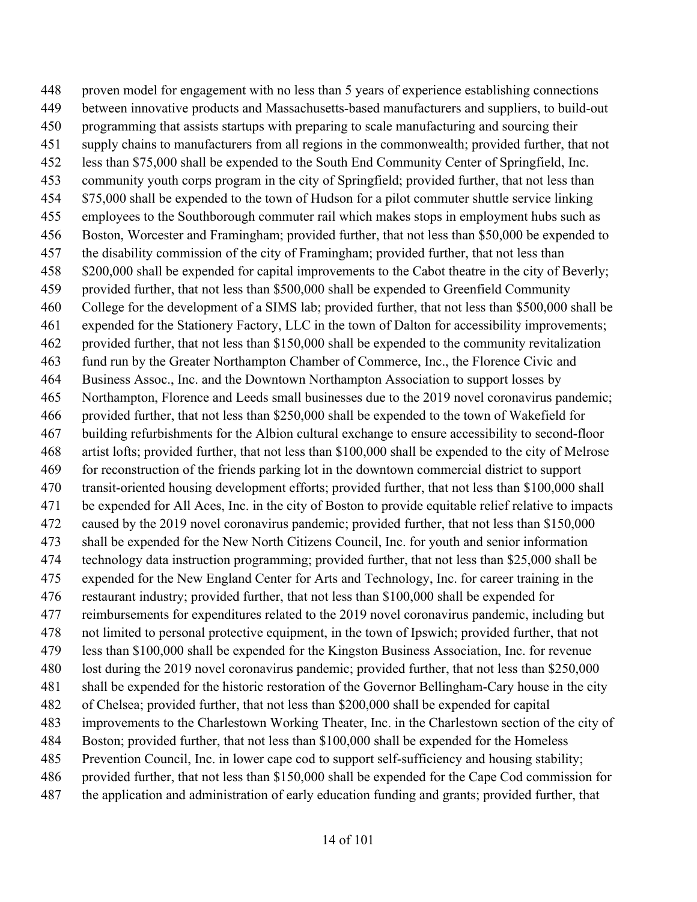proven model for engagement with no less than 5 years of experience establishing connections between innovative products and Massachusetts-based manufacturers and suppliers, to build-out programming that assists startups with preparing to scale manufacturing and sourcing their supply chains to manufacturers from all regions in the commonwealth; provided further, that not less than $75,000 shall be expended to the South End Community Center of Springfield, Inc. community youth corps program in the city of Springfield; provided further, that not less than $75,000 shall be expended to the town of Hudson for a pilot commuter shuttle service linking employees to the Southborough commuter rail which makes stops in employment hubs such as Boston, Worcester and Framingham; provided further, that not less than $50,000 be expended to the disability commission of the city of Framingham; provided further, that not less than $200,000 shall be expended for capital improvements to the Cabot theatre in the city of Beverly; provided further, that not less than $500,000 shall be expended to Greenfield Community College for the development of a SIMS lab; provided further, that not less than $500,000 shall be expended for the Stationery Factory, LLC in the town of Dalton for accessibility improvements; provided further, that not less than $150,000 shall be expended to the community revitalization fund run by the Greater Northampton Chamber of Commerce, Inc., the Florence Civic and Business Assoc., Inc. and the Downtown Northampton Association to support losses by Northampton, Florence and Leeds small businesses due to the 2019 novel coronavirus pandemic; provided further, that not less than $250,000 shall be expended to the town of Wakefield for building refurbishments for the Albion cultural exchange to ensure accessibility to second-floor artist lofts; provided further, that not less than $100,000 shall be expended to the city of Melrose for reconstruction of the friends parking lot in the downtown commercial district to support transit-oriented housing development efforts; provided further, that not less than $100,000 shall be expended for All Aces, Inc. in the city of Boston to provide equitable relief relative to impacts caused by the 2019 novel coronavirus pandemic; provided further, that not less than $150,000 shall be expended for the New North Citizens Council, Inc. for youth and senior information technology data instruction programming; provided further, that not less than $25,000 shall be expended for the New England Center for Arts and Technology, Inc. for career training in the restaurant industry; provided further, that not less than $100,000 shall be expended for reimbursements for expenditures related to the 2019 novel coronavirus pandemic, including but not limited to personal protective equipment, in the town of Ipswich; provided further, that not less than $100,000 shall be expended for the Kingston Business Association, Inc. for revenue lost during the 2019 novel coronavirus pandemic; provided further, that not less than $250,000 shall be expended for the historic restoration of the Governor Bellingham-Cary house in the city of Chelsea; provided further, that not less than $200,000 shall be expended for capital improvements to the Charlestown Working Theater, Inc. in the Charlestown section of the city of Boston; provided further, that not less than $100,000 shall be expended for the Homeless Prevention Council, Inc. in lower cape cod to support self-sufficiency and housing stability; provided further, that not less than $150,000 shall be expended for the Cape Cod commission for the application and administration of early education funding and grants; provided further, that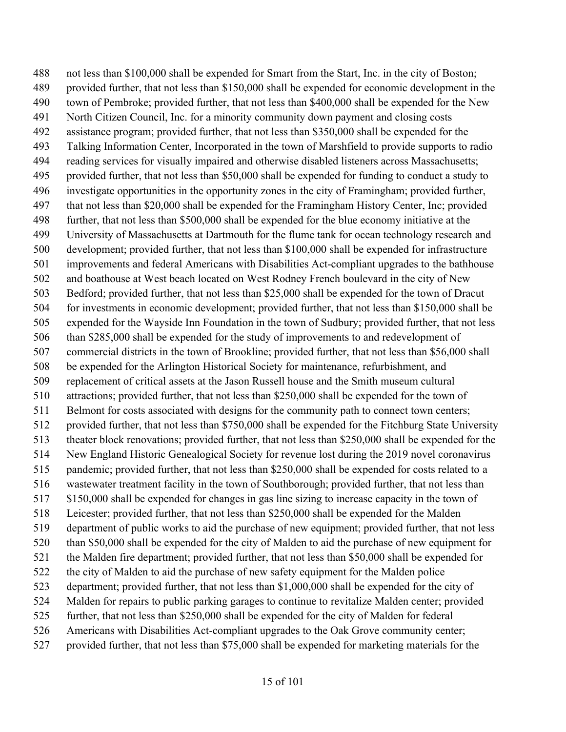not less than $100,000 shall be expended for Smart from the Start, Inc. in the city of Boston; provided further, that not less than $150,000 shall be expended for economic development in the town of Pembroke; provided further, that not less than $400,000 shall be expended for the New North Citizen Council, Inc. for a minority community down payment and closing costs assistance program; provided further, that not less than $350,000 shall be expended for the Talking Information Center, Incorporated in the town of Marshfield to provide supports to radio reading services for visually impaired and otherwise disabled listeners across Massachusetts; provided further, that not less than $50,000 shall be expended for funding to conduct a study to investigate opportunities in the opportunity zones in the city of Framingham; provided further, that not less than $20,000 shall be expended for the Framingham History Center, Inc; provided further, that not less than $500,000 shall be expended for the blue economy initiative at the University of Massachusetts at Dartmouth for the flume tank for ocean technology research and development; provided further, that not less than $100,000 shall be expended for infrastructure improvements and federal Americans with Disabilities Act-compliant upgrades to the bathhouse and boathouse at West beach located on West Rodney French boulevard in the city of New Bedford; provided further, that not less than $25,000 shall be expended for the town of Dracut for investments in economic development; provided further, that not less than $150,000 shall be expended for the Wayside Inn Foundation in the town of Sudbury; provided further, that not less than $285,000 shall be expended for the study of improvements to and redevelopment of commercial districts in the town of Brookline; provided further, that not less than $56,000 shall be expended for the Arlington Historical Society for maintenance, refurbishment, and replacement of critical assets at the Jason Russell house and the Smith museum cultural attractions; provided further, that not less than $250,000 shall be expended for the town of Belmont for costs associated with designs for the community path to connect town centers; provided further, that not less than $750,000 shall be expended for the Fitchburg State University theater block renovations; provided further, that not less than $250,000 shall be expended for the New England Historic Genealogical Society for revenue lost during the 2019 novel coronavirus pandemic; provided further, that not less than $250,000 shall be expended for costs related to a wastewater treatment facility in the town of Southborough; provided further, that not less than $150,000 shall be expended for changes in gas line sizing to increase capacity in the town of Leicester; provided further, that not less than $250,000 shall be expended for the Malden department of public works to aid the purchase of new equipment; provided further, that not less than $50,000 shall be expended for the city of Malden to aid the purchase of new equipment for the Malden fire department; provided further, that not less than $50,000 shall be expended for the city of Malden to aid the purchase of new safety equipment for the Malden police department; provided further, that not less than $1,000,000 shall be expended for the city of Malden for repairs to public parking garages to continue to revitalize Malden center; provided further, that not less than $250,000 shall be expended for the city of Malden for federal Americans with Disabilities Act-compliant upgrades to the Oak Grove community center; provided further, that not less than $75,000 shall be expended for marketing materials for the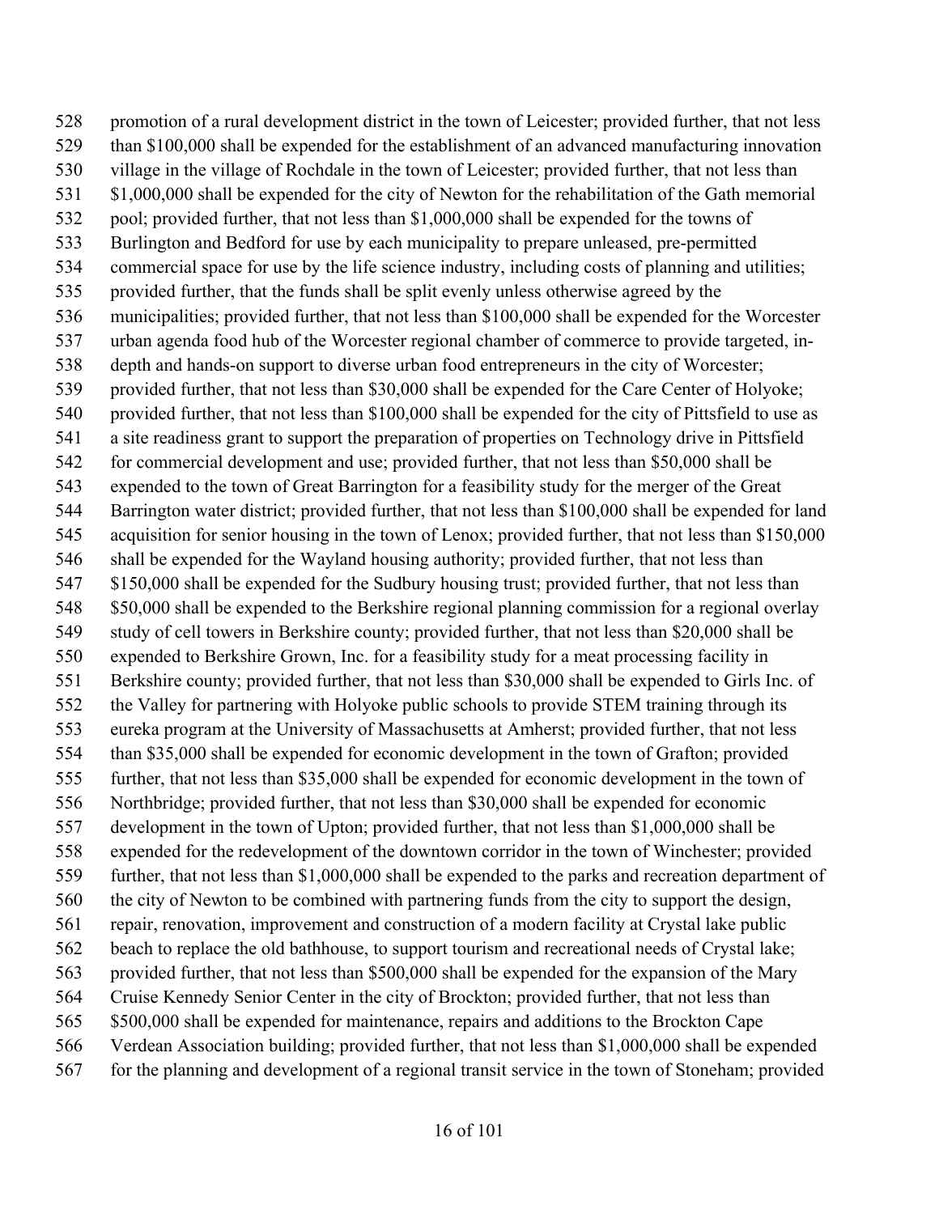528 promotion of a rural development district in the town of Leicester; provided further, that not less
529 than $100,000 shall be expended for the establishment of an advanced manufacturing innovation
530 village in the village of Rochdale in the town of Leicester; provided further, that not less than
531 $1,000,000 shall be expended for the city of Newton for the rehabilitation of the Gath memorial
532 pool; provided further, that not less than $1,000,000 shall be expended for the towns of
533 Burlington and Bedford for use by each municipality to prepare unleased, pre-permitted
534 commercial space for use by the life science industry, including costs of planning and utilities;
535 provided further, that the funds shall be split evenly unless otherwise agreed by the
536 municipalities; provided further, that not less than $100,000 shall be expended for the Worcester
537 urban agenda food hub of the Worcester regional chamber of commerce to provide targeted, in-
538 depth and hands-on support to diverse urban food entrepreneurs in the city of Worcester;
539 provided further, that not less than $30,000 shall be expended for the Care Center of Holyoke;
540 provided further, that not less than $100,000 shall be expended for the city of Pittsfield to use as
541 a site readiness grant to support the preparation of properties on Technology drive in Pittsfield
542 for commercial development and use; provided further, that not less than $50,000 shall be
543 expended to the town of Great Barrington for a feasibility study for the merger of the Great
544 Barrington water district; provided further, that not less than $100,000 shall be expended for land
545 acquisition for senior housing in the town of Lenox; provided further, that not less than $150,000
546 shall be expended for the Wayland housing authority; provided further, that not less than
547 $150,000 shall be expended for the Sudbury housing trust; provided further, that not less than
548 $50,000 shall be expended to the Berkshire regional planning commission for a regional overlay
549 study of cell towers in Berkshire county; provided further, that not less than $20,000 shall be
550 expended to Berkshire Grown, Inc. for a feasibility study for a meat processing facility in
551 Berkshire county; provided further, that not less than $30,000 shall be expended to Girls Inc. of
552 the Valley for partnering with Holyoke public schools to provide STEM training through its
553 eureka program at the University of Massachusetts at Amherst; provided further, that not less
554 than $35,000 shall be expended for economic development in the town of Grafton; provided
555 further, that not less than $35,000 shall be expended for economic development in the town of
556 Northbridge; provided further, that not less than $30,000 shall be expended for economic
557 development in the town of Upton; provided further, that not less than $1,000,000 shall be
558 expended for the redevelopment of the downtown corridor in the town of Winchester; provided
559 further, that not less than $1,000,000 shall be expended to the parks and recreation department of
560 the city of Newton to be combined with partnering funds from the city to support the design,
561 repair, renovation, improvement and construction of a modern facility at Crystal lake public
562 beach to replace the old bathhouse, to support tourism and recreational needs of Crystal lake;
563 provided further, that not less than $500,000 shall be expended for the expansion of the Mary
564 Cruise Kennedy Senior Center in the city of Brockton; provided further, that not less than
565 $500,000 shall be expended for maintenance, repairs and additions to the Brockton Cape
566 Verdean Association building; provided further, that not less than $1,000,000 shall be expended
567 for the planning and development of a regional transit service in the town of Stoneham; provided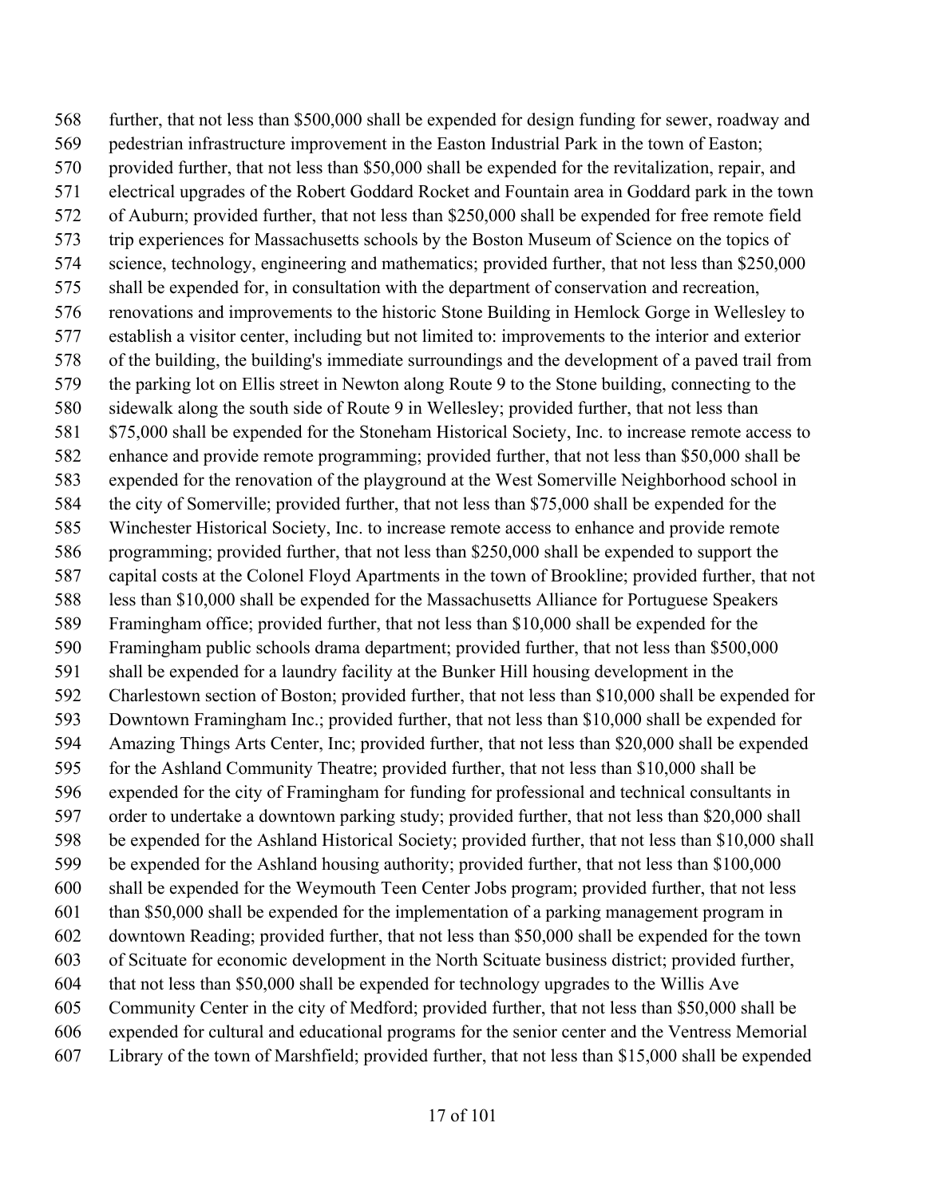568 further, that not less than $500,000 shall be expended for design funding for sewer, roadway and
569 pedestrian infrastructure improvement in the Easton Industrial Park in the town of Easton;
570 provided further, that not less than $50,000 shall be expended for the revitalization, repair, and
571 electrical upgrades of the Robert Goddard Rocket and Fountain area in Goddard park in the town
572 of Auburn; provided further, that not less than $250,000 shall be expended for free remote field
573 trip experiences for Massachusetts schools by the Boston Museum of Science on the topics of
574 science, technology, engineering and mathematics; provided further, that not less than $250,000
575 shall be expended for, in consultation with the department of conservation and recreation,
576 renovations and improvements to the historic Stone Building in Hemlock Gorge in Wellesley to
577 establish a visitor center, including but not limited to: improvements to the interior and exterior
578 of the building, the building's immediate surroundings and the development of a paved trail from
579 the parking lot on Ellis street in Newton along Route 9 to the Stone building, connecting to the
580 sidewalk along the south side of Route 9 in Wellesley; provided further, that not less than
581 $75,000 shall be expended for the Stoneham Historical Society, Inc. to increase remote access to
582 enhance and provide remote programming; provided further, that not less than $50,000 shall be
583 expended for the renovation of the playground at the West Somerville Neighborhood school in
584 the city of Somerville; provided further, that not less than $75,000 shall be expended for the
585 Winchester Historical Society, Inc. to increase remote access to enhance and provide remote
586 programming; provided further, that not less than $250,000 shall be expended to support the
587 capital costs at the Colonel Floyd Apartments in the town of Brookline; provided further, that not
588 less than $10,000 shall be expended for the Massachusetts Alliance for Portuguese Speakers
589 Framingham office; provided further, that not less than $10,000 shall be expended for the
590 Framingham public schools drama department; provided further, that not less than $500,000
591 shall be expended for a laundry facility at the Bunker Hill housing development in the
592 Charlestown section of Boston; provided further, that not less than $10,000 shall be expended for
593 Downtown Framingham Inc.; provided further, that not less than $10,000 shall be expended for
594 Amazing Things Arts Center, Inc; provided further, that not less than $20,000 shall be expended
595 for the Ashland Community Theatre; provided further, that not less than $10,000 shall be
596 expended for the city of Framingham for funding for professional and technical consultants in
597 order to undertake a downtown parking study; provided further, that not less than $20,000 shall
598 be expended for the Ashland Historical Society; provided further, that not less than $10,000 shall
599 be expended for the Ashland housing authority; provided further, that not less than $100,000
600 shall be expended for the Weymouth Teen Center Jobs program; provided further, that not less
601 than $50,000 shall be expended for the implementation of a parking management program in
602 downtown Reading; provided further, that not less than $50,000 shall be expended for the town
603 of Scituate for economic development in the North Scituate business district; provided further,
604 that not less than $50,000 shall be expended for technology upgrades to the Willis Ave
605 Community Center in the city of Medford; provided further, that not less than $50,000 shall be
606 expended for cultural and educational programs for the senior center and the Ventress Memorial
607 Library of the town of Marshfield; provided further, that not less than $15,000 shall be expended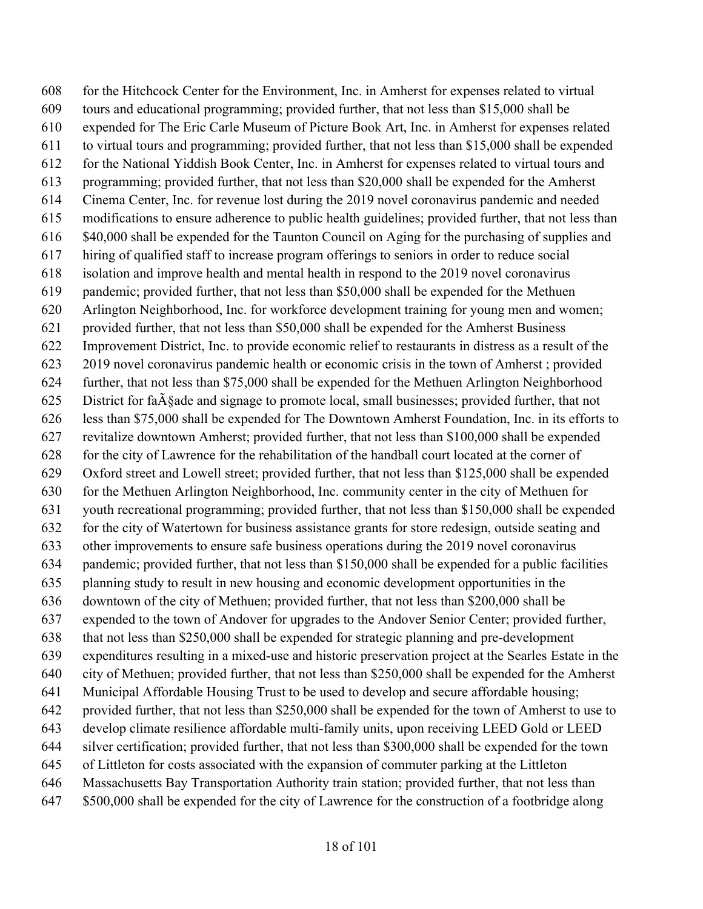for the Hitchcock Center for the Environment, Inc. in Amherst for expenses related to virtual tours and educational programming; provided further, that not less than $15,000 shall be expended for The Eric Carle Museum of Picture Book Art, Inc. in Amherst for expenses related to virtual tours and programming; provided further, that not less than $15,000 shall be expended for the National Yiddish Book Center, Inc. in Amherst for expenses related to virtual tours and programming; provided further, that not less than $20,000 shall be expended for the Amherst Cinema Center, Inc. for revenue lost during the 2019 novel coronavirus pandemic and needed modifications to ensure adherence to public health guidelines; provided further, that not less than $40,000 shall be expended for the Taunton Council on Aging for the purchasing of supplies and hiring of qualified staff to increase program offerings to seniors in order to reduce social isolation and improve health and mental health in respond to the 2019 novel coronavirus pandemic; provided further, that not less than $50,000 shall be expended for the Methuen Arlington Neighborhood, Inc. for workforce development training for young men and women; provided further, that not less than $50,000 shall be expended for the Amherst Business Improvement District, Inc. to provide economic relief to restaurants in distress as a result of the 2019 novel coronavirus pandemic health or economic crisis in the town of Amherst ; provided further, that not less than $75,000 shall be expended for the Methuen Arlington Neighborhood District for faÃ§ade and signage to promote local, small businesses; provided further, that not less than $75,000 shall be expended for The Downtown Amherst Foundation, Inc. in its efforts to revitalize downtown Amherst; provided further, that not less than $100,000 shall be expended for the city of Lawrence for the rehabilitation of the handball court located at the corner of Oxford street and Lowell street; provided further, that not less than $125,000 shall be expended for the Methuen Arlington Neighborhood, Inc. community center in the city of Methuen for youth recreational programming; provided further, that not less than $150,000 shall be expended for the city of Watertown for business assistance grants for store redesign, outside seating and other improvements to ensure safe business operations during the 2019 novel coronavirus pandemic; provided further, that not less than $150,000 shall be expended for a public facilities planning study to result in new housing and economic development opportunities in the downtown of the city of Methuen; provided further, that not less than $200,000 shall be expended to the town of Andover for upgrades to the Andover Senior Center; provided further, that not less than $250,000 shall be expended for strategic planning and pre-development expenditures resulting in a mixed-use and historic preservation project at the Searles Estate in the city of Methuen; provided further, that not less than $250,000 shall be expended for the Amherst Municipal Affordable Housing Trust to be used to develop and secure affordable housing; provided further, that not less than $250,000 shall be expended for the town of Amherst to use to develop climate resilience affordable multi-family units, upon receiving LEED Gold or LEED silver certification; provided further, that not less than $300,000 shall be expended for the town of Littleton for costs associated with the expansion of commuter parking at the Littleton Massachusetts Bay Transportation Authority train station; provided further, that not less than $500,000 shall be expended for the city of Lawrence for the construction of a footbridge along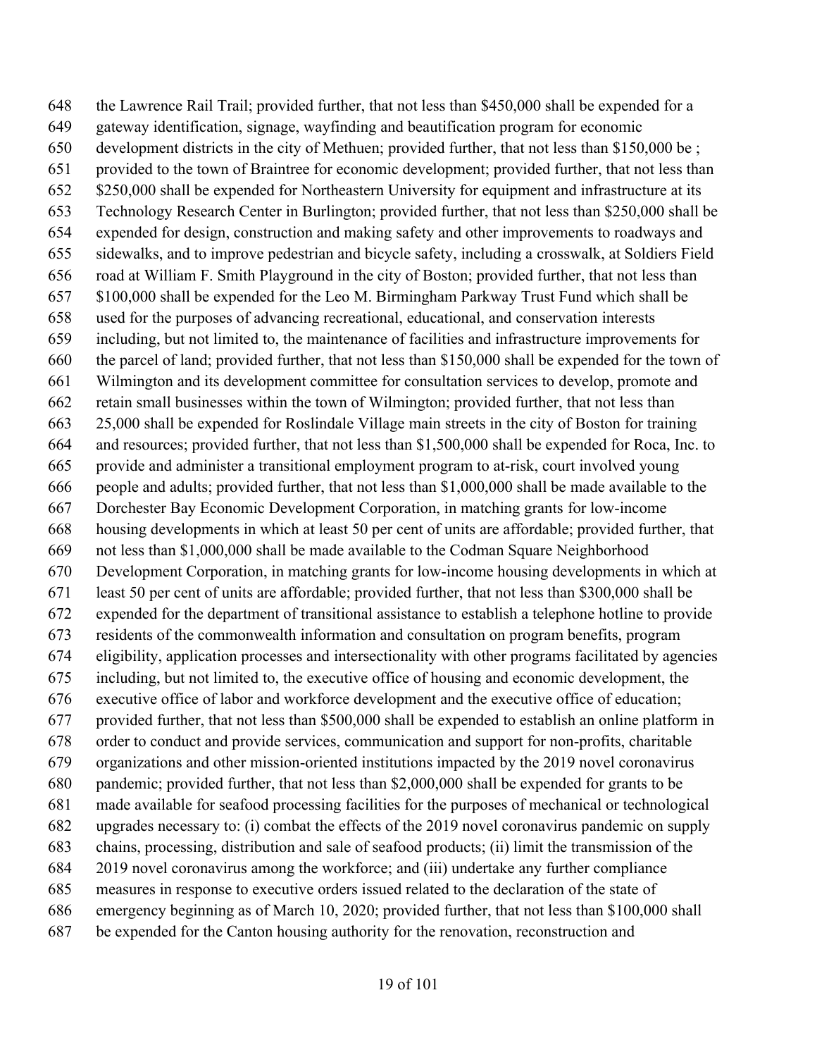648 the Lawrence Rail Trail; provided further, that not less than $450,000 shall be expended for a
649 gateway identification, signage, wayfinding and beautification program for economic
650 development districts in the city of Methuen; provided further, that not less than $150,000 be ;
651 provided to the town of Braintree for economic development; provided further, that not less than
652 $250,000 shall be expended for Northeastern University for equipment and infrastructure at its
653 Technology Research Center in Burlington; provided further, that not less than $250,000 shall be
654 expended for design, construction and making safety and other improvements to roadways and
655 sidewalks, and to improve pedestrian and bicycle safety, including a crosswalk, at Soldiers Field
656 road at William F. Smith Playground in the city of Boston; provided further, that not less than
657 $100,000 shall be expended for the Leo M. Birmingham Parkway Trust Fund which shall be
658 used for the purposes of advancing recreational, educational, and conservation interests
659 including, but not limited to, the maintenance of facilities and infrastructure improvements for
660 the parcel of land; provided further, that not less than $150,000 shall be expended for the town of
661 Wilmington and its development committee for consultation services to develop, promote and
662 retain small businesses within the town of Wilmington; provided further, that not less than
663 25,000 shall be expended for Roslindale Village main streets in the city of Boston for training
664 and resources; provided further, that not less than $1,500,000 shall be expended for Roca, Inc. to
665 provide and administer a transitional employment program to at-risk, court involved young
666 people and adults; provided further, that not less than $1,000,000 shall be made available to the
667 Dorchester Bay Economic Development Corporation, in matching grants for low-income
668 housing developments in which at least 50 per cent of units are affordable; provided further, that
669 not less than $1,000,000 shall be made available to the Codman Square Neighborhood
670 Development Corporation, in matching grants for low-income housing developments in which at
671 least 50 per cent of units are affordable; provided further, that not less than $300,000 shall be
672 expended for the department of transitional assistance to establish a telephone hotline to provide
673 residents of the commonwealth information and consultation on program benefits, program
674 eligibility, application processes and intersectionality with other programs facilitated by agencies
675 including, but not limited to, the executive office of housing and economic development, the
676 executive office of labor and workforce development and the executive office of education;
677 provided further, that not less than $500,000 shall be expended to establish an online platform in
678 order to conduct and provide services, communication and support for non-profits, charitable
679 organizations and other mission-oriented institutions impacted by the 2019 novel coronavirus
680 pandemic; provided further, that not less than $2,000,000 shall be expended for grants to be
681 made available for seafood processing facilities for the purposes of mechanical or technological
682 upgrades necessary to: (i) combat the effects of the 2019 novel coronavirus pandemic on supply
683 chains, processing, distribution and sale of seafood products; (ii) limit the transmission of the
684 2019 novel coronavirus among the workforce; and (iii) undertake any further compliance
685 measures in response to executive orders issued related to the declaration of the state of
686 emergency beginning as of March 10, 2020; provided further, that not less than $100,000 shall
687 be expended for the Canton housing authority for the renovation, reconstruction and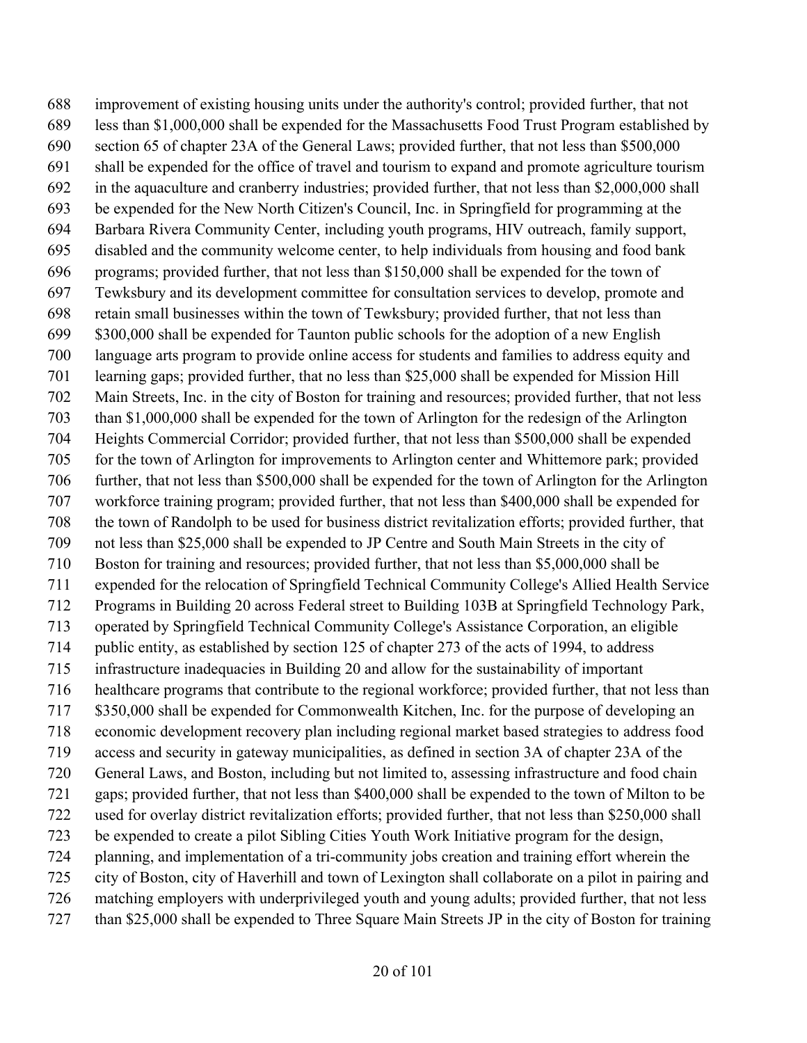improvement of existing housing units under the authority's control; provided further, that not less than $1,000,000 shall be expended for the Massachusetts Food Trust Program established by section 65 of chapter 23A of the General Laws; provided further, that not less than $500,000 shall be expended for the office of travel and tourism to expand and promote agriculture tourism in the aquaculture and cranberry industries; provided further, that not less than $2,000,000 shall be expended for the New North Citizen's Council, Inc. in Springfield for programming at the Barbara Rivera Community Center, including youth programs, HIV outreach, family support, disabled and the community welcome center, to help individuals from housing and food bank programs; provided further, that not less than $150,000 shall be expended for the town of Tewksbury and its development committee for consultation services to develop, promote and retain small businesses within the town of Tewksbury; provided further, that not less than $300,000 shall be expended for Taunton public schools for the adoption of a new English language arts program to provide online access for students and families to address equity and learning gaps; provided further, that no less than $25,000 shall be expended for Mission Hill Main Streets, Inc. in the city of Boston for training and resources; provided further, that not less than $1,000,000 shall be expended for the town of Arlington for the redesign of the Arlington Heights Commercial Corridor; provided further, that not less than $500,000 shall be expended for the town of Arlington for improvements to Arlington center and Whittemore park; provided further, that not less than $500,000 shall be expended for the town of Arlington for the Arlington workforce training program; provided further, that not less than $400,000 shall be expended for the town of Randolph to be used for business district revitalization efforts; provided further, that not less than $25,000 shall be expended to JP Centre and South Main Streets in the city of Boston for training and resources; provided further, that not less than $5,000,000 shall be expended for the relocation of Springfield Technical Community College's Allied Health Service Programs in Building 20 across Federal street to Building 103B at Springfield Technology Park, operated by Springfield Technical Community College's Assistance Corporation, an eligible public entity, as established by section 125 of chapter 273 of the acts of 1994, to address infrastructure inadequacies in Building 20 and allow for the sustainability of important healthcare programs that contribute to the regional workforce; provided further, that not less than $350,000 shall be expended for Commonwealth Kitchen, Inc. for the purpose of developing an economic development recovery plan including regional market based strategies to address food access and security in gateway municipalities, as defined in section 3A of chapter 23A of the General Laws, and Boston, including but not limited to, assessing infrastructure and food chain gaps; provided further, that not less than $400,000 shall be expended to the town of Milton to be used for overlay district revitalization efforts; provided further, that not less than $250,000 shall be expended to create a pilot Sibling Cities Youth Work Initiative program for the design, planning, and implementation of a tri-community jobs creation and training effort wherein the city of Boston, city of Haverhill and town of Lexington shall collaborate on a pilot in pairing and matching employers with underprivileged youth and young adults; provided further, that not less than $25,000 shall be expended to Three Square Main Streets JP in the city of Boston for training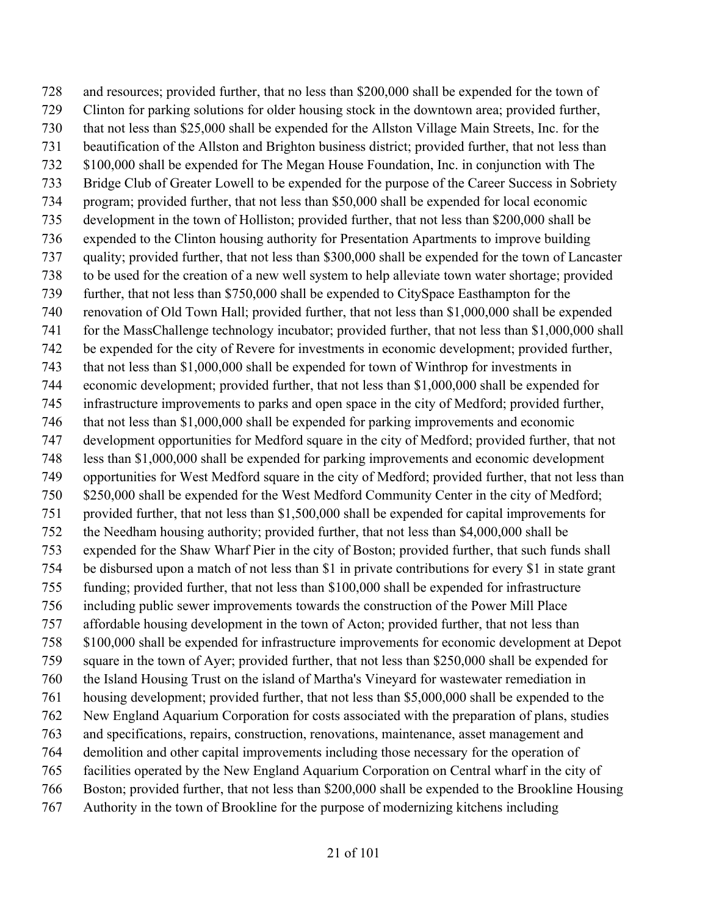728 and resources; provided further, that no less than $200,000 shall be expended for the town of
729 Clinton for parking solutions for older housing stock in the downtown area; provided further,
730 that not less than $25,000 shall be expended for the Allston Village Main Streets, Inc. for the
731 beautification of the Allston and Brighton business district; provided further, that not less than
732 $100,000 shall be expended for The Megan House Foundation, Inc. in conjunction with The
733 Bridge Club of Greater Lowell to be expended for the purpose of the Career Success in Sobriety
734 program; provided further, that not less than $50,000 shall be expended for local economic
735 development in the town of Holliston; provided further, that not less than $200,000 shall be
736 expended to the Clinton housing authority for Presentation Apartments to improve building
737 quality; provided further, that not less than $300,000 shall be expended for the town of Lancaster
738 to be used for the creation of a new well system to help alleviate town water shortage; provided
739 further, that not less than $750,000 shall be expended to CitySpace Easthampton for the
740 renovation of Old Town Hall; provided further, that not less than $1,000,000 shall be expended
741 for the MassChallenge technology incubator; provided further, that not less than $1,000,000 shall
742 be expended for the city of Revere for investments in economic development; provided further,
743 that not less than $1,000,000 shall be expended for town of Winthrop for investments in
744 economic development; provided further, that not less than $1,000,000 shall be expended for
745 infrastructure improvements to parks and open space in the city of Medford; provided further,
746 that not less than $1,000,000 shall be expended for parking improvements and economic
747 development opportunities for Medford square in the city of Medford; provided further, that not
748 less than $1,000,000 shall be expended for parking improvements and economic development
749 opportunities for West Medford square in the city of Medford; provided further, that not less than
750 $250,000 shall be expended for the West Medford Community Center in the city of Medford;
751 provided further, that not less than $1,500,000 shall be expended for capital improvements for
752 the Needham housing authority; provided further, that not less than $4,000,000 shall be
753 expended for the Shaw Wharf Pier in the city of Boston; provided further, that such funds shall
754 be disbursed upon a match of not less than $1 in private contributions for every $1 in state grant
755 funding; provided further, that not less than $100,000 shall be expended for infrastructure
756 including public sewer improvements towards the construction of the Power Mill Place
757 affordable housing development in the town of Acton; provided further, that not less than
758 $100,000 shall be expended for infrastructure improvements for economic development at Depot
759 square in the town of Ayer; provided further, that not less than $250,000 shall be expended for
760 the Island Housing Trust on the island of Martha's Vineyard for wastewater remediation in
761 housing development; provided further, that not less than $5,000,000 shall be expended to the
762 New England Aquarium Corporation for costs associated with the preparation of plans, studies
763 and specifications, repairs, construction, renovations, maintenance, asset management and
764 demolition and other capital improvements including those necessary for the operation of
765 facilities operated by the New England Aquarium Corporation on Central wharf in the city of
766 Boston; provided further, that not less than $200,000 shall be expended to the Brookline Housing
767 Authority in the town of Brookline for the purpose of modernizing kitchens including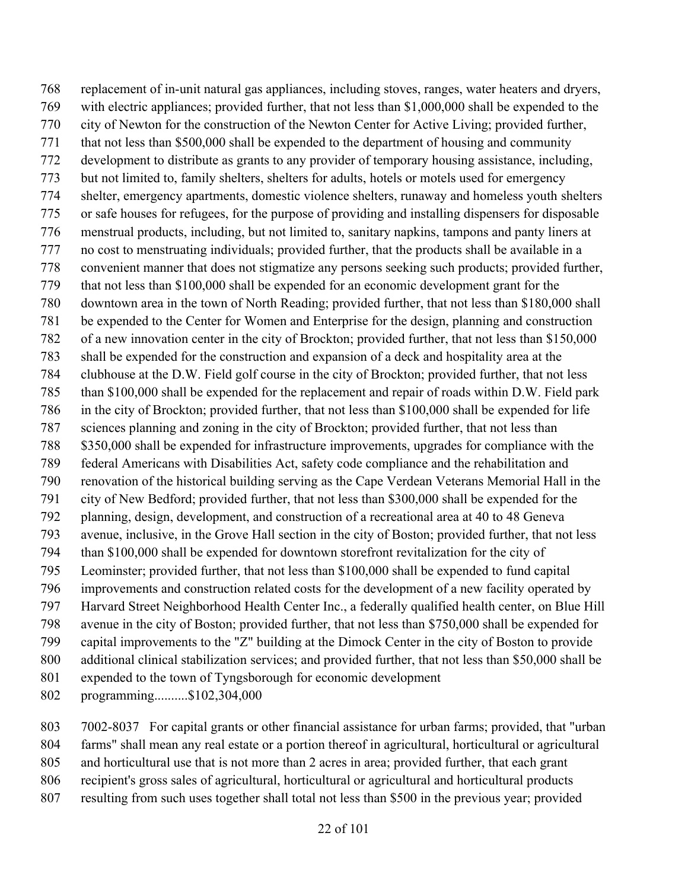replacement of in-unit natural gas appliances, including stoves, ranges, water heaters and dryers, with electric appliances; provided further, that not less than $1,000,000 shall be expended to the city of Newton for the construction of the Newton Center for Active Living; provided further, that not less than $500,000 shall be expended to the department of housing and community development to distribute as grants to any provider of temporary housing assistance, including, but not limited to, family shelters, shelters for adults, hotels or motels used for emergency shelter, emergency apartments, domestic violence shelters, runaway and homeless youth shelters or safe houses for refugees, for the purpose of providing and installing dispensers for disposable menstrual products, including, but not limited to, sanitary napkins, tampons and panty liners at no cost to menstruating individuals; provided further, that the products shall be available in a convenient manner that does not stigmatize any persons seeking such products; provided further, that not less than $100,000 shall be expended for an economic development grant for the downtown area in the town of North Reading; provided further, that not less than $180,000 shall be expended to the Center for Women and Enterprise for the design, planning and construction of a new innovation center in the city of Brockton; provided further, that not less than $150,000 shall be expended for the construction and expansion of a deck and hospitality area at the clubhouse at the D.W. Field golf course in the city of Brockton; provided further, that not less than $100,000 shall be expended for the replacement and repair of roads within D.W. Field park in the city of Brockton; provided further, that not less than $100,000 shall be expended for life sciences planning and zoning in the city of Brockton; provided further, that not less than $350,000 shall be expended for infrastructure improvements, upgrades for compliance with the federal Americans with Disabilities Act, safety code compliance and the rehabilitation and renovation of the historical building serving as the Cape Verdean Veterans Memorial Hall in the city of New Bedford; provided further, that not less than $300,000 shall be expended for the planning, design, development, and construction of a recreational area at 40 to 48 Geneva avenue, inclusive, in the Grove Hall section in the city of Boston; provided further, that not less than $100,000 shall be expended for downtown storefront revitalization for the city of Leominster; provided further, that not less than $100,000 shall be expended to fund capital improvements and construction related costs for the development of a new facility operated by Harvard Street Neighborhood Health Center Inc., a federally qualified health center, on Blue Hill avenue in the city of Boston; provided further, that not less than $750,000 shall be expended for capital improvements to the "Z" building at the Dimock Center in the city of Boston to provide additional clinical stabilization services; and provided further, that not less than $50,000 shall be expended to the town of Tyngsborough for economic development programming..........$102,304,000

7002-8037 For capital grants or other financial assistance for urban farms; provided, that "urban farms" shall mean any real estate or a portion thereof in agricultural, horticultural or agricultural and horticultural use that is not more than 2 acres in area; provided further, that each grant recipient's gross sales of agricultural, horticultural or agricultural and horticultural products resulting from such uses together shall total not less than $500 in the previous year; provided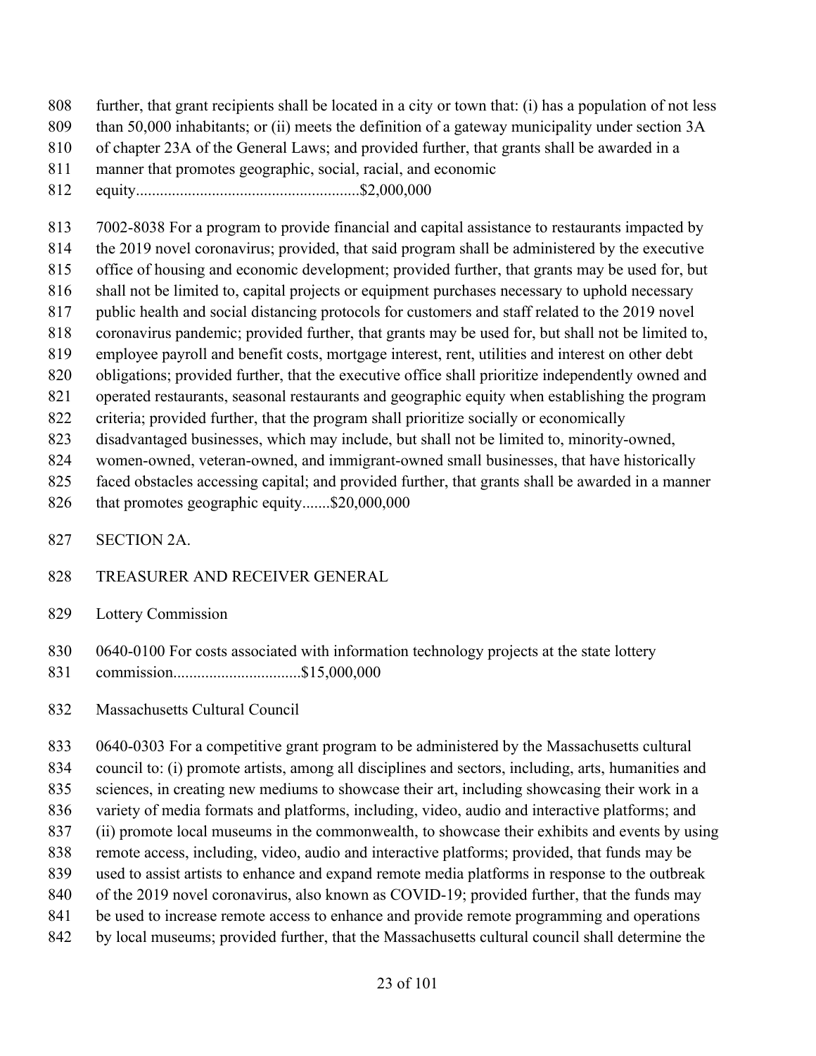further, that grant recipients shall be located in a city or town that: (i) has a population of not less than 50,000 inhabitants; or (ii) meets the definition of a gateway municipality under section 3A of chapter 23A of the General Laws; and provided further, that grants shall be awarded in a manner that promotes geographic, social, racial, and economic equity........................................................$2,000,000

7002-8038 For a program to provide financial and capital assistance to restaurants impacted by the 2019 novel coronavirus; provided, that said program shall be administered by the executive office of housing and economic development; provided further, that grants may be used for, but shall not be limited to, capital projects or equipment purchases necessary to uphold necessary public health and social distancing protocols for customers and staff related to the 2019 novel coronavirus pandemic; provided further, that grants may be used for, but shall not be limited to, employee payroll and benefit costs, mortgage interest, rent, utilities and interest on other debt obligations; provided further, that the executive office shall prioritize independently owned and operated restaurants, seasonal restaurants and geographic equity when establishing the program criteria; provided further, that the program shall prioritize socially or economically disadvantaged businesses, which may include, but shall not be limited to, minority-owned, women-owned, veteran-owned, and immigrant-owned small businesses, that have historically faced obstacles accessing capital; and provided further, that grants shall be awarded in a manner that promotes geographic equity.......$20,000,000

SECTION 2A.

TREASURER AND RECEIVER GENERAL

Lottery Commission

0640-0100 For costs associated with information technology projects at the state lottery commission................................$15,000,000

Massachusetts Cultural Council

0640-0303 For a competitive grant program to be administered by the Massachusetts cultural council to: (i) promote artists, among all disciplines and sectors, including, arts, humanities and sciences, in creating new mediums to showcase their art, including showcasing their work in a variety of media formats and platforms, including, video, audio and interactive platforms; and (ii) promote local museums in the commonwealth, to showcase their exhibits and events by using remote access, including, video, audio and interactive platforms; provided, that funds may be used to assist artists to enhance and expand remote media platforms in response to the outbreak of the 2019 novel coronavirus, also known as COVID-19; provided further, that the funds may be used to increase remote access to enhance and provide remote programming and operations by local museums; provided further, that the Massachusetts cultural council shall determine the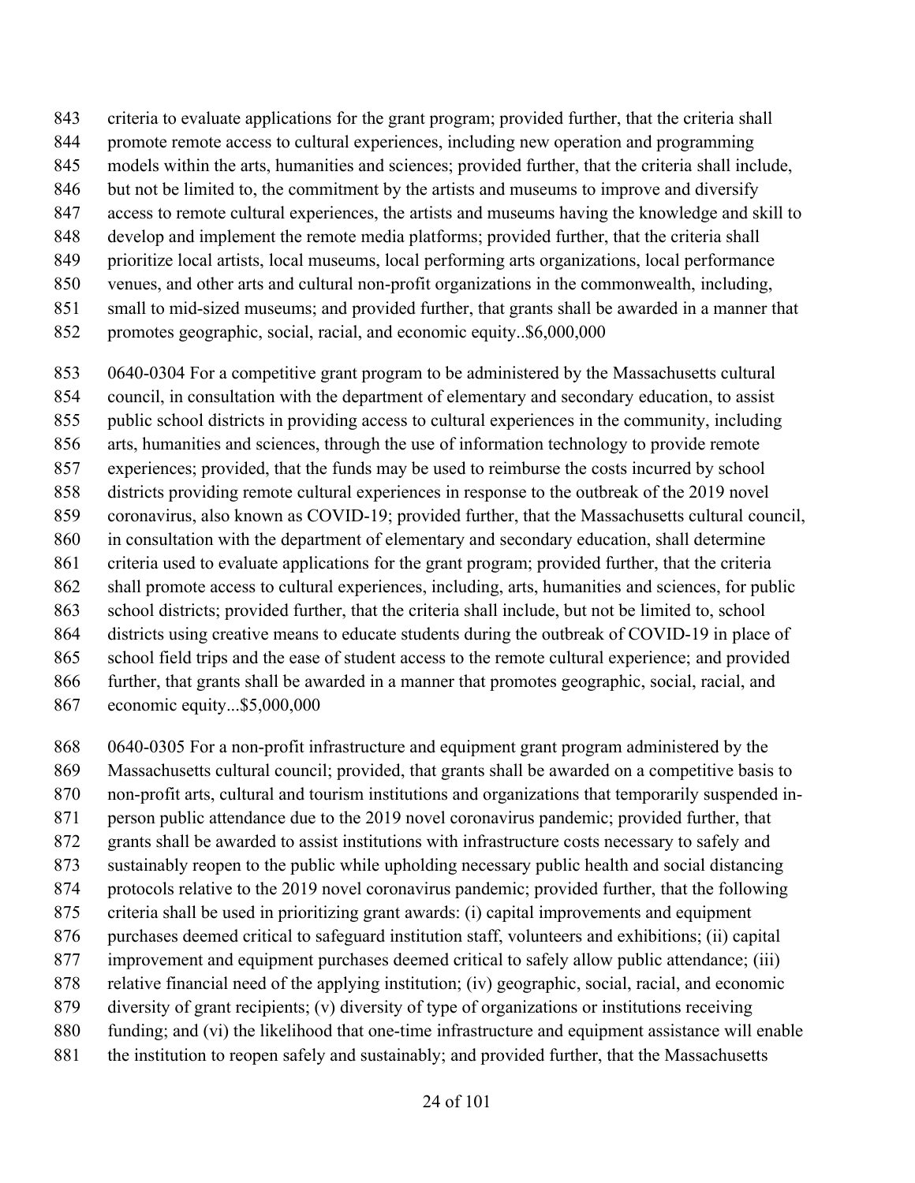criteria to evaluate applications for the grant program; provided further, that the criteria shall promote remote access to cultural experiences, including new operation and programming models within the arts, humanities and sciences; provided further, that the criteria shall include, but not be limited to, the commitment by the artists and museums to improve and diversify access to remote cultural experiences, the artists and museums having the knowledge and skill to develop and implement the remote media platforms; provided further, that the criteria shall prioritize local artists, local museums, local performing arts organizations, local performance venues, and other arts and cultural non-profit organizations in the commonwealth, including, small to mid-sized museums; and provided further, that grants shall be awarded in a manner that promotes geographic, social, racial, and economic equity..$6,000,000

0640-0304 For a competitive grant program to be administered by the Massachusetts cultural council, in consultation with the department of elementary and secondary education, to assist public school districts in providing access to cultural experiences in the community, including arts, humanities and sciences, through the use of information technology to provide remote experiences; provided, that the funds may be used to reimburse the costs incurred by school districts providing remote cultural experiences in response to the outbreak of the 2019 novel coronavirus, also known as COVID-19; provided further, that the Massachusetts cultural council, in consultation with the department of elementary and secondary education, shall determine criteria used to evaluate applications for the grant program; provided further, that the criteria shall promote access to cultural experiences, including, arts, humanities and sciences, for public school districts; provided further, that the criteria shall include, but not be limited to, school districts using creative means to educate students during the outbreak of COVID-19 in place of school field trips and the ease of student access to the remote cultural experience; and provided further, that grants shall be awarded in a manner that promotes geographic, social, racial, and economic equity...$5,000,000

0640-0305 For a non-profit infrastructure and equipment grant program administered by the Massachusetts cultural council; provided, that grants shall be awarded on a competitive basis to non-profit arts, cultural and tourism institutions and organizations that temporarily suspended in-person public attendance due to the 2019 novel coronavirus pandemic; provided further, that grants shall be awarded to assist institutions with infrastructure costs necessary to safely and sustainably reopen to the public while upholding necessary public health and social distancing protocols relative to the 2019 novel coronavirus pandemic; provided further, that the following criteria shall be used in prioritizing grant awards: (i) capital improvements and equipment purchases deemed critical to safeguard institution staff, volunteers and exhibitions; (ii) capital improvement and equipment purchases deemed critical to safely allow public attendance; (iii) relative financial need of the applying institution; (iv) geographic, social, racial, and economic diversity of grant recipients; (v) diversity of type of organizations or institutions receiving funding; and (vi) the likelihood that one-time infrastructure and equipment assistance will enable the institution to reopen safely and sustainably; and provided further, that the Massachusetts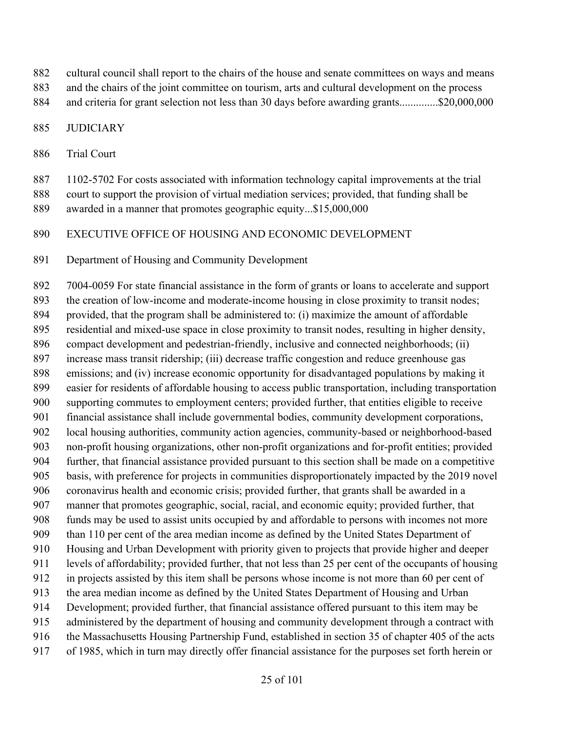cultural council shall report to the chairs of the house and senate committees on ways and means and the chairs of the joint committee on tourism, arts and cultural development on the process and criteria for grant selection not less than 30 days before awarding grants..............$20,000,000

JUDICIARY

Trial Court

1102-5702 For costs associated with information technology capital improvements at the trial court to support the provision of virtual mediation services; provided, that funding shall be awarded in a manner that promotes geographic equity...$15,000,000

EXECUTIVE OFFICE OF HOUSING AND ECONOMIC DEVELOPMENT

Department of Housing and Community Development

7004-0059 For state financial assistance in the form of grants or loans to accelerate and support the creation of low-income and moderate-income housing in close proximity to transit nodes; provided, that the program shall be administered to: (i) maximize the amount of affordable residential and mixed-use space in close proximity to transit nodes, resulting in higher density, compact development and pedestrian-friendly, inclusive and connected neighborhoods; (ii) increase mass transit ridership; (iii) decrease traffic congestion and reduce greenhouse gas emissions; and (iv) increase economic opportunity for disadvantaged populations by making it easier for residents of affordable housing to access public transportation, including transportation supporting commutes to employment centers; provided further, that entities eligible to receive financial assistance shall include governmental bodies, community development corporations, local housing authorities, community action agencies, community-based or neighborhood-based non-profit housing organizations, other non-profit organizations and for-profit entities; provided further, that financial assistance provided pursuant to this section shall be made on a competitive basis, with preference for projects in communities disproportionately impacted by the 2019 novel coronavirus health and economic crisis; provided further, that grants shall be awarded in a manner that promotes geographic, social, racial, and economic equity; provided further, that funds may be used to assist units occupied by and affordable to persons with incomes not more than 110 per cent of the area median income as defined by the United States Department of Housing and Urban Development with priority given to projects that provide higher and deeper levels of affordability; provided further, that not less than 25 per cent of the occupants of housing in projects assisted by this item shall be persons whose income is not more than 60 per cent of the area median income as defined by the United States Department of Housing and Urban Development; provided further, that financial assistance offered pursuant to this item may be administered by the department of housing and community development through a contract with the Massachusetts Housing Partnership Fund, established in section 35 of chapter 405 of the acts of 1985, which in turn may directly offer financial assistance for the purposes set forth herein or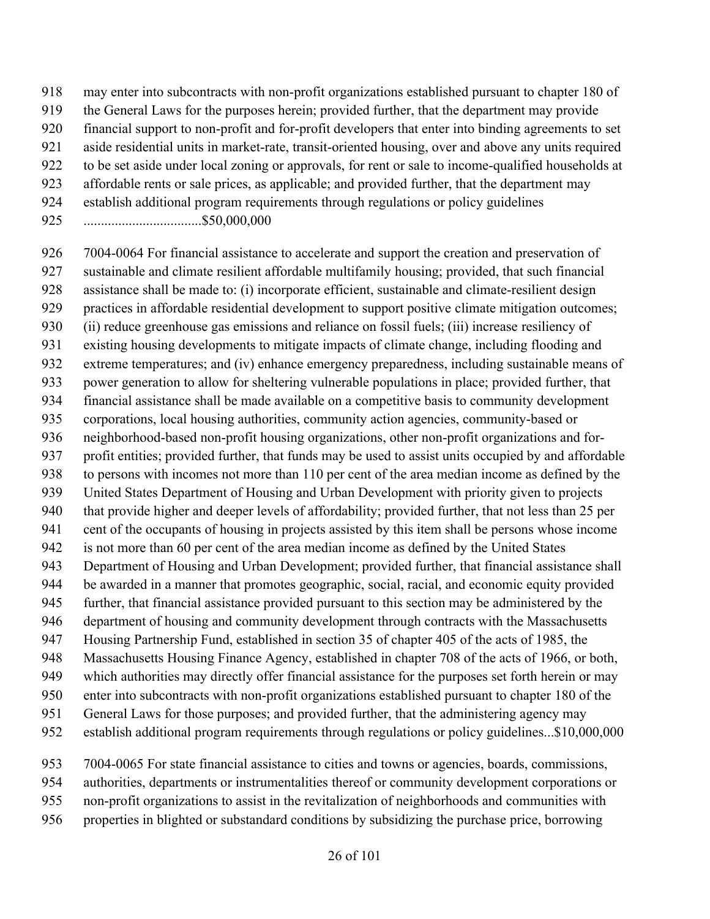may enter into subcontracts with non-profit organizations established pursuant to chapter 180 of the General Laws for the purposes herein; provided further, that the department may provide financial support to non-profit and for-profit developers that enter into binding agreements to set aside residential units in market-rate, transit-oriented housing, over and above any units required to be set aside under local zoning or approvals, for rent or sale to income-qualified households at affordable rents or sale prices, as applicable; and provided further, that the department may establish additional program requirements through regulations or policy guidelines .................................$50,000,000

7004-0064 For financial assistance to accelerate and support the creation and preservation of sustainable and climate resilient affordable multifamily housing; provided, that such financial assistance shall be made to: (i) incorporate efficient, sustainable and climate-resilient design practices in affordable residential development to support positive climate mitigation outcomes; (ii) reduce greenhouse gas emissions and reliance on fossil fuels; (iii) increase resiliency of existing housing developments to mitigate impacts of climate change, including flooding and extreme temperatures; and (iv) enhance emergency preparedness, including sustainable means of power generation to allow for sheltering vulnerable populations in place; provided further, that financial assistance shall be made available on a competitive basis to community development corporations, local housing authorities, community action agencies, community-based or neighborhood-based non-profit housing organizations, other non-profit organizations and for-profit entities; provided further, that funds may be used to assist units occupied by and affordable to persons with incomes not more than 110 per cent of the area median income as defined by the United States Department of Housing and Urban Development with priority given to projects that provide higher and deeper levels of affordability; provided further, that not less than 25 per cent of the occupants of housing in projects assisted by this item shall be persons whose income is not more than 60 per cent of the area median income as defined by the United States Department of Housing and Urban Development; provided further, that financial assistance shall be awarded in a manner that promotes geographic, social, racial, and economic equity provided further, that financial assistance provided pursuant to this section may be administered by the department of housing and community development through contracts with the Massachusetts Housing Partnership Fund, established in section 35 of chapter 405 of the acts of 1985, the Massachusetts Housing Finance Agency, established in chapter 708 of the acts of 1966, or both, which authorities may directly offer financial assistance for the purposes set forth herein or may enter into subcontracts with non-profit organizations established pursuant to chapter 180 of the General Laws for those purposes; and provided further, that the administering agency may establish additional program requirements through regulations or policy guidelines...$10,000,000

7004-0065 For state financial assistance to cities and towns or agencies, boards, commissions, authorities, departments or instrumentalities thereof or community development corporations or non-profit organizations to assist in the revitalization of neighborhoods and communities with properties in blighted or substandard conditions by subsidizing the purchase price, borrowing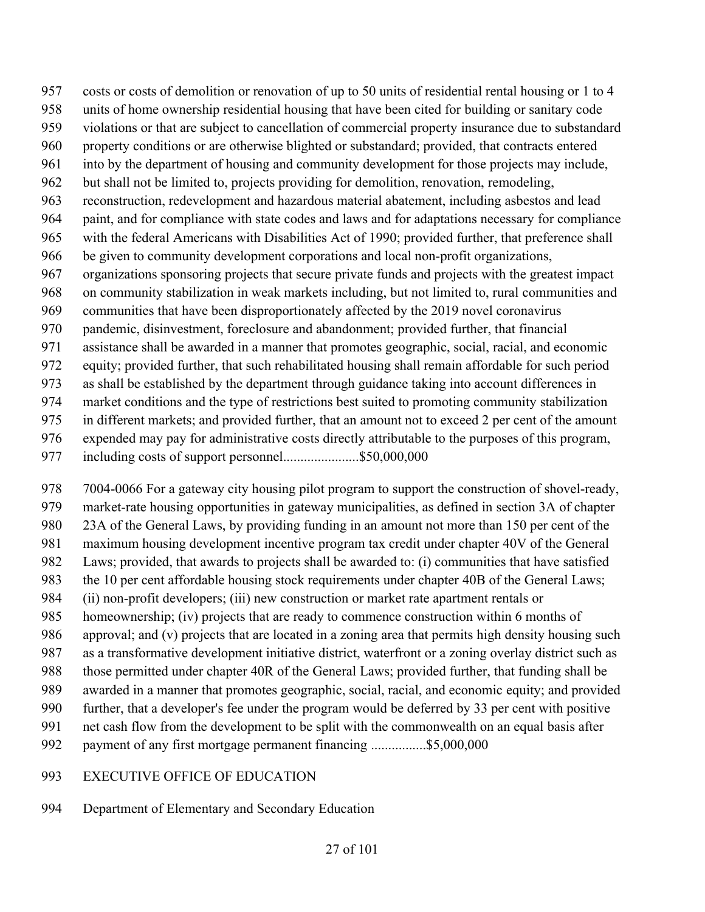costs or costs of demolition or renovation of up to 50 units of residential rental housing or 1 to 4 units of home ownership residential housing that have been cited for building or sanitary code violations or that are subject to cancellation of commercial property insurance due to substandard property conditions or are otherwise blighted or substandard; provided, that contracts entered into by the department of housing and community development for those projects may include, but shall not be limited to, projects providing for demolition, renovation, remodeling, reconstruction, redevelopment and hazardous material abatement, including asbestos and lead paint, and for compliance with state codes and laws and for adaptations necessary for compliance with the federal Americans with Disabilities Act of 1990; provided further, that preference shall be given to community development corporations and local non-profit organizations, organizations sponsoring projects that secure private funds and projects with the greatest impact on community stabilization in weak markets including, but not limited to, rural communities and communities that have been disproportionately affected by the 2019 novel coronavirus pandemic, disinvestment, foreclosure and abandonment; provided further, that financial assistance shall be awarded in a manner that promotes geographic, social, racial, and economic equity; provided further, that such rehabilitated housing shall remain affordable for such period as shall be established by the department through guidance taking into account differences in market conditions and the type of restrictions best suited to promoting community stabilization in different markets; and provided further, that an amount not to exceed 2 per cent of the amount expended may pay for administrative costs directly attributable to the purposes of this program, including costs of support personnel......................$50,000,000

7004-0066 For a gateway city housing pilot program to support the construction of shovel-ready, market-rate housing opportunities in gateway municipalities, as defined in section 3A of chapter 23A of the General Laws, by providing funding in an amount not more than 150 per cent of the maximum housing development incentive program tax credit under chapter 40V of the General Laws; provided, that awards to projects shall be awarded to: (i) communities that have satisfied the 10 per cent affordable housing stock requirements under chapter 40B of the General Laws; (ii) non-profit developers; (iii) new construction or market rate apartment rentals or homeownership; (iv) projects that are ready to commence construction within 6 months of approval; and (v) projects that are located in a zoning area that permits high density housing such as a transformative development initiative district, waterfront or a zoning overlay district such as those permitted under chapter 40R of the General Laws; provided further, that funding shall be awarded in a manner that promotes geographic, social, racial, and economic equity; and provided further, that a developer's fee under the program would be deferred by 33 per cent with positive net cash flow from the development to be split with the commonwealth on an equal basis after payment of any first mortgage permanent financing ................$5,000,000

EXECUTIVE OFFICE OF EDUCATION

Department of Elementary and Secondary Education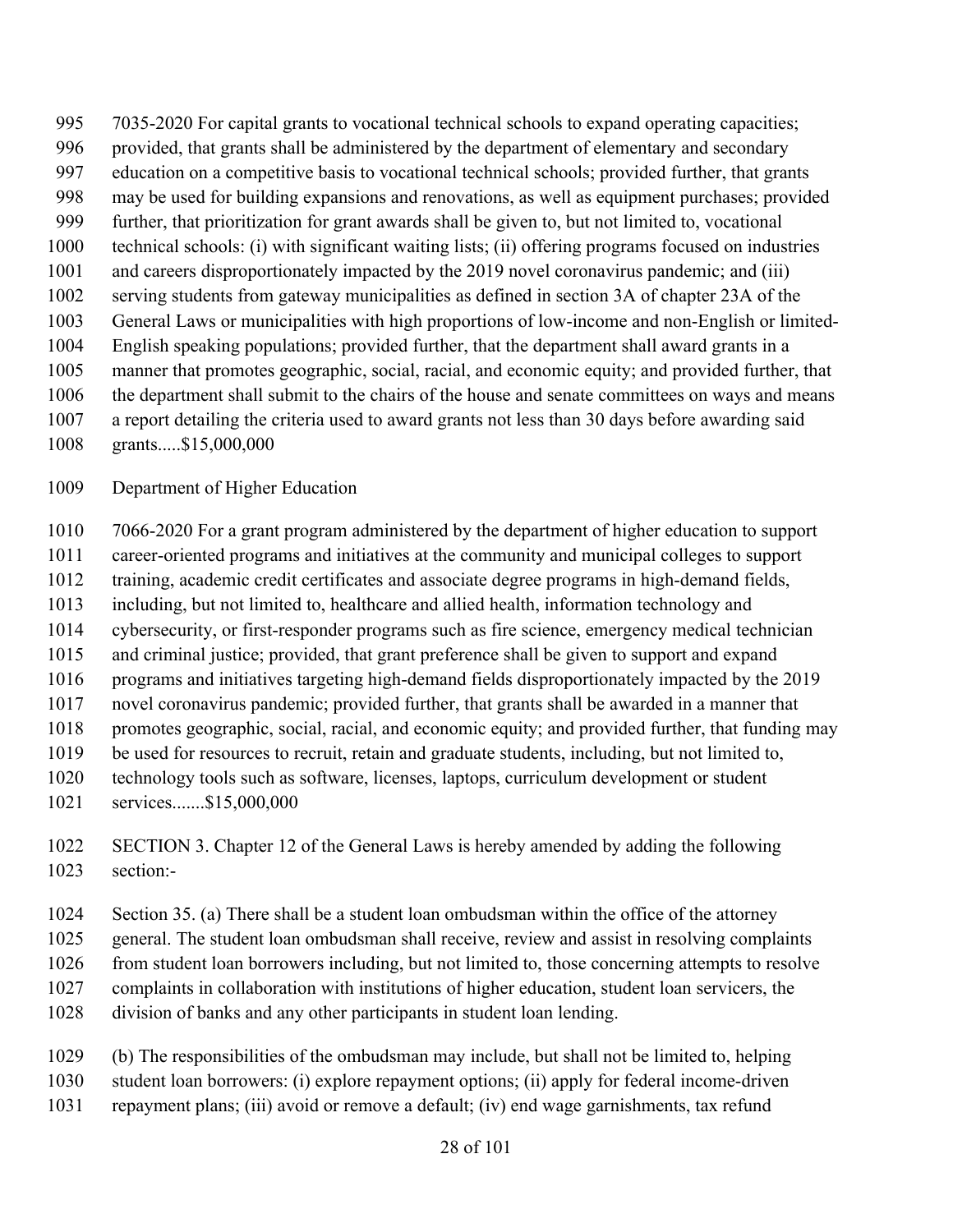7035-2020 For capital grants to vocational technical schools to expand operating capacities; provided, that grants shall be administered by the department of elementary and secondary education on a competitive basis to vocational technical schools; provided further, that grants may be used for building expansions and renovations, as well as equipment purchases; provided further, that prioritization for grant awards shall be given to, but not limited to, vocational technical schools: (i) with significant waiting lists; (ii) offering programs focused on industries and careers disproportionately impacted by the 2019 novel coronavirus pandemic; and (iii) serving students from gateway municipalities as defined in section 3A of chapter 23A of the General Laws or municipalities with high proportions of low-income and non-English or limited-English speaking populations; provided further, that the department shall award grants in a manner that promotes geographic, social, racial, and economic equity; and provided further, that the department shall submit to the chairs of the house and senate committees on ways and means a report detailing the criteria used to award grants not less than 30 days before awarding said grants.....$15,000,000

Department of Higher Education

7066-2020 For a grant program administered by the department of higher education to support career-oriented programs and initiatives at the community and municipal colleges to support training, academic credit certificates and associate degree programs in high-demand fields, including, but not limited to, healthcare and allied health, information technology and cybersecurity, or first-responder programs such as fire science, emergency medical technician and criminal justice; provided, that grant preference shall be given to support and expand programs and initiatives targeting high-demand fields disproportionately impacted by the 2019 novel coronavirus pandemic; provided further, that grants shall be awarded in a manner that promotes geographic, social, racial, and economic equity; and provided further, that funding may be used for resources to recruit, retain and graduate students, including, but not limited to, technology tools such as software, licenses, laptops, curriculum development or student services.......$15,000,000

SECTION 3. Chapter 12 of the General Laws is hereby amended by adding the following section:-

Section 35. (a) There shall be a student loan ombudsman within the office of the attorney general. The student loan ombudsman shall receive, review and assist in resolving complaints from student loan borrowers including, but not limited to, those concerning attempts to resolve complaints in collaboration with institutions of higher education, student loan servicers, the division of banks and any other participants in student loan lending.

(b) The responsibilities of the ombudsman may include, but shall not be limited to, helping student loan borrowers: (i) explore repayment options; (ii) apply for federal income-driven repayment plans; (iii) avoid or remove a default; (iv) end wage garnishments, tax refund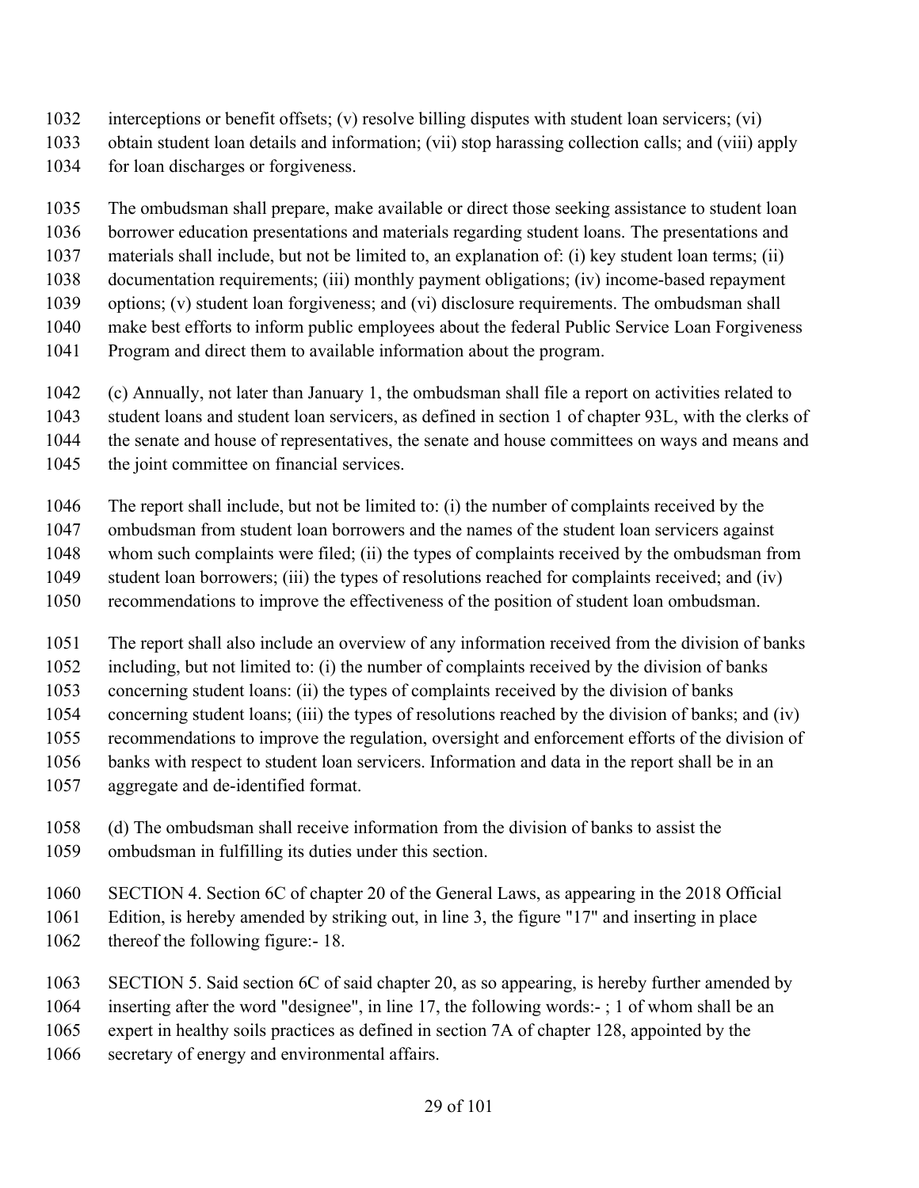interceptions or benefit offsets; (v) resolve billing disputes with student loan servicers; (vi) obtain student loan details and information; (vii) stop harassing collection calls; and (viii) apply for loan discharges or forgiveness.

The ombudsman shall prepare, make available or direct those seeking assistance to student loan borrower education presentations and materials regarding student loans. The presentations and materials shall include, but not be limited to, an explanation of: (i) key student loan terms; (ii) documentation requirements; (iii) monthly payment obligations; (iv) income-based repayment options; (v) student loan forgiveness; and (vi) disclosure requirements. The ombudsman shall make best efforts to inform public employees about the federal Public Service Loan Forgiveness Program and direct them to available information about the program.

(c) Annually, not later than January 1, the ombudsman shall file a report on activities related to student loans and student loan servicers, as defined in section 1 of chapter 93L, with the clerks of the senate and house of representatives, the senate and house committees on ways and means and the joint committee on financial services.

The report shall include, but not be limited to: (i) the number of complaints received by the ombudsman from student loan borrowers and the names of the student loan servicers against whom such complaints were filed; (ii) the types of complaints received by the ombudsman from student loan borrowers; (iii) the types of resolutions reached for complaints received; and (iv) recommendations to improve the effectiveness of the position of student loan ombudsman.

The report shall also include an overview of any information received from the division of banks including, but not limited to: (i) the number of complaints received by the division of banks concerning student loans: (ii) the types of complaints received by the division of banks concerning student loans; (iii) the types of resolutions reached by the division of banks; and (iv) recommendations to improve the regulation, oversight and enforcement efforts of the division of banks with respect to student loan servicers. Information and data in the report shall be in an aggregate and de-identified format.

(d) The ombudsman shall receive information from the division of banks to assist the ombudsman in fulfilling its duties under this section.

SECTION 4. Section 6C of chapter 20 of the General Laws, as appearing in the 2018 Official Edition, is hereby amended by striking out, in line 3, the figure "17" and inserting in place thereof the following figure:- 18.

SECTION 5. Said section 6C of said chapter 20, as so appearing, is hereby further amended by inserting after the word "designee", in line 17, the following words:- ; 1 of whom shall be an expert in healthy soils practices as defined in section 7A of chapter 128, appointed by the secretary of energy and environmental affairs.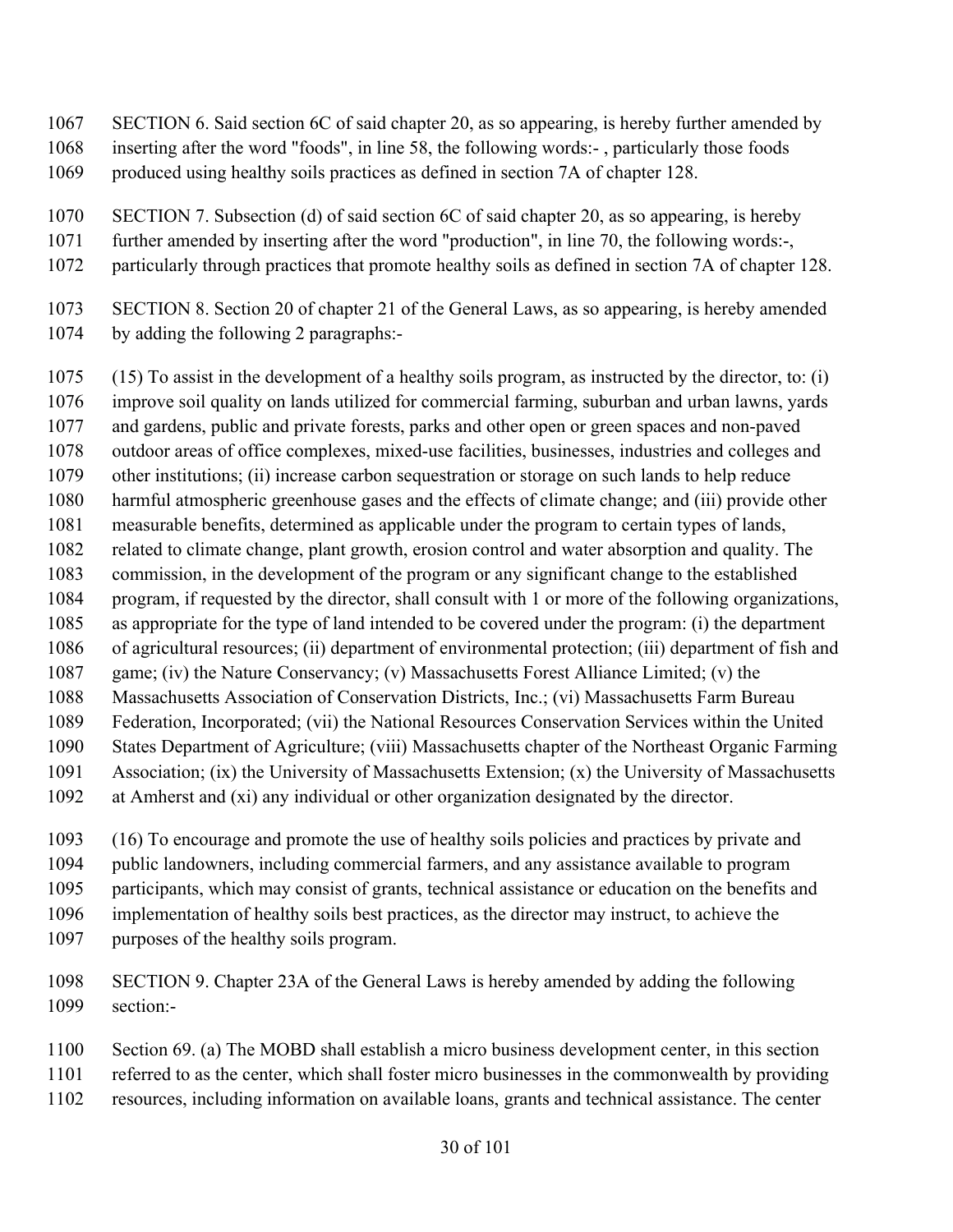SECTION 6. Said section 6C of said chapter 20, as so appearing, is hereby further amended by inserting after the word "foods", in line 58, the following words:- , particularly those foods produced using healthy soils practices as defined in section 7A of chapter 128.

SECTION 7. Subsection (d) of said section 6C of said chapter 20, as so appearing, is hereby further amended by inserting after the word "production", in line 70, the following words:-, particularly through practices that promote healthy soils as defined in section 7A of chapter 128.

SECTION 8. Section 20 of chapter 21 of the General Laws, as so appearing, is hereby amended by adding the following 2 paragraphs:-

(15) To assist in the development of a healthy soils program, as instructed by the director, to: (i) improve soil quality on lands utilized for commercial farming, suburban and urban lawns, yards and gardens, public and private forests, parks and other open or green spaces and non-paved outdoor areas of office complexes, mixed-use facilities, businesses, industries and colleges and other institutions; (ii) increase carbon sequestration or storage on such lands to help reduce harmful atmospheric greenhouse gases and the effects of climate change; and (iii) provide other measurable benefits, determined as applicable under the program to certain types of lands, related to climate change, plant growth, erosion control and water absorption and quality. The commission, in the development of the program or any significant change to the established program, if requested by the director, shall consult with 1 or more of the following organizations, as appropriate for the type of land intended to be covered under the program: (i) the department of agricultural resources; (ii) department of environmental protection; (iii) department of fish and game; (iv) the Nature Conservancy; (v) Massachusetts Forest Alliance Limited; (v) the Massachusetts Association of Conservation Districts, Inc.; (vi) Massachusetts Farm Bureau Federation, Incorporated; (vii) the National Resources Conservation Services within the United States Department of Agriculture; (viii) Massachusetts chapter of the Northeast Organic Farming Association; (ix) the University of Massachusetts Extension; (x) the University of Massachusetts at Amherst and (xi) any individual or other organization designated by the director.

(16) To encourage and promote the use of healthy soils policies and practices by private and public landowners, including commercial farmers, and any assistance available to program participants, which may consist of grants, technical assistance or education on the benefits and implementation of healthy soils best practices, as the director may instruct, to achieve the purposes of the healthy soils program.

SECTION 9. Chapter 23A of the General Laws is hereby amended by adding the following section:-

Section 69. (a) The MOBD shall establish a micro business development center, in this section referred to as the center, which shall foster micro businesses in the commonwealth by providing resources, including information on available loans, grants and technical assistance. The center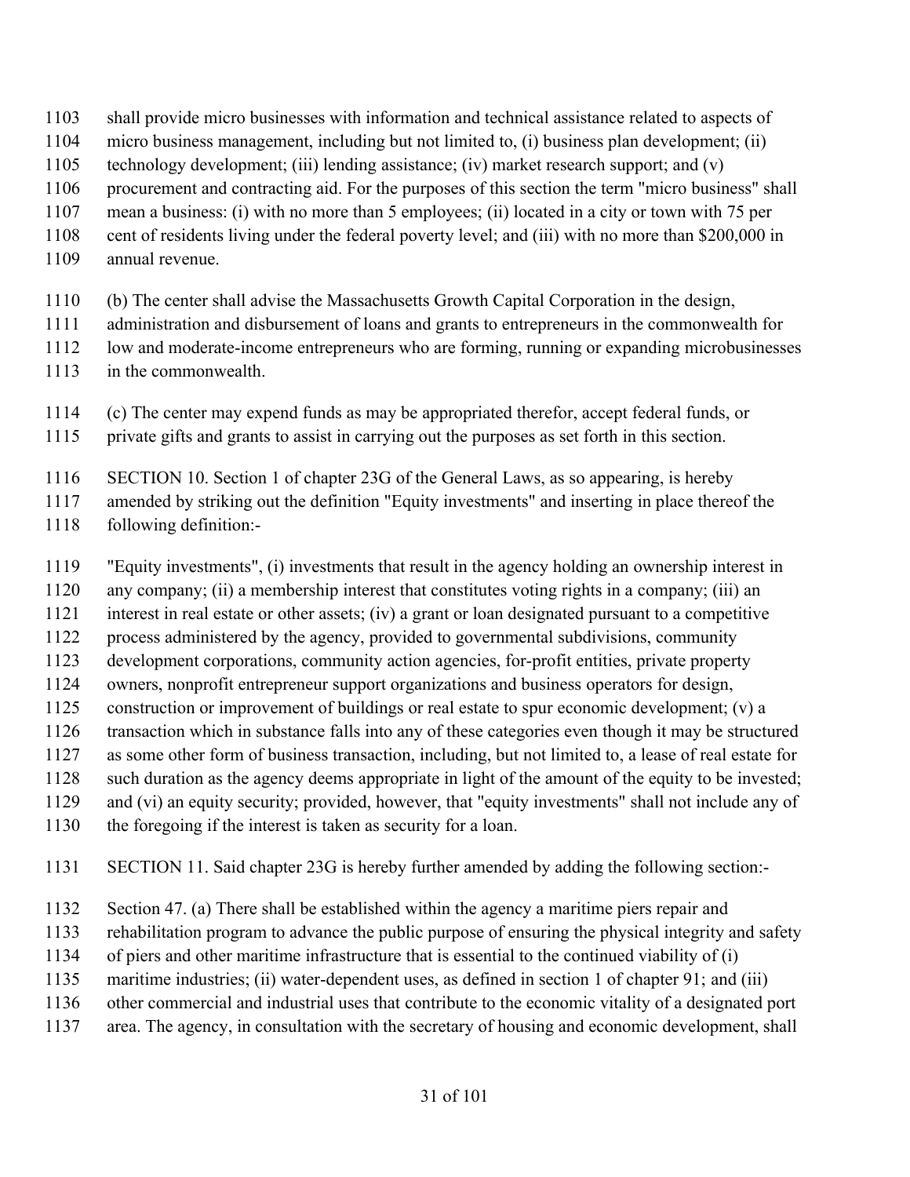shall provide micro businesses with information and technical assistance related to aspects of micro business management, including but not limited to, (i) business plan development; (ii) technology development; (iii) lending assistance; (iv) market research support; and (v) procurement and contracting aid. For the purposes of this section the term "micro business" shall mean a business: (i) with no more than 5 employees; (ii) located in a city or town with 75 per cent of residents living under the federal poverty level; and (iii) with no more than $200,000 in annual revenue.

(b) The center shall advise the Massachusetts Growth Capital Corporation in the design, administration and disbursement of loans and grants to entrepreneurs in the commonwealth for low and moderate-income entrepreneurs who are forming, running or expanding microbusinesses in the commonwealth.

(c) The center may expend funds as may be appropriated therefor, accept federal funds, or private gifts and grants to assist in carrying out the purposes as set forth in this section.

SECTION 10. Section 1 of chapter 23G of the General Laws, as so appearing, is hereby amended by striking out the definition "Equity investments" and inserting in place thereof the following definition:-

"Equity investments", (i) investments that result in the agency holding an ownership interest in any company; (ii) a membership interest that constitutes voting rights in a company; (iii) an interest in real estate or other assets; (iv) a grant or loan designated pursuant to a competitive process administered by the agency, provided to governmental subdivisions, community development corporations, community action agencies, for-profit entities, private property owners, nonprofit entrepreneur support organizations and business operators for design, construction or improvement of buildings or real estate to spur economic development; (v) a transaction which in substance falls into any of these categories even though it may be structured as some other form of business transaction, including, but not limited to, a lease of real estate for such duration as the agency deems appropriate in light of the amount of the equity to be invested; and (vi) an equity security; provided, however, that "equity investments" shall not include any of the foregoing if the interest is taken as security for a loan.

SECTION 11. Said chapter 23G is hereby further amended by adding the following section:-

Section 47. (a) There shall be established within the agency a maritime piers repair and rehabilitation program to advance the public purpose of ensuring the physical integrity and safety of piers and other maritime infrastructure that is essential to the continued viability of (i) maritime industries; (ii) water-dependent uses, as defined in section 1 of chapter 91; and (iii) other commercial and industrial uses that contribute to the economic vitality of a designated port area. The agency, in consultation with the secretary of housing and economic development, shall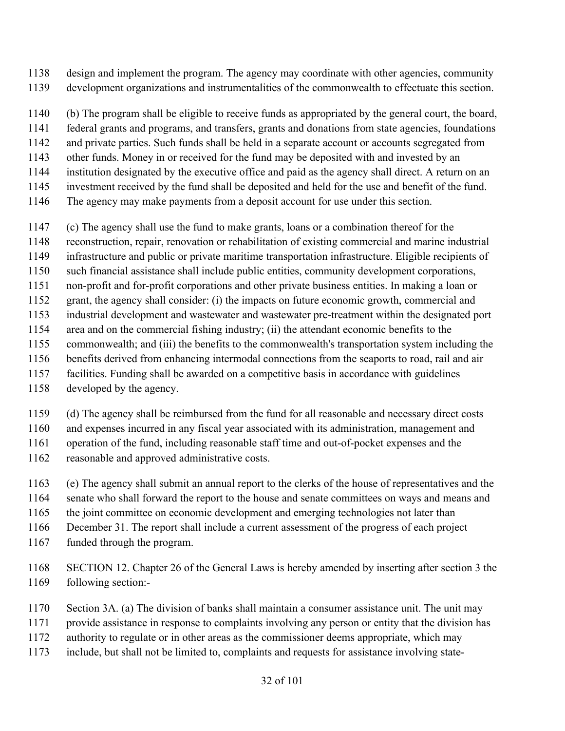design and implement the program. The agency may coordinate with other agencies, community development organizations and instrumentalities of the commonwealth to effectuate this section.

(b) The program shall be eligible to receive funds as appropriated by the general court, the board, federal grants and programs, and transfers, grants and donations from state agencies, foundations and private parties. Such funds shall be held in a separate account or accounts segregated from other funds. Money in or received for the fund may be deposited with and invested by an institution designated by the executive office and paid as the agency shall direct. A return on an investment received by the fund shall be deposited and held for the use and benefit of the fund. The agency may make payments from a deposit account for use under this section.

(c) The agency shall use the fund to make grants, loans or a combination thereof for the reconstruction, repair, renovation or rehabilitation of existing commercial and marine industrial infrastructure and public or private maritime transportation infrastructure. Eligible recipients of such financial assistance shall include public entities, community development corporations, non-profit and for-profit corporations and other private business entities. In making a loan or grant, the agency shall consider: (i) the impacts on future economic growth, commercial and industrial development and wastewater and wastewater pre-treatment within the designated port area and on the commercial fishing industry; (ii) the attendant economic benefits to the commonwealth; and (iii) the benefits to the commonwealth's transportation system including the benefits derived from enhancing intermodal connections from the seaports to road, rail and air facilities. Funding shall be awarded on a competitive basis in accordance with guidelines developed by the agency.

(d) The agency shall be reimbursed from the fund for all reasonable and necessary direct costs and expenses incurred in any fiscal year associated with its administration, management and operation of the fund, including reasonable staff time and out-of-pocket expenses and the reasonable and approved administrative costs.

(e) The agency shall submit an annual report to the clerks of the house of representatives and the senate who shall forward the report to the house and senate committees on ways and means and the joint committee on economic development and emerging technologies not later than December 31. The report shall include a current assessment of the progress of each project funded through the program.

SECTION 12. Chapter 26 of the General Laws is hereby amended by inserting after section 3 the following section:-

Section 3A. (a) The division of banks shall maintain a consumer assistance unit. The unit may provide assistance in response to complaints involving any person or entity that the division has authority to regulate or in other areas as the commissioner deems appropriate, which may include, but shall not be limited to, complaints and requests for assistance involving state-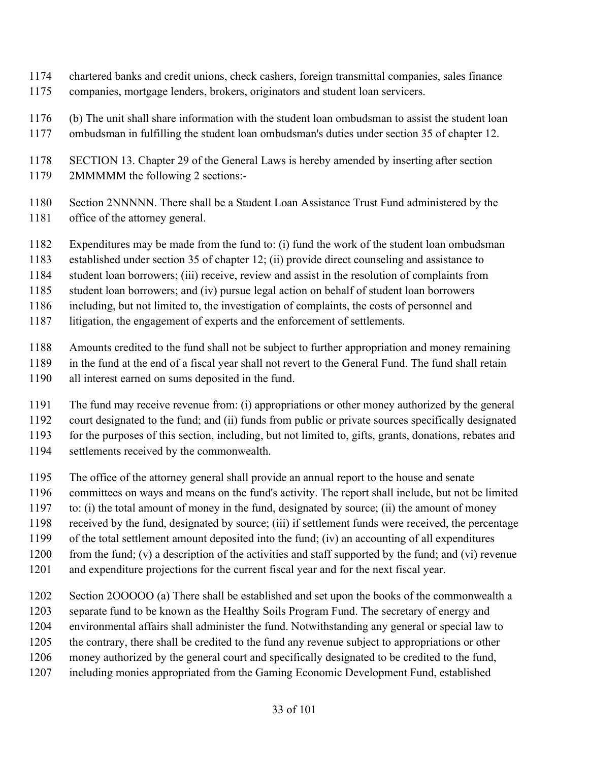chartered banks and credit unions, check cashers, foreign transmittal companies, sales finance companies, mortgage lenders, brokers, originators and student loan servicers.

(b) The unit shall share information with the student loan ombudsman to assist the student loan ombudsman in fulfilling the student loan ombudsman's duties under section 35 of chapter 12.

SECTION 13. Chapter 29 of the General Laws is hereby amended by inserting after section 2MMMMM the following 2 sections:-

Section 2NNNNN. There shall be a Student Loan Assistance Trust Fund administered by the office of the attorney general.

Expenditures may be made from the fund to: (i) fund the work of the student loan ombudsman established under section 35 of chapter 12; (ii) provide direct counseling and assistance to student loan borrowers; (iii) receive, review and assist in the resolution of complaints from student loan borrowers; and (iv) pursue legal action on behalf of student loan borrowers including, but not limited to, the investigation of complaints, the costs of personnel and litigation, the engagement of experts and the enforcement of settlements.

Amounts credited to the fund shall not be subject to further appropriation and money remaining in the fund at the end of a fiscal year shall not revert to the General Fund. The fund shall retain all interest earned on sums deposited in the fund.

The fund may receive revenue from: (i) appropriations or other money authorized by the general court designated to the fund; and (ii) funds from public or private sources specifically designated for the purposes of this section, including, but not limited to, gifts, grants, donations, rebates and settlements received by the commonwealth.

The office of the attorney general shall provide an annual report to the house and senate committees on ways and means on the fund's activity. The report shall include, but not be limited to: (i) the total amount of money in the fund, designated by source; (ii) the amount of money received by the fund, designated by source; (iii) if settlement funds were received, the percentage of the total settlement amount deposited into the fund; (iv) an accounting of all expenditures from the fund; (v) a description of the activities and staff supported by the fund; and (vi) revenue and expenditure projections for the current fiscal year and for the next fiscal year.

Section 2OOOOO (a) There shall be established and set upon the books of the commonwealth a separate fund to be known as the Healthy Soils Program Fund. The secretary of energy and environmental affairs shall administer the fund. Notwithstanding any general or special law to the contrary, there shall be credited to the fund any revenue subject to appropriations or other money authorized by the general court and specifically designated to be credited to the fund, including monies appropriated from the Gaming Economic Development Fund, established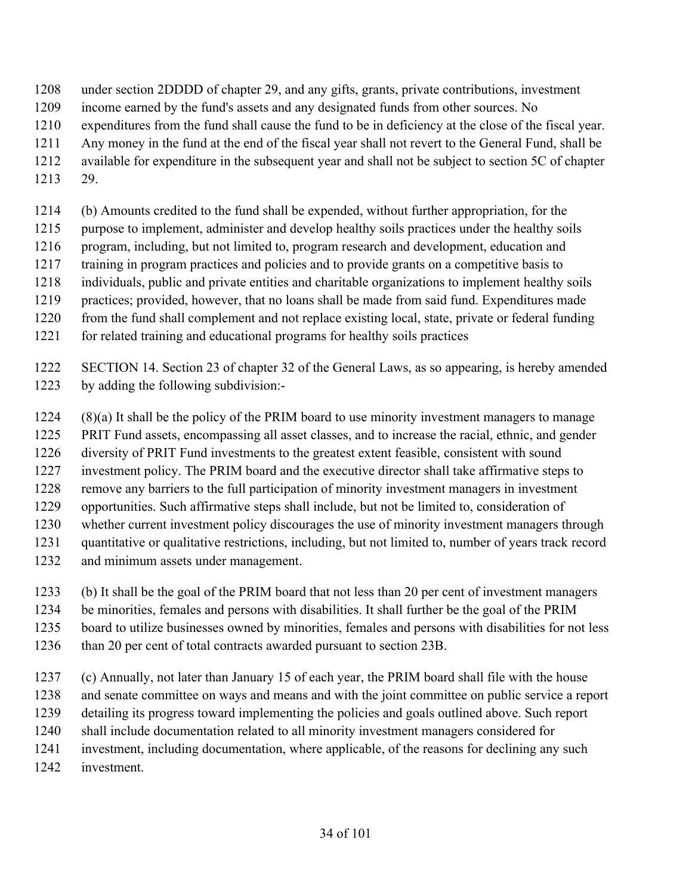under section 2DDDD of chapter 29, and any gifts, grants, private contributions, investment income earned by the fund's assets and any designated funds from other sources. No expenditures from the fund shall cause the fund to be in deficiency at the close of the fiscal year. Any money in the fund at the end of the fiscal year shall not revert to the General Fund, shall be available for expenditure in the subsequent year and shall not be subject to section 5C of chapter 29.

(b) Amounts credited to the fund shall be expended, without further appropriation, for the purpose to implement, administer and develop healthy soils practices under the healthy soils program, including, but not limited to, program research and development, education and training in program practices and policies and to provide grants on a competitive basis to individuals, public and private entities and charitable organizations to implement healthy soils practices; provided, however, that no loans shall be made from said fund. Expenditures made from the fund shall complement and not replace existing local, state, private or federal funding for related training and educational programs for healthy soils practices

SECTION 14. Section 23 of chapter 32 of the General Laws, as so appearing, is hereby amended by adding the following subdivision:-

(8)(a) It shall be the policy of the PRIM board to use minority investment managers to manage PRIT Fund assets, encompassing all asset classes, and to increase the racial, ethnic, and gender diversity of PRIT Fund investments to the greatest extent feasible, consistent with sound investment policy. The PRIM board and the executive director shall take affirmative steps to remove any barriers to the full participation of minority investment managers in investment opportunities. Such affirmative steps shall include, but not be limited to, consideration of whether current investment policy discourages the use of minority investment managers through quantitative or qualitative restrictions, including, but not limited to, number of years track record and minimum assets under management.

(b) It shall be the goal of the PRIM board that not less than 20 per cent of investment managers be minorities, females and persons with disabilities. It shall further be the goal of the PRIM board to utilize businesses owned by minorities, females and persons with disabilities for not less than 20 per cent of total contracts awarded pursuant to section 23B.

(c) Annually, not later than January 15 of each year, the PRIM board shall file with the house and senate committee on ways and means and with the joint committee on public service a report detailing its progress toward implementing the policies and goals outlined above. Such report shall include documentation related to all minority investment managers considered for investment, including documentation, where applicable, of the reasons for declining any such investment.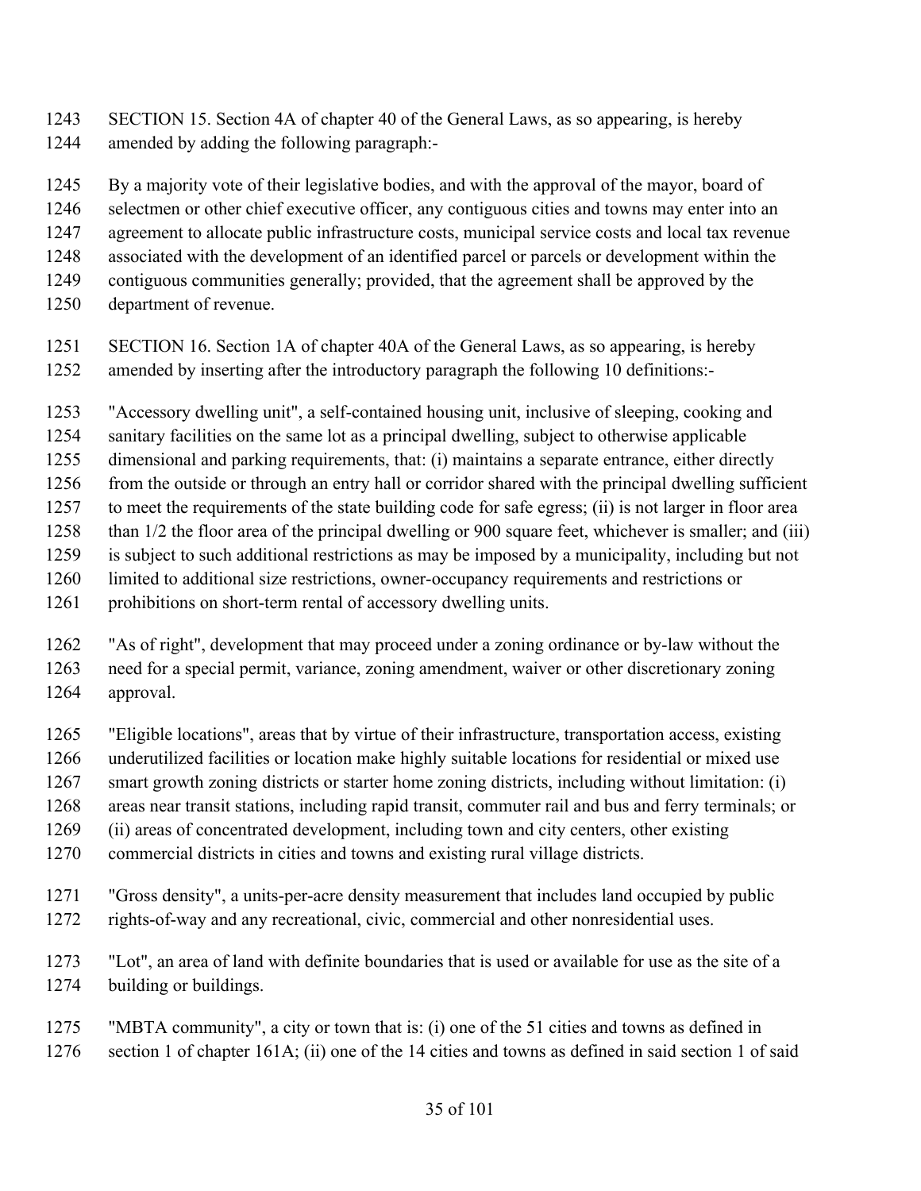SECTION 15. Section 4A of chapter 40 of the General Laws, as so appearing, is hereby amended by adding the following paragraph:-

By a majority vote of their legislative bodies, and with the approval of the mayor, board of selectmen or other chief executive officer, any contiguous cities and towns may enter into an agreement to allocate public infrastructure costs, municipal service costs and local tax revenue associated with the development of an identified parcel or parcels or development within the contiguous communities generally; provided, that the agreement shall be approved by the department of revenue.

SECTION 16. Section 1A of chapter 40A of the General Laws, as so appearing, is hereby amended by inserting after the introductory paragraph the following 10 definitions:-

"Accessory dwelling unit", a self-contained housing unit, inclusive of sleeping, cooking and sanitary facilities on the same lot as a principal dwelling, subject to otherwise applicable dimensional and parking requirements, that: (i) maintains a separate entrance, either directly from the outside or through an entry hall or corridor shared with the principal dwelling sufficient to meet the requirements of the state building code for safe egress; (ii) is not larger in floor area than 1/2 the floor area of the principal dwelling or 900 square feet, whichever is smaller; and (iii) is subject to such additional restrictions as may be imposed by a municipality, including but not limited to additional size restrictions, owner-occupancy requirements and restrictions or prohibitions on short-term rental of accessory dwelling units.

"As of right", development that may proceed under a zoning ordinance or by-law without the need for a special permit, variance, zoning amendment, waiver or other discretionary zoning approval.

"Eligible locations", areas that by virtue of their infrastructure, transportation access, existing underutilized facilities or location make highly suitable locations for residential or mixed use smart growth zoning districts or starter home zoning districts, including without limitation: (i) areas near transit stations, including rapid transit, commuter rail and bus and ferry terminals; or (ii) areas of concentrated development, including town and city centers, other existing commercial districts in cities and towns and existing rural village districts.

"Gross density", a units-per-acre density measurement that includes land occupied by public rights-of-way and any recreational, civic, commercial and other nonresidential uses.

"Lot", an area of land with definite boundaries that is used or available for use as the site of a building or buildings.

"MBTA community", a city or town that is: (i) one of the 51 cities and towns as defined in section 1 of chapter 161A; (ii) one of the 14 cities and towns as defined in said section 1 of said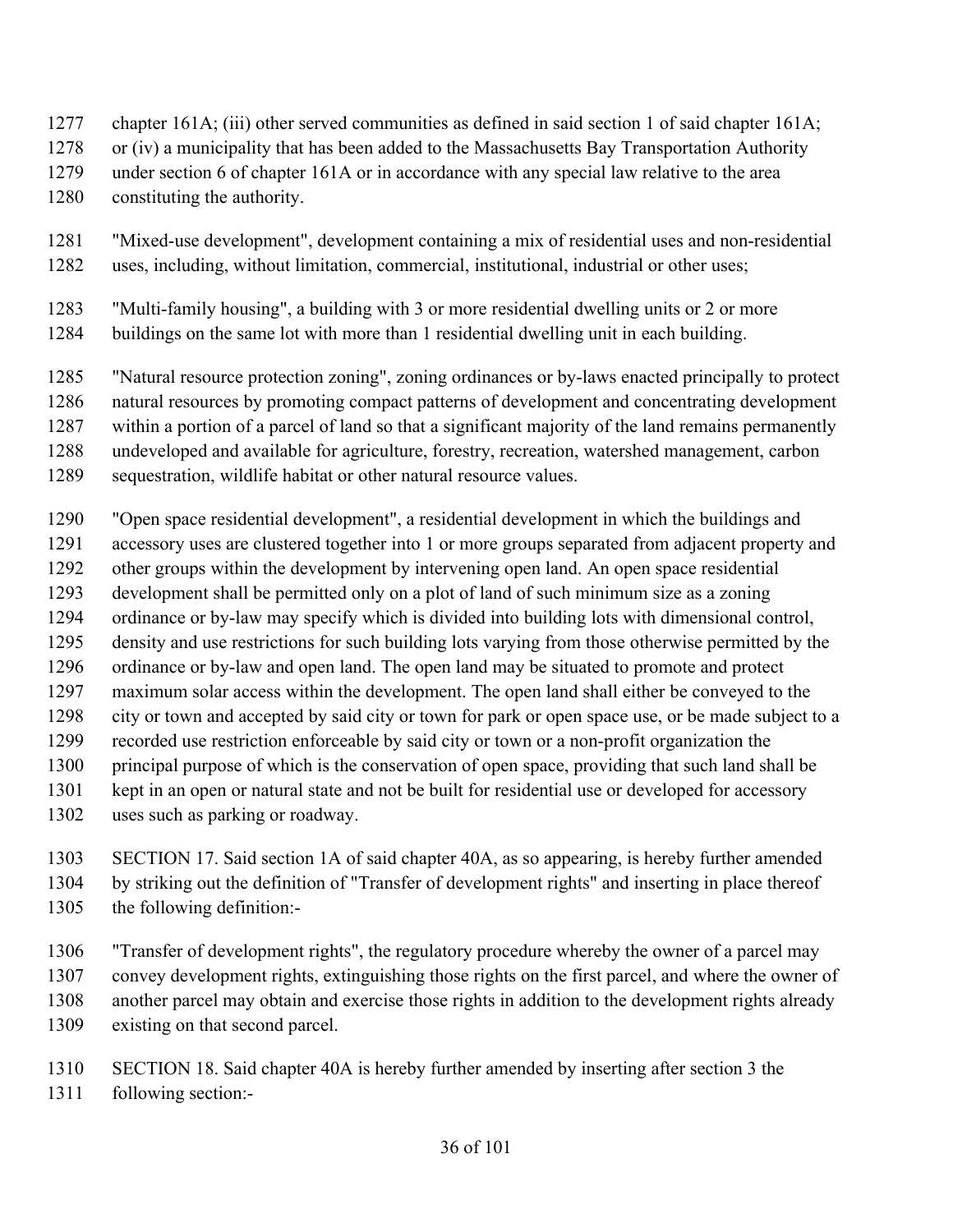chapter 161A; (iii) other served communities as defined in said section 1 of said chapter 161A; or (iv) a municipality that has been added to the Massachusetts Bay Transportation Authority under section 6 of chapter 161A or in accordance with any special law relative to the area constituting the authority.

"Mixed-use development", development containing a mix of residential uses and non-residential uses, including, without limitation, commercial, institutional, industrial or other uses;

"Multi-family housing", a building with 3 or more residential dwelling units or 2 or more buildings on the same lot with more than 1 residential dwelling unit in each building.

"Natural resource protection zoning", zoning ordinances or by-laws enacted principally to protect natural resources by promoting compact patterns of development and concentrating development within a portion of a parcel of land so that a significant majority of the land remains permanently undeveloped and available for agriculture, forestry, recreation, watershed management, carbon sequestration, wildlife habitat or other natural resource values.

"Open space residential development", a residential development in which the buildings and accessory uses are clustered together into 1 or more groups separated from adjacent property and other groups within the development by intervening open land. An open space residential development shall be permitted only on a plot of land of such minimum size as a zoning ordinance or by-law may specify which is divided into building lots with dimensional control, density and use restrictions for such building lots varying from those otherwise permitted by the ordinance or by-law and open land. The open land may be situated to promote and protect maximum solar access within the development. The open land shall either be conveyed to the city or town and accepted by said city or town for park or open space use, or be made subject to a recorded use restriction enforceable by said city or town or a non-profit organization the principal purpose of which is the conservation of open space, providing that such land shall be kept in an open or natural state and not be built for residential use or developed for accessory uses such as parking or roadway.

SECTION 17. Said section 1A of said chapter 40A, as so appearing, is hereby further amended by striking out the definition of "Transfer of development rights" and inserting in place thereof the following definition:-

"Transfer of development rights", the regulatory procedure whereby the owner of a parcel may convey development rights, extinguishing those rights on the first parcel, and where the owner of another parcel may obtain and exercise those rights in addition to the development rights already existing on that second parcel.

SECTION 18. Said chapter 40A is hereby further amended by inserting after section 3 the following section:-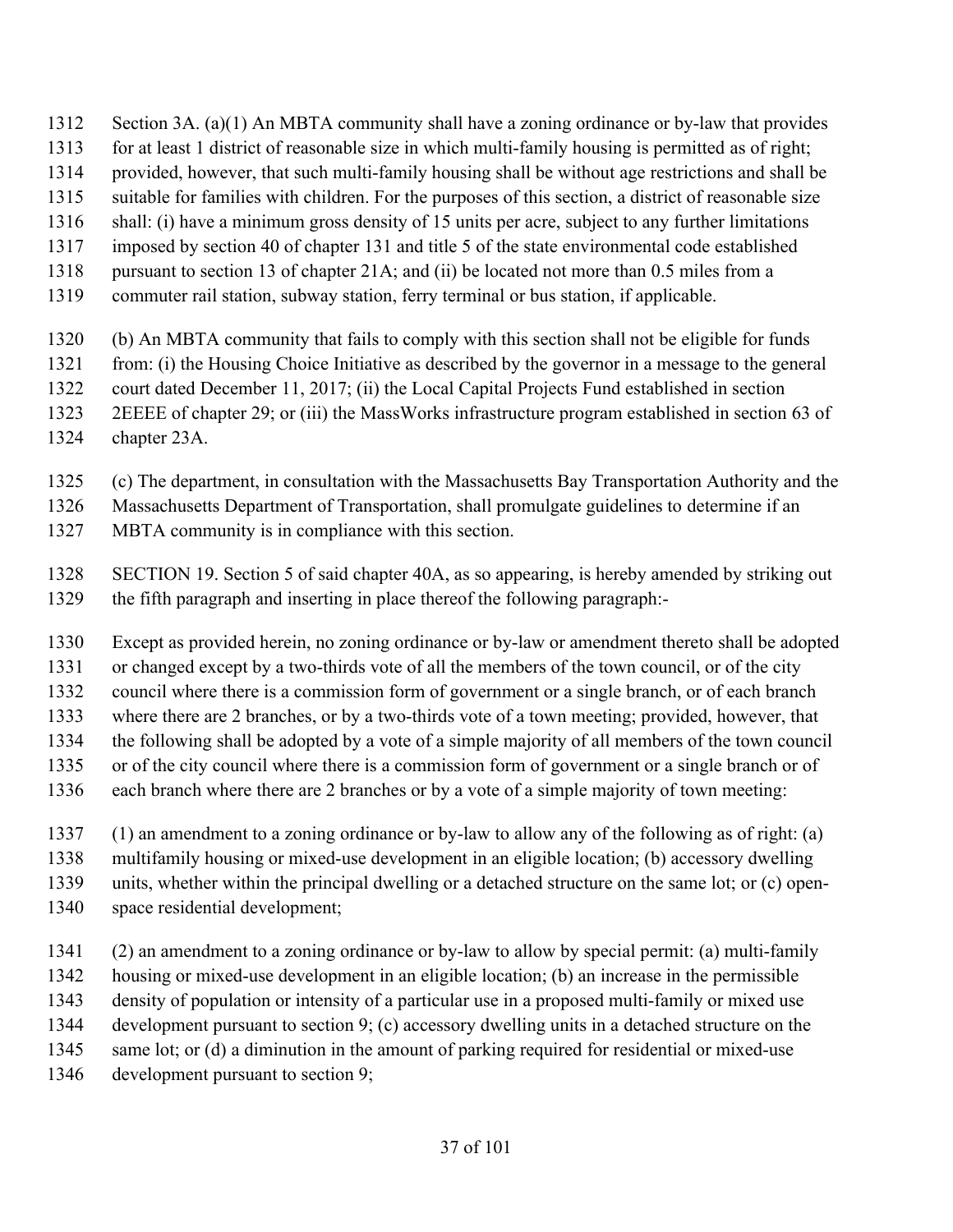Section 3A. (a)(1) An MBTA community shall have a zoning ordinance or by-law that provides for at least 1 district of reasonable size in which multi-family housing is permitted as of right; provided, however, that such multi-family housing shall be without age restrictions and shall be suitable for families with children. For the purposes of this section, a district of reasonable size shall: (i) have a minimum gross density of 15 units per acre, subject to any further limitations imposed by section 40 of chapter 131 and title 5 of the state environmental code established pursuant to section 13 of chapter 21A; and (ii) be located not more than 0.5 miles from a commuter rail station, subway station, ferry terminal or bus station, if applicable.

(b) An MBTA community that fails to comply with this section shall not be eligible for funds from: (i) the Housing Choice Initiative as described by the governor in a message to the general court dated December 11, 2017; (ii) the Local Capital Projects Fund established in section 2EEEE of chapter 29; or (iii) the MassWorks infrastructure program established in section 63 of chapter 23A.

(c) The department, in consultation with the Massachusetts Bay Transportation Authority and the Massachusetts Department of Transportation, shall promulgate guidelines to determine if an MBTA community is in compliance with this section.

SECTION 19. Section 5 of said chapter 40A, as so appearing, is hereby amended by striking out the fifth paragraph and inserting in place thereof the following paragraph:-

Except as provided herein, no zoning ordinance or by-law or amendment thereto shall be adopted or changed except by a two-thirds vote of all the members of the town council, or of the city council where there is a commission form of government or a single branch, or of each branch where there are 2 branches, or by a two-thirds vote of a town meeting; provided, however, that the following shall be adopted by a vote of a simple majority of all members of the town council or of the city council where there is a commission form of government or a single branch or of each branch where there are 2 branches or by a vote of a simple majority of town meeting:

(1) an amendment to a zoning ordinance or by-law to allow any of the following as of right: (a) multifamily housing or mixed-use development in an eligible location; (b) accessory dwelling units, whether within the principal dwelling or a detached structure on the same lot; or (c) open-space residential development;

(2) an amendment to a zoning ordinance or by-law to allow by special permit: (a) multi-family housing or mixed-use development in an eligible location; (b) an increase in the permissible density of population or intensity of a particular use in a proposed multi-family or mixed use development pursuant to section 9; (c) accessory dwelling units in a detached structure on the same lot; or (d) a diminution in the amount of parking required for residential or mixed-use development pursuant to section 9;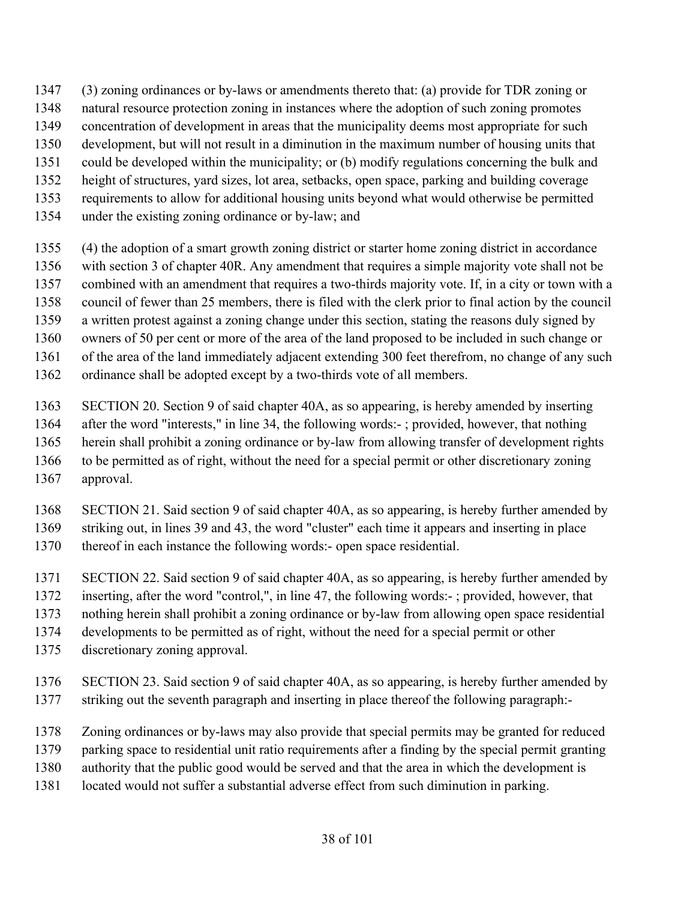(3) zoning ordinances or by-laws or amendments thereto that: (a) provide for TDR zoning or natural resource protection zoning in instances where the adoption of such zoning promotes concentration of development in areas that the municipality deems most appropriate for such development, but will not result in a diminution in the maximum number of housing units that could be developed within the municipality; or (b) modify regulations concerning the bulk and height of structures, yard sizes, lot area, setbacks, open space, parking and building coverage requirements to allow for additional housing units beyond what would otherwise be permitted under the existing zoning ordinance or by-law; and

(4) the adoption of a smart growth zoning district or starter home zoning district in accordance with section 3 of chapter 40R. Any amendment that requires a simple majority vote shall not be combined with an amendment that requires a two-thirds majority vote. If, in a city or town with a council of fewer than 25 members, there is filed with the clerk prior to final action by the council a written protest against a zoning change under this section, stating the reasons duly signed by owners of 50 per cent or more of the area of the land proposed to be included in such change or of the area of the land immediately adjacent extending 300 feet therefrom, no change of any such ordinance shall be adopted except by a two-thirds vote of all members.

SECTION 20. Section 9 of said chapter 40A, as so appearing, is hereby amended by inserting after the word "interests," in line 34, the following words:- ; provided, however, that nothing herein shall prohibit a zoning ordinance or by-law from allowing transfer of development rights to be permitted as of right, without the need for a special permit or other discretionary zoning approval.

SECTION 21. Said section 9 of said chapter 40A, as so appearing, is hereby further amended by striking out, in lines 39 and 43, the word "cluster" each time it appears and inserting in place thereof in each instance the following words:- open space residential.

SECTION 22. Said section 9 of said chapter 40A, as so appearing, is hereby further amended by inserting, after the word "control,", in line 47, the following words:- ; provided, however, that nothing herein shall prohibit a zoning ordinance or by-law from allowing open space residential developments to be permitted as of right, without the need for a special permit or other discretionary zoning approval.

SECTION 23. Said section 9 of said chapter 40A, as so appearing, is hereby further amended by striking out the seventh paragraph and inserting in place thereof the following paragraph:-

Zoning ordinances or by-laws may also provide that special permits may be granted for reduced parking space to residential unit ratio requirements after a finding by the special permit granting authority that the public good would be served and that the area in which the development is located would not suffer a substantial adverse effect from such diminution in parking.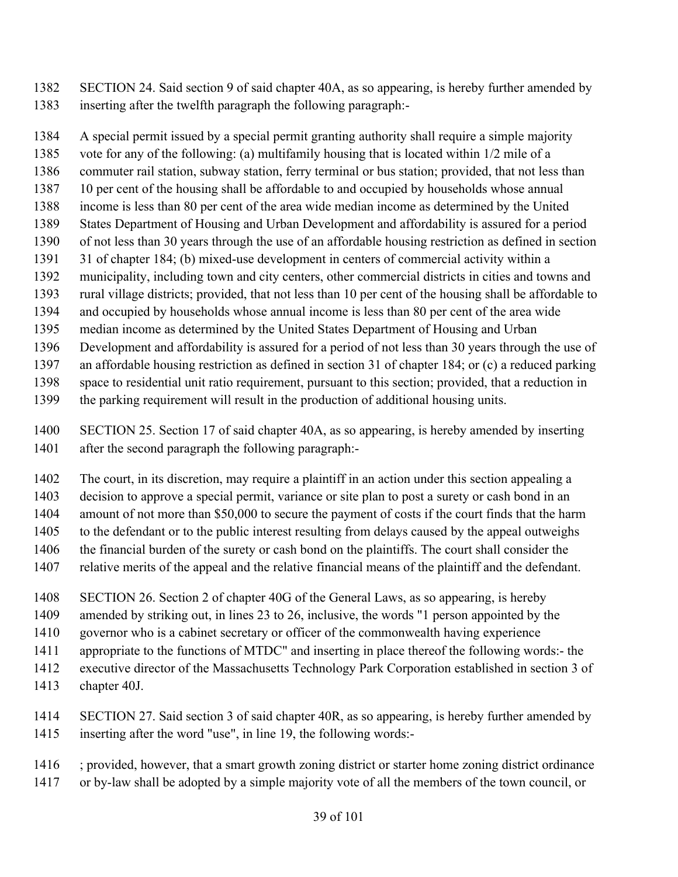SECTION 24. Said section 9 of said chapter 40A, as so appearing, is hereby further amended by inserting after the twelfth paragraph the following paragraph:-

A special permit issued by a special permit granting authority shall require a simple majority vote for any of the following: (a) multifamily housing that is located within 1/2 mile of a commuter rail station, subway station, ferry terminal or bus station; provided, that not less than 10 per cent of the housing shall be affordable to and occupied by households whose annual income is less than 80 per cent of the area wide median income as determined by the United States Department of Housing and Urban Development and affordability is assured for a period of not less than 30 years through the use of an affordable housing restriction as defined in section 31 of chapter 184; (b) mixed-use development in centers of commercial activity within a municipality, including town and city centers, other commercial districts in cities and towns and rural village districts; provided, that not less than 10 per cent of the housing shall be affordable to and occupied by households whose annual income is less than 80 per cent of the area wide median income as determined by the United States Department of Housing and Urban Development and affordability is assured for a period of not less than 30 years through the use of an affordable housing restriction as defined in section 31 of chapter 184; or (c) a reduced parking space to residential unit ratio requirement, pursuant to this section; provided, that a reduction in the parking requirement will result in the production of additional housing units.

SECTION 25. Section 17 of said chapter 40A, as so appearing, is hereby amended by inserting after the second paragraph the following paragraph:-

The court, in its discretion, may require a plaintiff in an action under this section appealing a decision to approve a special permit, variance or site plan to post a surety or cash bond in an amount of not more than $50,000 to secure the payment of costs if the court finds that the harm to the defendant or to the public interest resulting from delays caused by the appeal outweighs the financial burden of the surety or cash bond on the plaintiffs. The court shall consider the relative merits of the appeal and the relative financial means of the plaintiff and the defendant.

SECTION 26. Section 2 of chapter 40G of the General Laws, as so appearing, is hereby amended by striking out, in lines 23 to 26, inclusive, the words "1 person appointed by the governor who is a cabinet secretary or officer of the commonwealth having experience appropriate to the functions of MTDC" and inserting in place thereof the following words:- the executive director of the Massachusetts Technology Park Corporation established in section 3 of chapter 40J.

SECTION 27. Said section 3 of said chapter 40R, as so appearing, is hereby further amended by inserting after the word "use", in line 19, the following words:-

; provided, however, that a smart growth zoning district or starter home zoning district ordinance or by-law shall be adopted by a simple majority vote of all the members of the town council, or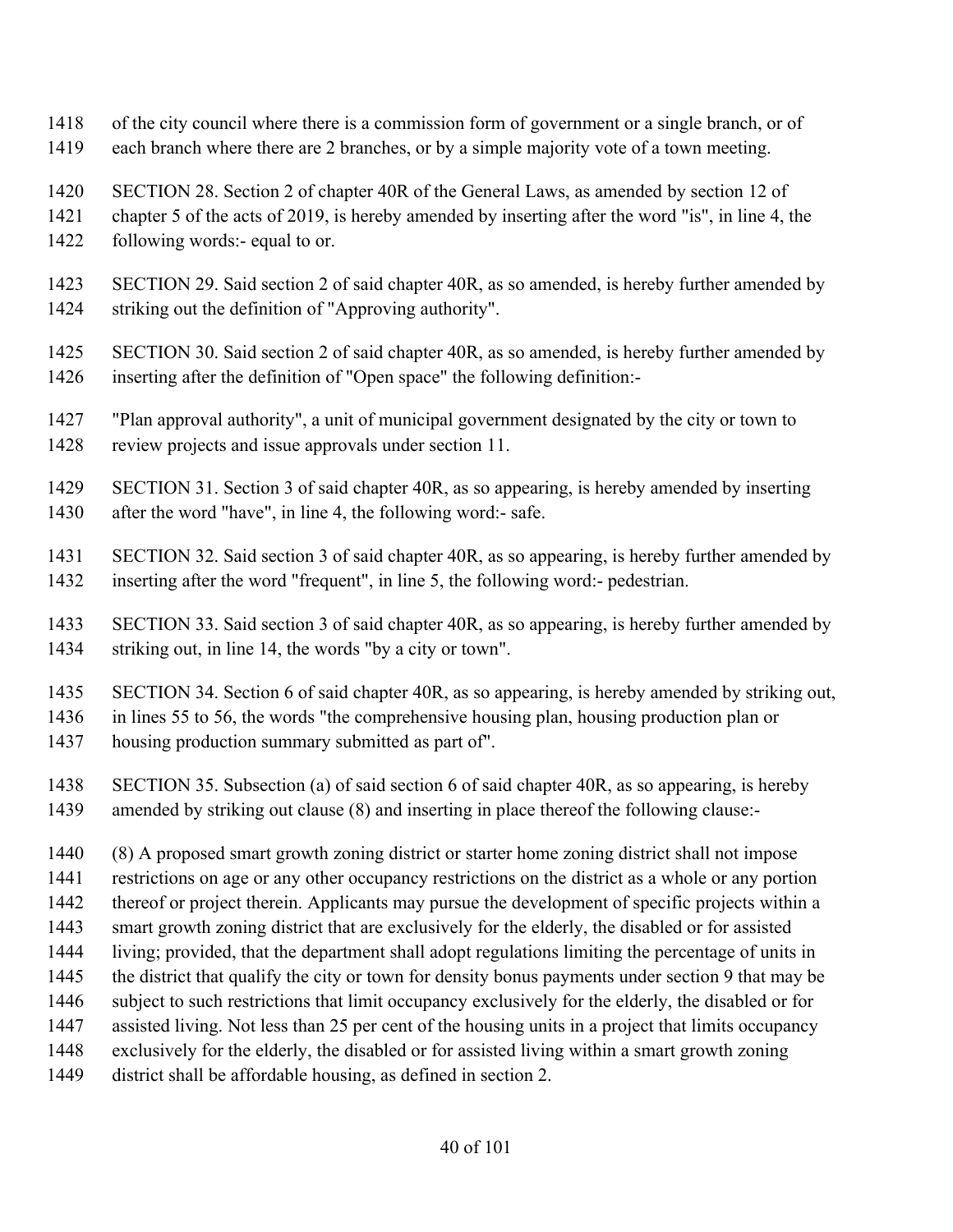of the city council where there is a commission form of government or a single branch, or of each branch where there are 2 branches, or by a simple majority vote of a town meeting.

SECTION 28. Section 2 of chapter 40R of the General Laws, as amended by section 12 of chapter 5 of the acts of 2019, is hereby amended by inserting after the word "is", in line 4, the following words:- equal to or.

SECTION 29. Said section 2 of said chapter 40R, as so amended, is hereby further amended by striking out the definition of "Approving authority".

SECTION 30. Said section 2 of said chapter 40R, as so amended, is hereby further amended by inserting after the definition of "Open space" the following definition:-

"Plan approval authority", a unit of municipal government designated by the city or town to review projects and issue approvals under section 11.

SECTION 31. Section 3 of said chapter 40R, as so appearing, is hereby amended by inserting after the word "have", in line 4, the following word:- safe.

SECTION 32. Said section 3 of said chapter 40R, as so appearing, is hereby further amended by inserting after the word "frequent", in line 5, the following word:- pedestrian.

SECTION 33. Said section 3 of said chapter 40R, as so appearing, is hereby further amended by striking out, in line 14, the words "by a city or town".

SECTION 34. Section 6 of said chapter 40R, as so appearing, is hereby amended by striking out, in lines 55 to 56, the words "the comprehensive housing plan, housing production plan or housing production summary submitted as part of".

SECTION 35. Subsection (a) of said section 6 of said chapter 40R, as so appearing, is hereby amended by striking out clause (8) and inserting in place thereof the following clause:-

(8) A proposed smart growth zoning district or starter home zoning district shall not impose restrictions on age or any other occupancy restrictions on the district as a whole or any portion thereof or project therein. Applicants may pursue the development of specific projects within a smart growth zoning district that are exclusively for the elderly, the disabled or for assisted living; provided, that the department shall adopt regulations limiting the percentage of units in the district that qualify the city or town for density bonus payments under section 9 that may be subject to such restrictions that limit occupancy exclusively for the elderly, the disabled or for assisted living. Not less than 25 per cent of the housing units in a project that limits occupancy exclusively for the elderly, the disabled or for assisted living within a smart growth zoning district shall be affordable housing, as defined in section 2.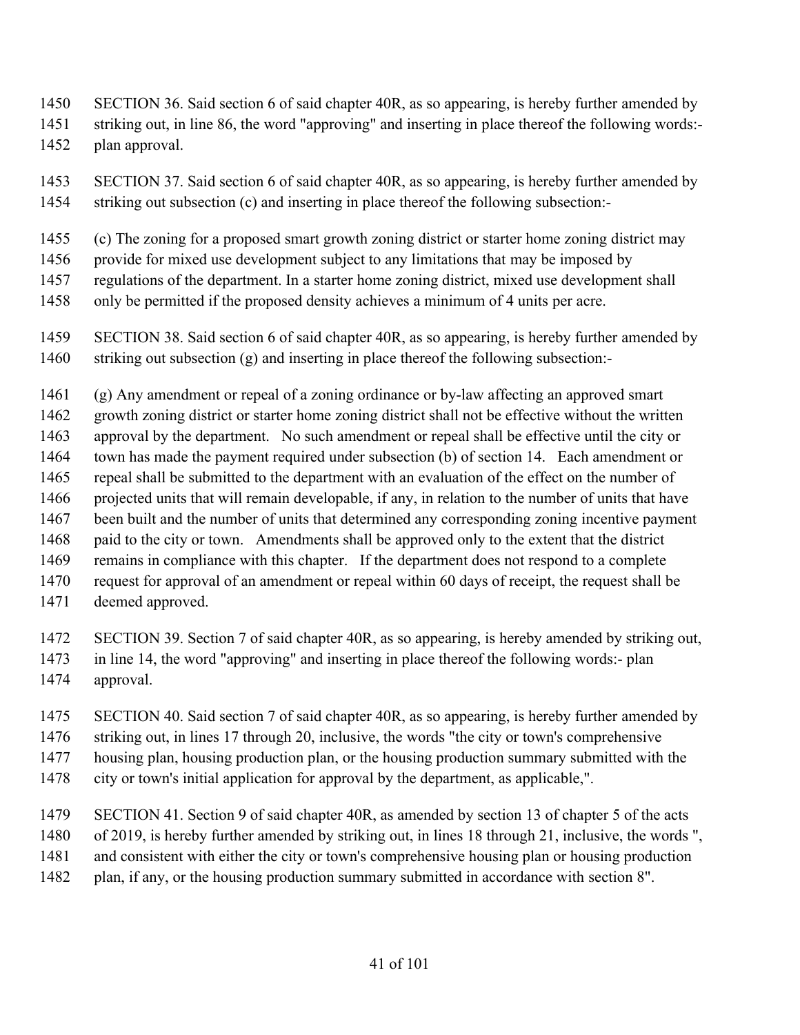SECTION 36. Said section 6 of said chapter 40R, as so appearing, is hereby further amended by striking out, in line 86, the word "approving" and inserting in place thereof the following words:- plan approval.

SECTION 37. Said section 6 of said chapter 40R, as so appearing, is hereby further amended by striking out subsection (c) and inserting in place thereof the following subsection:-

(c) The zoning for a proposed smart growth zoning district or starter home zoning district may provide for mixed use development subject to any limitations that may be imposed by regulations of the department. In a starter home zoning district, mixed use development shall only be permitted if the proposed density achieves a minimum of 4 units per acre.

SECTION 38. Said section 6 of said chapter 40R, as so appearing, is hereby further amended by striking out subsection (g) and inserting in place thereof the following subsection:-

(g) Any amendment or repeal of a zoning ordinance or by-law affecting an approved smart growth zoning district or starter home zoning district shall not be effective without the written approval by the department. No such amendment or repeal shall be effective until the city or town has made the payment required under subsection (b) of section 14. Each amendment or repeal shall be submitted to the department with an evaluation of the effect on the number of projected units that will remain developable, if any, in relation to the number of units that have been built and the number of units that determined any corresponding zoning incentive payment paid to the city or town. Amendments shall be approved only to the extent that the district remains in compliance with this chapter. If the department does not respond to a complete request for approval of an amendment or repeal within 60 days of receipt, the request shall be deemed approved.

SECTION 39. Section 7 of said chapter 40R, as so appearing, is hereby amended by striking out, in line 14, the word "approving" and inserting in place thereof the following words:- plan approval.

SECTION 40. Said section 7 of said chapter 40R, as so appearing, is hereby further amended by striking out, in lines 17 through 20, inclusive, the words "the city or town's comprehensive housing plan, housing production plan, or the housing production summary submitted with the city or town's initial application for approval by the department, as applicable,".

SECTION 41. Section 9 of said chapter 40R, as amended by section 13 of chapter 5 of the acts of 2019, is hereby further amended by striking out, in lines 18 through 21, inclusive, the words ", and consistent with either the city or town's comprehensive housing plan or housing production plan, if any, or the housing production summary submitted in accordance with section 8".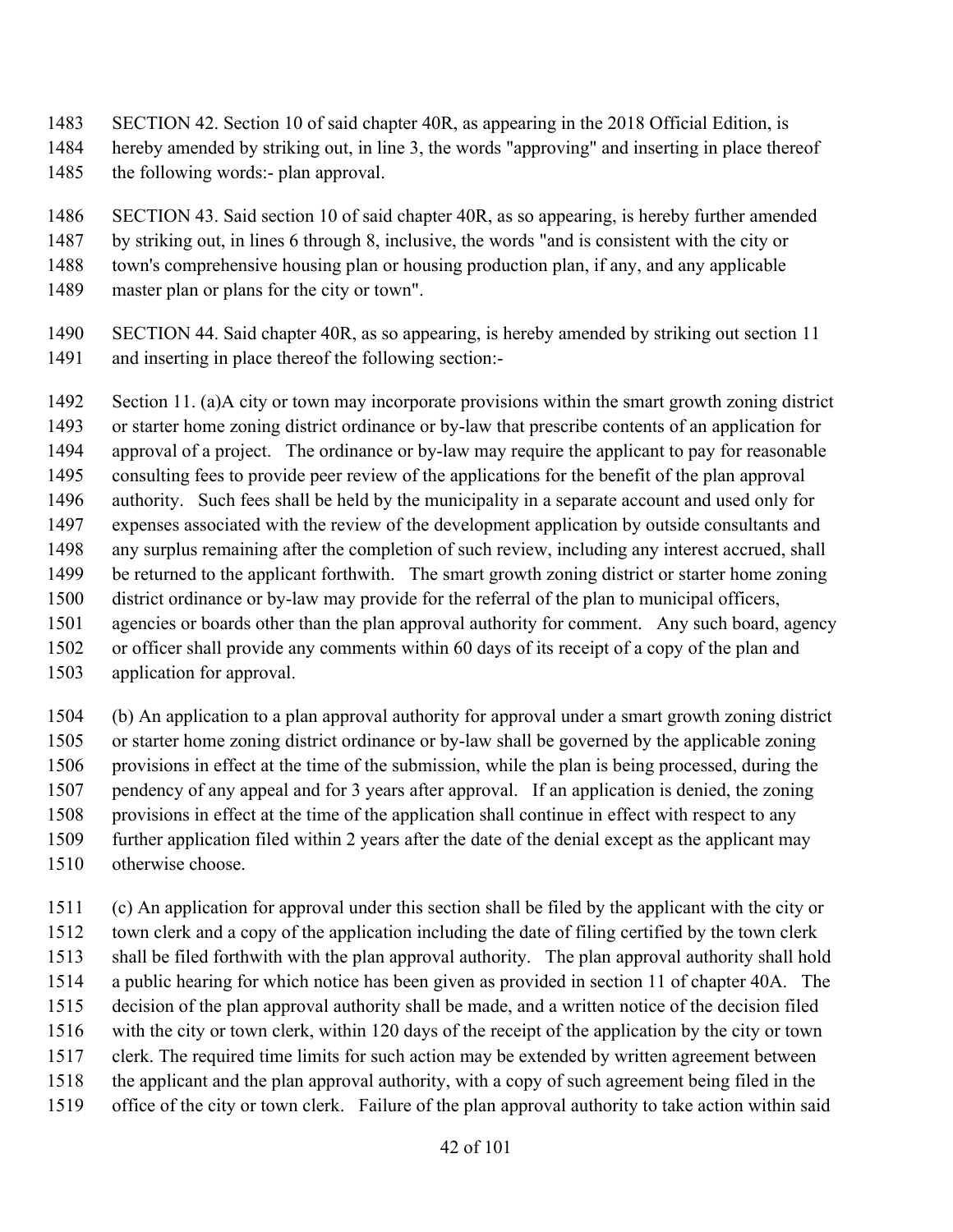SECTION 42. Section 10 of said chapter 40R, as appearing in the 2018 Official Edition, is hereby amended by striking out, in line 3, the words "approving" and inserting in place thereof the following words:- plan approval.

SECTION 43. Said section 10 of said chapter 40R, as so appearing, is hereby further amended by striking out, in lines 6 through 8, inclusive, the words "and is consistent with the city or town's comprehensive housing plan or housing production plan, if any, and any applicable master plan or plans for the city or town".

SECTION 44. Said chapter 40R, as so appearing, is hereby amended by striking out section 11 and inserting in place thereof the following section:-

Section 11. (a)A city or town may incorporate provisions within the smart growth zoning district or starter home zoning district ordinance or by-law that prescribe contents of an application for approval of a project. The ordinance or by-law may require the applicant to pay for reasonable consulting fees to provide peer review of the applications for the benefit of the plan approval authority. Such fees shall be held by the municipality in a separate account and used only for expenses associated with the review of the development application by outside consultants and any surplus remaining after the completion of such review, including any interest accrued, shall be returned to the applicant forthwith. The smart growth zoning district or starter home zoning district ordinance or by-law may provide for the referral of the plan to municipal officers, agencies or boards other than the plan approval authority for comment. Any such board, agency or officer shall provide any comments within 60 days of its receipt of a copy of the plan and application for approval.

(b) An application to a plan approval authority for approval under a smart growth zoning district or starter home zoning district ordinance or by-law shall be governed by the applicable zoning provisions in effect at the time of the submission, while the plan is being processed, during the pendency of any appeal and for 3 years after approval. If an application is denied, the zoning provisions in effect at the time of the application shall continue in effect with respect to any further application filed within 2 years after the date of the denial except as the applicant may otherwise choose.

(c) An application for approval under this section shall be filed by the applicant with the city or town clerk and a copy of the application including the date of filing certified by the town clerk shall be filed forthwith with the plan approval authority. The plan approval authority shall hold a public hearing for which notice has been given as provided in section 11 of chapter 40A. The decision of the plan approval authority shall be made, and a written notice of the decision filed with the city or town clerk, within 120 days of the receipt of the application by the city or town clerk. The required time limits for such action may be extended by written agreement between the applicant and the plan approval authority, with a copy of such agreement being filed in the office of the city or town clerk. Failure of the plan approval authority to take action within said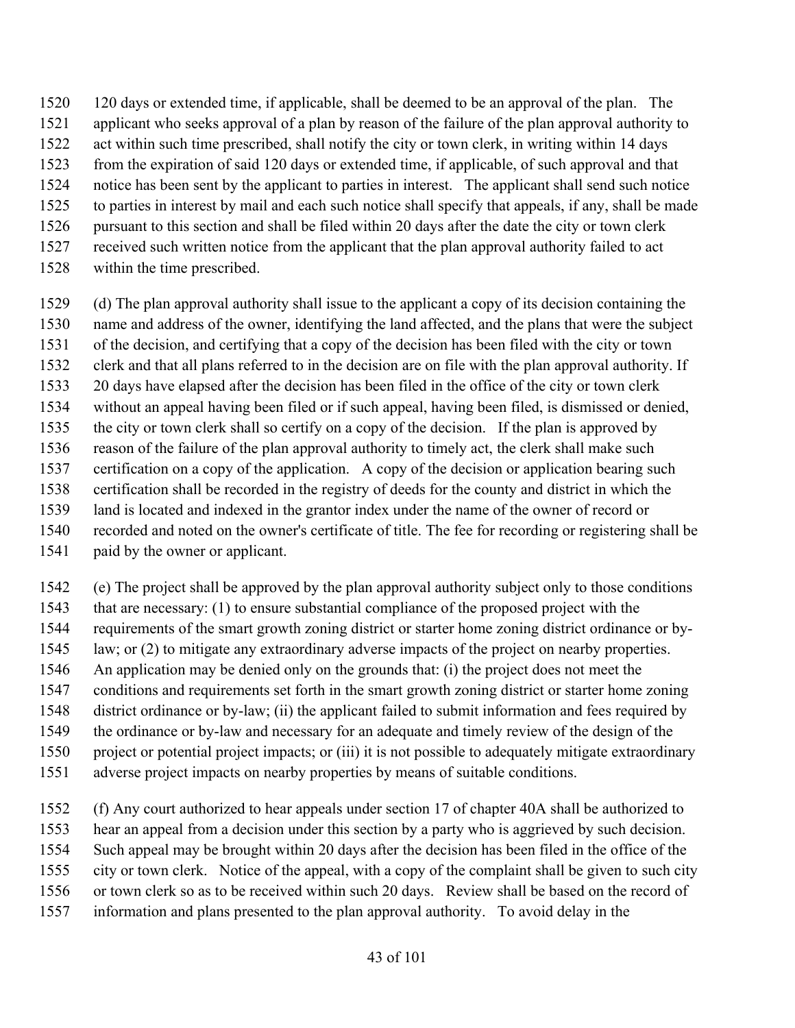120 days or extended time, if applicable, shall be deemed to be an approval of the plan. The applicant who seeks approval of a plan by reason of the failure of the plan approval authority to act within such time prescribed, shall notify the city or town clerk, in writing within 14 days from the expiration of said 120 days or extended time, if applicable, of such approval and that notice has been sent by the applicant to parties in interest. The applicant shall send such notice to parties in interest by mail and each such notice shall specify that appeals, if any, shall be made pursuant to this section and shall be filed within 20 days after the date the city or town clerk received such written notice from the applicant that the plan approval authority failed to act within the time prescribed.

(d) The plan approval authority shall issue to the applicant a copy of its decision containing the name and address of the owner, identifying the land affected, and the plans that were the subject of the decision, and certifying that a copy of the decision has been filed with the city or town clerk and that all plans referred to in the decision are on file with the plan approval authority. If 20 days have elapsed after the decision has been filed in the office of the city or town clerk without an appeal having been filed or if such appeal, having been filed, is dismissed or denied, the city or town clerk shall so certify on a copy of the decision. If the plan is approved by reason of the failure of the plan approval authority to timely act, the clerk shall make such certification on a copy of the application. A copy of the decision or application bearing such certification shall be recorded in the registry of deeds for the county and district in which the land is located and indexed in the grantor index under the name of the owner of record or recorded and noted on the owner's certificate of title. The fee for recording or registering shall be paid by the owner or applicant.

(e) The project shall be approved by the plan approval authority subject only to those conditions that are necessary: (1) to ensure substantial compliance of the proposed project with the requirements of the smart growth zoning district or starter home zoning district ordinance or by-law; or (2) to mitigate any extraordinary adverse impacts of the project on nearby properties. An application may be denied only on the grounds that: (i) the project does not meet the conditions and requirements set forth in the smart growth zoning district or starter home zoning district ordinance or by-law; (ii) the applicant failed to submit information and fees required by the ordinance or by-law and necessary for an adequate and timely review of the design of the project or potential project impacts; or (iii) it is not possible to adequately mitigate extraordinary adverse project impacts on nearby properties by means of suitable conditions.

(f) Any court authorized to hear appeals under section 17 of chapter 40A shall be authorized to hear an appeal from a decision under this section by a party who is aggrieved by such decision. Such appeal may be brought within 20 days after the decision has been filed in the office of the city or town clerk. Notice of the appeal, with a copy of the complaint shall be given to such city or town clerk so as to be received within such 20 days. Review shall be based on the record of information and plans presented to the plan approval authority. To avoid delay in the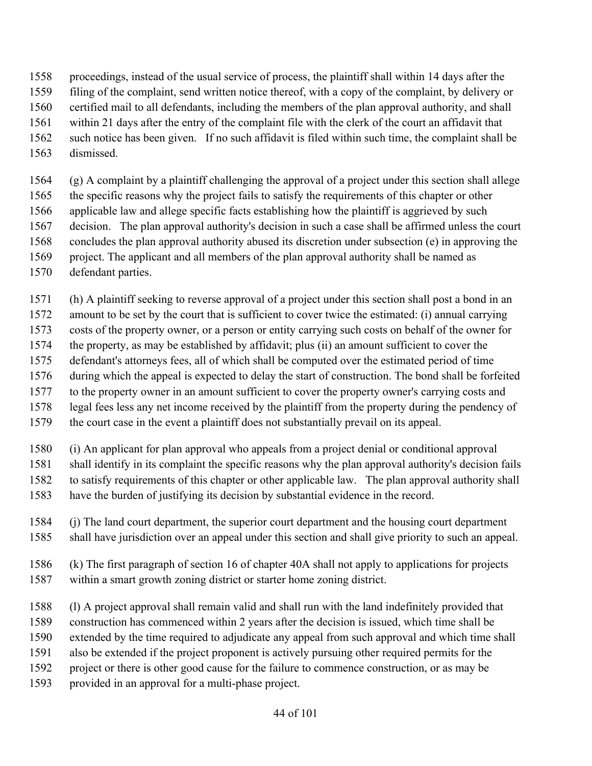proceedings, instead of the usual service of process, the plaintiff shall within 14 days after the filing of the complaint, send written notice thereof, with a copy of the complaint, by delivery or certified mail to all defendants, including the members of the plan approval authority, and shall within 21 days after the entry of the complaint file with the clerk of the court an affidavit that such notice has been given. If no such affidavit is filed within such time, the complaint shall be dismissed.

(g) A complaint by a plaintiff challenging the approval of a project under this section shall allege the specific reasons why the project fails to satisfy the requirements of this chapter or other applicable law and allege specific facts establishing how the plaintiff is aggrieved by such decision. The plan approval authority's decision in such a case shall be affirmed unless the court concludes the plan approval authority abused its discretion under subsection (e) in approving the project. The applicant and all members of the plan approval authority shall be named as defendant parties.

(h) A plaintiff seeking to reverse approval of a project under this section shall post a bond in an amount to be set by the court that is sufficient to cover twice the estimated: (i) annual carrying costs of the property owner, or a person or entity carrying such costs on behalf of the owner for the property, as may be established by affidavit; plus (ii) an amount sufficient to cover the defendant's attorneys fees, all of which shall be computed over the estimated period of time during which the appeal is expected to delay the start of construction. The bond shall be forfeited to the property owner in an amount sufficient to cover the property owner's carrying costs and legal fees less any net income received by the plaintiff from the property during the pendency of the court case in the event a plaintiff does not substantially prevail on its appeal.

(i) An applicant for plan approval who appeals from a project denial or conditional approval shall identify in its complaint the specific reasons why the plan approval authority's decision fails to satisfy requirements of this chapter or other applicable law. The plan approval authority shall have the burden of justifying its decision by substantial evidence in the record.

(j) The land court department, the superior court department and the housing court department shall have jurisdiction over an appeal under this section and shall give priority to such an appeal.

(k) The first paragraph of section 16 of chapter 40A shall not apply to applications for projects within a smart growth zoning district or starter home zoning district.

(l) A project approval shall remain valid and shall run with the land indefinitely provided that construction has commenced within 2 years after the decision is issued, which time shall be extended by the time required to adjudicate any appeal from such approval and which time shall also be extended if the project proponent is actively pursuing other required permits for the project or there is other good cause for the failure to commence construction, or as may be provided in an approval for a multi-phase project.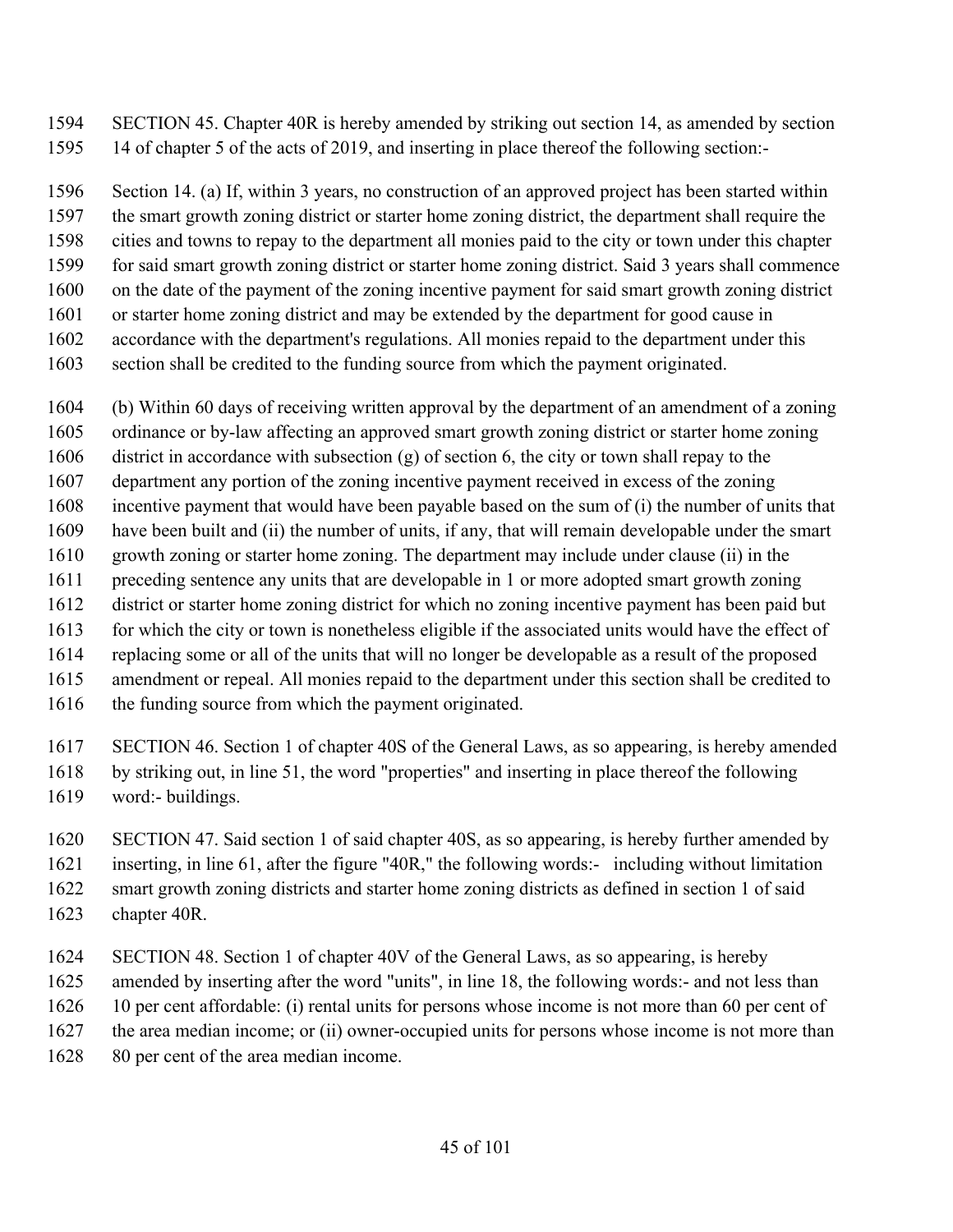SECTION 45. Chapter 40R is hereby amended by striking out section 14, as amended by section 14 of chapter 5 of the acts of 2019, and inserting in place thereof the following section:-

Section 14. (a) If, within 3 years, no construction of an approved project has been started within the smart growth zoning district or starter home zoning district, the department shall require the cities and towns to repay to the department all monies paid to the city or town under this chapter for said smart growth zoning district or starter home zoning district. Said 3 years shall commence on the date of the payment of the zoning incentive payment for said smart growth zoning district or starter home zoning district and may be extended by the department for good cause in accordance with the department's regulations. All monies repaid to the department under this section shall be credited to the funding source from which the payment originated.

(b) Within 60 days of receiving written approval by the department of an amendment of a zoning ordinance or by-law affecting an approved smart growth zoning district or starter home zoning district in accordance with subsection (g) of section 6, the city or town shall repay to the department any portion of the zoning incentive payment received in excess of the zoning incentive payment that would have been payable based on the sum of (i) the number of units that have been built and (ii) the number of units, if any, that will remain developable under the smart growth zoning or starter home zoning. The department may include under clause (ii) in the preceding sentence any units that are developable in 1 or more adopted smart growth zoning district or starter home zoning district for which no zoning incentive payment has been paid but for which the city or town is nonetheless eligible if the associated units would have the effect of replacing some or all of the units that will no longer be developable as a result of the proposed amendment or repeal. All monies repaid to the department under this section shall be credited to the funding source from which the payment originated.

SECTION 46. Section 1 of chapter 40S of the General Laws, as so appearing, is hereby amended by striking out, in line 51, the word "properties" and inserting in place thereof the following word:- buildings.

SECTION 47. Said section 1 of said chapter 40S, as so appearing, is hereby further amended by inserting, in line 61, after the figure "40R," the following words:- including without limitation smart growth zoning districts and starter home zoning districts as defined in section 1 of said chapter 40R.

SECTION 48. Section 1 of chapter 40V of the General Laws, as so appearing, is hereby amended by inserting after the word "units", in line 18, the following words:- and not less than 10 per cent affordable: (i) rental units for persons whose income is not more than 60 per cent of the area median income; or (ii) owner-occupied units for persons whose income is not more than 80 per cent of the area median income.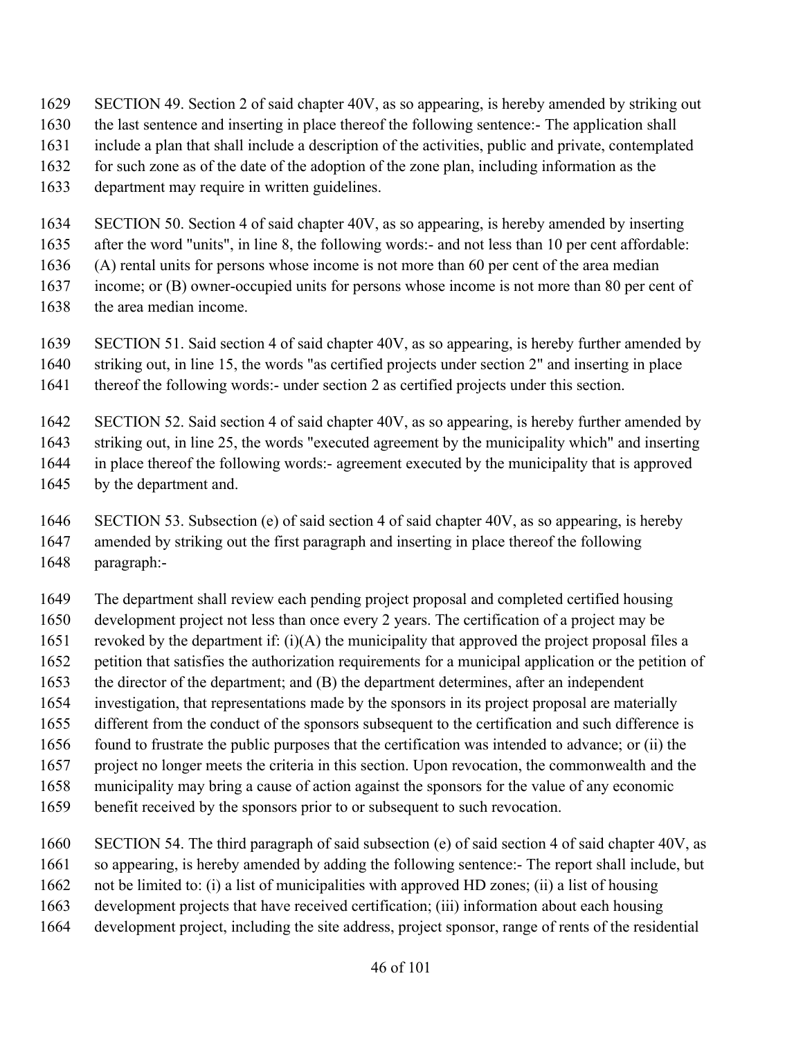SECTION 49. Section 2 of said chapter 40V, as so appearing, is hereby amended by striking out the last sentence and inserting in place thereof the following sentence:- The application shall include a plan that shall include a description of the activities, public and private, contemplated for such zone as of the date of the adoption of the zone plan, including information as the department may require in written guidelines.

SECTION 50. Section 4 of said chapter 40V, as so appearing, is hereby amended by inserting after the word "units", in line 8, the following words:- and not less than 10 per cent affordable: (A) rental units for persons whose income is not more than 60 per cent of the area median income; or (B) owner-occupied units for persons whose income is not more than 80 per cent of the area median income.

SECTION 51. Said section 4 of said chapter 40V, as so appearing, is hereby further amended by striking out, in line 15, the words "as certified projects under section 2" and inserting in place thereof the following words:- under section 2 as certified projects under this section.

SECTION 52. Said section 4 of said chapter 40V, as so appearing, is hereby further amended by striking out, in line 25, the words "executed agreement by the municipality which" and inserting in place thereof the following words:- agreement executed by the municipality that is approved by the department and.

SECTION 53. Subsection (e) of said section 4 of said chapter 40V, as so appearing, is hereby amended by striking out the first paragraph and inserting in place thereof the following paragraph:-

The department shall review each pending project proposal and completed certified housing development project not less than once every 2 years. The certification of a project may be revoked by the department if: (i)(A) the municipality that approved the project proposal files a petition that satisfies the authorization requirements for a municipal application or the petition of the director of the department; and (B) the department determines, after an independent investigation, that representations made by the sponsors in its project proposal are materially different from the conduct of the sponsors subsequent to the certification and such difference is found to frustrate the public purposes that the certification was intended to advance; or (ii) the project no longer meets the criteria in this section. Upon revocation, the commonwealth and the municipality may bring a cause of action against the sponsors for the value of any economic benefit received by the sponsors prior to or subsequent to such revocation.

SECTION 54. The third paragraph of said subsection (e) of said section 4 of said chapter 40V, as so appearing, is hereby amended by adding the following sentence:- The report shall include, but not be limited to: (i) a list of municipalities with approved HD zones; (ii) a list of housing development projects that have received certification; (iii) information about each housing development project, including the site address, project sponsor, range of rents of the residential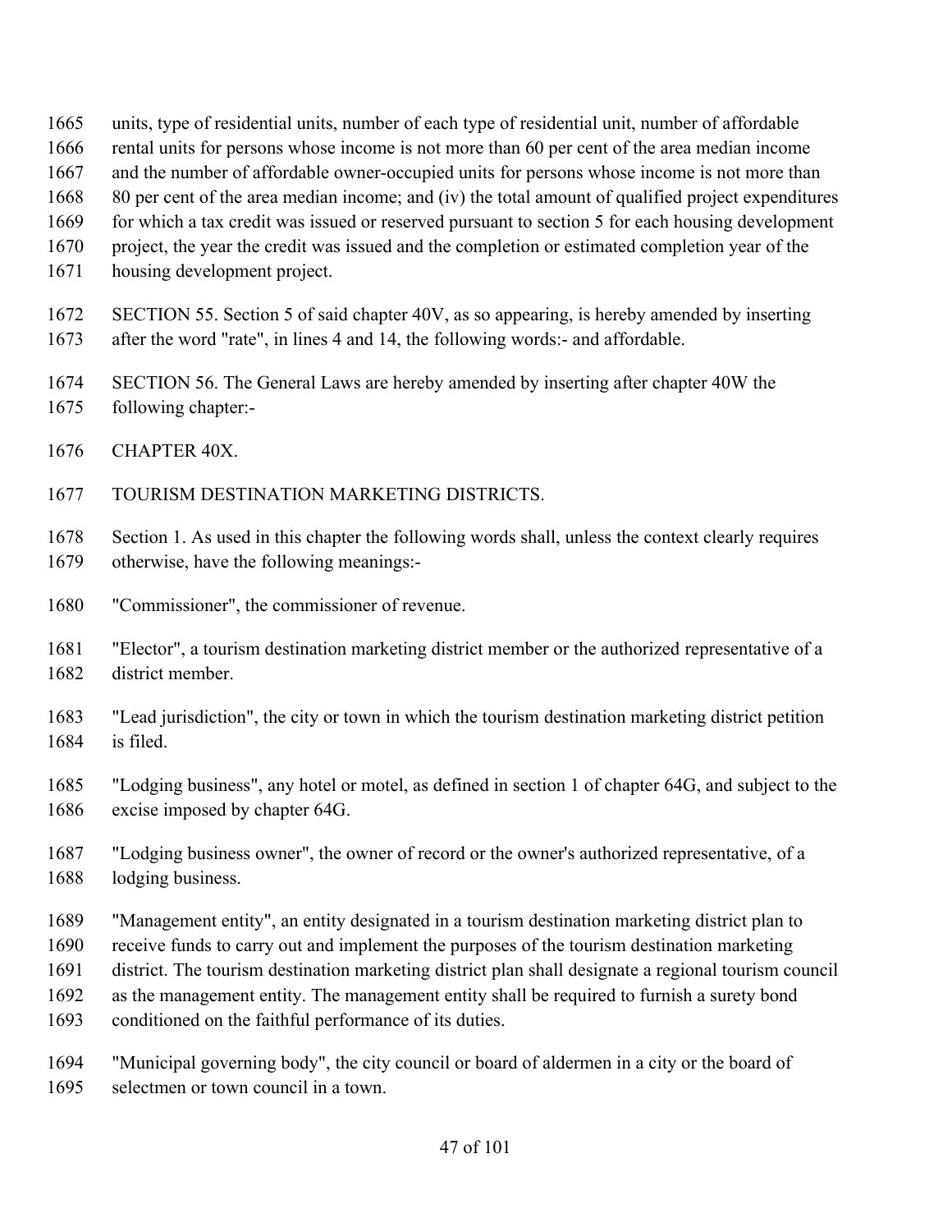units, type of residential units, number of each type of residential unit, number of affordable rental units for persons whose income is not more than 60 per cent of the area median income and the number of affordable owner-occupied units for persons whose income is not more than 80 per cent of the area median income; and (iv) the total amount of qualified project expenditures for which a tax credit was issued or reserved pursuant to section 5 for each housing development project, the year the credit was issued and the completion or estimated completion year of the housing development project.

SECTION 55. Section 5 of said chapter 40V, as so appearing, is hereby amended by inserting after the word "rate", in lines 4 and 14, the following words:- and affordable.

SECTION 56. The General Laws are hereby amended by inserting after chapter 40W the following chapter:-

CHAPTER 40X.

TOURISM DESTINATION MARKETING DISTRICTS.

Section 1. As used in this chapter the following words shall, unless the context clearly requires otherwise, have the following meanings:-

"Commissioner", the commissioner of revenue.

"Elector", a tourism destination marketing district member or the authorized representative of a district member.

"Lead jurisdiction", the city or town in which the tourism destination marketing district petition is filed.

"Lodging business", any hotel or motel, as defined in section 1 of chapter 64G, and subject to the excise imposed by chapter 64G.

"Lodging business owner", the owner of record or the owner's authorized representative, of a lodging business.

"Management entity", an entity designated in a tourism destination marketing district plan to receive funds to carry out and implement the purposes of the tourism destination marketing district. The tourism destination marketing district plan shall designate a regional tourism council as the management entity. The management entity shall be required to furnish a surety bond conditioned on the faithful performance of its duties.

"Municipal governing body", the city council or board of aldermen in a city or the board of selectmen or town council in a town.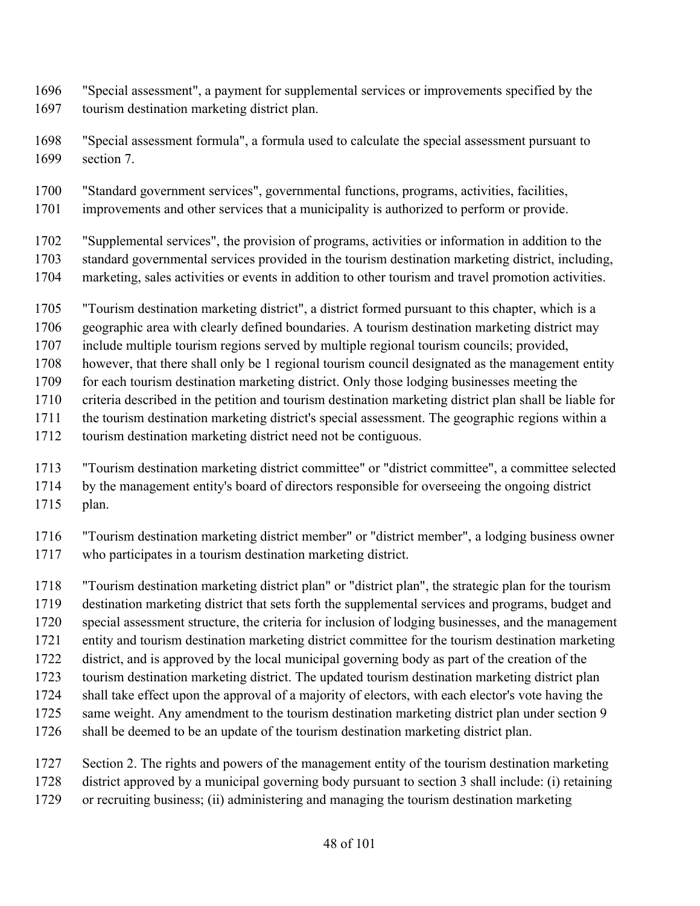"Special assessment", a payment for supplemental services or improvements specified by the tourism destination marketing district plan.

"Special assessment formula", a formula used to calculate the special assessment pursuant to section 7.

"Standard government services", governmental functions, programs, activities, facilities, improvements and other services that a municipality is authorized to perform or provide.

"Supplemental services", the provision of programs, activities or information in addition to the standard governmental services provided in the tourism destination marketing district, including, marketing, sales activities or events in addition to other tourism and travel promotion activities.

"Tourism destination marketing district", a district formed pursuant to this chapter, which is a geographic area with clearly defined boundaries. A tourism destination marketing district may include multiple tourism regions served by multiple regional tourism councils; provided, however, that there shall only be 1 regional tourism council designated as the management entity for each tourism destination marketing district. Only those lodging businesses meeting the criteria described in the petition and tourism destination marketing district plan shall be liable for the tourism destination marketing district's special assessment. The geographic regions within a tourism destination marketing district need not be contiguous.

"Tourism destination marketing district committee" or "district committee", a committee selected by the management entity's board of directors responsible for overseeing the ongoing district plan.

"Tourism destination marketing district member" or "district member", a lodging business owner who participates in a tourism destination marketing district.

"Tourism destination marketing district plan" or "district plan", the strategic plan for the tourism destination marketing district that sets forth the supplemental services and programs, budget and special assessment structure, the criteria for inclusion of lodging businesses, and the management entity and tourism destination marketing district committee for the tourism destination marketing district, and is approved by the local municipal governing body as part of the creation of the tourism destination marketing district. The updated tourism destination marketing district plan shall take effect upon the approval of a majority of electors, with each elector's vote having the same weight. Any amendment to the tourism destination marketing district plan under section 9 shall be deemed to be an update of the tourism destination marketing district plan.

Section 2. The rights and powers of the management entity of the tourism destination marketing district approved by a municipal governing body pursuant to section 3 shall include: (i) retaining or recruiting business; (ii) administering and managing the tourism destination marketing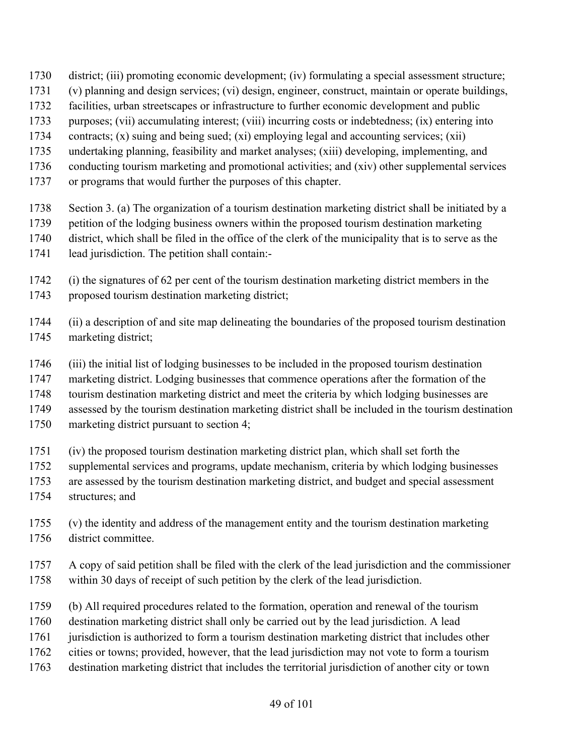district; (iii) promoting economic development; (iv) formulating a special assessment structure; (v) planning and design services; (vi) design, engineer, construct, maintain or operate buildings, facilities, urban streetscapes or infrastructure to further economic development and public purposes; (vii) accumulating interest; (viii) incurring costs or indebtedness; (ix) entering into contracts; (x) suing and being sued; (xi) employing legal and accounting services; (xii) undertaking planning, feasibility and market analyses; (xiii) developing, implementing, and conducting tourism marketing and promotional activities; and (xiv) other supplemental services or programs that would further the purposes of this chapter.

Section 3. (a) The organization of a tourism destination marketing district shall be initiated by a petition of the lodging business owners within the proposed tourism destination marketing district, which shall be filed in the office of the clerk of the municipality that is to serve as the lead jurisdiction. The petition shall contain:-

(i) the signatures of 62 per cent of the tourism destination marketing district members in the proposed tourism destination marketing district;

(ii) a description of and site map delineating the boundaries of the proposed tourism destination marketing district;

(iii) the initial list of lodging businesses to be included in the proposed tourism destination marketing district. Lodging businesses that commence operations after the formation of the tourism destination marketing district and meet the criteria by which lodging businesses are assessed by the tourism destination marketing district shall be included in the tourism destination marketing district pursuant to section 4;

(iv) the proposed tourism destination marketing district plan, which shall set forth the supplemental services and programs, update mechanism, criteria by which lodging businesses are assessed by the tourism destination marketing district, and budget and special assessment structures; and

(v) the identity and address of the management entity and the tourism destination marketing district committee.

A copy of said petition shall be filed with the clerk of the lead jurisdiction and the commissioner within 30 days of receipt of such petition by the clerk of the lead jurisdiction.

(b) All required procedures related to the formation, operation and renewal of the tourism destination marketing district shall only be carried out by the lead jurisdiction. A lead jurisdiction is authorized to form a tourism destination marketing district that includes other cities or towns; provided, however, that the lead jurisdiction may not vote to form a tourism destination marketing district that includes the territorial jurisdiction of another city or town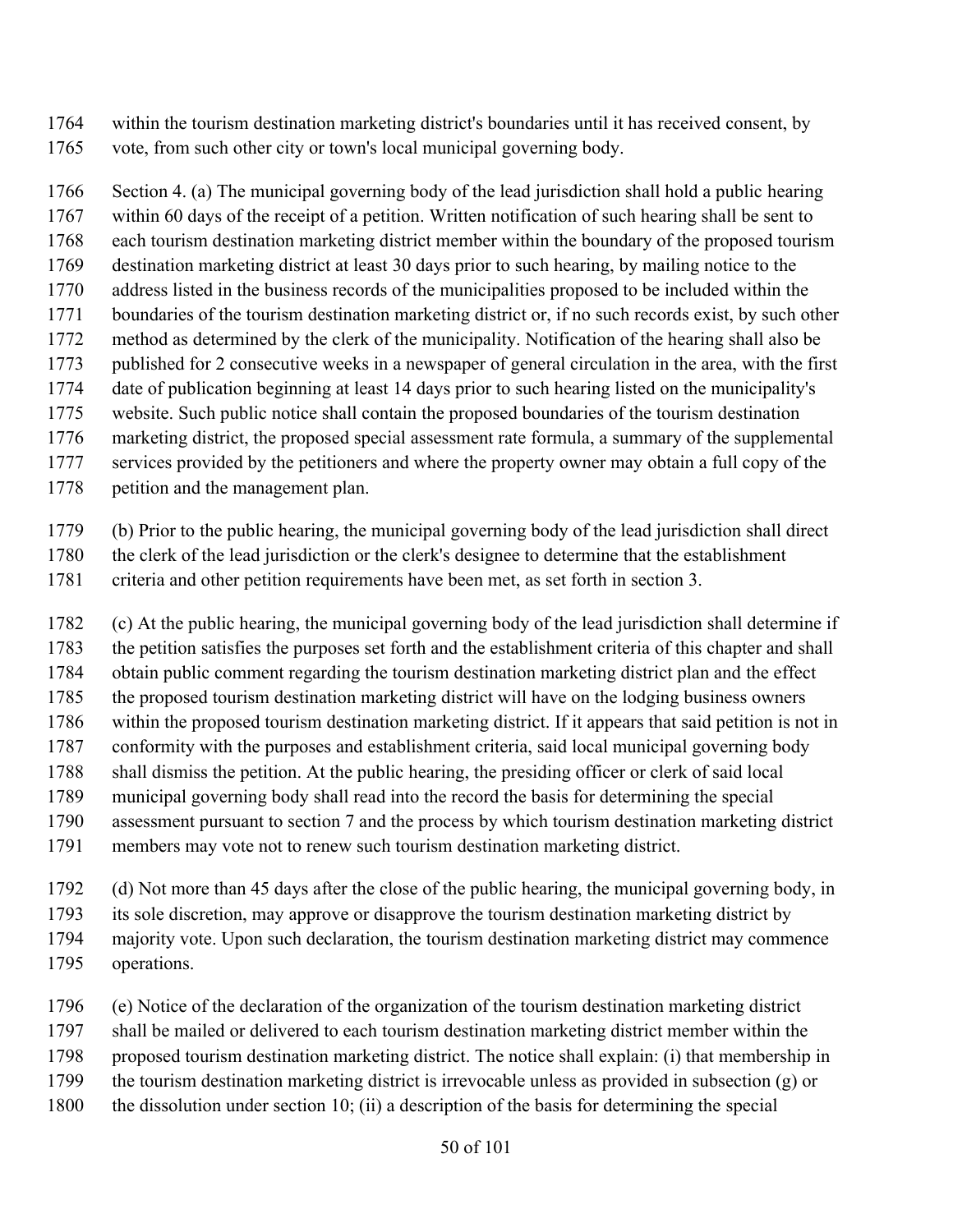within the tourism destination marketing district's boundaries until it has received consent, by vote, from such other city or town's local municipal governing body.

Section 4. (a) The municipal governing body of the lead jurisdiction shall hold a public hearing within 60 days of the receipt of a petition. Written notification of such hearing shall be sent to each tourism destination marketing district member within the boundary of the proposed tourism destination marketing district at least 30 days prior to such hearing, by mailing notice to the address listed in the business records of the municipalities proposed to be included within the boundaries of the tourism destination marketing district or, if no such records exist, by such other method as determined by the clerk of the municipality. Notification of the hearing shall also be published for 2 consecutive weeks in a newspaper of general circulation in the area, with the first date of publication beginning at least 14 days prior to such hearing listed on the municipality's website. Such public notice shall contain the proposed boundaries of the tourism destination marketing district, the proposed special assessment rate formula, a summary of the supplemental services provided by the petitioners and where the property owner may obtain a full copy of the petition and the management plan.

(b) Prior to the public hearing, the municipal governing body of the lead jurisdiction shall direct the clerk of the lead jurisdiction or the clerk's designee to determine that the establishment criteria and other petition requirements have been met, as set forth in section 3.

(c) At the public hearing, the municipal governing body of the lead jurisdiction shall determine if the petition satisfies the purposes set forth and the establishment criteria of this chapter and shall obtain public comment regarding the tourism destination marketing district plan and the effect the proposed tourism destination marketing district will have on the lodging business owners within the proposed tourism destination marketing district. If it appears that said petition is not in conformity with the purposes and establishment criteria, said local municipal governing body shall dismiss the petition. At the public hearing, the presiding officer or clerk of said local municipal governing body shall read into the record the basis for determining the special assessment pursuant to section 7 and the process by which tourism destination marketing district members may vote not to renew such tourism destination marketing district.

(d) Not more than 45 days after the close of the public hearing, the municipal governing body, in its sole discretion, may approve or disapprove the tourism destination marketing district by majority vote. Upon such declaration, the tourism destination marketing district may commence operations.

(e) Notice of the declaration of the organization of the tourism destination marketing district shall be mailed or delivered to each tourism destination marketing district member within the proposed tourism destination marketing district. The notice shall explain: (i) that membership in the tourism destination marketing district is irrevocable unless as provided in subsection (g) or the dissolution under section 10; (ii) a description of the basis for determining the special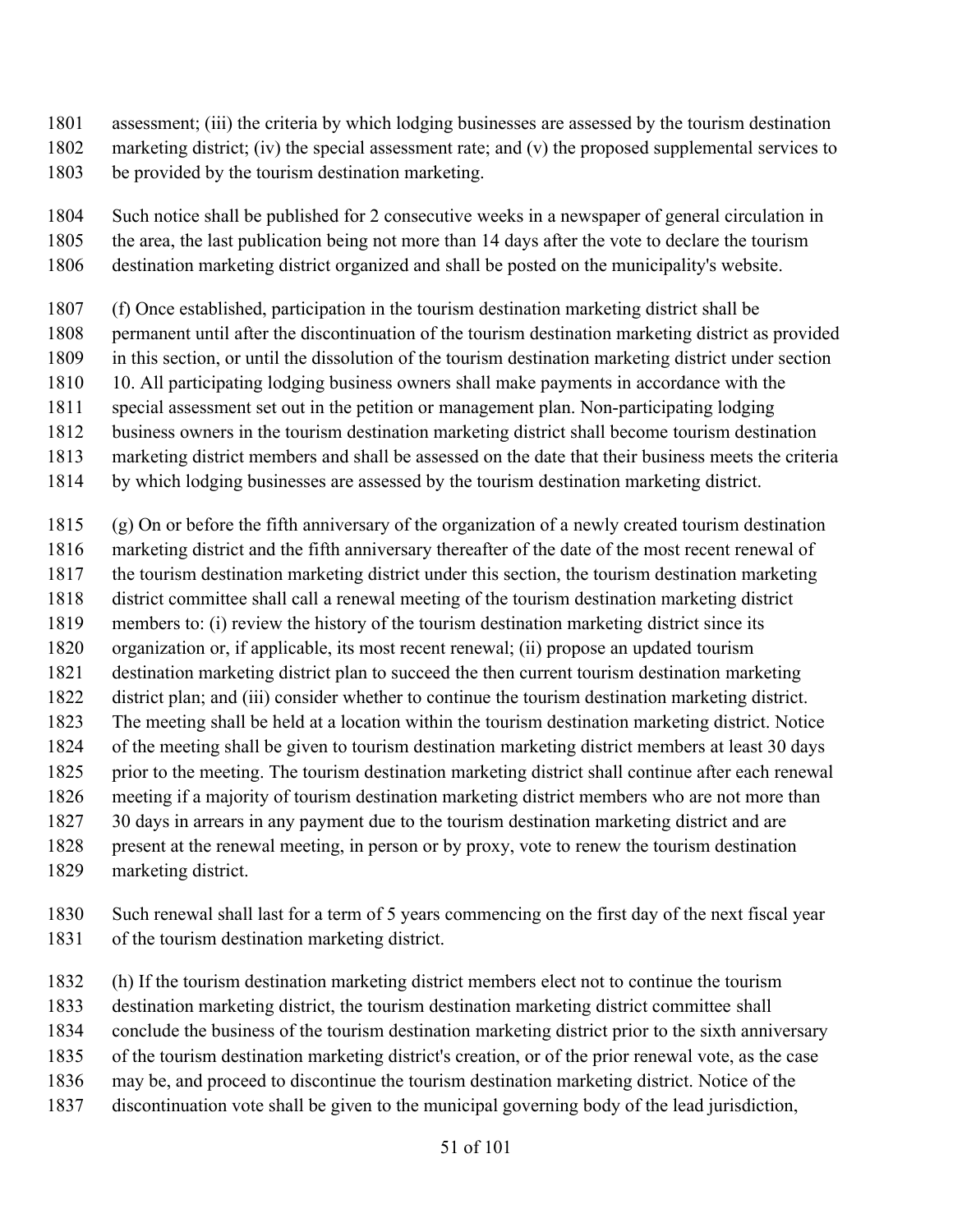assessment; (iii) the criteria by which lodging businesses are assessed by the tourism destination marketing district; (iv) the special assessment rate; and (v) the proposed supplemental services to be provided by the tourism destination marketing.

Such notice shall be published for 2 consecutive weeks in a newspaper of general circulation in the area, the last publication being not more than 14 days after the vote to declare the tourism destination marketing district organized and shall be posted on the municipality's website.

(f) Once established, participation in the tourism destination marketing district shall be permanent until after the discontinuation of the tourism destination marketing district as provided in this section, or until the dissolution of the tourism destination marketing district under section 10. All participating lodging business owners shall make payments in accordance with the special assessment set out in the petition or management plan. Non-participating lodging business owners in the tourism destination marketing district shall become tourism destination marketing district members and shall be assessed on the date that their business meets the criteria by which lodging businesses are assessed by the tourism destination marketing district.

(g) On or before the fifth anniversary of the organization of a newly created tourism destination marketing district and the fifth anniversary thereafter of the date of the most recent renewal of the tourism destination marketing district under this section, the tourism destination marketing district committee shall call a renewal meeting of the tourism destination marketing district members to: (i) review the history of the tourism destination marketing district since its organization or, if applicable, its most recent renewal; (ii) propose an updated tourism destination marketing district plan to succeed the then current tourism destination marketing district plan; and (iii) consider whether to continue the tourism destination marketing district. The meeting shall be held at a location within the tourism destination marketing district. Notice of the meeting shall be given to tourism destination marketing district members at least 30 days prior to the meeting. The tourism destination marketing district shall continue after each renewal meeting if a majority of tourism destination marketing district members who are not more than 30 days in arrears in any payment due to the tourism destination marketing district and are present at the renewal meeting, in person or by proxy, vote to renew the tourism destination marketing district.

Such renewal shall last for a term of 5 years commencing on the first day of the next fiscal year of the tourism destination marketing district.

(h) If the tourism destination marketing district members elect not to continue the tourism destination marketing district, the tourism destination marketing district committee shall conclude the business of the tourism destination marketing district prior to the sixth anniversary of the tourism destination marketing district's creation, or of the prior renewal vote, as the case may be, and proceed to discontinue the tourism destination marketing district. Notice of the discontinuation vote shall be given to the municipal governing body of the lead jurisdiction,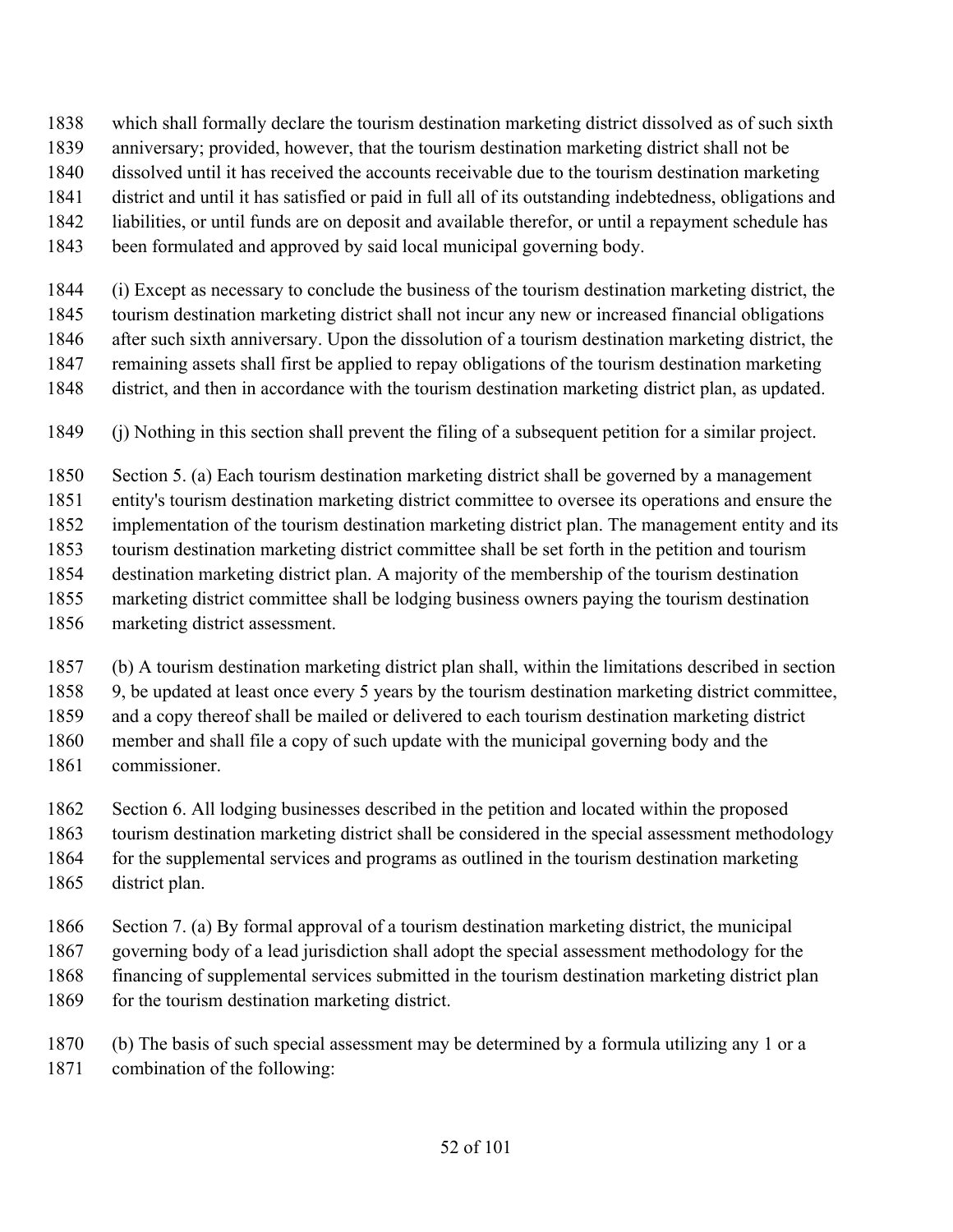which shall formally declare the tourism destination marketing district dissolved as of such sixth anniversary; provided, however, that the tourism destination marketing district shall not be dissolved until it has received the accounts receivable due to the tourism destination marketing district and until it has satisfied or paid in full all of its outstanding indebtedness, obligations and liabilities, or until funds are on deposit and available therefor, or until a repayment schedule has been formulated and approved by said local municipal governing body.

(i) Except as necessary to conclude the business of the tourism destination marketing district, the tourism destination marketing district shall not incur any new or increased financial obligations after such sixth anniversary. Upon the dissolution of a tourism destination marketing district, the remaining assets shall first be applied to repay obligations of the tourism destination marketing district, and then in accordance with the tourism destination marketing district plan, as updated.

(j) Nothing in this section shall prevent the filing of a subsequent petition for a similar project.

Section 5. (a) Each tourism destination marketing district shall be governed by a management entity's tourism destination marketing district committee to oversee its operations and ensure the implementation of the tourism destination marketing district plan. The management entity and its tourism destination marketing district committee shall be set forth in the petition and tourism destination marketing district plan. A majority of the membership of the tourism destination marketing district committee shall be lodging business owners paying the tourism destination marketing district assessment.

(b) A tourism destination marketing district plan shall, within the limitations described in section 9, be updated at least once every 5 years by the tourism destination marketing district committee, and a copy thereof shall be mailed or delivered to each tourism destination marketing district member and shall file a copy of such update with the municipal governing body and the commissioner.

Section 6. All lodging businesses described in the petition and located within the proposed tourism destination marketing district shall be considered in the special assessment methodology for the supplemental services and programs as outlined in the tourism destination marketing district plan.

Section 7. (a) By formal approval of a tourism destination marketing district, the municipal governing body of a lead jurisdiction shall adopt the special assessment methodology for the financing of supplemental services submitted in the tourism destination marketing district plan for the tourism destination marketing district.

(b) The basis of such special assessment may be determined by a formula utilizing any 1 or a combination of the following: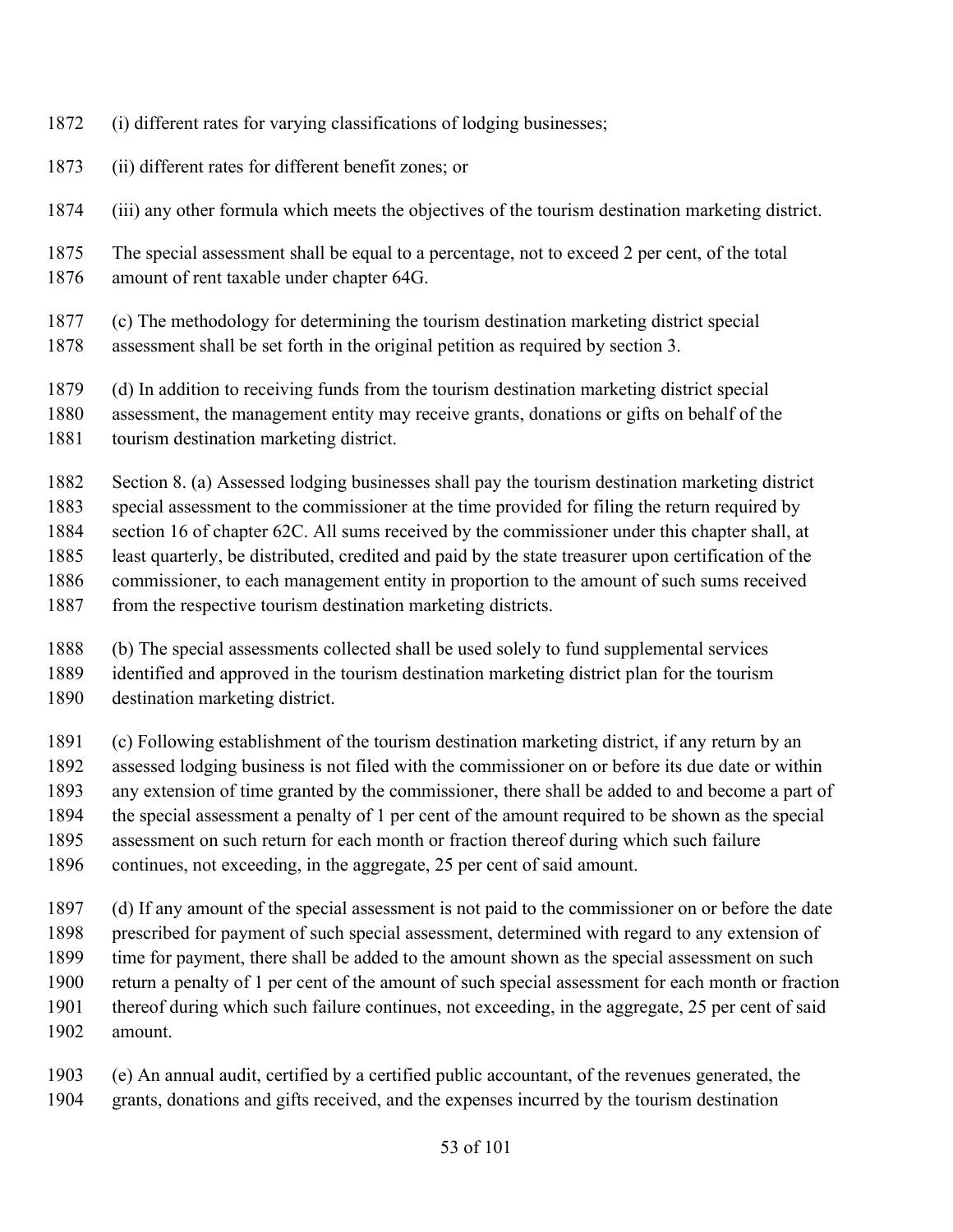(i) different rates for varying classifications of lodging businesses;

(ii) different rates for different benefit zones; or

(iii) any other formula which meets the objectives of the tourism destination marketing district.

The special assessment shall be equal to a percentage, not to exceed 2 per cent, of the total amount of rent taxable under chapter 64G.

(c) The methodology for determining the tourism destination marketing district special assessment shall be set forth in the original petition as required by section 3.

(d) In addition to receiving funds from the tourism destination marketing district special assessment, the management entity may receive grants, donations or gifts on behalf of the tourism destination marketing district.

Section 8. (a) Assessed lodging businesses shall pay the tourism destination marketing district special assessment to the commissioner at the time provided for filing the return required by section 16 of chapter 62C. All sums received by the commissioner under this chapter shall, at least quarterly, be distributed, credited and paid by the state treasurer upon certification of the commissioner, to each management entity in proportion to the amount of such sums received from the respective tourism destination marketing districts.

(b) The special assessments collected shall be used solely to fund supplemental services identified and approved in the tourism destination marketing district plan for the tourism destination marketing district.

(c) Following establishment of the tourism destination marketing district, if any return by an assessed lodging business is not filed with the commissioner on or before its due date or within any extension of time granted by the commissioner, there shall be added to and become a part of the special assessment a penalty of 1 per cent of the amount required to be shown as the special assessment on such return for each month or fraction thereof during which such failure continues, not exceeding, in the aggregate, 25 per cent of said amount.

(d) If any amount of the special assessment is not paid to the commissioner on or before the date prescribed for payment of such special assessment, determined with regard to any extension of time for payment, there shall be added to the amount shown as the special assessment on such return a penalty of 1 per cent of the amount of such special assessment for each month or fraction thereof during which such failure continues, not exceeding, in the aggregate, 25 per cent of said amount.

(e) An annual audit, certified by a certified public accountant, of the revenues generated, the grants, donations and gifts received, and the expenses incurred by the tourism destination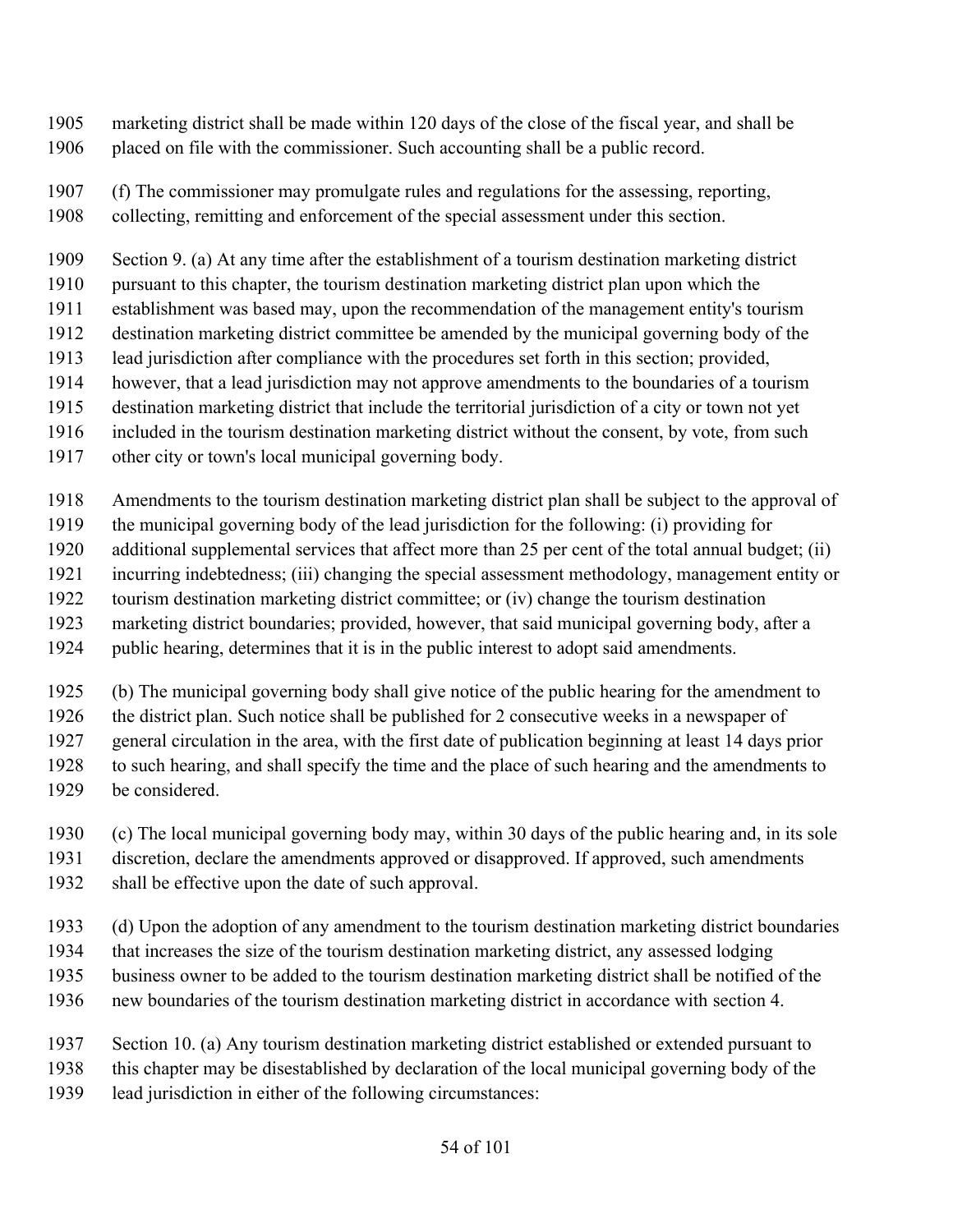marketing district shall be made within 120 days of the close of the fiscal year, and shall be placed on file with the commissioner. Such accounting shall be a public record.

(f) The commissioner may promulgate rules and regulations for the assessing, reporting, collecting, remitting and enforcement of the special assessment under this section.

Section 9. (a) At any time after the establishment of a tourism destination marketing district pursuant to this chapter, the tourism destination marketing district plan upon which the establishment was based may, upon the recommendation of the management entity's tourism destination marketing district committee be amended by the municipal governing body of the lead jurisdiction after compliance with the procedures set forth in this section; provided, however, that a lead jurisdiction may not approve amendments to the boundaries of a tourism destination marketing district that include the territorial jurisdiction of a city or town not yet included in the tourism destination marketing district without the consent, by vote, from such other city or town's local municipal governing body.

Amendments to the tourism destination marketing district plan shall be subject to the approval of the municipal governing body of the lead jurisdiction for the following: (i) providing for additional supplemental services that affect more than 25 per cent of the total annual budget; (ii) incurring indebtedness; (iii) changing the special assessment methodology, management entity or tourism destination marketing district committee; or (iv) change the tourism destination marketing district boundaries; provided, however, that said municipal governing body, after a public hearing, determines that it is in the public interest to adopt said amendments.

(b) The municipal governing body shall give notice of the public hearing for the amendment to the district plan. Such notice shall be published for 2 consecutive weeks in a newspaper of general circulation in the area, with the first date of publication beginning at least 14 days prior to such hearing, and shall specify the time and the place of such hearing and the amendments to be considered.

(c) The local municipal governing body may, within 30 days of the public hearing and, in its sole discretion, declare the amendments approved or disapproved. If approved, such amendments shall be effective upon the date of such approval.

(d) Upon the adoption of any amendment to the tourism destination marketing district boundaries that increases the size of the tourism destination marketing district, any assessed lodging business owner to be added to the tourism destination marketing district shall be notified of the new boundaries of the tourism destination marketing district in accordance with section 4.

Section 10. (a) Any tourism destination marketing district established or extended pursuant to this chapter may be disestablished by declaration of the local municipal governing body of the lead jurisdiction in either of the following circumstances: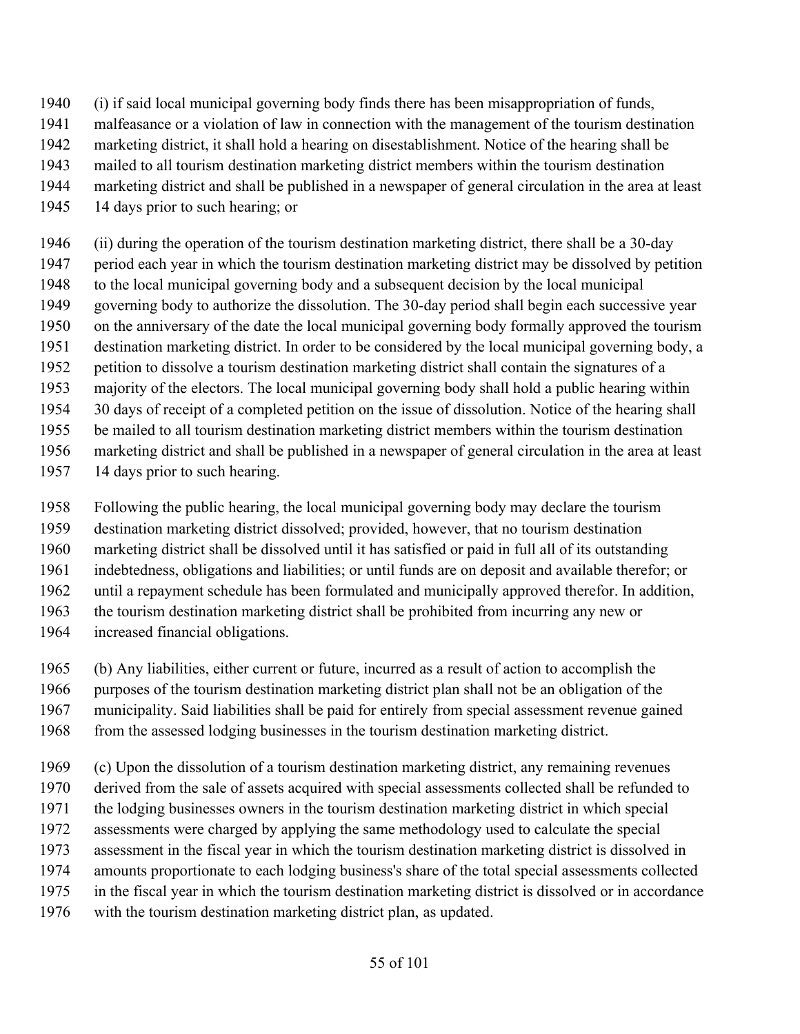(i) if said local municipal governing body finds there has been misappropriation of funds, malfeasance or a violation of law in connection with the management of the tourism destination marketing district, it shall hold a hearing on disestablishment. Notice of the hearing shall be mailed to all tourism destination marketing district members within the tourism destination marketing district and shall be published in a newspaper of general circulation in the area at least 14 days prior to such hearing; or

(ii) during the operation of the tourism destination marketing district, there shall be a 30-day period each year in which the tourism destination marketing district may be dissolved by petition to the local municipal governing body and a subsequent decision by the local municipal governing body to authorize the dissolution. The 30-day period shall begin each successive year on the anniversary of the date the local municipal governing body formally approved the tourism destination marketing district. In order to be considered by the local municipal governing body, a petition to dissolve a tourism destination marketing district shall contain the signatures of a majority of the electors. The local municipal governing body shall hold a public hearing within 30 days of receipt of a completed petition on the issue of dissolution. Notice of the hearing shall be mailed to all tourism destination marketing district members within the tourism destination marketing district and shall be published in a newspaper of general circulation in the area at least 14 days prior to such hearing.

Following the public hearing, the local municipal governing body may declare the tourism destination marketing district dissolved; provided, however, that no tourism destination marketing district shall be dissolved until it has satisfied or paid in full all of its outstanding indebtedness, obligations and liabilities; or until funds are on deposit and available therefor; or until a repayment schedule has been formulated and municipally approved therefor. In addition, the tourism destination marketing district shall be prohibited from incurring any new or increased financial obligations.

(b) Any liabilities, either current or future, incurred as a result of action to accomplish the purposes of the tourism destination marketing district plan shall not be an obligation of the municipality. Said liabilities shall be paid for entirely from special assessment revenue gained from the assessed lodging businesses in the tourism destination marketing district.

(c) Upon the dissolution of a tourism destination marketing district, any remaining revenues derived from the sale of assets acquired with special assessments collected shall be refunded to the lodging businesses owners in the tourism destination marketing district in which special assessments were charged by applying the same methodology used to calculate the special assessment in the fiscal year in which the tourism destination marketing district is dissolved in amounts proportionate to each lodging business's share of the total special assessments collected in the fiscal year in which the tourism destination marketing district is dissolved or in accordance with the tourism destination marketing district plan, as updated.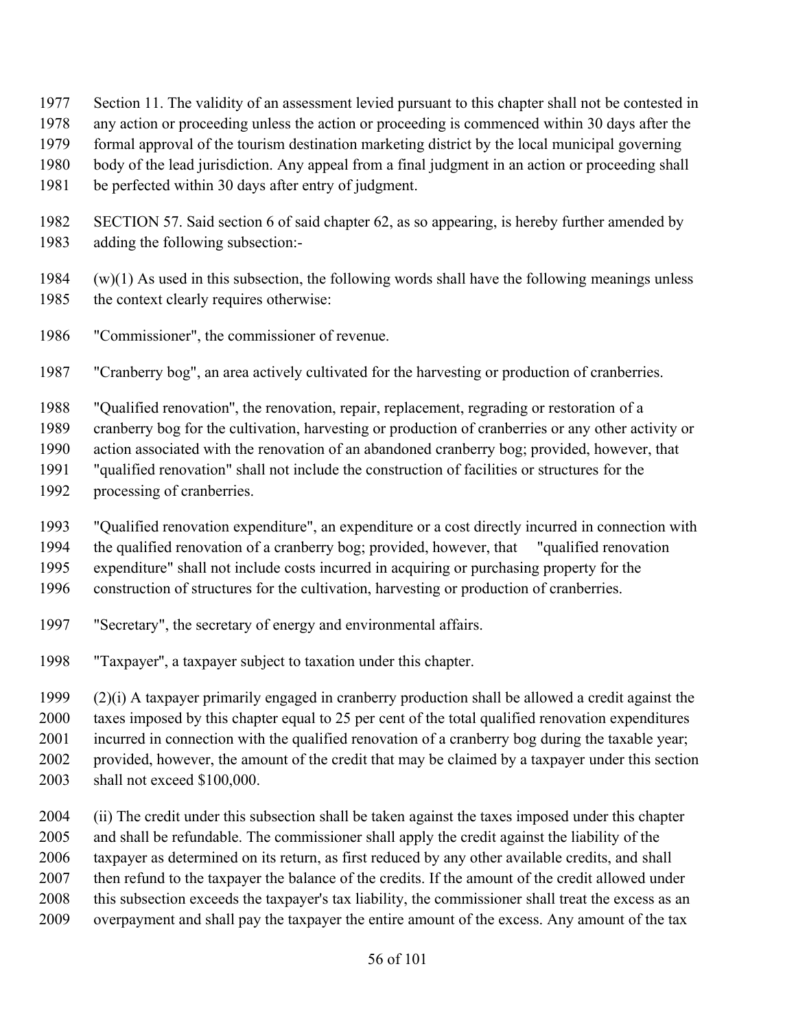Section 11. The validity of an assessment levied pursuant to this chapter shall not be contested in any action or proceeding unless the action or proceeding is commenced within 30 days after the formal approval of the tourism destination marketing district by the local municipal governing body of the lead jurisdiction. Any appeal from a final judgment in an action or proceeding shall be perfected within 30 days after entry of judgment.

SECTION 57. Said section 6 of said chapter 62, as so appearing, is hereby further amended by adding the following subsection:-

(w)(1) As used in this subsection, the following words shall have the following meanings unless the context clearly requires otherwise:

"Commissioner", the commissioner of revenue.

"Cranberry bog", an area actively cultivated for the harvesting or production of cranberries.

"Qualified renovation", the renovation, repair, replacement, regrading or restoration of a cranberry bog for the cultivation, harvesting or production of cranberries or any other activity or action associated with the renovation of an abandoned cranberry bog; provided, however, that "qualified renovation" shall not include the construction of facilities or structures for the processing of cranberries.

"Qualified renovation expenditure", an expenditure or a cost directly incurred in connection with the qualified renovation of a cranberry bog; provided, however, that "qualified renovation expenditure" shall not include costs incurred in acquiring or purchasing property for the construction of structures for the cultivation, harvesting or production of cranberries.

"Secretary", the secretary of energy and environmental affairs.

"Taxpayer", a taxpayer subject to taxation under this chapter.

(2)(i) A taxpayer primarily engaged in cranberry production shall be allowed a credit against the taxes imposed by this chapter equal to 25 per cent of the total qualified renovation expenditures incurred in connection with the qualified renovation of a cranberry bog during the taxable year; provided, however, the amount of the credit that may be claimed by a taxpayer under this section shall not exceed $100,000.

(ii) The credit under this subsection shall be taken against the taxes imposed under this chapter and shall be refundable. The commissioner shall apply the credit against the liability of the taxpayer as determined on its return, as first reduced by any other available credits, and shall then refund to the taxpayer the balance of the credits. If the amount of the credit allowed under this subsection exceeds the taxpayer's tax liability, the commissioner shall treat the excess as an overpayment and shall pay the taxpayer the entire amount of the excess. Any amount of the tax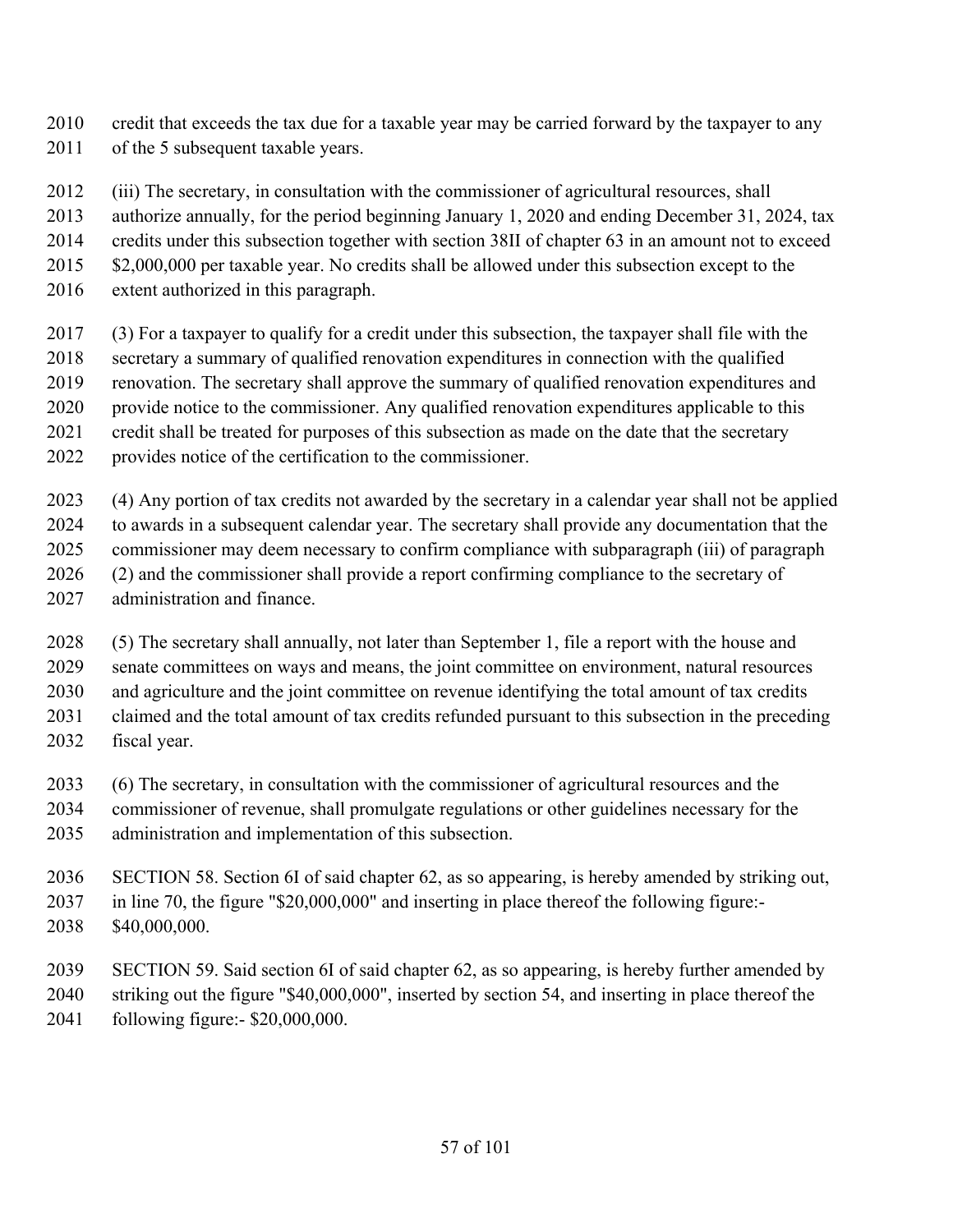credit that exceeds the tax due for a taxable year may be carried forward by the taxpayer to any of the 5 subsequent taxable years.

(iii) The secretary, in consultation with the commissioner of agricultural resources, shall authorize annually, for the period beginning January 1, 2020 and ending December 31, 2024, tax credits under this subsection together with section 38II of chapter 63 in an amount not to exceed $2,000,000 per taxable year. No credits shall be allowed under this subsection except to the extent authorized in this paragraph.

(3) For a taxpayer to qualify for a credit under this subsection, the taxpayer shall file with the secretary a summary of qualified renovation expenditures in connection with the qualified renovation. The secretary shall approve the summary of qualified renovation expenditures and provide notice to the commissioner. Any qualified renovation expenditures applicable to this credit shall be treated for purposes of this subsection as made on the date that the secretary provides notice of the certification to the commissioner.

(4) Any portion of tax credits not awarded by the secretary in a calendar year shall not be applied to awards in a subsequent calendar year. The secretary shall provide any documentation that the commissioner may deem necessary to confirm compliance with subparagraph (iii) of paragraph (2) and the commissioner shall provide a report confirming compliance to the secretary of administration and finance.

(5) The secretary shall annually, not later than September 1, file a report with the house and senate committees on ways and means, the joint committee on environment, natural resources and agriculture and the joint committee on revenue identifying the total amount of tax credits claimed and the total amount of tax credits refunded pursuant to this subsection in the preceding fiscal year.

(6) The secretary, in consultation with the commissioner of agricultural resources and the commissioner of revenue, shall promulgate regulations or other guidelines necessary for the administration and implementation of this subsection.

SECTION 58. Section 6I of said chapter 62, as so appearing, is hereby amended by striking out, in line 70, the figure "$20,000,000" and inserting in place thereof the following figure:- $40,000,000.

SECTION 59. Said section 6I of said chapter 62, as so appearing, is hereby further amended by striking out the figure "$40,000,000", inserted by section 54, and inserting in place thereof the following figure:- $20,000,000.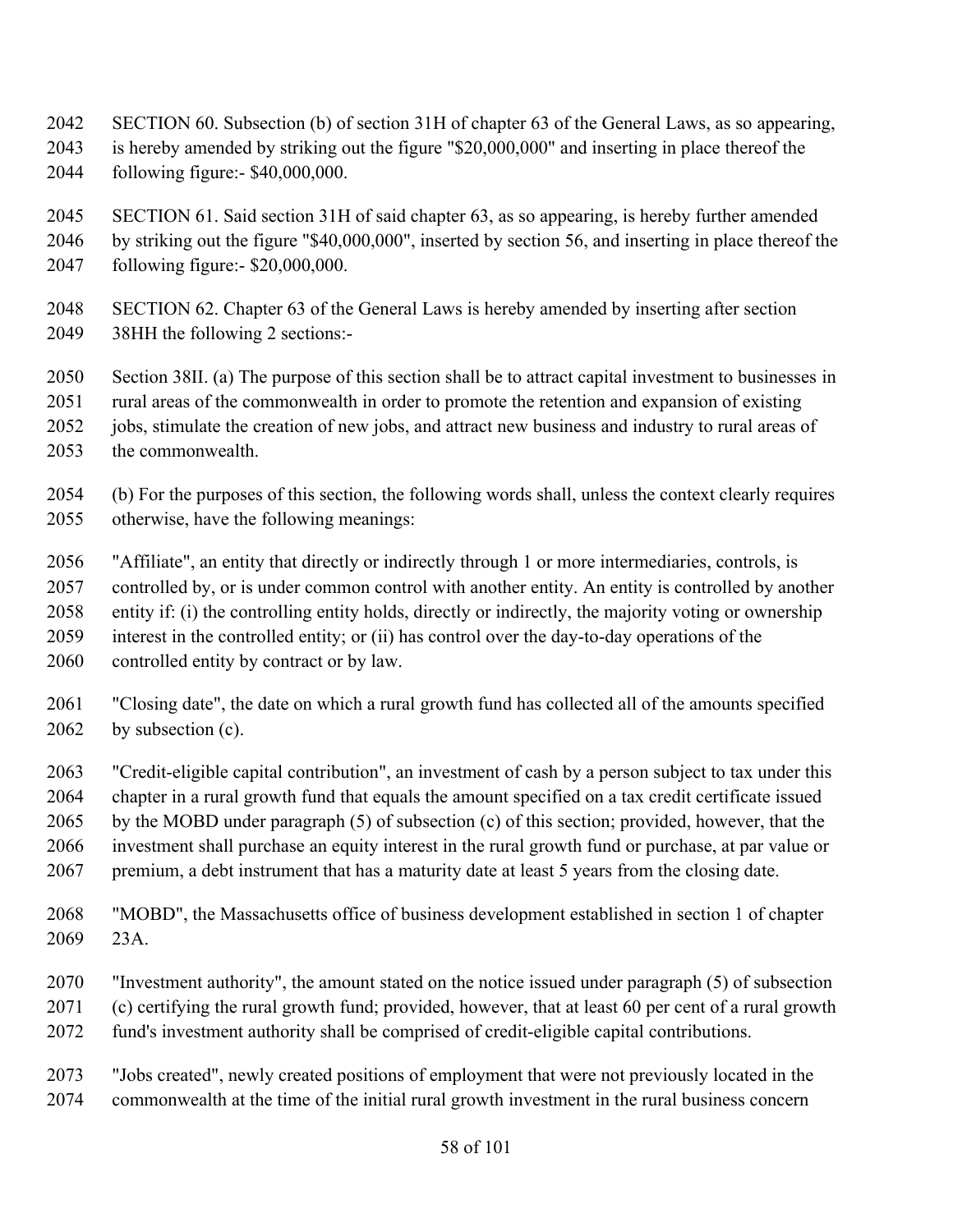SECTION 60. Subsection (b) of section 31H of chapter 63 of the General Laws, as so appearing, is hereby amended by striking out the figure "$20,000,000" and inserting in place thereof the following figure:- $40,000,000.

SECTION 61. Said section 31H of said chapter 63, as so appearing, is hereby further amended by striking out the figure "$40,000,000", inserted by section 56, and inserting in place thereof the following figure:- $20,000,000.

SECTION 62. Chapter 63 of the General Laws is hereby amended by inserting after section 38HH the following 2 sections:-

Section 38II. (a) The purpose of this section shall be to attract capital investment to businesses in rural areas of the commonwealth in order to promote the retention and expansion of existing jobs, stimulate the creation of new jobs, and attract new business and industry to rural areas of the commonwealth.

(b) For the purposes of this section, the following words shall, unless the context clearly requires otherwise, have the following meanings:

"Affiliate", an entity that directly or indirectly through 1 or more intermediaries, controls, is controlled by, or is under common control with another entity. An entity is controlled by another entity if: (i) the controlling entity holds, directly or indirectly, the majority voting or ownership interest in the controlled entity; or (ii) has control over the day-to-day operations of the controlled entity by contract or by law.

"Closing date", the date on which a rural growth fund has collected all of the amounts specified by subsection (c).

"Credit-eligible capital contribution", an investment of cash by a person subject to tax under this chapter in a rural growth fund that equals the amount specified on a tax credit certificate issued by the MOBD under paragraph (5) of subsection (c) of this section; provided, however, that the investment shall purchase an equity interest in the rural growth fund or purchase, at par value or premium, a debt instrument that has a maturity date at least 5 years from the closing date.

"MOBD", the Massachusetts office of business development established in section 1 of chapter 23A.

"Investment authority", the amount stated on the notice issued under paragraph (5) of subsection (c) certifying the rural growth fund; provided, however, that at least 60 per cent of a rural growth fund's investment authority shall be comprised of credit-eligible capital contributions.

"Jobs created", newly created positions of employment that were not previously located in the commonwealth at the time of the initial rural growth investment in the rural business concern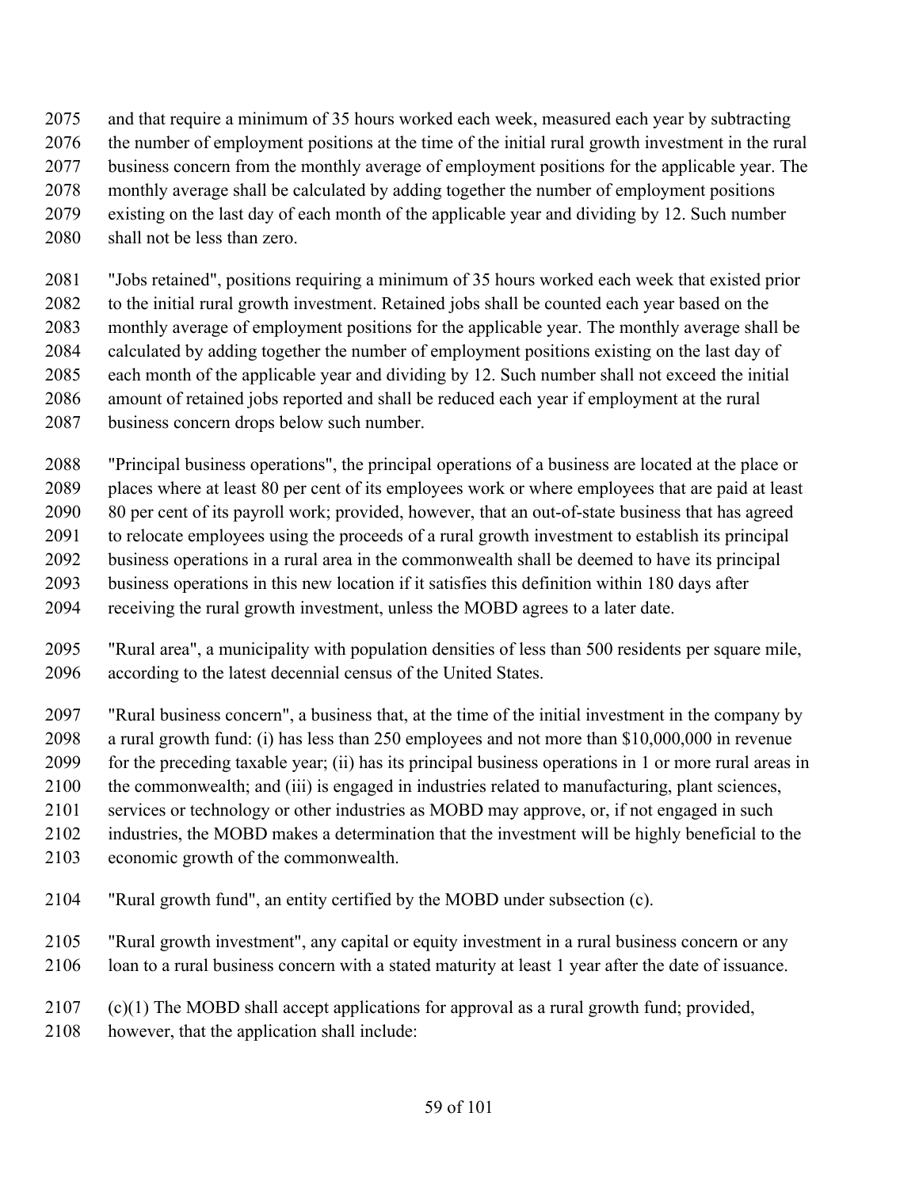and that require a minimum of 35 hours worked each week, measured each year by subtracting the number of employment positions at the time of the initial rural growth investment in the rural business concern from the monthly average of employment positions for the applicable year. The monthly average shall be calculated by adding together the number of employment positions existing on the last day of each month of the applicable year and dividing by 12. Such number shall not be less than zero.

"Jobs retained", positions requiring a minimum of 35 hours worked each week that existed prior to the initial rural growth investment. Retained jobs shall be counted each year based on the monthly average of employment positions for the applicable year. The monthly average shall be calculated by adding together the number of employment positions existing on the last day of each month of the applicable year and dividing by 12. Such number shall not exceed the initial amount of retained jobs reported and shall be reduced each year if employment at the rural business concern drops below such number.

"Principal business operations", the principal operations of a business are located at the place or places where at least 80 per cent of its employees work or where employees that are paid at least 80 per cent of its payroll work; provided, however, that an out-of-state business that has agreed to relocate employees using the proceeds of a rural growth investment to establish its principal business operations in a rural area in the commonwealth shall be deemed to have its principal business operations in this new location if it satisfies this definition within 180 days after receiving the rural growth investment, unless the MOBD agrees to a later date.

"Rural area", a municipality with population densities of less than 500 residents per square mile, according to the latest decennial census of the United States.

"Rural business concern", a business that, at the time of the initial investment in the company by a rural growth fund: (i) has less than 250 employees and not more than $10,000,000 in revenue for the preceding taxable year; (ii) has its principal business operations in 1 or more rural areas in the commonwealth; and (iii) is engaged in industries related to manufacturing, plant sciences, services or technology or other industries as MOBD may approve, or, if not engaged in such industries, the MOBD makes a determination that the investment will be highly beneficial to the economic growth of the commonwealth.

"Rural growth fund", an entity certified by the MOBD under subsection (c).

"Rural growth investment", any capital or equity investment in a rural business concern or any loan to a rural business concern with a stated maturity at least 1 year after the date of issuance.

(c)(1) The MOBD shall accept applications for approval as a rural growth fund; provided, however, that the application shall include: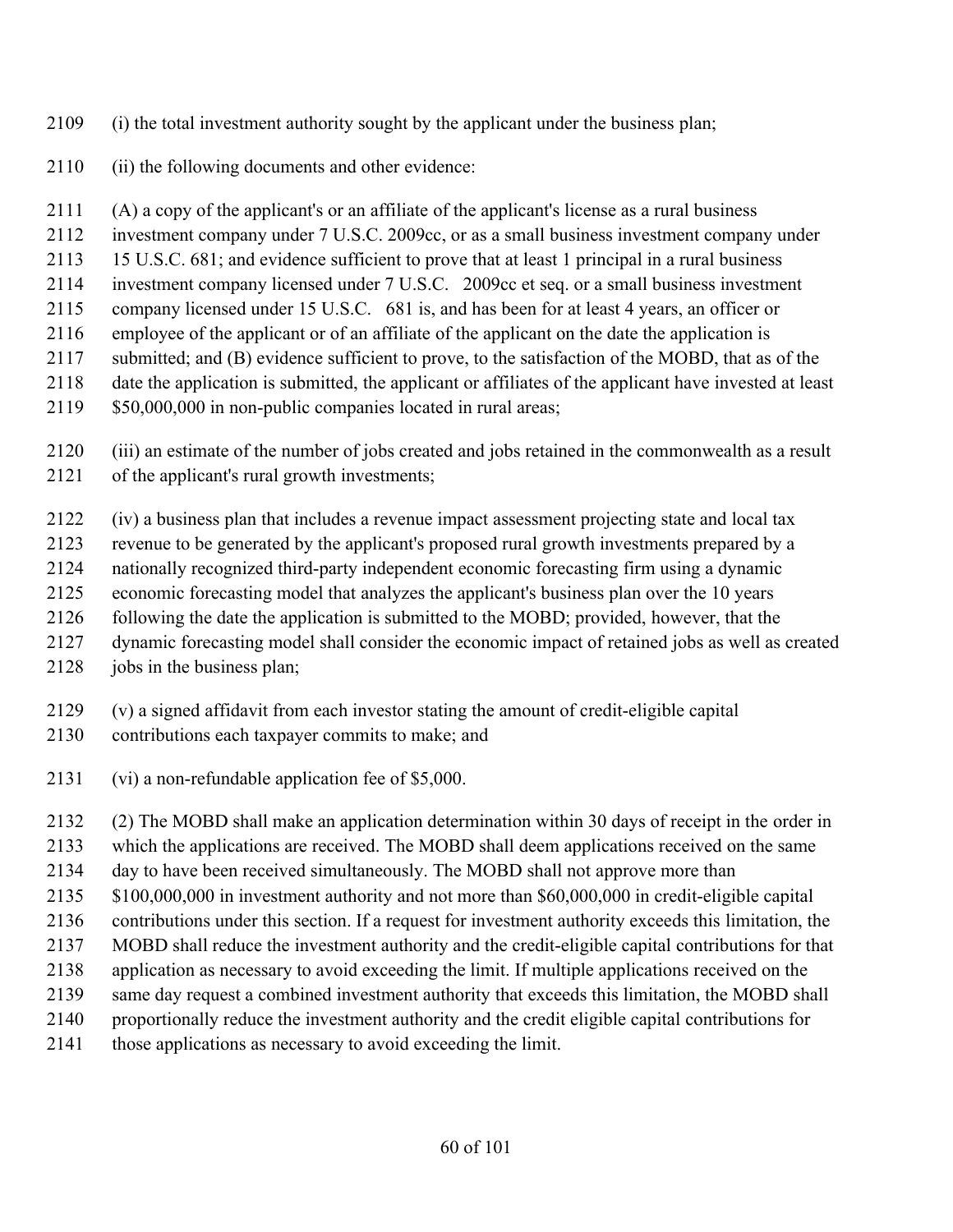(i) the total investment authority sought by the applicant under the business plan;

(ii) the following documents and other evidence:

(A) a copy of the applicant's or an affiliate of the applicant's license as a rural business investment company under 7 U.S.C. 2009cc, or as a small business investment company under 15 U.S.C. 681; and evidence sufficient to prove that at least 1 principal in a rural business investment company licensed under 7 U.S.C. 2009cc et seq. or a small business investment company licensed under 15 U.S.C. 681 is, and has been for at least 4 years, an officer or employee of the applicant or of an affiliate of the applicant on the date the application is submitted; and (B) evidence sufficient to prove, to the satisfaction of the MOBD, that as of the date the application is submitted, the applicant or affiliates of the applicant have invested at least $50,000,000 in non-public companies located in rural areas;

(iii) an estimate of the number of jobs created and jobs retained in the commonwealth as a result of the applicant's rural growth investments;

(iv) a business plan that includes a revenue impact assessment projecting state and local tax revenue to be generated by the applicant's proposed rural growth investments prepared by a nationally recognized third-party independent economic forecasting firm using a dynamic economic forecasting model that analyzes the applicant's business plan over the 10 years following the date the application is submitted to the MOBD; provided, however, that the dynamic forecasting model shall consider the economic impact of retained jobs as well as created jobs in the business plan;

(v) a signed affidavit from each investor stating the amount of credit-eligible capital contributions each taxpayer commits to make; and

(vi) a non-refundable application fee of $5,000.

(2) The MOBD shall make an application determination within 30 days of receipt in the order in which the applications are received. The MOBD shall deem applications received on the same day to have been received simultaneously. The MOBD shall not approve more than $100,000,000 in investment authority and not more than $60,000,000 in credit-eligible capital contributions under this section. If a request for investment authority exceeds this limitation, the MOBD shall reduce the investment authority and the credit-eligible capital contributions for that application as necessary to avoid exceeding the limit. If multiple applications received on the same day request a combined investment authority that exceeds this limitation, the MOBD shall proportionally reduce the investment authority and the credit eligible capital contributions for those applications as necessary to avoid exceeding the limit.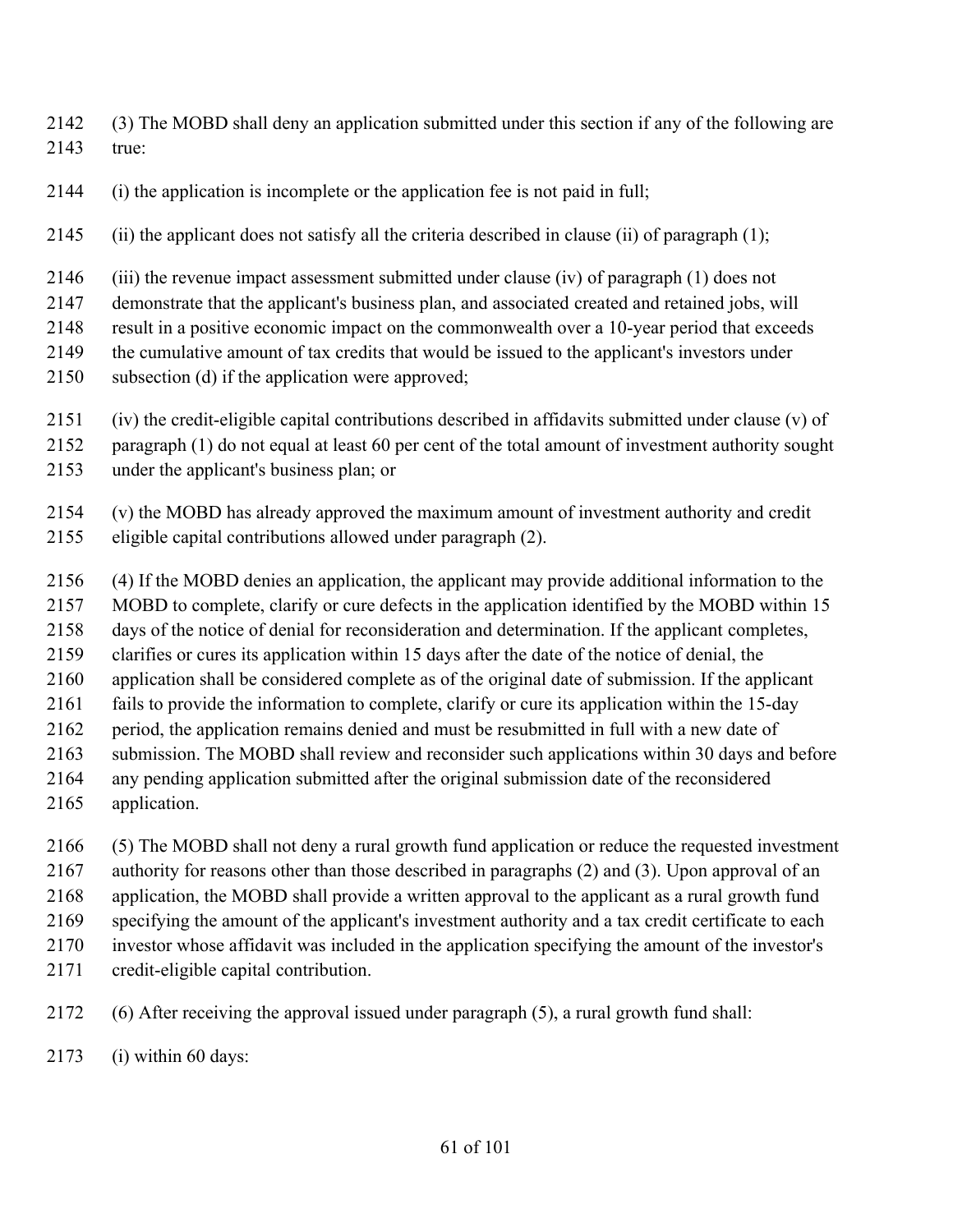(3) The MOBD shall deny an application submitted under this section if any of the following are true:

(i) the application is incomplete or the application fee is not paid in full;

(ii) the applicant does not satisfy all the criteria described in clause (ii) of paragraph (1);

(iii) the revenue impact assessment submitted under clause (iv) of paragraph (1) does not demonstrate that the applicant's business plan, and associated created and retained jobs, will result in a positive economic impact on the commonwealth over a 10-year period that exceeds the cumulative amount of tax credits that would be issued to the applicant's investors under subsection (d) if the application were approved;

(iv) the credit-eligible capital contributions described in affidavits submitted under clause (v) of paragraph (1) do not equal at least 60 per cent of the total amount of investment authority sought under the applicant's business plan; or

(v) the MOBD has already approved the maximum amount of investment authority and credit eligible capital contributions allowed under paragraph (2).

(4) If the MOBD denies an application, the applicant may provide additional information to the MOBD to complete, clarify or cure defects in the application identified by the MOBD within 15 days of the notice of denial for reconsideration and determination. If the applicant completes, clarifies or cures its application within 15 days after the date of the notice of denial, the application shall be considered complete as of the original date of submission. If the applicant fails to provide the information to complete, clarify or cure its application within the 15-day period, the application remains denied and must be resubmitted in full with a new date of submission. The MOBD shall review and reconsider such applications within 30 days and before any pending application submitted after the original submission date of the reconsidered application.

(5) The MOBD shall not deny a rural growth fund application or reduce the requested investment authority for reasons other than those described in paragraphs (2) and (3). Upon approval of an application, the MOBD shall provide a written approval to the applicant as a rural growth fund specifying the amount of the applicant's investment authority and a tax credit certificate to each investor whose affidavit was included in the application specifying the amount of the investor's credit-eligible capital contribution.

(6) After receiving the approval issued under paragraph (5), a rural growth fund shall:

(i) within 60 days: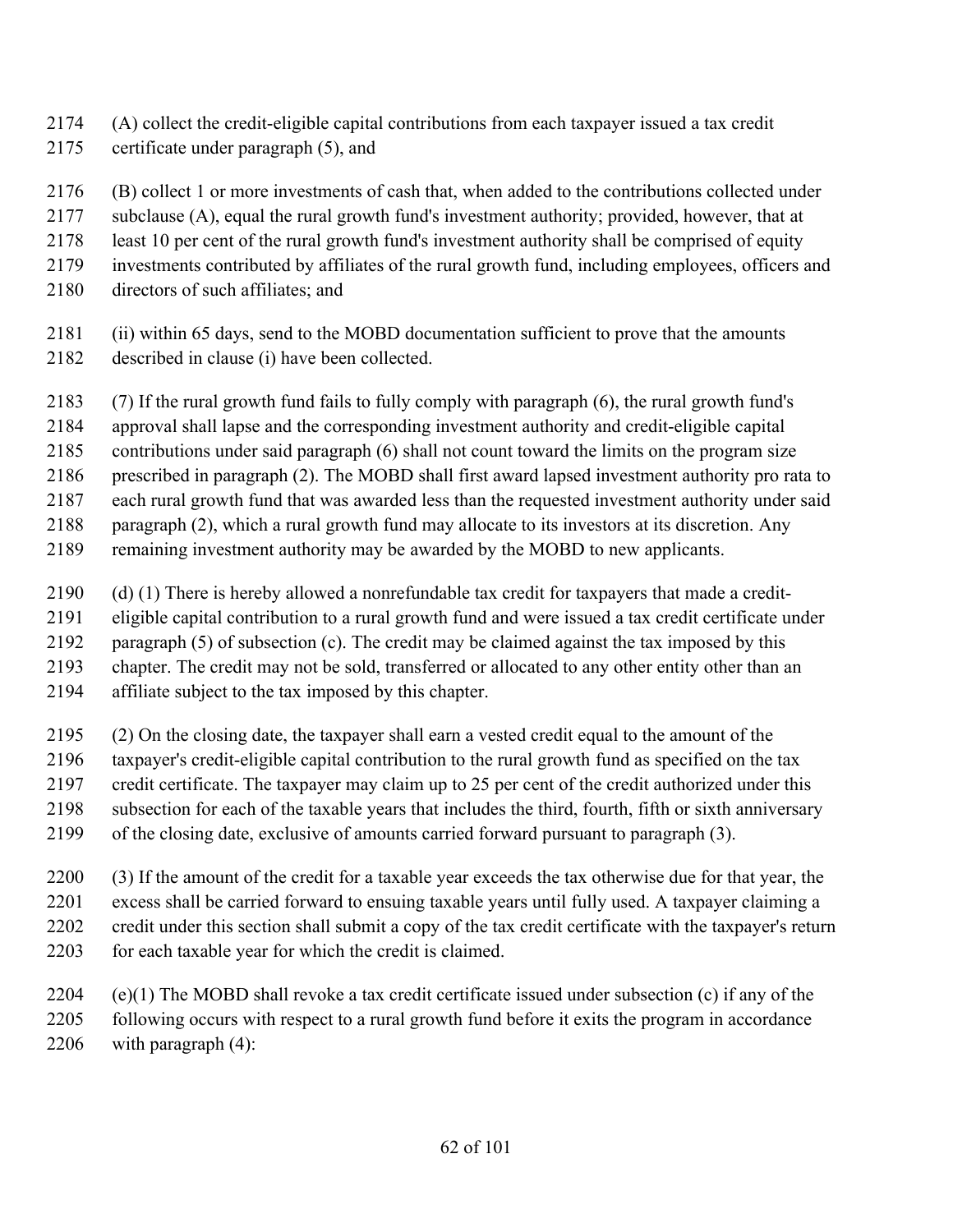(A) collect the credit-eligible capital contributions from each taxpayer issued a tax credit certificate under paragraph (5), and

(B) collect 1 or more investments of cash that, when added to the contributions collected under subclause (A), equal the rural growth fund's investment authority; provided, however, that at least 10 per cent of the rural growth fund's investment authority shall be comprised of equity investments contributed by affiliates of the rural growth fund, including employees, officers and directors of such affiliates; and

(ii) within 65 days, send to the MOBD documentation sufficient to prove that the amounts described in clause (i) have been collected.

(7) If the rural growth fund fails to fully comply with paragraph (6), the rural growth fund's approval shall lapse and the corresponding investment authority and credit-eligible capital contributions under said paragraph (6) shall not count toward the limits on the program size prescribed in paragraph (2). The MOBD shall first award lapsed investment authority pro rata to each rural growth fund that was awarded less than the requested investment authority under said paragraph (2), which a rural growth fund may allocate to its investors at its discretion. Any remaining investment authority may be awarded by the MOBD to new applicants.

(d) (1) There is hereby allowed a nonrefundable tax credit for taxpayers that made a credit-eligible capital contribution to a rural growth fund and were issued a tax credit certificate under paragraph (5) of subsection (c). The credit may be claimed against the tax imposed by this chapter. The credit may not be sold, transferred or allocated to any other entity other than an affiliate subject to the tax imposed by this chapter.

(2) On the closing date, the taxpayer shall earn a vested credit equal to the amount of the taxpayer's credit-eligible capital contribution to the rural growth fund as specified on the tax credit certificate. The taxpayer may claim up to 25 per cent of the credit authorized under this subsection for each of the taxable years that includes the third, fourth, fifth or sixth anniversary of the closing date, exclusive of amounts carried forward pursuant to paragraph (3).

(3) If the amount of the credit for a taxable year exceeds the tax otherwise due for that year, the excess shall be carried forward to ensuing taxable years until fully used. A taxpayer claiming a credit under this section shall submit a copy of the tax credit certificate with the taxpayer's return for each taxable year for which the credit is claimed.

(e)(1) The MOBD shall revoke a tax credit certificate issued under subsection (c) if any of the following occurs with respect to a rural growth fund before it exits the program in accordance with paragraph (4):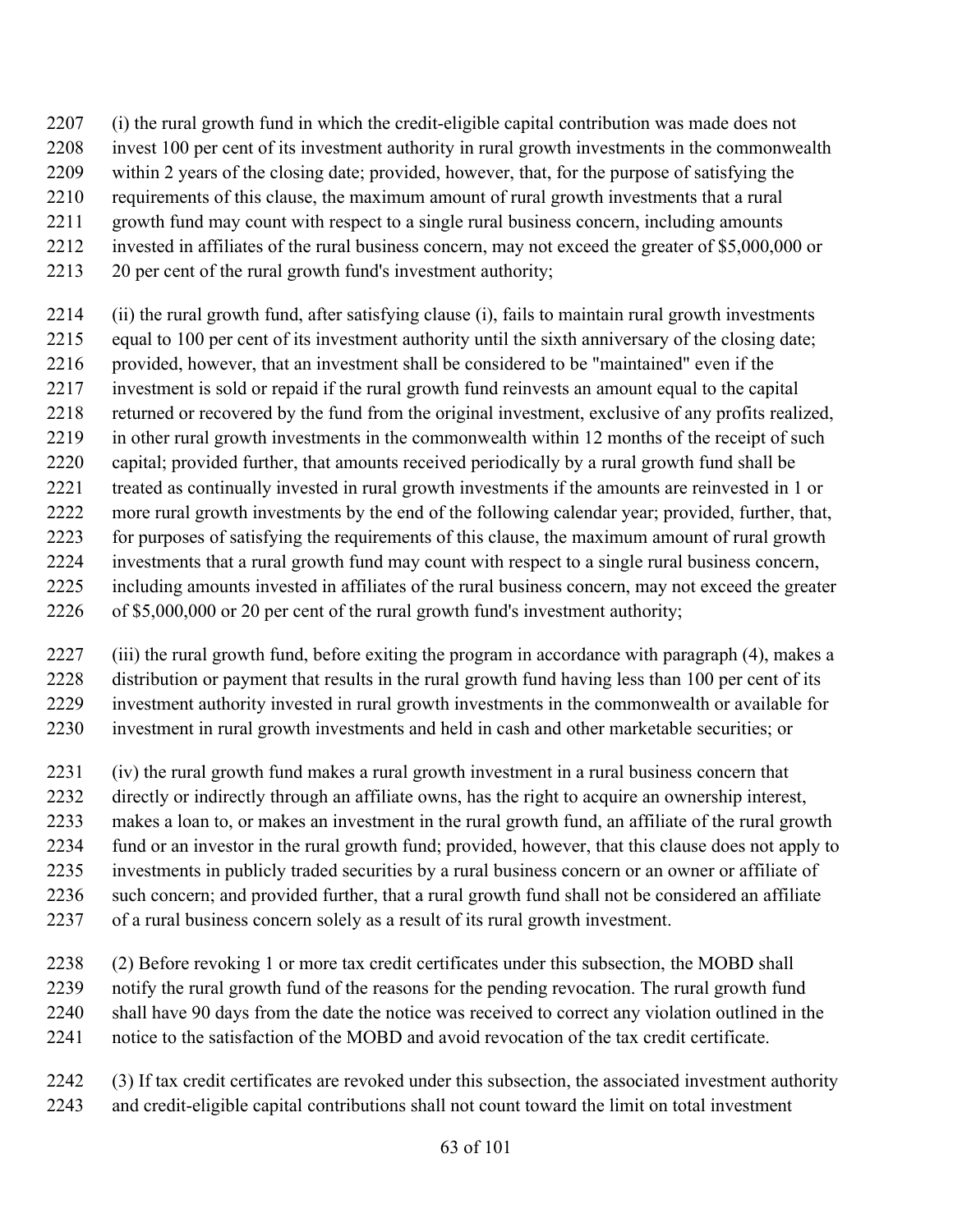(i) the rural growth fund in which the credit-eligible capital contribution was made does not invest 100 per cent of its investment authority in rural growth investments in the commonwealth within 2 years of the closing date; provided, however, that, for the purpose of satisfying the requirements of this clause, the maximum amount of rural growth investments that a rural growth fund may count with respect to a single rural business concern, including amounts invested in affiliates of the rural business concern, may not exceed the greater of $5,000,000 or 20 per cent of the rural growth fund's investment authority;

(ii) the rural growth fund, after satisfying clause (i), fails to maintain rural growth investments equal to 100 per cent of its investment authority until the sixth anniversary of the closing date; provided, however, that an investment shall be considered to be "maintained" even if the investment is sold or repaid if the rural growth fund reinvests an amount equal to the capital returned or recovered by the fund from the original investment, exclusive of any profits realized, in other rural growth investments in the commonwealth within 12 months of the receipt of such capital; provided further, that amounts received periodically by a rural growth fund shall be treated as continually invested in rural growth investments if the amounts are reinvested in 1 or more rural growth investments by the end of the following calendar year; provided, further, that, for purposes of satisfying the requirements of this clause, the maximum amount of rural growth investments that a rural growth fund may count with respect to a single rural business concern, including amounts invested in affiliates of the rural business concern, may not exceed the greater of $5,000,000 or 20 per cent of the rural growth fund's investment authority;

(iii) the rural growth fund, before exiting the program in accordance with paragraph (4), makes a distribution or payment that results in the rural growth fund having less than 100 per cent of its investment authority invested in rural growth investments in the commonwealth or available for investment in rural growth investments and held in cash and other marketable securities; or

(iv) the rural growth fund makes a rural growth investment in a rural business concern that directly or indirectly through an affiliate owns, has the right to acquire an ownership interest, makes a loan to, or makes an investment in the rural growth fund, an affiliate of the rural growth fund or an investor in the rural growth fund; provided, however, that this clause does not apply to investments in publicly traded securities by a rural business concern or an owner or affiliate of such concern; and provided further, that a rural growth fund shall not be considered an affiliate of a rural business concern solely as a result of its rural growth investment.

(2) Before revoking 1 or more tax credit certificates under this subsection, the MOBD shall notify the rural growth fund of the reasons for the pending revocation. The rural growth fund shall have 90 days from the date the notice was received to correct any violation outlined in the notice to the satisfaction of the MOBD and avoid revocation of the tax credit certificate.

(3) If tax credit certificates are revoked under this subsection, the associated investment authority and credit-eligible capital contributions shall not count toward the limit on total investment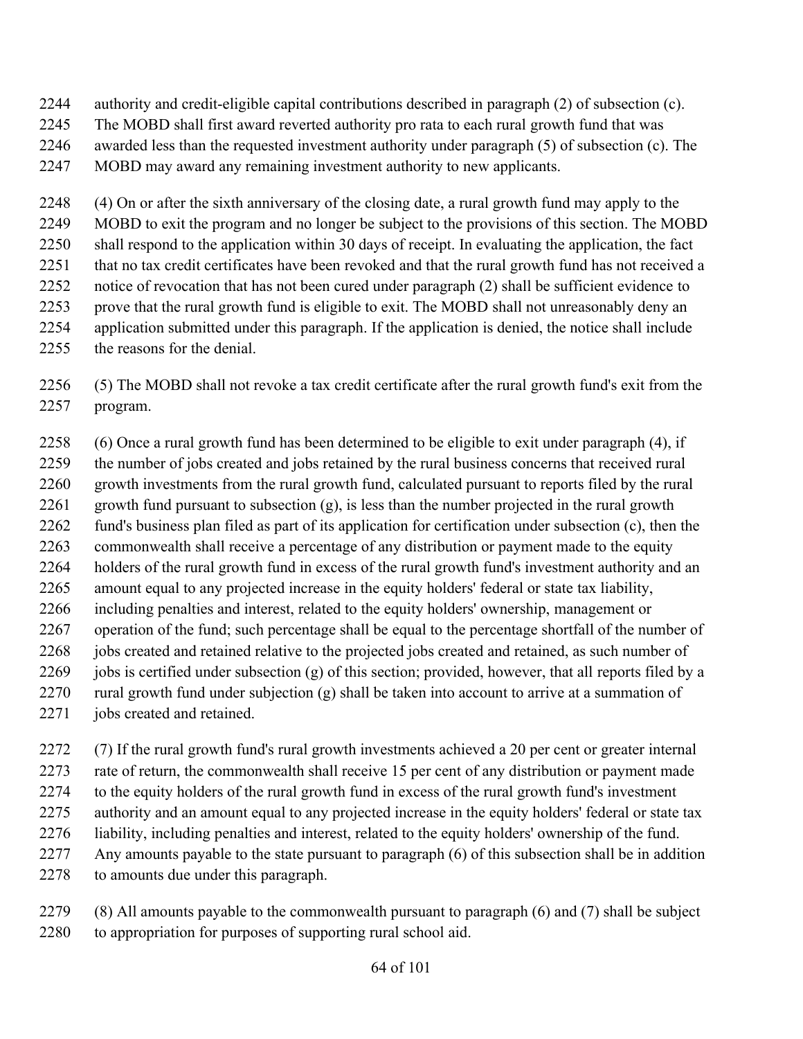authority and credit-eligible capital contributions described in paragraph (2) of subsection (c). The MOBD shall first award reverted authority pro rata to each rural growth fund that was awarded less than the requested investment authority under paragraph (5) of subsection (c). The MOBD may award any remaining investment authority to new applicants.

(4) On or after the sixth anniversary of the closing date, a rural growth fund may apply to the MOBD to exit the program and no longer be subject to the provisions of this section. The MOBD shall respond to the application within 30 days of receipt. In evaluating the application, the fact that no tax credit certificates have been revoked and that the rural growth fund has not received a notice of revocation that has not been cured under paragraph (2) shall be sufficient evidence to prove that the rural growth fund is eligible to exit. The MOBD shall not unreasonably deny an application submitted under this paragraph. If the application is denied, the notice shall include the reasons for the denial.

(5) The MOBD shall not revoke a tax credit certificate after the rural growth fund's exit from the program.

(6) Once a rural growth fund has been determined to be eligible to exit under paragraph (4), if the number of jobs created and jobs retained by the rural business concerns that received rural growth investments from the rural growth fund, calculated pursuant to reports filed by the rural growth fund pursuant to subsection (g), is less than the number projected in the rural growth fund's business plan filed as part of its application for certification under subsection (c), then the commonwealth shall receive a percentage of any distribution or payment made to the equity holders of the rural growth fund in excess of the rural growth fund's investment authority and an amount equal to any projected increase in the equity holders' federal or state tax liability, including penalties and interest, related to the equity holders' ownership, management or operation of the fund; such percentage shall be equal to the percentage shortfall of the number of jobs created and retained relative to the projected jobs created and retained, as such number of jobs is certified under subsection (g) of this section; provided, however, that all reports filed by a rural growth fund under subjection (g) shall be taken into account to arrive at a summation of jobs created and retained.

(7) If the rural growth fund's rural growth investments achieved a 20 per cent or greater internal rate of return, the commonwealth shall receive 15 per cent of any distribution or payment made to the equity holders of the rural growth fund in excess of the rural growth fund's investment authority and an amount equal to any projected increase in the equity holders' federal or state tax liability, including penalties and interest, related to the equity holders' ownership of the fund. Any amounts payable to the state pursuant to paragraph (6) of this subsection shall be in addition to amounts due under this paragraph.

(8) All amounts payable to the commonwealth pursuant to paragraph (6) and (7) shall be subject to appropriation for purposes of supporting rural school aid.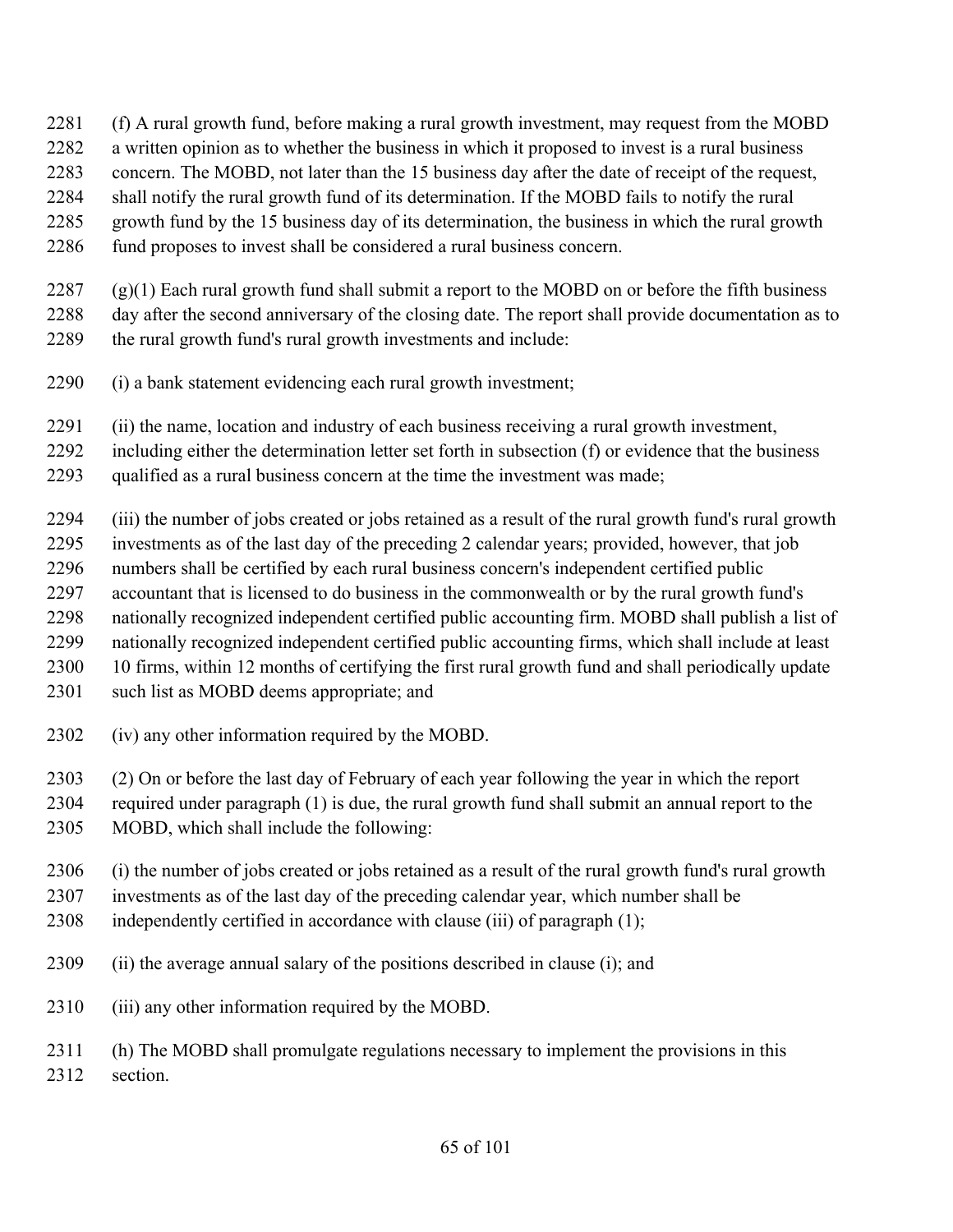(f) A rural growth fund, before making a rural growth investment, may request from the MOBD a written opinion as to whether the business in which it proposed to invest is a rural business concern. The MOBD, not later than the 15 business day after the date of receipt of the request, shall notify the rural growth fund of its determination. If the MOBD fails to notify the rural growth fund by the 15 business day of its determination, the business in which the rural growth fund proposes to invest shall be considered a rural business concern.

(g)(1) Each rural growth fund shall submit a report to the MOBD on or before the fifth business day after the second anniversary of the closing date. The report shall provide documentation as to the rural growth fund's rural growth investments and include:

(i) a bank statement evidencing each rural growth investment;

(ii) the name, location and industry of each business receiving a rural growth investment, including either the determination letter set forth in subsection (f) or evidence that the business qualified as a rural business concern at the time the investment was made;

(iii) the number of jobs created or jobs retained as a result of the rural growth fund's rural growth investments as of the last day of the preceding 2 calendar years; provided, however, that job numbers shall be certified by each rural business concern's independent certified public accountant that is licensed to do business in the commonwealth or by the rural growth fund's nationally recognized independent certified public accounting firm. MOBD shall publish a list of nationally recognized independent certified public accounting firms, which shall include at least 10 firms, within 12 months of certifying the first rural growth fund and shall periodically update such list as MOBD deems appropriate; and

(iv) any other information required by the MOBD.

(2) On or before the last day of February of each year following the year in which the report required under paragraph (1) is due, the rural growth fund shall submit an annual report to the MOBD, which shall include the following:

(i) the number of jobs created or jobs retained as a result of the rural growth fund's rural growth investments as of the last day of the preceding calendar year, which number shall be independently certified in accordance with clause (iii) of paragraph (1);

(ii) the average annual salary of the positions described in clause (i); and

(iii) any other information required by the MOBD.

(h) The MOBD shall promulgate regulations necessary to implement the provisions in this section.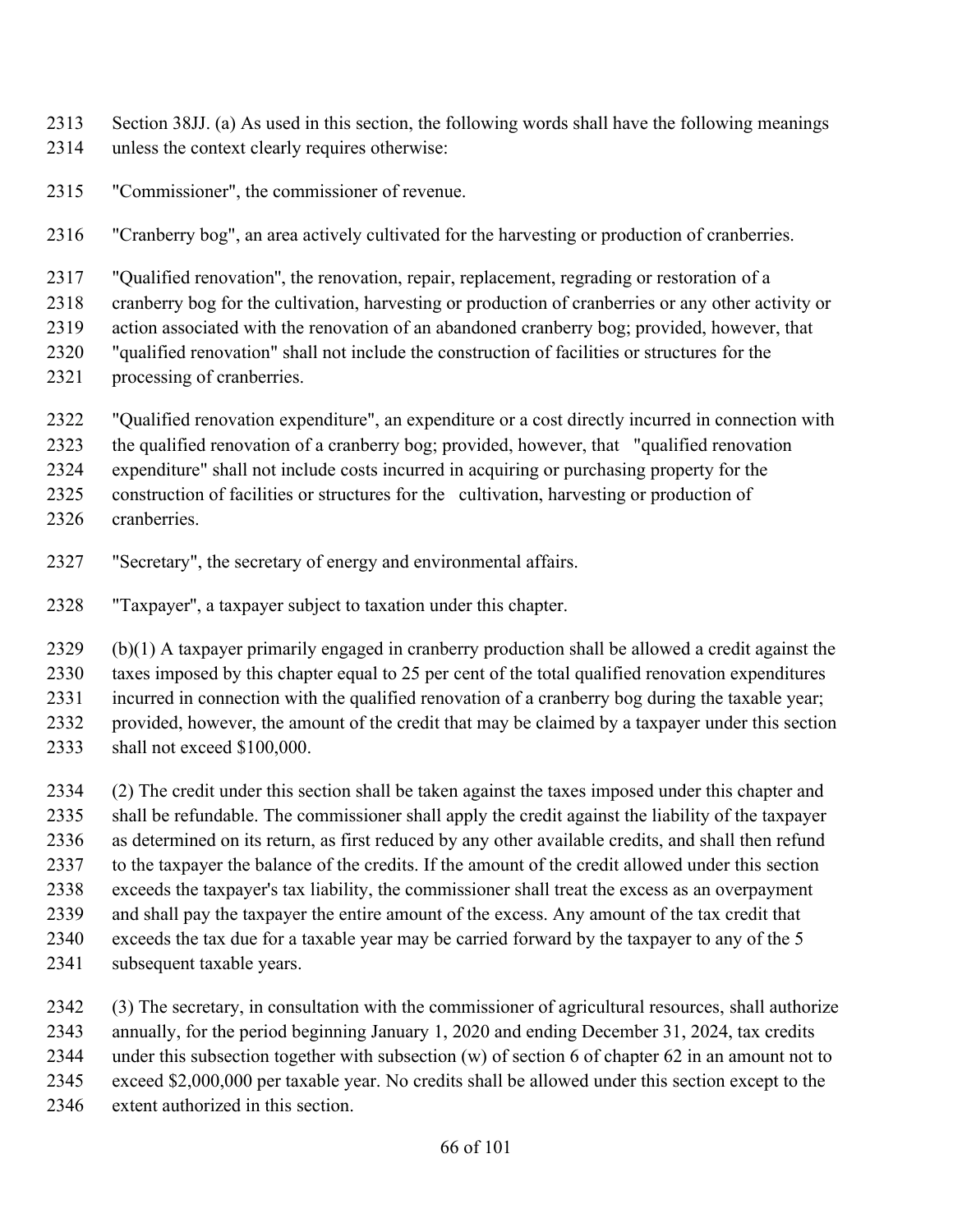Section 38JJ. (a) As used in this section, the following words shall have the following meanings unless the context clearly requires otherwise:

"Commissioner", the commissioner of revenue.

"Cranberry bog", an area actively cultivated for the harvesting or production of cranberries.

"Qualified renovation", the renovation, repair, replacement, regrading or restoration of a cranberry bog for the cultivation, harvesting or production of cranberries or any other activity or action associated with the renovation of an abandoned cranberry bog; provided, however, that "qualified renovation" shall not include the construction of facilities or structures for the processing of cranberries.

"Qualified renovation expenditure", an expenditure or a cost directly incurred in connection with the qualified renovation of a cranberry bog; provided, however, that "qualified renovation expenditure" shall not include costs incurred in acquiring or purchasing property for the construction of facilities or structures for the cultivation, harvesting or production of cranberries.

"Secretary", the secretary of energy and environmental affairs.

"Taxpayer", a taxpayer subject to taxation under this chapter.

(b)(1) A taxpayer primarily engaged in cranberry production shall be allowed a credit against the taxes imposed by this chapter equal to 25 per cent of the total qualified renovation expenditures incurred in connection with the qualified renovation of a cranberry bog during the taxable year; provided, however, the amount of the credit that may be claimed by a taxpayer under this section shall not exceed $100,000.

(2) The credit under this section shall be taken against the taxes imposed under this chapter and shall be refundable. The commissioner shall apply the credit against the liability of the taxpayer as determined on its return, as first reduced by any other available credits, and shall then refund to the taxpayer the balance of the credits. If the amount of the credit allowed under this section exceeds the taxpayer's tax liability, the commissioner shall treat the excess as an overpayment and shall pay the taxpayer the entire amount of the excess. Any amount of the tax credit that exceeds the tax due for a taxable year may be carried forward by the taxpayer to any of the 5 subsequent taxable years.

(3) The secretary, in consultation with the commissioner of agricultural resources, shall authorize annually, for the period beginning January 1, 2020 and ending December 31, 2024, tax credits under this subsection together with subsection (w) of section 6 of chapter 62 in an amount not to exceed $2,000,000 per taxable year. No credits shall be allowed under this section except to the extent authorized in this section.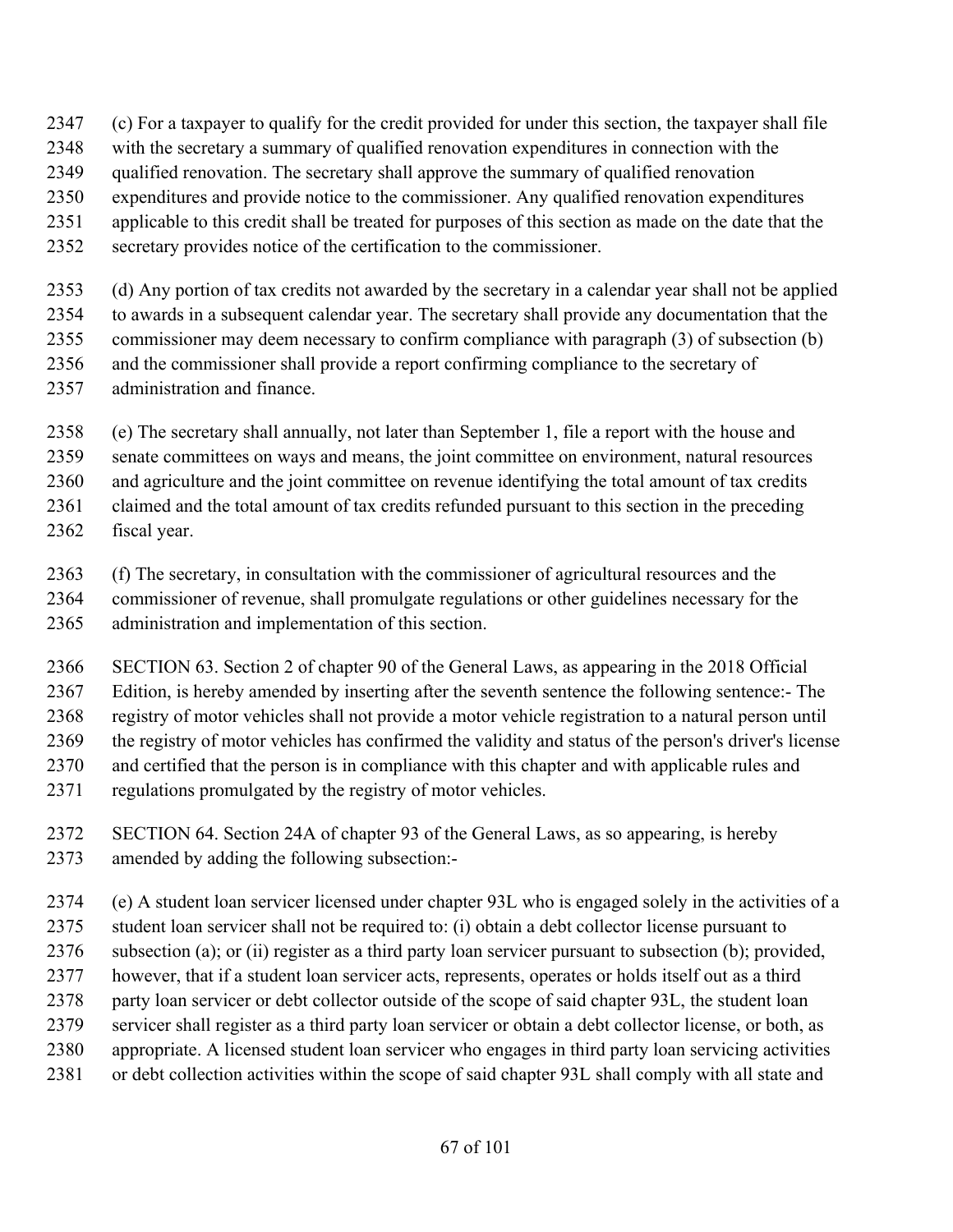(c) For a taxpayer to qualify for the credit provided for under this section, the taxpayer shall file with the secretary a summary of qualified renovation expenditures in connection with the qualified renovation. The secretary shall approve the summary of qualified renovation expenditures and provide notice to the commissioner. Any qualified renovation expenditures applicable to this credit shall be treated for purposes of this section as made on the date that the secretary provides notice of the certification to the commissioner.

(d) Any portion of tax credits not awarded by the secretary in a calendar year shall not be applied to awards in a subsequent calendar year. The secretary shall provide any documentation that the commissioner may deem necessary to confirm compliance with paragraph (3) of subsection (b) and the commissioner shall provide a report confirming compliance to the secretary of administration and finance.

(e) The secretary shall annually, not later than September 1, file a report with the house and senate committees on ways and means, the joint committee on environment, natural resources and agriculture and the joint committee on revenue identifying the total amount of tax credits claimed and the total amount of tax credits refunded pursuant to this section in the preceding fiscal year.

(f) The secretary, in consultation with the commissioner of agricultural resources and the commissioner of revenue, shall promulgate regulations or other guidelines necessary for the administration and implementation of this section.

SECTION 63. Section 2 of chapter 90 of the General Laws, as appearing in the 2018 Official Edition, is hereby amended by inserting after the seventh sentence the following sentence:- The registry of motor vehicles shall not provide a motor vehicle registration to a natural person until the registry of motor vehicles has confirmed the validity and status of the person's driver's license and certified that the person is in compliance with this chapter and with applicable rules and regulations promulgated by the registry of motor vehicles.

SECTION 64. Section 24A of chapter 93 of the General Laws, as so appearing, is hereby amended by adding the following subsection:-

(e) A student loan servicer licensed under chapter 93L who is engaged solely in the activities of a student loan servicer shall not be required to: (i) obtain a debt collector license pursuant to subsection (a); or (ii) register as a third party loan servicer pursuant to subsection (b); provided, however, that if a student loan servicer acts, represents, operates or holds itself out as a third party loan servicer or debt collector outside of the scope of said chapter 93L, the student loan servicer shall register as a third party loan servicer or obtain a debt collector license, or both, as appropriate. A licensed student loan servicer who engages in third party loan servicing activities or debt collection activities within the scope of said chapter 93L shall comply with all state and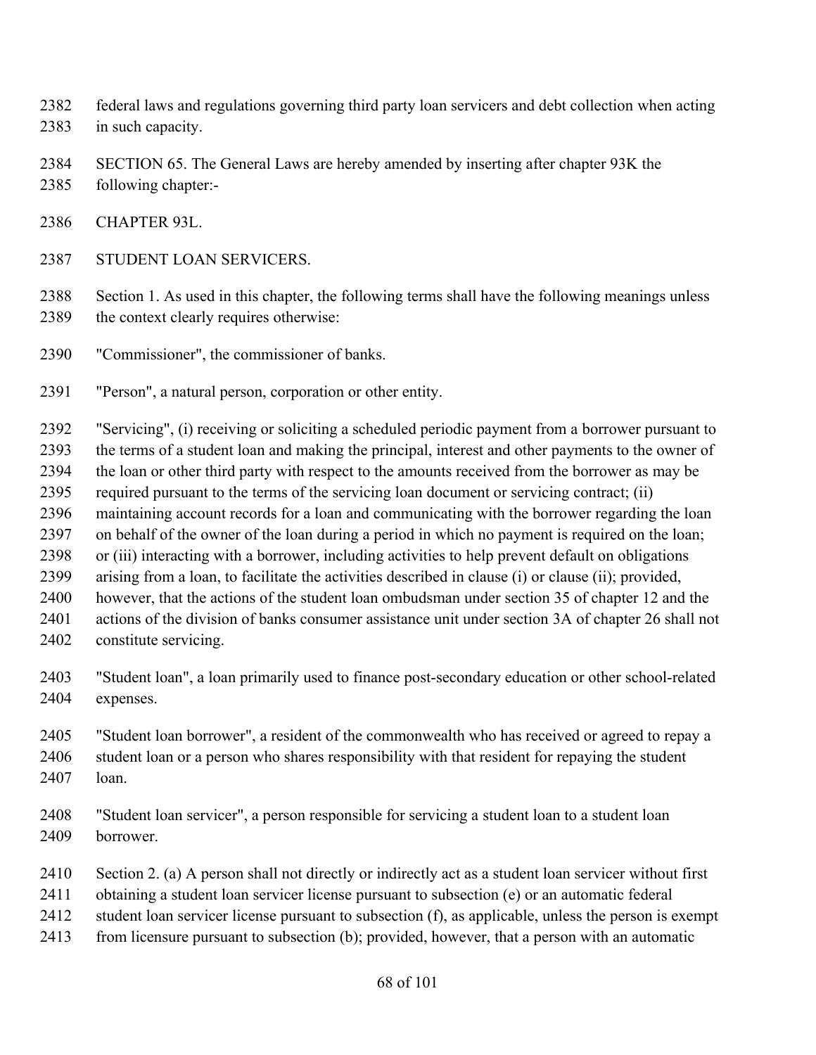federal laws and regulations governing third party loan servicers and debt collection when acting in such capacity.

SECTION 65. The General Laws are hereby amended by inserting after chapter 93K the following chapter:-

CHAPTER 93L.

STUDENT LOAN SERVICERS.

Section 1. As used in this chapter, the following terms shall have the following meanings unless the context clearly requires otherwise:

"Commissioner", the commissioner of banks.

"Person", a natural person, corporation or other entity.

"Servicing", (i) receiving or soliciting a scheduled periodic payment from a borrower pursuant to the terms of a student loan and making the principal, interest and other payments to the owner of the loan or other third party with respect to the amounts received from the borrower as may be required pursuant to the terms of the servicing loan document or servicing contract; (ii) maintaining account records for a loan and communicating with the borrower regarding the loan on behalf of the owner of the loan during a period in which no payment is required on the loan; or (iii) interacting with a borrower, including activities to help prevent default on obligations arising from a loan, to facilitate the activities described in clause (i) or clause (ii); provided, however, that the actions of the student loan ombudsman under section 35 of chapter 12 and the actions of the division of banks consumer assistance unit under section 3A of chapter 26 shall not constitute servicing.

"Student loan", a loan primarily used to finance post-secondary education or other school-related expenses.

"Student loan borrower", a resident of the commonwealth who has received or agreed to repay a student loan or a person who shares responsibility with that resident for repaying the student loan.

"Student loan servicer", a person responsible for servicing a student loan to a student loan borrower.

Section 2. (a) A person shall not directly or indirectly act as a student loan servicer without first obtaining a student loan servicer license pursuant to subsection (e) or an automatic federal student loan servicer license pursuant to subsection (f), as applicable, unless the person is exempt from licensure pursuant to subsection (b); provided, however, that a person with an automatic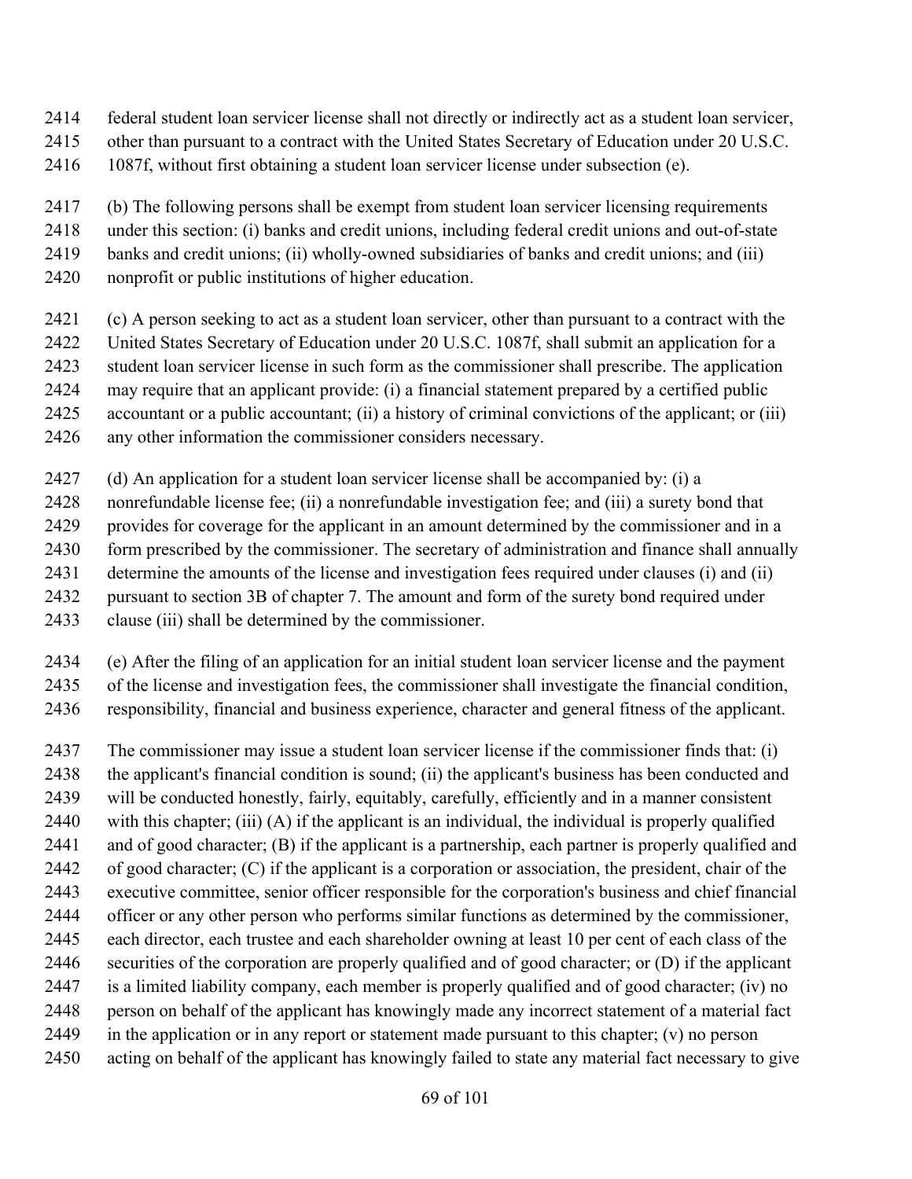federal student loan servicer license shall not directly or indirectly act as a student loan servicer, other than pursuant to a contract with the United States Secretary of Education under 20 U.S.C. 1087f, without first obtaining a student loan servicer license under subsection (e).

(b) The following persons shall be exempt from student loan servicer licensing requirements under this section: (i) banks and credit unions, including federal credit unions and out-of-state banks and credit unions; (ii) wholly-owned subsidiaries of banks and credit unions; and (iii) nonprofit or public institutions of higher education.

(c) A person seeking to act as a student loan servicer, other than pursuant to a contract with the United States Secretary of Education under 20 U.S.C. 1087f, shall submit an application for a student loan servicer license in such form as the commissioner shall prescribe. The application may require that an applicant provide: (i) a financial statement prepared by a certified public accountant or a public accountant; (ii) a history of criminal convictions of the applicant; or (iii) any other information the commissioner considers necessary.

(d) An application for a student loan servicer license shall be accompanied by: (i) a nonrefundable license fee; (ii) a nonrefundable investigation fee; and (iii) a surety bond that provides for coverage for the applicant in an amount determined by the commissioner and in a form prescribed by the commissioner. The secretary of administration and finance shall annually determine the amounts of the license and investigation fees required under clauses (i) and (ii) pursuant to section 3B of chapter 7. The amount and form of the surety bond required under clause (iii) shall be determined by the commissioner.

(e) After the filing of an application for an initial student loan servicer license and the payment of the license and investigation fees, the commissioner shall investigate the financial condition, responsibility, financial and business experience, character and general fitness of the applicant.

The commissioner may issue a student loan servicer license if the commissioner finds that: (i) the applicant's financial condition is sound; (ii) the applicant's business has been conducted and will be conducted honestly, fairly, equitably, carefully, efficiently and in a manner consistent with this chapter; (iii) (A) if the applicant is an individual, the individual is properly qualified and of good character; (B) if the applicant is a partnership, each partner is properly qualified and of good character; (C) if the applicant is a corporation or association, the president, chair of the executive committee, senior officer responsible for the corporation's business and chief financial officer or any other person who performs similar functions as determined by the commissioner, each director, each trustee and each shareholder owning at least 10 per cent of each class of the securities of the corporation are properly qualified and of good character; or (D) if the applicant is a limited liability company, each member is properly qualified and of good character; (iv) no person on behalf of the applicant has knowingly made any incorrect statement of a material fact in the application or in any report or statement made pursuant to this chapter; (v) no person acting on behalf of the applicant has knowingly failed to state any material fact necessary to give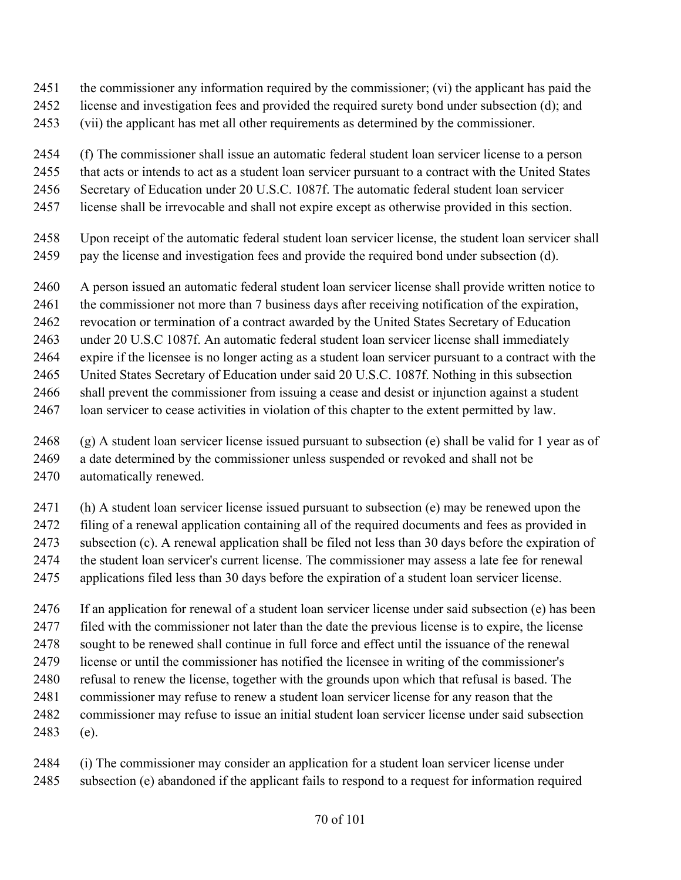the commissioner any information required by the commissioner; (vi) the applicant has paid the license and investigation fees and provided the required surety bond under subsection (d); and (vii) the applicant has met all other requirements as determined by the commissioner.

(f) The commissioner shall issue an automatic federal student loan servicer license to a person that acts or intends to act as a student loan servicer pursuant to a contract with the United States Secretary of Education under 20 U.S.C. 1087f. The automatic federal student loan servicer license shall be irrevocable and shall not expire except as otherwise provided in this section.

Upon receipt of the automatic federal student loan servicer license, the student loan servicer shall pay the license and investigation fees and provide the required bond under subsection (d).

A person issued an automatic federal student loan servicer license shall provide written notice to the commissioner not more than 7 business days after receiving notification of the expiration, revocation or termination of a contract awarded by the United States Secretary of Education under 20 U.S.C 1087f. An automatic federal student loan servicer license shall immediately expire if the licensee is no longer acting as a student loan servicer pursuant to a contract with the United States Secretary of Education under said 20 U.S.C. 1087f. Nothing in this subsection shall prevent the commissioner from issuing a cease and desist or injunction against a student loan servicer to cease activities in violation of this chapter to the extent permitted by law.

(g) A student loan servicer license issued pursuant to subsection (e) shall be valid for 1 year as of a date determined by the commissioner unless suspended or revoked and shall not be automatically renewed.

(h) A student loan servicer license issued pursuant to subsection (e) may be renewed upon the filing of a renewal application containing all of the required documents and fees as provided in subsection (c). A renewal application shall be filed not less than 30 days before the expiration of the student loan servicer's current license. The commissioner may assess a late fee for renewal applications filed less than 30 days before the expiration of a student loan servicer license.

If an application for renewal of a student loan servicer license under said subsection (e) has been filed with the commissioner not later than the date the previous license is to expire, the license sought to be renewed shall continue in full force and effect until the issuance of the renewal license or until the commissioner has notified the licensee in writing of the commissioner's refusal to renew the license, together with the grounds upon which that refusal is based. The commissioner may refuse to renew a student loan servicer license for any reason that the commissioner may refuse to issue an initial student loan servicer license under said subsection (e).

(i) The commissioner may consider an application for a student loan servicer license under subsection (e) abandoned if the applicant fails to respond to a request for information required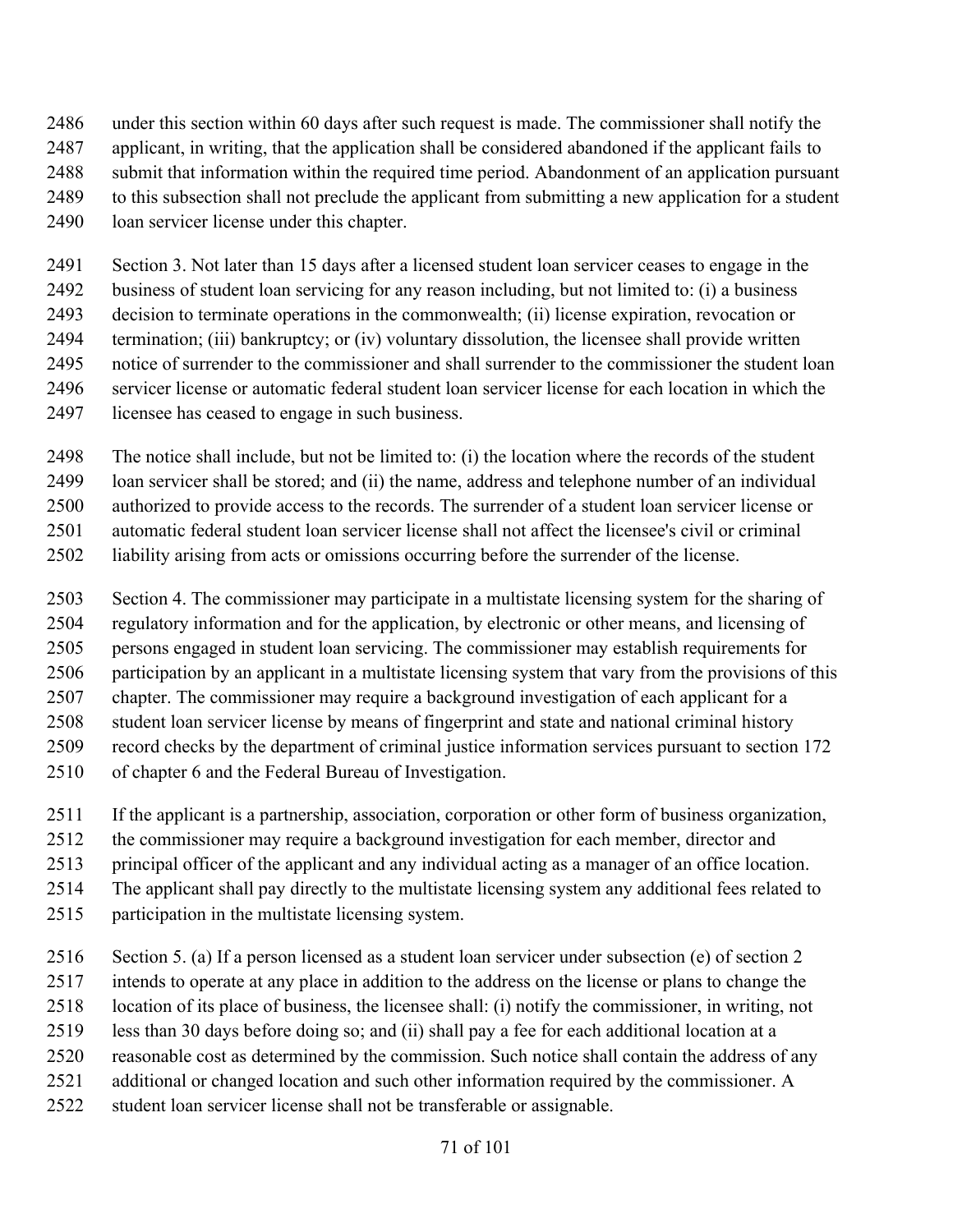under this section within 60 days after such request is made. The commissioner shall notify the applicant, in writing, that the application shall be considered abandoned if the applicant fails to submit that information within the required time period. Abandonment of an application pursuant to this subsection shall not preclude the applicant from submitting a new application for a student loan servicer license under this chapter.

Section 3. Not later than 15 days after a licensed student loan servicer ceases to engage in the business of student loan servicing for any reason including, but not limited to: (i) a business decision to terminate operations in the commonwealth; (ii) license expiration, revocation or termination; (iii) bankruptcy; or (iv) voluntary dissolution, the licensee shall provide written notice of surrender to the commissioner and shall surrender to the commissioner the student loan servicer license or automatic federal student loan servicer license for each location in which the licensee has ceased to engage in such business.

The notice shall include, but not be limited to: (i) the location where the records of the student loan servicer shall be stored; and (ii) the name, address and telephone number of an individual authorized to provide access to the records. The surrender of a student loan servicer license or automatic federal student loan servicer license shall not affect the licensee's civil or criminal liability arising from acts or omissions occurring before the surrender of the license.

Section 4. The commissioner may participate in a multistate licensing system for the sharing of regulatory information and for the application, by electronic or other means, and licensing of persons engaged in student loan servicing. The commissioner may establish requirements for participation by an applicant in a multistate licensing system that vary from the provisions of this chapter. The commissioner may require a background investigation of each applicant for a student loan servicer license by means of fingerprint and state and national criminal history record checks by the department of criminal justice information services pursuant to section 172 of chapter 6 and the Federal Bureau of Investigation.

If the applicant is a partnership, association, corporation or other form of business organization, the commissioner may require a background investigation for each member, director and principal officer of the applicant and any individual acting as a manager of an office location. The applicant shall pay directly to the multistate licensing system any additional fees related to participation in the multistate licensing system.

Section 5. (a) If a person licensed as a student loan servicer under subsection (e) of section 2 intends to operate at any place in addition to the address on the license or plans to change the location of its place of business, the licensee shall: (i) notify the commissioner, in writing, not less than 30 days before doing so; and (ii) shall pay a fee for each additional location at a reasonable cost as determined by the commission. Such notice shall contain the address of any additional or changed location and such other information required by the commissioner. A student loan servicer license shall not be transferable or assignable.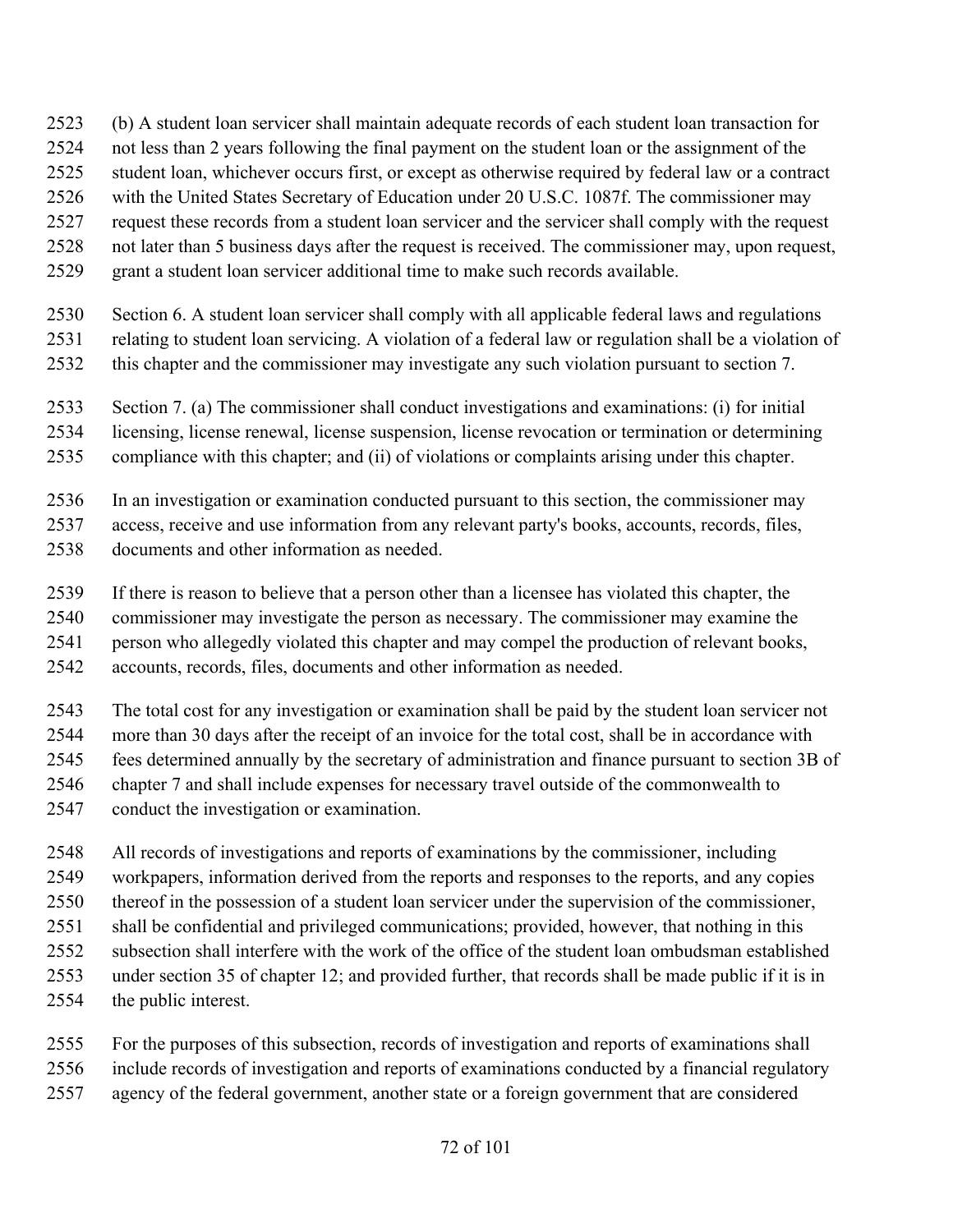(b) A student loan servicer shall maintain adequate records of each student loan transaction for not less than 2 years following the final payment on the student loan or the assignment of the student loan, whichever occurs first, or except as otherwise required by federal law or a contract with the United States Secretary of Education under 20 U.S.C. 1087f. The commissioner may request these records from a student loan servicer and the servicer shall comply with the request not later than 5 business days after the request is received. The commissioner may, upon request, grant a student loan servicer additional time to make such records available.

Section 6. A student loan servicer shall comply with all applicable federal laws and regulations relating to student loan servicing. A violation of a federal law or regulation shall be a violation of this chapter and the commissioner may investigate any such violation pursuant to section 7.

Section 7. (a) The commissioner shall conduct investigations and examinations: (i) for initial licensing, license renewal, license suspension, license revocation or termination or determining compliance with this chapter; and (ii) of violations or complaints arising under this chapter.

In an investigation or examination conducted pursuant to this section, the commissioner may access, receive and use information from any relevant party's books, accounts, records, files, documents and other information as needed.

If there is reason to believe that a person other than a licensee has violated this chapter, the commissioner may investigate the person as necessary. The commissioner may examine the person who allegedly violated this chapter and may compel the production of relevant books, accounts, records, files, documents and other information as needed.

The total cost for any investigation or examination shall be paid by the student loan servicer not more than 30 days after the receipt of an invoice for the total cost, shall be in accordance with fees determined annually by the secretary of administration and finance pursuant to section 3B of chapter 7 and shall include expenses for necessary travel outside of the commonwealth to conduct the investigation or examination.

All records of investigations and reports of examinations by the commissioner, including workpapers, information derived from the reports and responses to the reports, and any copies thereof in the possession of a student loan servicer under the supervision of the commissioner, shall be confidential and privileged communications; provided, however, that nothing in this subsection shall interfere with the work of the office of the student loan ombudsman established under section 35 of chapter 12; and provided further, that records shall be made public if it is in the public interest.

For the purposes of this subsection, records of investigation and reports of examinations shall include records of investigation and reports of examinations conducted by a financial regulatory agency of the federal government, another state or a foreign government that are considered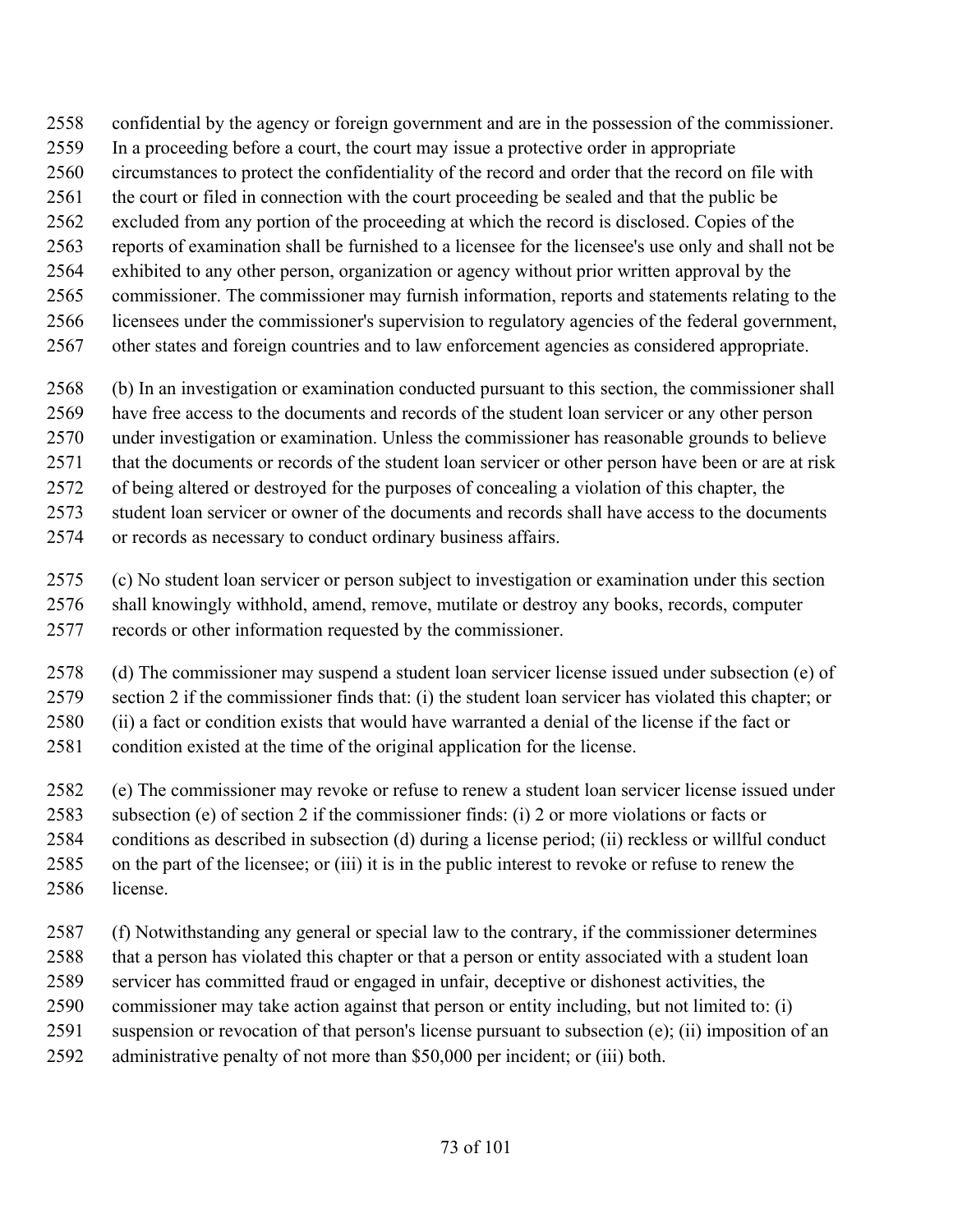confidential by the agency or foreign government and are in the possession of the commissioner. In a proceeding before a court, the court may issue a protective order in appropriate circumstances to protect the confidentiality of the record and order that the record on file with the court or filed in connection with the court proceeding be sealed and that the public be excluded from any portion of the proceeding at which the record is disclosed. Copies of the reports of examination shall be furnished to a licensee for the licensee's use only and shall not be exhibited to any other person, organization or agency without prior written approval by the commissioner. The commissioner may furnish information, reports and statements relating to the licensees under the commissioner's supervision to regulatory agencies of the federal government, other states and foreign countries and to law enforcement agencies as considered appropriate.

(b) In an investigation or examination conducted pursuant to this section, the commissioner shall have free access to the documents and records of the student loan servicer or any other person under investigation or examination. Unless the commissioner has reasonable grounds to believe that the documents or records of the student loan servicer or other person have been or are at risk of being altered or destroyed for the purposes of concealing a violation of this chapter, the student loan servicer or owner of the documents and records shall have access to the documents or records as necessary to conduct ordinary business affairs.

(c) No student loan servicer or person subject to investigation or examination under this section shall knowingly withhold, amend, remove, mutilate or destroy any books, records, computer records or other information requested by the commissioner.

(d) The commissioner may suspend a student loan servicer license issued under subsection (e) of section 2 if the commissioner finds that: (i) the student loan servicer has violated this chapter; or (ii) a fact or condition exists that would have warranted a denial of the license if the fact or condition existed at the time of the original application for the license.

(e) The commissioner may revoke or refuse to renew a student loan servicer license issued under subsection (e) of section 2 if the commissioner finds: (i) 2 or more violations or facts or conditions as described in subsection (d) during a license period; (ii) reckless or willful conduct on the part of the licensee; or (iii) it is in the public interest to revoke or refuse to renew the license.

(f) Notwithstanding any general or special law to the contrary, if the commissioner determines that a person has violated this chapter or that a person or entity associated with a student loan servicer has committed fraud or engaged in unfair, deceptive or dishonest activities, the commissioner may take action against that person or entity including, but not limited to: (i) suspension or revocation of that person's license pursuant to subsection (e); (ii) imposition of an administrative penalty of not more than $50,000 per incident; or (iii) both.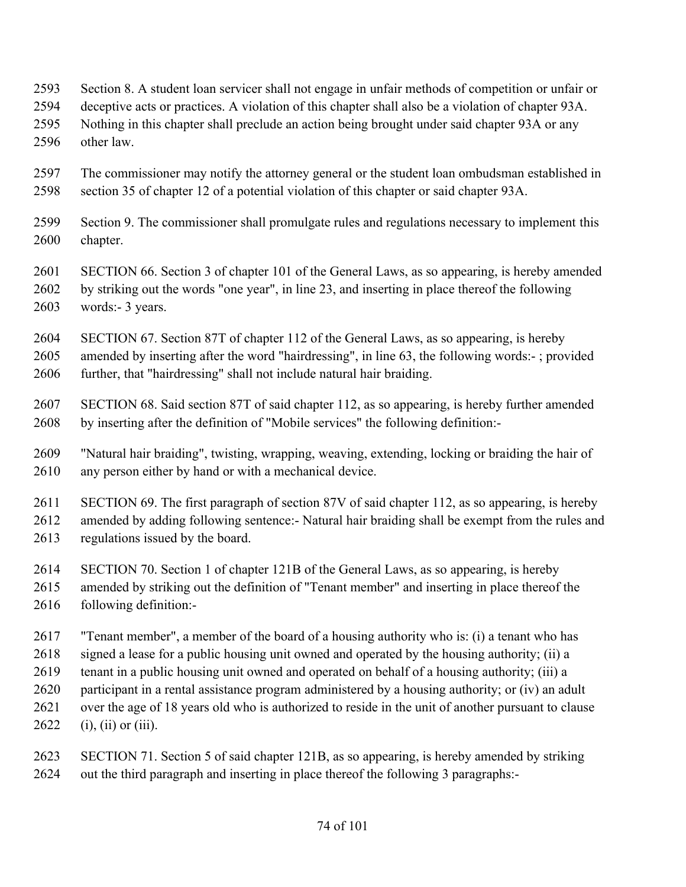Section 8. A student loan servicer shall not engage in unfair methods of competition or unfair or deceptive acts or practices. A violation of this chapter shall also be a violation of chapter 93A. Nothing in this chapter shall preclude an action being brought under said chapter 93A or any other law.

The commissioner may notify the attorney general or the student loan ombudsman established in section 35 of chapter 12 of a potential violation of this chapter or said chapter 93A.

Section 9. The commissioner shall promulgate rules and regulations necessary to implement this chapter.

SECTION 66. Section 3 of chapter 101 of the General Laws, as so appearing, is hereby amended by striking out the words "one year", in line 23, and inserting in place thereof the following words:- 3 years.

SECTION 67. Section 87T of chapter 112 of the General Laws, as so appearing, is hereby amended by inserting after the word "hairdressing", in line 63, the following words:- ; provided further, that "hairdressing" shall not include natural hair braiding.

SECTION 68. Said section 87T of said chapter 112, as so appearing, is hereby further amended by inserting after the definition of "Mobile services" the following definition:-

"Natural hair braiding", twisting, wrapping, weaving, extending, locking or braiding the hair of any person either by hand or with a mechanical device.

SECTION 69. The first paragraph of section 87V of said chapter 112, as so appearing, is hereby amended by adding following sentence:- Natural hair braiding shall be exempt from the rules and regulations issued by the board.

SECTION 70. Section 1 of chapter 121B of the General Laws, as so appearing, is hereby amended by striking out the definition of "Tenant member" and inserting in place thereof the following definition:-

"Tenant member", a member of the board of a housing authority who is: (i) a tenant who has signed a lease for a public housing unit owned and operated by the housing authority; (ii) a tenant in a public housing unit owned and operated on behalf of a housing authority; (iii) a participant in a rental assistance program administered by a housing authority; or (iv) an adult over the age of 18 years old who is authorized to reside in the unit of another pursuant to clause (i), (ii) or (iii).

SECTION 71. Section 5 of said chapter 121B, as so appearing, is hereby amended by striking out the third paragraph and inserting in place thereof the following 3 paragraphs:-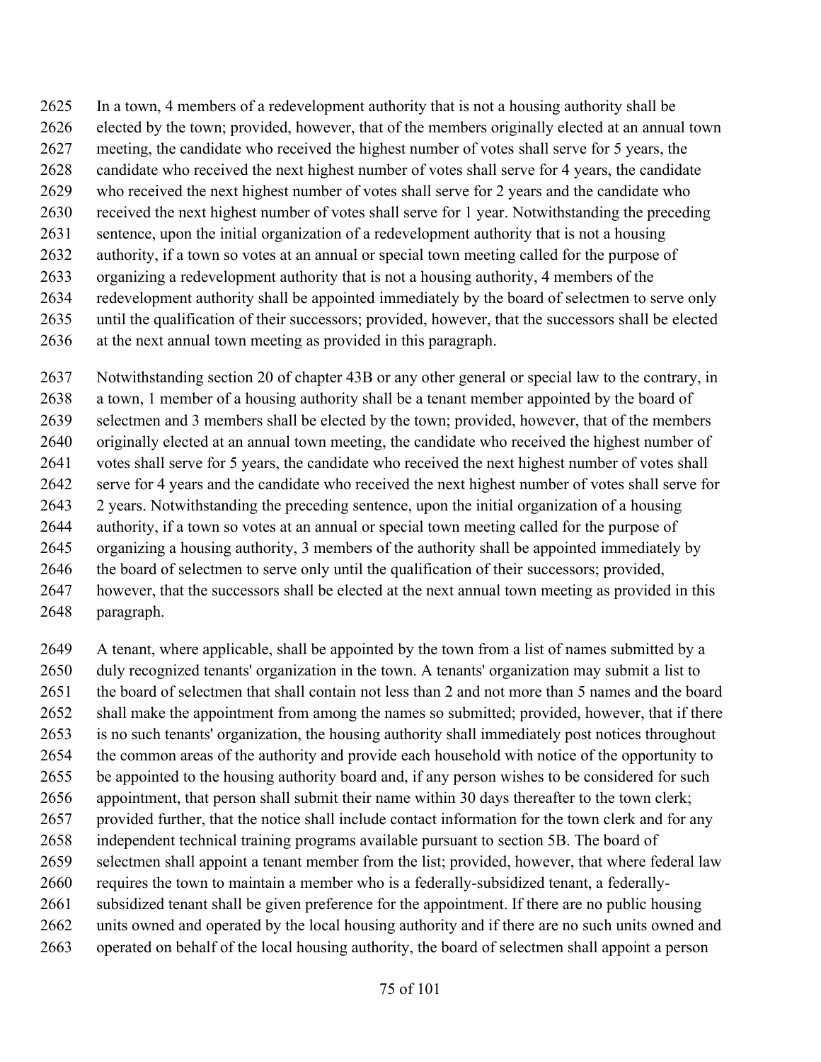In a town, 4 members of a redevelopment authority that is not a housing authority shall be elected by the town; provided, however, that of the members originally elected at an annual town meeting, the candidate who received the highest number of votes shall serve for 5 years, the candidate who received the next highest number of votes shall serve for 4 years, the candidate who received the next highest number of votes shall serve for 2 years and the candidate who received the next highest number of votes shall serve for 1 year. Notwithstanding the preceding sentence, upon the initial organization of a redevelopment authority that is not a housing authority, if a town so votes at an annual or special town meeting called for the purpose of organizing a redevelopment authority that is not a housing authority, 4 members of the redevelopment authority shall be appointed immediately by the board of selectmen to serve only until the qualification of their successors; provided, however, that the successors shall be elected at the next annual town meeting as provided in this paragraph.

Notwithstanding section 20 of chapter 43B or any other general or special law to the contrary, in a town, 1 member of a housing authority shall be a tenant member appointed by the board of selectmen and 3 members shall be elected by the town; provided, however, that of the members originally elected at an annual town meeting, the candidate who received the highest number of votes shall serve for 5 years, the candidate who received the next highest number of votes shall serve for 4 years and the candidate who received the next highest number of votes shall serve for 2 years. Notwithstanding the preceding sentence, upon the initial organization of a housing authority, if a town so votes at an annual or special town meeting called for the purpose of organizing a housing authority, 3 members of the authority shall be appointed immediately by the board of selectmen to serve only until the qualification of their successors; provided, however, that the successors shall be elected at the next annual town meeting as provided in this paragraph.

A tenant, where applicable, shall be appointed by the town from a list of names submitted by a duly recognized tenants' organization in the town. A tenants' organization may submit a list to the board of selectmen that shall contain not less than 2 and not more than 5 names and the board shall make the appointment from among the names so submitted; provided, however, that if there is no such tenants' organization, the housing authority shall immediately post notices throughout the common areas of the authority and provide each household with notice of the opportunity to be appointed to the housing authority board and, if any person wishes to be considered for such appointment, that person shall submit their name within 30 days thereafter to the town clerk; provided further, that the notice shall include contact information for the town clerk and for any independent technical training programs available pursuant to section 5B. The board of selectmen shall appoint a tenant member from the list; provided, however, that where federal law requires the town to maintain a member who is a federally-subsidized tenant, a federally-subsidized tenant shall be given preference for the appointment. If there are no public housing units owned and operated by the local housing authority and if there are no such units owned and operated on behalf of the local housing authority, the board of selectmen shall appoint a person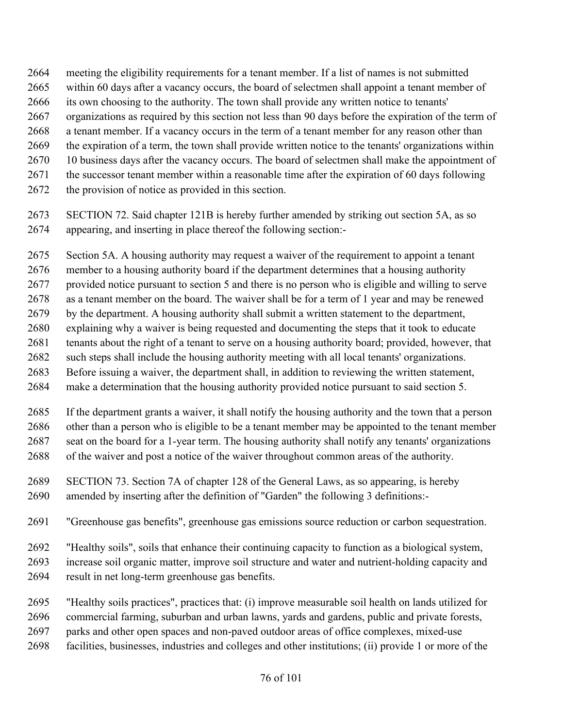meeting the eligibility requirements for a tenant member. If a list of names is not submitted within 60 days after a vacancy occurs, the board of selectmen shall appoint a tenant member of its own choosing to the authority. The town shall provide any written notice to tenants' organizations as required by this section not less than 90 days before the expiration of the term of a tenant member. If a vacancy occurs in the term of a tenant member for any reason other than the expiration of a term, the town shall provide written notice to the tenants' organizations within 10 business days after the vacancy occurs. The board of selectmen shall make the appointment of the successor tenant member within a reasonable time after the expiration of 60 days following the provision of notice as provided in this section.

SECTION 72. Said chapter 121B is hereby further amended by striking out section 5A, as so appearing, and inserting in place thereof the following section:-

Section 5A. A housing authority may request a waiver of the requirement to appoint a tenant member to a housing authority board if the department determines that a housing authority provided notice pursuant to section 5 and there is no person who is eligible and willing to serve as a tenant member on the board. The waiver shall be for a term of 1 year and may be renewed by the department. A housing authority shall submit a written statement to the department, explaining why a waiver is being requested and documenting the steps that it took to educate tenants about the right of a tenant to serve on a housing authority board; provided, however, that such steps shall include the housing authority meeting with all local tenants' organizations. Before issuing a waiver, the department shall, in addition to reviewing the written statement, make a determination that the housing authority provided notice pursuant to said section 5.

If the department grants a waiver, it shall notify the housing authority and the town that a person other than a person who is eligible to be a tenant member may be appointed to the tenant member seat on the board for a 1-year term. The housing authority shall notify any tenants' organizations of the waiver and post a notice of the waiver throughout common areas of the authority.

SECTION 73. Section 7A of chapter 128 of the General Laws, as so appearing, is hereby amended by inserting after the definition of "Garden" the following 3 definitions:-

"Greenhouse gas benefits", greenhouse gas emissions source reduction or carbon sequestration.

"Healthy soils", soils that enhance their continuing capacity to function as a biological system, increase soil organic matter, improve soil structure and water and nutrient-holding capacity and result in net long-term greenhouse gas benefits.

"Healthy soils practices", practices that: (i) improve measurable soil health on lands utilized for commercial farming, suburban and urban lawns, yards and gardens, public and private forests, parks and other open spaces and non-paved outdoor areas of office complexes, mixed-use facilities, businesses, industries and colleges and other institutions; (ii) provide 1 or more of the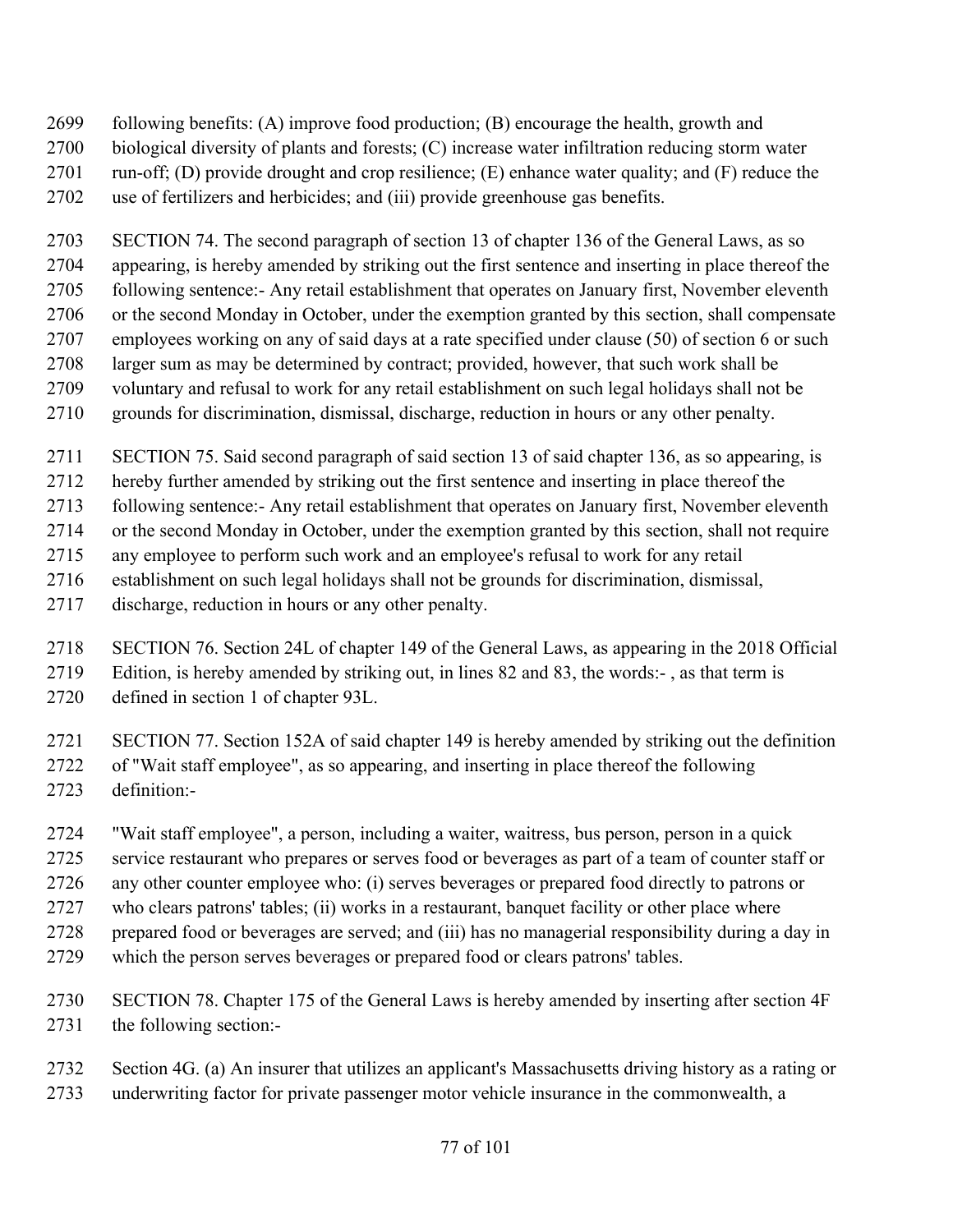following benefits: (A) improve food production; (B) encourage the health, growth and biological diversity of plants and forests; (C) increase water infiltration reducing storm water run-off; (D) provide drought and crop resilience; (E) enhance water quality; and (F) reduce the use of fertilizers and herbicides; and (iii) provide greenhouse gas benefits.

SECTION 74. The second paragraph of section 13 of chapter 136 of the General Laws, as so appearing, is hereby amended by striking out the first sentence and inserting in place thereof the following sentence:- Any retail establishment that operates on January first, November eleventh or the second Monday in October, under the exemption granted by this section, shall compensate employees working on any of said days at a rate specified under clause (50) of section 6 or such larger sum as may be determined by contract; provided, however, that such work shall be voluntary and refusal to work for any retail establishment on such legal holidays shall not be grounds for discrimination, dismissal, discharge, reduction in hours or any other penalty.

SECTION 75. Said second paragraph of said section 13 of said chapter 136, as so appearing, is hereby further amended by striking out the first sentence and inserting in place thereof the following sentence:- Any retail establishment that operates on January first, November eleventh or the second Monday in October, under the exemption granted by this section, shall not require any employee to perform such work and an employee's refusal to work for any retail establishment on such legal holidays shall not be grounds for discrimination, dismissal, discharge, reduction in hours or any other penalty.

SECTION 76. Section 24L of chapter 149 of the General Laws, as appearing in the 2018 Official Edition, is hereby amended by striking out, in lines 82 and 83, the words:- , as that term is defined in section 1 of chapter 93L.

SECTION 77. Section 152A of said chapter 149 is hereby amended by striking out the definition of "Wait staff employee", as so appearing, and inserting in place thereof the following definition:-

"Wait staff employee", a person, including a waiter, waitress, bus person, person in a quick service restaurant who prepares or serves food or beverages as part of a team of counter staff or any other counter employee who: (i) serves beverages or prepared food directly to patrons or who clears patrons' tables; (ii) works in a restaurant, banquet facility or other place where prepared food or beverages are served; and (iii) has no managerial responsibility during a day in which the person serves beverages or prepared food or clears patrons' tables.

SECTION 78. Chapter 175 of the General Laws is hereby amended by inserting after section 4F the following section:-

Section 4G. (a) An insurer that utilizes an applicant's Massachusetts driving history as a rating or underwriting factor for private passenger motor vehicle insurance in the commonwealth, a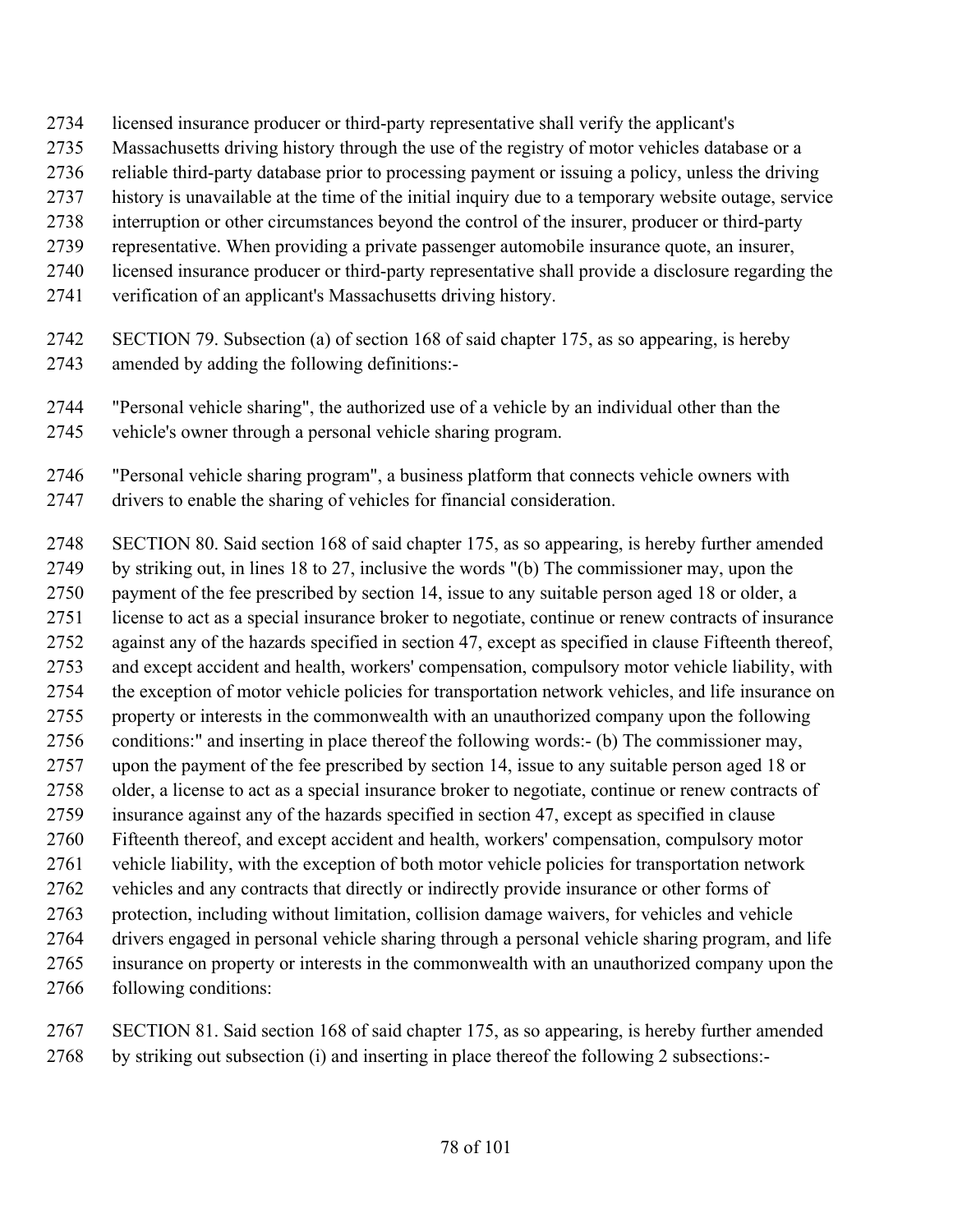licensed insurance producer or third-party representative shall verify the applicant's Massachusetts driving history through the use of the registry of motor vehicles database or a reliable third-party database prior to processing payment or issuing a policy, unless the driving history is unavailable at the time of the initial inquiry due to a temporary website outage, service interruption or other circumstances beyond the control of the insurer, producer or third-party representative. When providing a private passenger automobile insurance quote, an insurer, licensed insurance producer or third-party representative shall provide a disclosure regarding the verification of an applicant's Massachusetts driving history.

SECTION 79. Subsection (a) of section 168 of said chapter 175, as so appearing, is hereby amended by adding the following definitions:-

"Personal vehicle sharing", the authorized use of a vehicle by an individual other than the vehicle's owner through a personal vehicle sharing program.

"Personal vehicle sharing program", a business platform that connects vehicle owners with drivers to enable the sharing of vehicles for financial consideration.

SECTION 80. Said section 168 of said chapter 175, as so appearing, is hereby further amended by striking out, in lines 18 to 27, inclusive the words "(b) The commissioner may, upon the payment of the fee prescribed by section 14, issue to any suitable person aged 18 or older, a license to act as a special insurance broker to negotiate, continue or renew contracts of insurance against any of the hazards specified in section 47, except as specified in clause Fifteenth thereof, and except accident and health, workers' compensation, compulsory motor vehicle liability, with the exception of motor vehicle policies for transportation network vehicles, and life insurance on property or interests in the commonwealth with an unauthorized company upon the following conditions:" and inserting in place thereof the following words:- (b) The commissioner may, upon the payment of the fee prescribed by section 14, issue to any suitable person aged 18 or older, a license to act as a special insurance broker to negotiate, continue or renew contracts of insurance against any of the hazards specified in section 47, except as specified in clause Fifteenth thereof, and except accident and health, workers' compensation, compulsory motor vehicle liability, with the exception of both motor vehicle policies for transportation network vehicles and any contracts that directly or indirectly provide insurance or other forms of protection, including without limitation, collision damage waivers, for vehicles and vehicle drivers engaged in personal vehicle sharing through a personal vehicle sharing program, and life insurance on property or interests in the commonwealth with an unauthorized company upon the following conditions:

SECTION 81. Said section 168 of said chapter 175, as so appearing, is hereby further amended by striking out subsection (i) and inserting in place thereof the following 2 subsections:-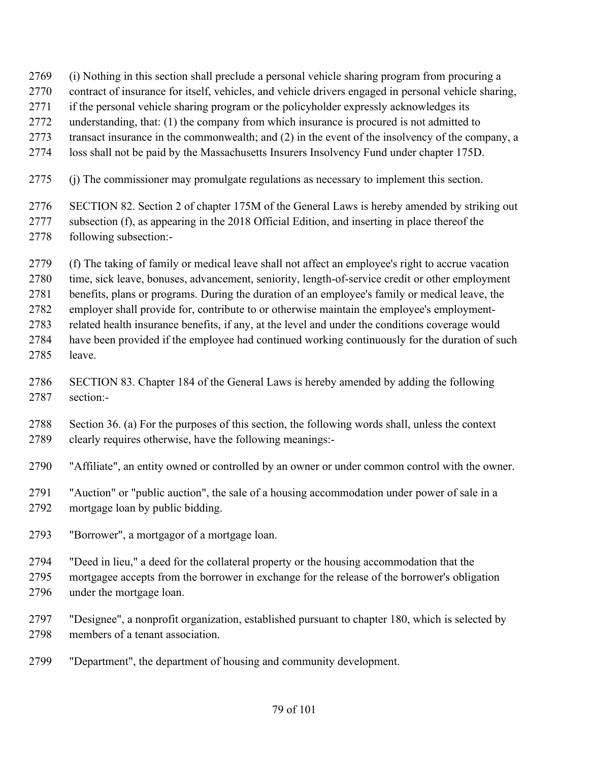(i) Nothing in this section shall preclude a personal vehicle sharing program from procuring a contract of insurance for itself, vehicles, and vehicle drivers engaged in personal vehicle sharing, if the personal vehicle sharing program or the policyholder expressly acknowledges its understanding, that: (1) the company from which insurance is procured is not admitted to transact insurance in the commonwealth; and (2) in the event of the insolvency of the company, a loss shall not be paid by the Massachusetts Insurers Insolvency Fund under chapter 175D.

(j) The commissioner may promulgate regulations as necessary to implement this section.

SECTION 82. Section 2 of chapter 175M of the General Laws is hereby amended by striking out subsection (f), as appearing in the 2018 Official Edition, and inserting in place thereof the following subsection:-

(f) The taking of family or medical leave shall not affect an employee's right to accrue vacation time, sick leave, bonuses, advancement, seniority, length-of-service credit or other employment benefits, plans or programs. During the duration of an employee's family or medical leave, the employer shall provide for, contribute to or otherwise maintain the employee's employment-related health insurance benefits, if any, at the level and under the conditions coverage would have been provided if the employee had continued working continuously for the duration of such leave.

SECTION 83. Chapter 184 of the General Laws is hereby amended by adding the following section:-

Section 36. (a) For the purposes of this section, the following words shall, unless the context clearly requires otherwise, have the following meanings:-

"Affiliate", an entity owned or controlled by an owner or under common control with the owner.

"Auction" or "public auction", the sale of a housing accommodation under power of sale in a mortgage loan by public bidding.

"Borrower", a mortgagor of a mortgage loan.

"Deed in lieu," a deed for the collateral property or the housing accommodation that the mortgagee accepts from the borrower in exchange for the release of the borrower's obligation under the mortgage loan.

"Designee", a nonprofit organization, established pursuant to chapter 180, which is selected by members of a tenant association.

"Department", the department of housing and community development.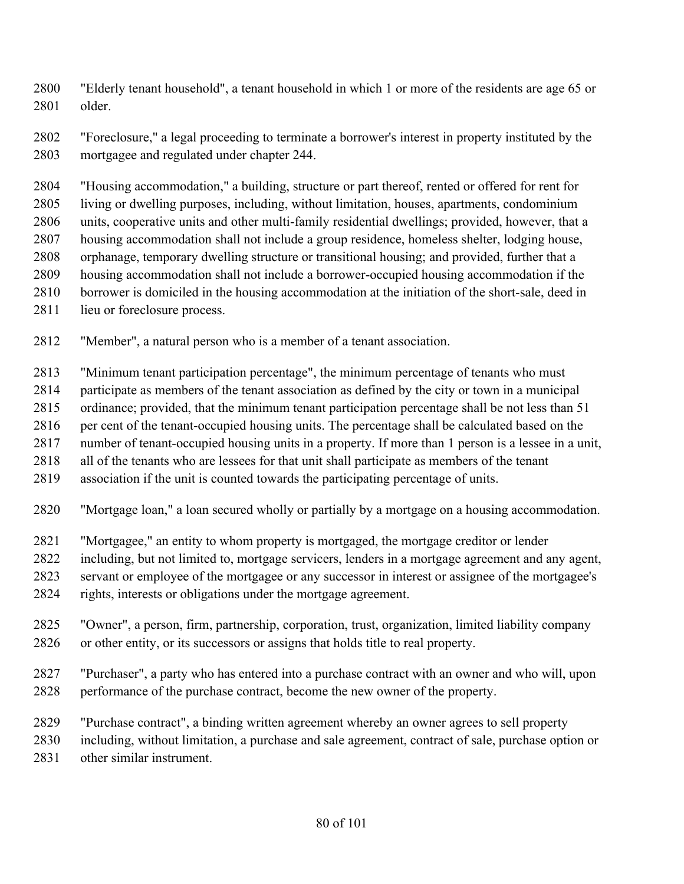"Elderly tenant household", a tenant household in which 1 or more of the residents are age 65 or older.

"Foreclosure," a legal proceeding to terminate a borrower's interest in property instituted by the mortgagee and regulated under chapter 244.

"Housing accommodation," a building, structure or part thereof, rented or offered for rent for living or dwelling purposes, including, without limitation, houses, apartments, condominium units, cooperative units and other multi-family residential dwellings; provided, however, that a housing accommodation shall not include a group residence, homeless shelter, lodging house, orphanage, temporary dwelling structure or transitional housing; and provided, further that a housing accommodation shall not include a borrower-occupied housing accommodation if the borrower is domiciled in the housing accommodation at the initiation of the short-sale, deed in lieu or foreclosure process.

"Member", a natural person who is a member of a tenant association.

"Minimum tenant participation percentage", the minimum percentage of tenants who must participate as members of the tenant association as defined by the city or town in a municipal ordinance; provided, that the minimum tenant participation percentage shall be not less than 51 per cent of the tenant-occupied housing units. The percentage shall be calculated based on the number of tenant-occupied housing units in a property. If more than 1 person is a lessee in a unit, all of the tenants who are lessees for that unit shall participate as members of the tenant association if the unit is counted towards the participating percentage of units.

"Mortgage loan," a loan secured wholly or partially by a mortgage on a housing accommodation.

"Mortgagee," an entity to whom property is mortgaged, the mortgage creditor or lender including, but not limited to, mortgage servicers, lenders in a mortgage agreement and any agent, servant or employee of the mortgagee or any successor in interest or assignee of the mortgagee's rights, interests or obligations under the mortgage agreement.

"Owner", a person, firm, partnership, corporation, trust, organization, limited liability company or other entity, or its successors or assigns that holds title to real property.

"Purchaser", a party who has entered into a purchase contract with an owner and who will, upon performance of the purchase contract, become the new owner of the property.

"Purchase contract", a binding written agreement whereby an owner agrees to sell property including, without limitation, a purchase and sale agreement, contract of sale, purchase option or other similar instrument.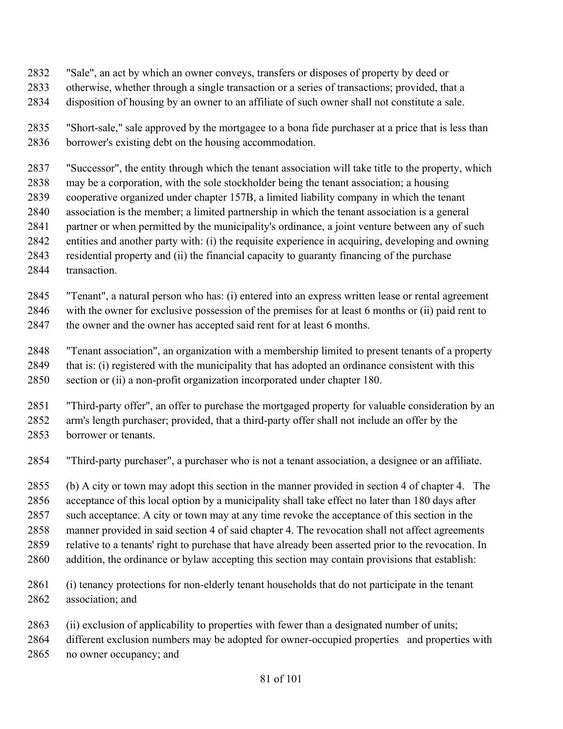"Sale", an act by which an owner conveys, transfers or disposes of property by deed or otherwise, whether through a single transaction or a series of transactions; provided, that a disposition of housing by an owner to an affiliate of such owner shall not constitute a sale.

"Short-sale," sale approved by the mortgagee to a bona fide purchaser at a price that is less than borrower's existing debt on the housing accommodation.

"Successor", the entity through which the tenant association will take title to the property, which may be a corporation, with the sole stockholder being the tenant association; a housing cooperative organized under chapter 157B, a limited liability company in which the tenant association is the member; a limited partnership in which the tenant association is a general partner or when permitted by the municipality's ordinance, a joint venture between any of such entities and another party with: (i) the requisite experience in acquiring, developing and owning residential property and (ii) the financial capacity to guaranty financing of the purchase transaction.

"Tenant", a natural person who has: (i) entered into an express written lease or rental agreement with the owner for exclusive possession of the premises for at least 6 months or (ii) paid rent to the owner and the owner has accepted said rent for at least 6 months.

"Tenant association", an organization with a membership limited to present tenants of a property that is: (i) registered with the municipality that has adopted an ordinance consistent with this section or (ii) a non-profit organization incorporated under chapter 180.

"Third-party offer", an offer to purchase the mortgaged property for valuable consideration by an arm's length purchaser; provided, that a third-party offer shall not include an offer by the borrower or tenants.

"Third-party purchaser", a purchaser who is not a tenant association, a designee or an affiliate.

(b) A city or town may adopt this section in the manner provided in section 4 of chapter 4. The acceptance of this local option by a municipality shall take effect no later than 180 days after such acceptance. A city or town may at any time revoke the acceptance of this section in the manner provided in said section 4 of said chapter 4. The revocation shall not affect agreements relative to a tenants' right to purchase that have already been asserted prior to the revocation. In addition, the ordinance or bylaw accepting this section may contain provisions that establish:

(i) tenancy protections for non-elderly tenant households that do not participate in the tenant association; and

(ii) exclusion of applicability to properties with fewer than a designated number of units; different exclusion numbers may be adopted for owner-occupied properties and properties with no owner occupancy; and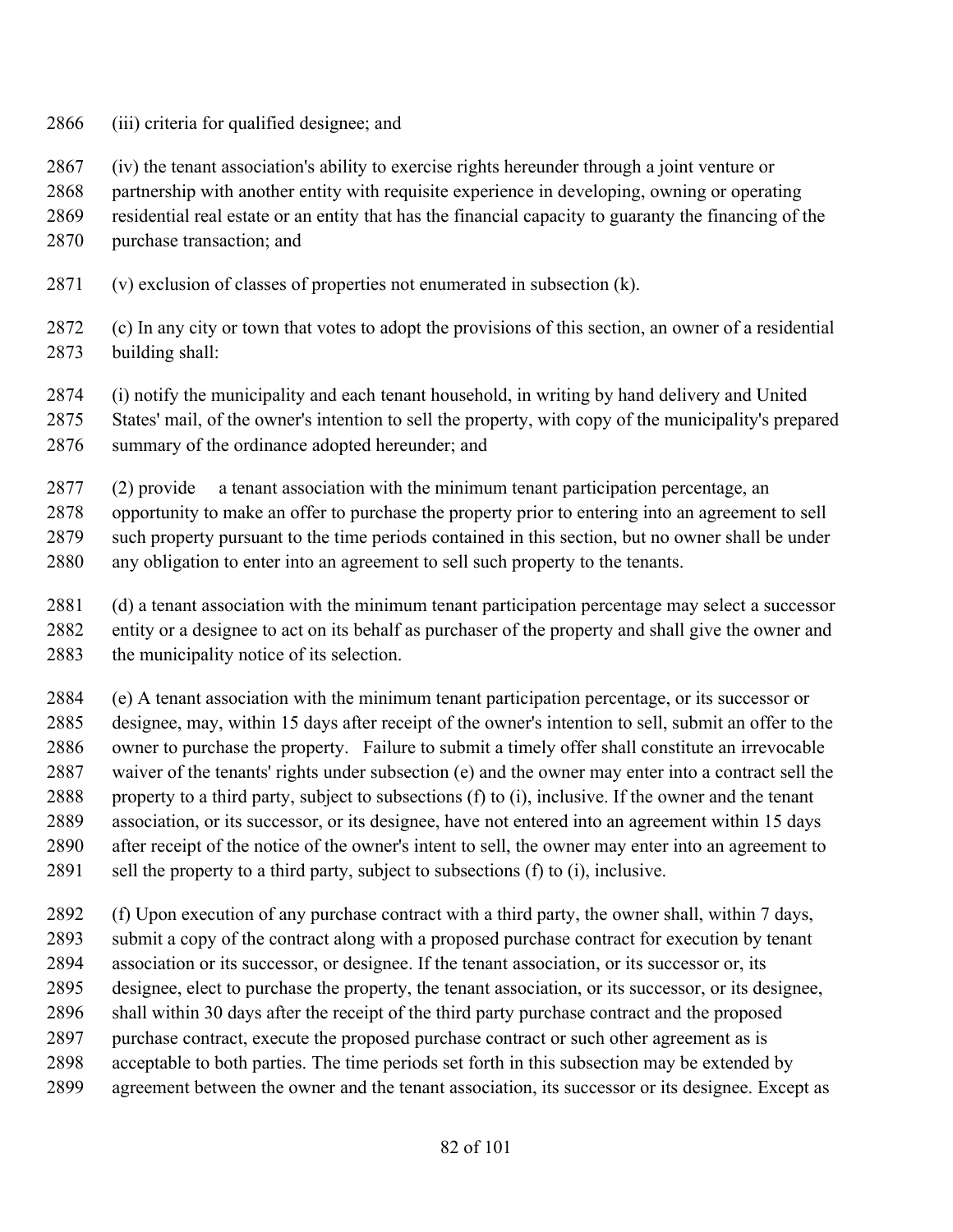(iii) criteria for qualified designee; and

(iv) the tenant association's ability to exercise rights hereunder through a joint venture or partnership with another entity with requisite experience in developing, owning or operating residential real estate or an entity that has the financial capacity to guaranty the financing of the purchase transaction; and

(v) exclusion of classes of properties not enumerated in subsection (k).

(c) In any city or town that votes to adopt the provisions of this section, an owner of a residential building shall:

(i) notify the municipality and each tenant household, in writing by hand delivery and United States' mail, of the owner's intention to sell the property, with copy of the municipality's prepared summary of the ordinance adopted hereunder; and

(2) provide a tenant association with the minimum tenant participation percentage, an opportunity to make an offer to purchase the property prior to entering into an agreement to sell such property pursuant to the time periods contained in this section, but no owner shall be under any obligation to enter into an agreement to sell such property to the tenants.

(d) a tenant association with the minimum tenant participation percentage may select a successor entity or a designee to act on its behalf as purchaser of the property and shall give the owner and the municipality notice of its selection.

(e) A tenant association with the minimum tenant participation percentage, or its successor or designee, may, within 15 days after receipt of the owner's intention to sell, submit an offer to the owner to purchase the property. Failure to submit a timely offer shall constitute an irrevocable waiver of the tenants' rights under subsection (e) and the owner may enter into a contract sell the property to a third party, subject to subsections (f) to (i), inclusive. If the owner and the tenant association, or its successor, or its designee, have not entered into an agreement within 15 days after receipt of the notice of the owner's intent to sell, the owner may enter into an agreement to sell the property to a third party, subject to subsections (f) to (i), inclusive.

(f) Upon execution of any purchase contract with a third party, the owner shall, within 7 days, submit a copy of the contract along with a proposed purchase contract for execution by tenant association or its successor, or designee. If the tenant association, or its successor or, its designee, elect to purchase the property, the tenant association, or its successor, or its designee, shall within 30 days after the receipt of the third party purchase contract and the proposed purchase contract, execute the proposed purchase contract or such other agreement as is acceptable to both parties. The time periods set forth in this subsection may be extended by agreement between the owner and the tenant association, its successor or its designee. Except as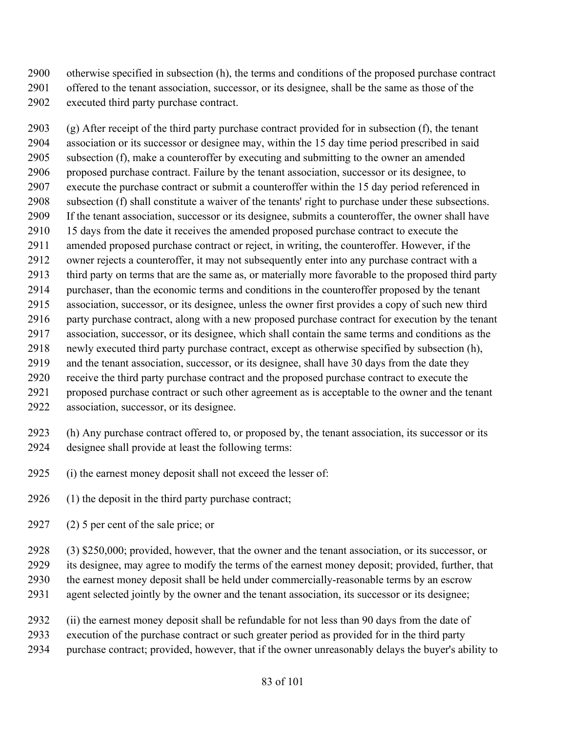otherwise specified in subsection (h), the terms and conditions of the proposed purchase contract offered to the tenant association, successor, or its designee, shall be the same as those of the executed third party purchase contract.

(g) After receipt of the third party purchase contract provided for in subsection (f), the tenant association or its successor or designee may, within the 15 day time period prescribed in said subsection (f), make a counteroffer by executing and submitting to the owner an amended proposed purchase contract. Failure by the tenant association, successor or its designee, to execute the purchase contract or submit a counteroffer within the 15 day period referenced in subsection (f) shall constitute a waiver of the tenants' right to purchase under these subsections. If the tenant association, successor or its designee, submits a counteroffer, the owner shall have 15 days from the date it receives the amended proposed purchase contract to execute the amended proposed purchase contract or reject, in writing, the counteroffer. However, if the owner rejects a counteroffer, it may not subsequently enter into any purchase contract with a third party on terms that are the same as, or materially more favorable to the proposed third party purchaser, than the economic terms and conditions in the counteroffer proposed by the tenant association, successor, or its designee, unless the owner first provides a copy of such new third party purchase contract, along with a new proposed purchase contract for execution by the tenant association, successor, or its designee, which shall contain the same terms and conditions as the newly executed third party purchase contract, except as otherwise specified by subsection (h), and the tenant association, successor, or its designee, shall have 30 days from the date they receive the third party purchase contract and the proposed purchase contract to execute the proposed purchase contract or such other agreement as is acceptable to the owner and the tenant association, successor, or its designee.

(h) Any purchase contract offered to, or proposed by, the tenant association, its successor or its designee shall provide at least the following terms:

(i) the earnest money deposit shall not exceed the lesser of:

(1) the deposit in the third party purchase contract;

(2) 5 per cent of the sale price; or

(3) $250,000; provided, however, that the owner and the tenant association, or its successor, or its designee, may agree to modify the terms of the earnest money deposit; provided, further, that the earnest money deposit shall be held under commercially-reasonable terms by an escrow agent selected jointly by the owner and the tenant association, its successor or its designee;

(ii) the earnest money deposit shall be refundable for not less than 90 days from the date of execution of the purchase contract or such greater period as provided for in the third party purchase contract; provided, however, that if the owner unreasonably delays the buyer's ability to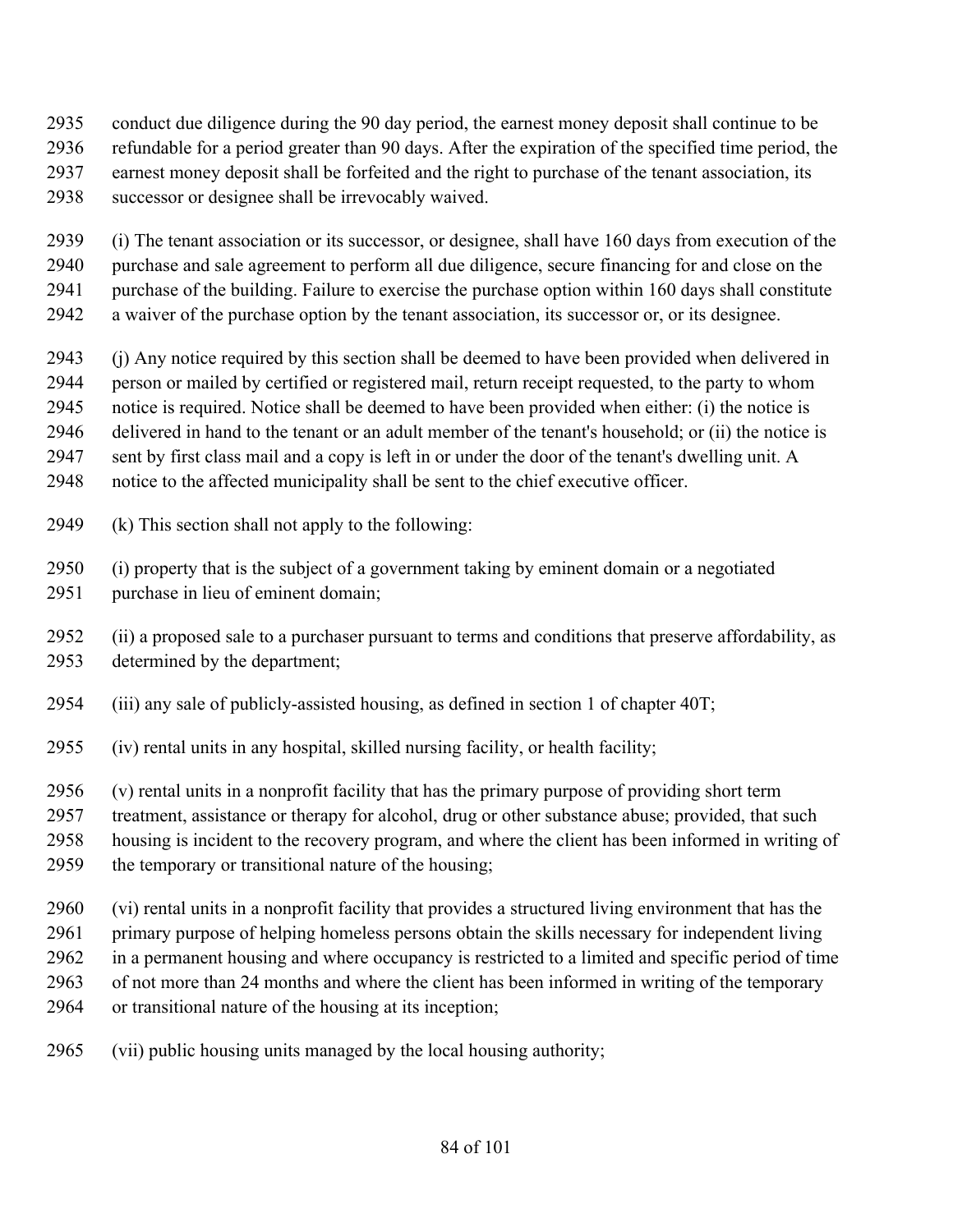conduct due diligence during the 90 day period, the earnest money deposit shall continue to be refundable for a period greater than 90 days. After the expiration of the specified time period, the earnest money deposit shall be forfeited and the right to purchase of the tenant association, its successor or designee shall be irrevocably waived.

(i) The tenant association or its successor, or designee, shall have 160 days from execution of the purchase and sale agreement to perform all due diligence, secure financing for and close on the purchase of the building. Failure to exercise the purchase option within 160 days shall constitute a waiver of the purchase option by the tenant association, its successor or, or its designee.

(j) Any notice required by this section shall be deemed to have been provided when delivered in person or mailed by certified or registered mail, return receipt requested, to the party to whom notice is required. Notice shall be deemed to have been provided when either: (i) the notice is delivered in hand to the tenant or an adult member of the tenant's household; or (ii) the notice is sent by first class mail and a copy is left in or under the door of the tenant's dwelling unit. A notice to the affected municipality shall be sent to the chief executive officer.

(k) This section shall not apply to the following:

(i) property that is the subject of a government taking by eminent domain or a negotiated purchase in lieu of eminent domain;

(ii) a proposed sale to a purchaser pursuant to terms and conditions that preserve affordability, as determined by the department;

(iii) any sale of publicly-assisted housing, as defined in section 1 of chapter 40T;

(iv) rental units in any hospital, skilled nursing facility, or health facility;

(v) rental units in a nonprofit facility that has the primary purpose of providing short term treatment, assistance or therapy for alcohol, drug or other substance abuse; provided, that such housing is incident to the recovery program, and where the client has been informed in writing of the temporary or transitional nature of the housing;

(vi) rental units in a nonprofit facility that provides a structured living environment that has the primary purpose of helping homeless persons obtain the skills necessary for independent living in a permanent housing and where occupancy is restricted to a limited and specific period of time of not more than 24 months and where the client has been informed in writing of the temporary or transitional nature of the housing at its inception;

(vii) public housing units managed by the local housing authority;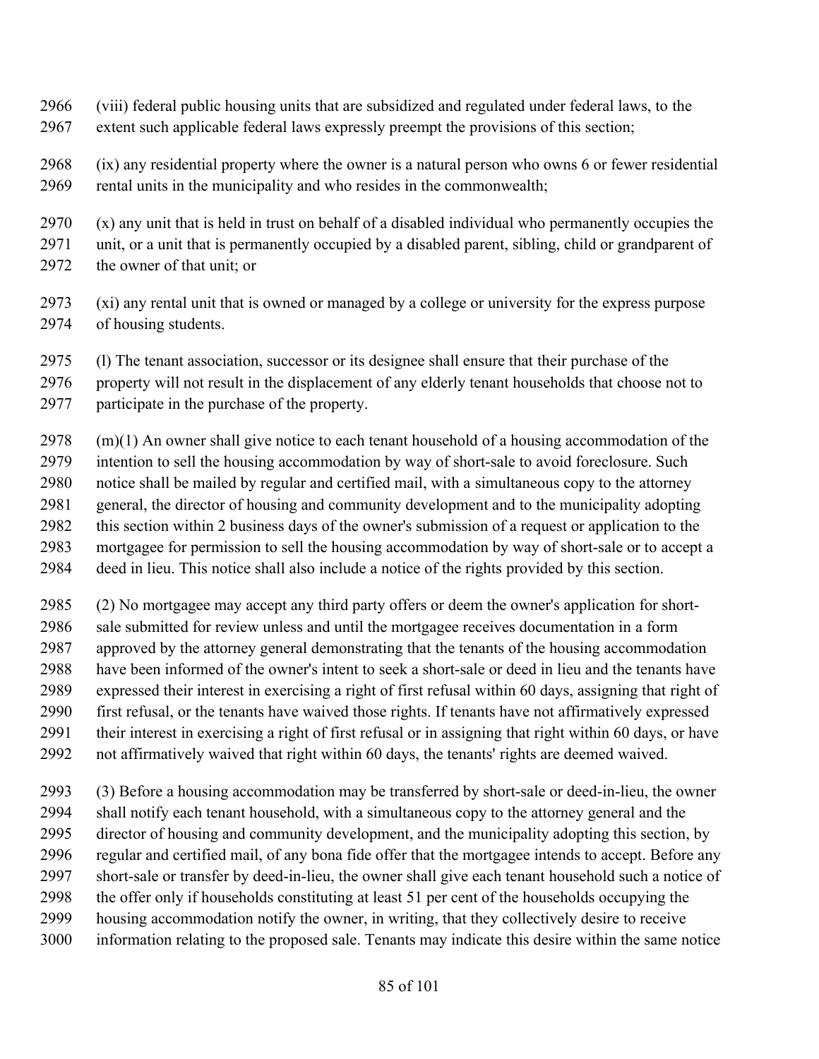(viii) federal public housing units that are subsidized and regulated under federal laws, to the extent such applicable federal laws expressly preempt the provisions of this section;

(ix) any residential property where the owner is a natural person who owns 6 or fewer residential rental units in the municipality and who resides in the commonwealth;

(x) any unit that is held in trust on behalf of a disabled individual who permanently occupies the unit, or a unit that is permanently occupied by a disabled parent, sibling, child or grandparent of the owner of that unit; or

(xi) any rental unit that is owned or managed by a college or university for the express purpose of housing students.

(l) The tenant association, successor or its designee shall ensure that their purchase of the property will not result in the displacement of any elderly tenant households that choose not to participate in the purchase of the property.

(m)(1) An owner shall give notice to each tenant household of a housing accommodation of the intention to sell the housing accommodation by way of short-sale to avoid foreclosure. Such notice shall be mailed by regular and certified mail, with a simultaneous copy to the attorney general, the director of housing and community development and to the municipality adopting this section within 2 business days of the owner's submission of a request or application to the mortgagee for permission to sell the housing accommodation by way of short-sale or to accept a deed in lieu. This notice shall also include a notice of the rights provided by this section.

(2) No mortgagee may accept any third party offers or deem the owner's application for short-sale submitted for review unless and until the mortgagee receives documentation in a form approved by the attorney general demonstrating that the tenants of the housing accommodation have been informed of the owner's intent to seek a short-sale or deed in lieu and the tenants have expressed their interest in exercising a right of first refusal within 60 days, assigning that right of first refusal, or the tenants have waived those rights. If tenants have not affirmatively expressed their interest in exercising a right of first refusal or in assigning that right within 60 days, or have not affirmatively waived that right within 60 days, the tenants' rights are deemed waived.

(3) Before a housing accommodation may be transferred by short-sale or deed-in-lieu, the owner shall notify each tenant household, with a simultaneous copy to the attorney general and the director of housing and community development, and the municipality adopting this section, by regular and certified mail, of any bona fide offer that the mortgagee intends to accept. Before any short-sale or transfer by deed-in-lieu, the owner shall give each tenant household such a notice of the offer only if households constituting at least 51 per cent of the households occupying the housing accommodation notify the owner, in writing, that they collectively desire to receive information relating to the proposed sale. Tenants may indicate this desire within the same notice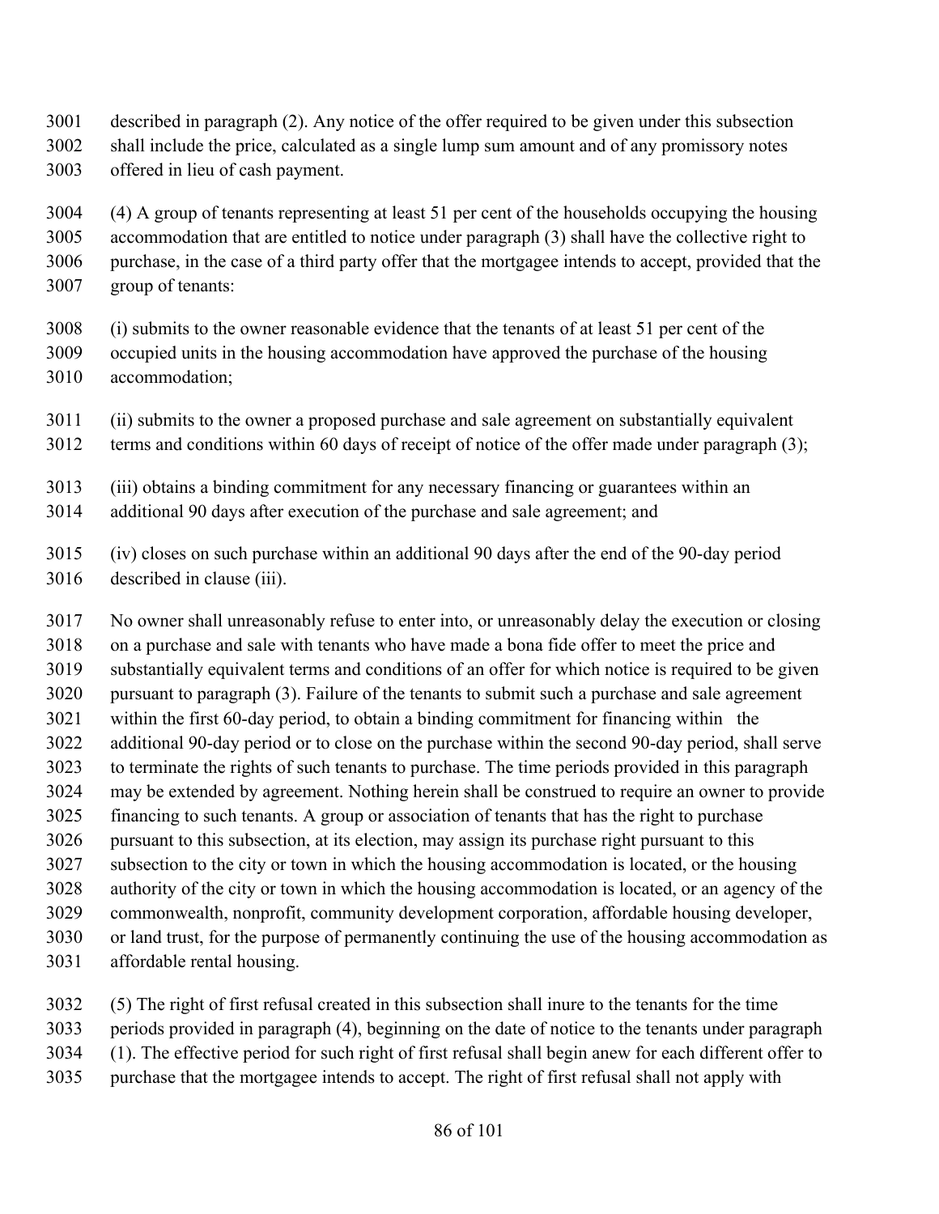described in paragraph (2). Any notice of the offer required to be given under this subsection shall include the price, calculated as a single lump sum amount and of any promissory notes offered in lieu of cash payment.

(4) A group of tenants representing at least 51 per cent of the households occupying the housing accommodation that are entitled to notice under paragraph (3) shall have the collective right to purchase, in the case of a third party offer that the mortgagee intends to accept, provided that the group of tenants:

(i) submits to the owner reasonable evidence that the tenants of at least 51 per cent of the occupied units in the housing accommodation have approved the purchase of the housing accommodation;

(ii) submits to the owner a proposed purchase and sale agreement on substantially equivalent terms and conditions within 60 days of receipt of notice of the offer made under paragraph (3);

(iii) obtains a binding commitment for any necessary financing or guarantees within an additional 90 days after execution of the purchase and sale agreement; and

(iv) closes on such purchase within an additional 90 days after the end of the 90-day period described in clause (iii).

No owner shall unreasonably refuse to enter into, or unreasonably delay the execution or closing on a purchase and sale with tenants who have made a bona fide offer to meet the price and substantially equivalent terms and conditions of an offer for which notice is required to be given pursuant to paragraph (3). Failure of the tenants to submit such a purchase and sale agreement within the first 60-day period, to obtain a binding commitment for financing within the additional 90-day period or to close on the purchase within the second 90-day period, shall serve to terminate the rights of such tenants to purchase. The time periods provided in this paragraph may be extended by agreement. Nothing herein shall be construed to require an owner to provide financing to such tenants. A group or association of tenants that has the right to purchase pursuant to this subsection, at its election, may assign its purchase right pursuant to this subsection to the city or town in which the housing accommodation is located, or the housing authority of the city or town in which the housing accommodation is located, or an agency of the commonwealth, nonprofit, community development corporation, affordable housing developer, or land trust, for the purpose of permanently continuing the use of the housing accommodation as affordable rental housing.

(5) The right of first refusal created in this subsection shall inure to the tenants for the time periods provided in paragraph (4), beginning on the date of notice to the tenants under paragraph (1). The effective period for such right of first refusal shall begin anew for each different offer to purchase that the mortgagee intends to accept. The right of first refusal shall not apply with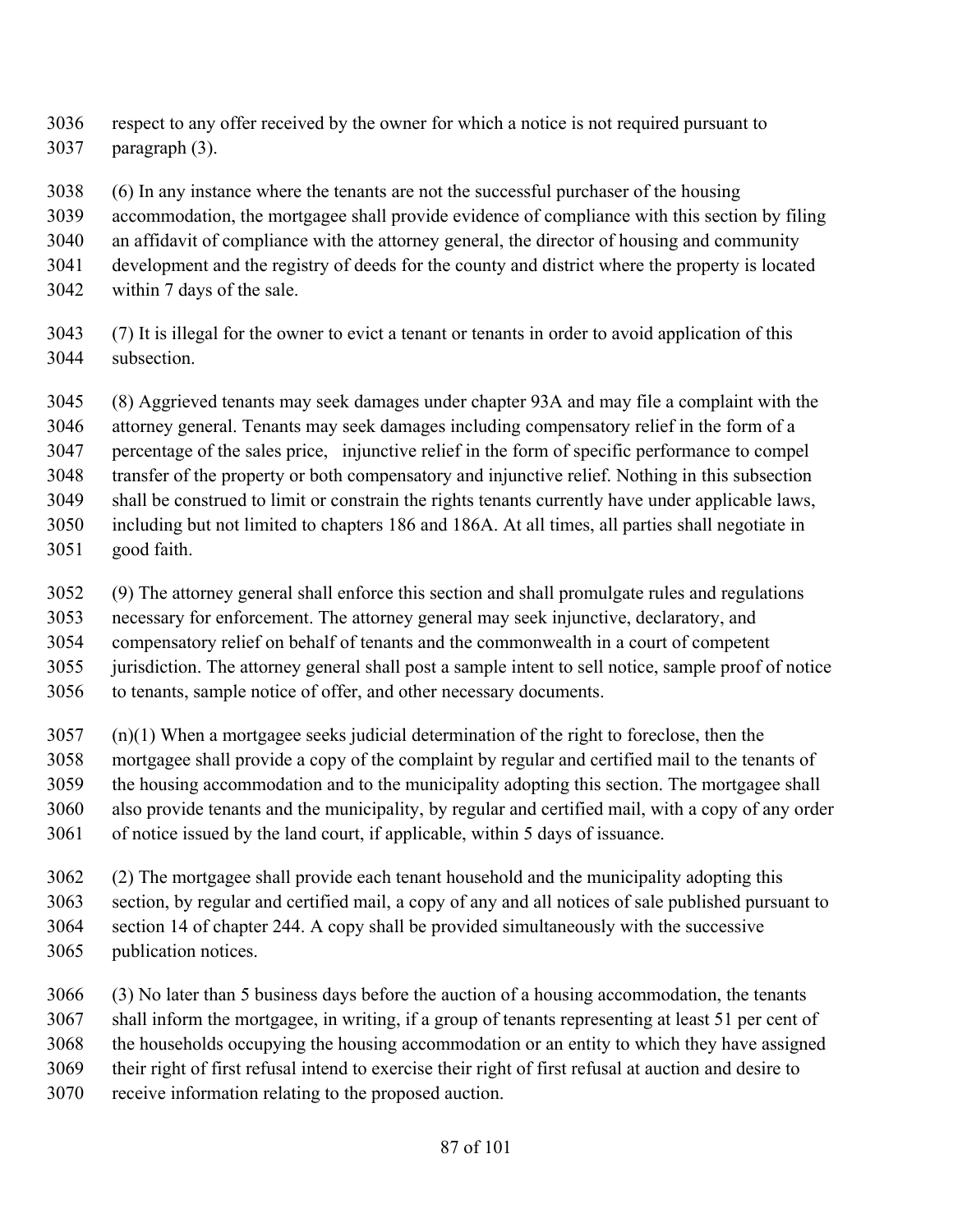respect to any offer received by the owner for which a notice is not required pursuant to paragraph (3).

(6) In any instance where the tenants are not the successful purchaser of the housing accommodation, the mortgagee shall provide evidence of compliance with this section by filing an affidavit of compliance with the attorney general, the director of housing and community development and the registry of deeds for the county and district where the property is located within 7 days of the sale.

(7) It is illegal for the owner to evict a tenant or tenants in order to avoid application of this subsection.

(8) Aggrieved tenants may seek damages under chapter 93A and may file a complaint with the attorney general. Tenants may seek damages including compensatory relief in the form of a percentage of the sales price, injunctive relief in the form of specific performance to compel transfer of the property or both compensatory and injunctive relief. Nothing in this subsection shall be construed to limit or constrain the rights tenants currently have under applicable laws, including but not limited to chapters 186 and 186A. At all times, all parties shall negotiate in good faith.

(9) The attorney general shall enforce this section and shall promulgate rules and regulations necessary for enforcement. The attorney general may seek injunctive, declaratory, and compensatory relief on behalf of tenants and the commonwealth in a court of competent jurisdiction. The attorney general shall post a sample intent to sell notice, sample proof of notice to tenants, sample notice of offer, and other necessary documents.

(n)(1) When a mortgagee seeks judicial determination of the right to foreclose, then the mortgagee shall provide a copy of the complaint by regular and certified mail to the tenants of the housing accommodation and to the municipality adopting this section. The mortgagee shall also provide tenants and the municipality, by regular and certified mail, with a copy of any order of notice issued by the land court, if applicable, within 5 days of issuance.

(2) The mortgagee shall provide each tenant household and the municipality adopting this section, by regular and certified mail, a copy of any and all notices of sale published pursuant to section 14 of chapter 244. A copy shall be provided simultaneously with the successive publication notices.

(3) No later than 5 business days before the auction of a housing accommodation, the tenants shall inform the mortgagee, in writing, if a group of tenants representing at least 51 per cent of the households occupying the housing accommodation or an entity to which they have assigned their right of first refusal intend to exercise their right of first refusal at auction and desire to receive information relating to the proposed auction.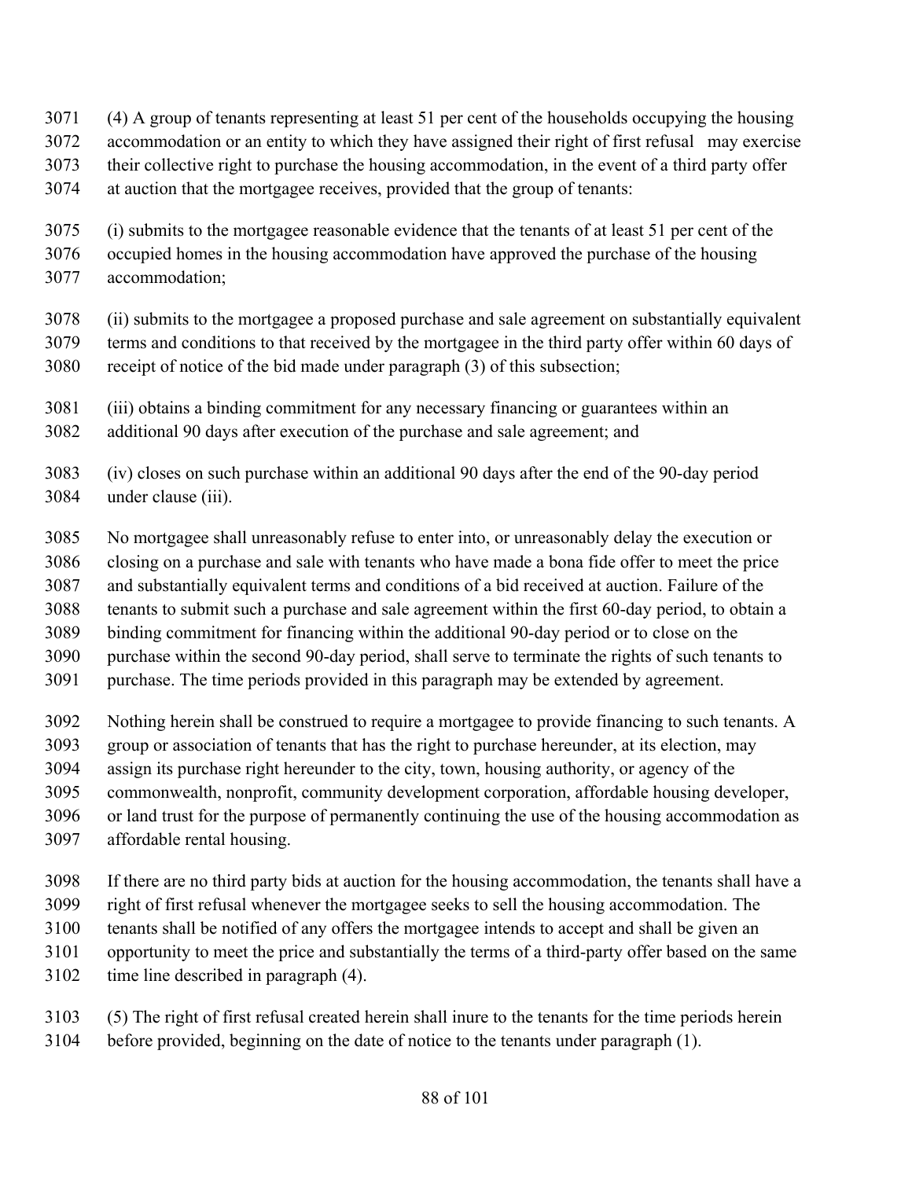(4) A group of tenants representing at least 51 per cent of the households occupying the housing accommodation or an entity to which they have assigned their right of first refusal may exercise their collective right to purchase the housing accommodation, in the event of a third party offer at auction that the mortgagee receives, provided that the group of tenants:

(i) submits to the mortgagee reasonable evidence that the tenants of at least 51 per cent of the occupied homes in the housing accommodation have approved the purchase of the housing accommodation;

(ii) submits to the mortgagee a proposed purchase and sale agreement on substantially equivalent terms and conditions to that received by the mortgagee in the third party offer within 60 days of receipt of notice of the bid made under paragraph (3) of this subsection;

(iii) obtains a binding commitment for any necessary financing or guarantees within an additional 90 days after execution of the purchase and sale agreement; and

(iv) closes on such purchase within an additional 90 days after the end of the 90-day period under clause (iii).

No mortgagee shall unreasonably refuse to enter into, or unreasonably delay the execution or closing on a purchase and sale with tenants who have made a bona fide offer to meet the price and substantially equivalent terms and conditions of a bid received at auction. Failure of the tenants to submit such a purchase and sale agreement within the first 60-day period, to obtain a binding commitment for financing within the additional 90-day period or to close on the purchase within the second 90-day period, shall serve to terminate the rights of such tenants to purchase. The time periods provided in this paragraph may be extended by agreement.

Nothing herein shall be construed to require a mortgagee to provide financing to such tenants. A group or association of tenants that has the right to purchase hereunder, at its election, may assign its purchase right hereunder to the city, town, housing authority, or agency of the commonwealth, nonprofit, community development corporation, affordable housing developer, or land trust for the purpose of permanently continuing the use of the housing accommodation as affordable rental housing.

If there are no third party bids at auction for the housing accommodation, the tenants shall have a right of first refusal whenever the mortgagee seeks to sell the housing accommodation. The tenants shall be notified of any offers the mortgagee intends to accept and shall be given an opportunity to meet the price and substantially the terms of a third-party offer based on the same time line described in paragraph (4).

(5) The right of first refusal created herein shall inure to the tenants for the time periods herein before provided, beginning on the date of notice to the tenants under paragraph (1).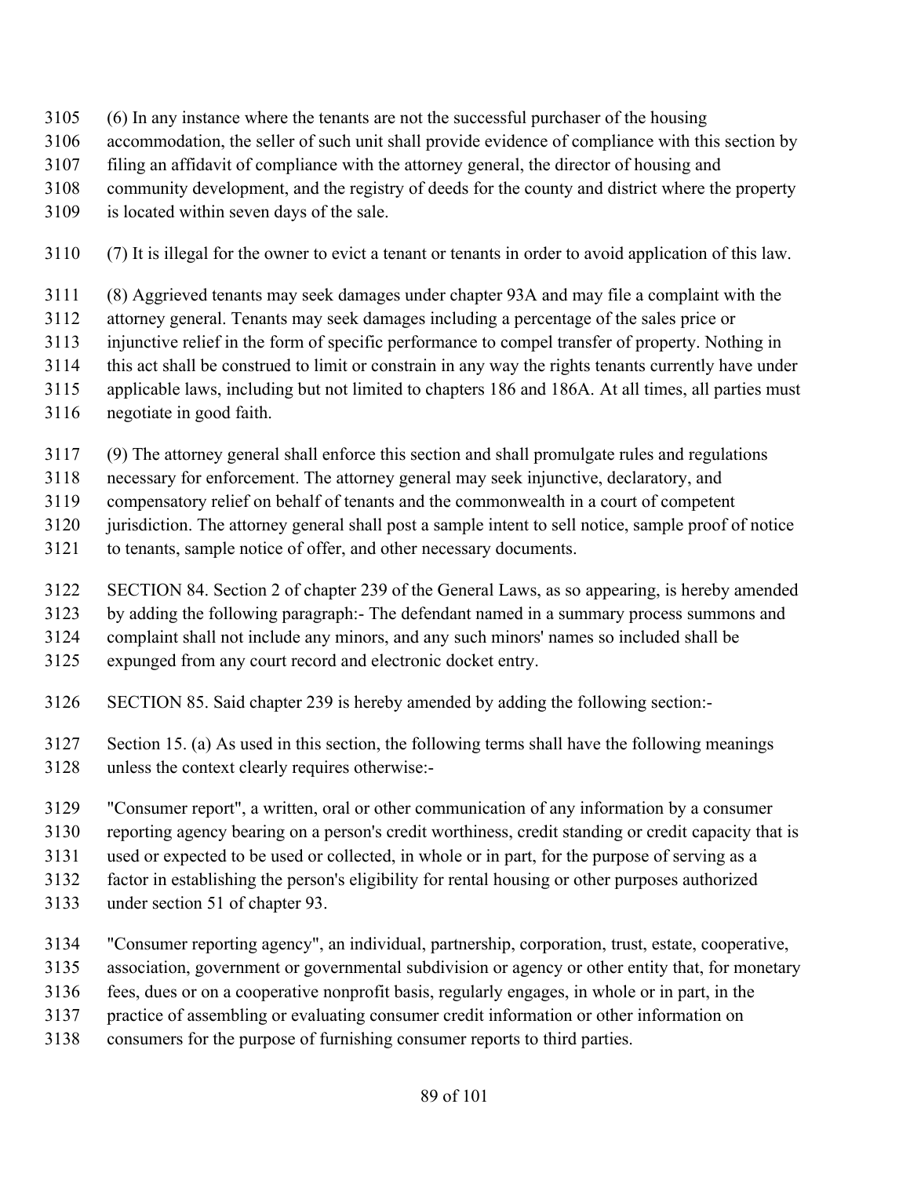(6) In any instance where the tenants are not the successful purchaser of the housing accommodation, the seller of such unit shall provide evidence of compliance with this section by filing an affidavit of compliance with the attorney general, the director of housing and community development, and the registry of deeds for the county and district where the property is located within seven days of the sale.

(7) It is illegal for the owner to evict a tenant or tenants in order to avoid application of this law.

(8) Aggrieved tenants may seek damages under chapter 93A and may file a complaint with the attorney general. Tenants may seek damages including a percentage of the sales price or injunctive relief in the form of specific performance to compel transfer of property. Nothing in this act shall be construed to limit or constrain in any way the rights tenants currently have under applicable laws, including but not limited to chapters 186 and 186A. At all times, all parties must negotiate in good faith.

(9) The attorney general shall enforce this section and shall promulgate rules and regulations necessary for enforcement. The attorney general may seek injunctive, declaratory, and compensatory relief on behalf of tenants and the commonwealth in a court of competent jurisdiction. The attorney general shall post a sample intent to sell notice, sample proof of notice to tenants, sample notice of offer, and other necessary documents.

SECTION 84. Section 2 of chapter 239 of the General Laws, as so appearing, is hereby amended by adding the following paragraph:- The defendant named in a summary process summons and complaint shall not include any minors, and any such minors' names so included shall be expunged from any court record and electronic docket entry.

SECTION 85. Said chapter 239 is hereby amended by adding the following section:-

Section 15. (a) As used in this section, the following terms shall have the following meanings unless the context clearly requires otherwise:-

"Consumer report", a written, oral or other communication of any information by a consumer reporting agency bearing on a person's credit worthiness, credit standing or credit capacity that is used or expected to be used or collected, in whole or in part, for the purpose of serving as a factor in establishing the person's eligibility for rental housing or other purposes authorized under section 51 of chapter 93.

"Consumer reporting agency", an individual, partnership, corporation, trust, estate, cooperative, association, government or governmental subdivision or agency or other entity that, for monetary fees, dues or on a cooperative nonprofit basis, regularly engages, in whole or in part, in the practice of assembling or evaluating consumer credit information or other information on consumers for the purpose of furnishing consumer reports to third parties.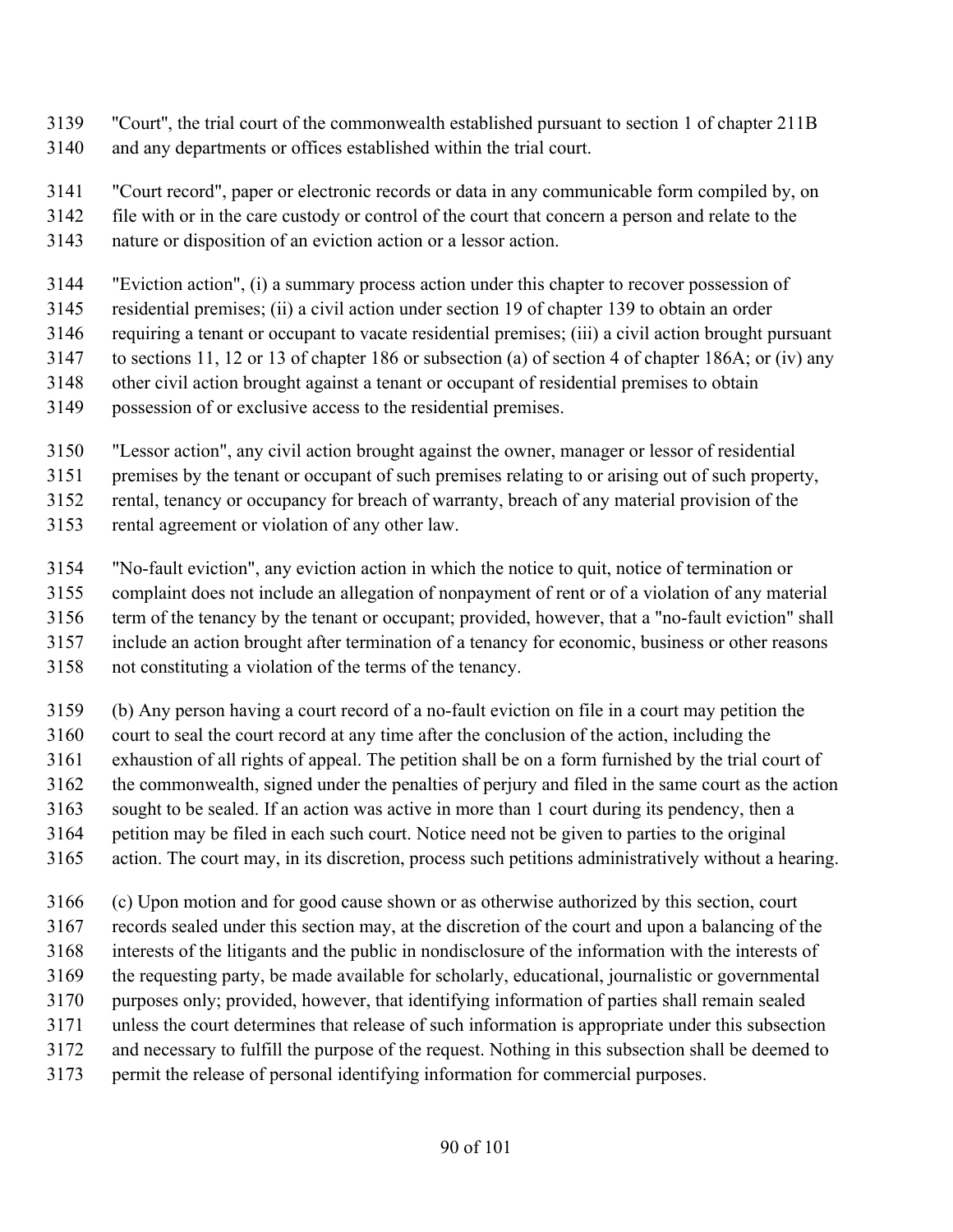"Court", the trial court of the commonwealth established pursuant to section 1 of chapter 211B and any departments or offices established within the trial court.

"Court record", paper or electronic records or data in any communicable form compiled by, on file with or in the care custody or control of the court that concern a person and relate to the nature or disposition of an eviction action or a lessor action.

"Eviction action", (i) a summary process action under this chapter to recover possession of residential premises; (ii) a civil action under section 19 of chapter 139 to obtain an order requiring a tenant or occupant to vacate residential premises; (iii) a civil action brought pursuant to sections 11, 12 or 13 of chapter 186 or subsection (a) of section 4 of chapter 186A; or (iv) any other civil action brought against a tenant or occupant of residential premises to obtain possession of or exclusive access to the residential premises.

"Lessor action", any civil action brought against the owner, manager or lessor of residential premises by the tenant or occupant of such premises relating to or arising out of such property, rental, tenancy or occupancy for breach of warranty, breach of any material provision of the rental agreement or violation of any other law.

"No-fault eviction", any eviction action in which the notice to quit, notice of termination or complaint does not include an allegation of nonpayment of rent or of a violation of any material term of the tenancy by the tenant or occupant; provided, however, that a "no-fault eviction" shall include an action brought after termination of a tenancy for economic, business or other reasons not constituting a violation of the terms of the tenancy.

(b) Any person having a court record of a no-fault eviction on file in a court may petition the court to seal the court record at any time after the conclusion of the action, including the exhaustion of all rights of appeal. The petition shall be on a form furnished by the trial court of the commonwealth, signed under the penalties of perjury and filed in the same court as the action sought to be sealed. If an action was active in more than 1 court during its pendency, then a petition may be filed in each such court. Notice need not be given to parties to the original action. The court may, in its discretion, process such petitions administratively without a hearing.

(c) Upon motion and for good cause shown or as otherwise authorized by this section, court records sealed under this section may, at the discretion of the court and upon a balancing of the interests of the litigants and the public in nondisclosure of the information with the interests of the requesting party, be made available for scholarly, educational, journalistic or governmental purposes only; provided, however, that identifying information of parties shall remain sealed unless the court determines that release of such information is appropriate under this subsection and necessary to fulfill the purpose of the request. Nothing in this subsection shall be deemed to permit the release of personal identifying information for commercial purposes.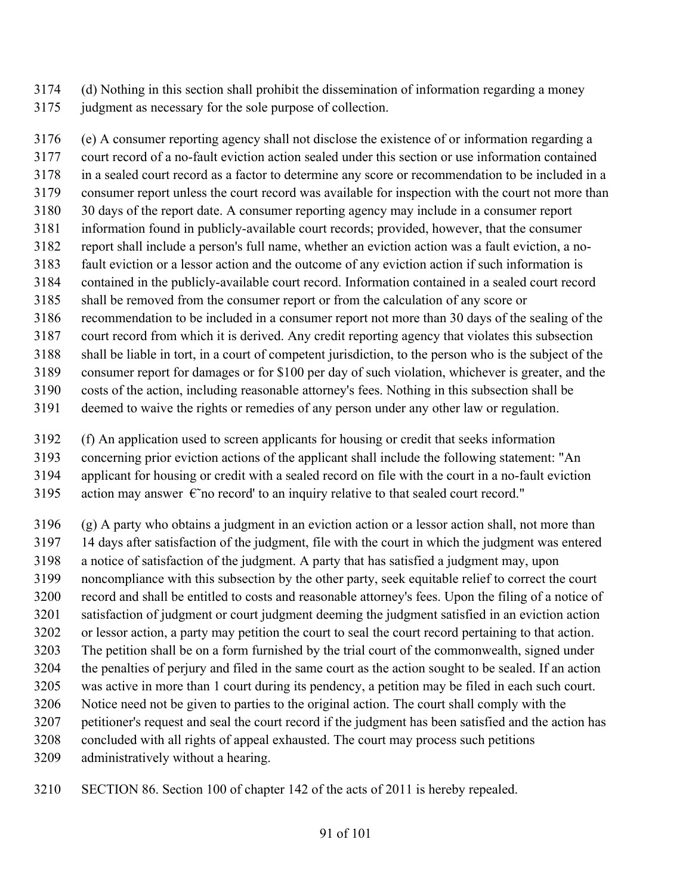(d) Nothing in this section shall prohibit the dissemination of information regarding a money judgment as necessary for the sole purpose of collection.

(e) A consumer reporting agency shall not disclose the existence of or information regarding a court record of a no-fault eviction action sealed under this section or use information contained in a sealed court record as a factor to determine any score or recommendation to be included in a consumer report unless the court record was available for inspection with the court not more than 30 days of the report date. A consumer reporting agency may include in a consumer report information found in publicly-available court records; provided, however, that the consumer report shall include a person's full name, whether an eviction action was a fault eviction, a no-fault eviction or a lessor action and the outcome of any eviction action if such information is contained in the publicly-available court record. Information contained in a sealed court record shall be removed from the consumer report or from the calculation of any score or recommendation to be included in a consumer report not more than 30 days of the sealing of the court record from which it is derived. Any credit reporting agency that violates this subsection shall be liable in tort, in a court of competent jurisdiction, to the person who is the subject of the consumer report for damages or for $100 per day of such violation, whichever is greater, and the costs of the action, including reasonable attorney's fees. Nothing in this subsection shall be deemed to waive the rights or remedies of any person under any other law or regulation.

(f) An application used to screen applicants for housing or credit that seeks information concerning prior eviction actions of the applicant shall include the following statement: "An applicant for housing or credit with a sealed record on file with the court in a no-fault eviction action may answer €˜no record' to an inquiry relative to that sealed court record."

(g) A party who obtains a judgment in an eviction action or a lessor action shall, not more than 14 days after satisfaction of the judgment, file with the court in which the judgment was entered a notice of satisfaction of the judgment. A party that has satisfied a judgment may, upon noncompliance with this subsection by the other party, seek equitable relief to correct the court record and shall be entitled to costs and reasonable attorney's fees. Upon the filing of a notice of satisfaction of judgment or court judgment deeming the judgment satisfied in an eviction action or lessor action, a party may petition the court to seal the court record pertaining to that action. The petition shall be on a form furnished by the trial court of the commonwealth, signed under the penalties of perjury and filed in the same court as the action sought to be sealed. If an action was active in more than 1 court during its pendency, a petition may be filed in each such court. Notice need not be given to parties to the original action. The court shall comply with the petitioner's request and seal the court record if the judgment has been satisfied and the action has concluded with all rights of appeal exhausted. The court may process such petitions administratively without a hearing.

SECTION 86. Section 100 of chapter 142 of the acts of 2011 is hereby repealed.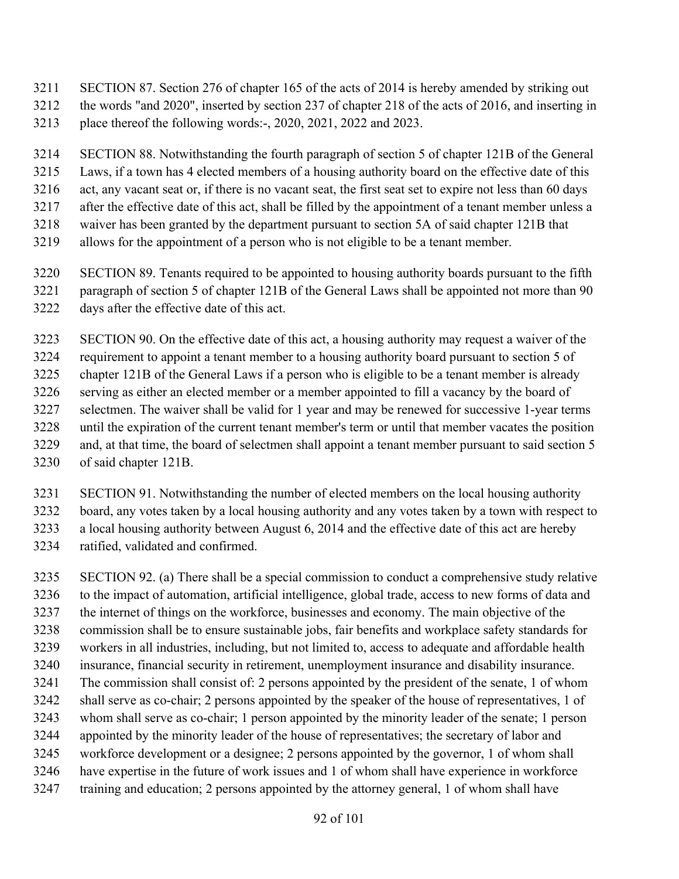SECTION 87. Section 276 of chapter 165 of the acts of 2014 is hereby amended by striking out the words "and 2020", inserted by section 237 of chapter 218 of the acts of 2016, and inserting in place thereof the following words:-, 2020, 2021, 2022 and 2023.

SECTION 88. Notwithstanding the fourth paragraph of section 5 of chapter 121B of the General Laws, if a town has 4 elected members of a housing authority board on the effective date of this act, any vacant seat or, if there is no vacant seat, the first seat set to expire not less than 60 days after the effective date of this act, shall be filled by the appointment of a tenant member unless a waiver has been granted by the department pursuant to section 5A of said chapter 121B that allows for the appointment of a person who is not eligible to be a tenant member.

SECTION 89. Tenants required to be appointed to housing authority boards pursuant to the fifth paragraph of section 5 of chapter 121B of the General Laws shall be appointed not more than 90 days after the effective date of this act.

SECTION 90. On the effective date of this act, a housing authority may request a waiver of the requirement to appoint a tenant member to a housing authority board pursuant to section 5 of chapter 121B of the General Laws if a person who is eligible to be a tenant member is already serving as either an elected member or a member appointed to fill a vacancy by the board of selectmen. The waiver shall be valid for 1 year and may be renewed for successive 1-year terms until the expiration of the current tenant member's term or until that member vacates the position and, at that time, the board of selectmen shall appoint a tenant member pursuant to said section 5 of said chapter 121B.

SECTION 91. Notwithstanding the number of elected members on the local housing authority board, any votes taken by a local housing authority and any votes taken by a town with respect to a local housing authority between August 6, 2014 and the effective date of this act are hereby ratified, validated and confirmed.

SECTION 92. (a) There shall be a special commission to conduct a comprehensive study relative to the impact of automation, artificial intelligence, global trade, access to new forms of data and the internet of things on the workforce, businesses and economy. The main objective of the commission shall be to ensure sustainable jobs, fair benefits and workplace safety standards for workers in all industries, including, but not limited to, access to adequate and affordable health insurance, financial security in retirement, unemployment insurance and disability insurance. The commission shall consist of: 2 persons appointed by the president of the senate, 1 of whom shall serve as co-chair; 2 persons appointed by the speaker of the house of representatives, 1 of whom shall serve as co-chair; 1 person appointed by the minority leader of the senate; 1 person appointed by the minority leader of the house of representatives; the secretary of labor and workforce development or a designee; 2 persons appointed by the governor, 1 of whom shall have expertise in the future of work issues and 1 of whom shall have experience in workforce training and education; 2 persons appointed by the attorney general, 1 of whom shall have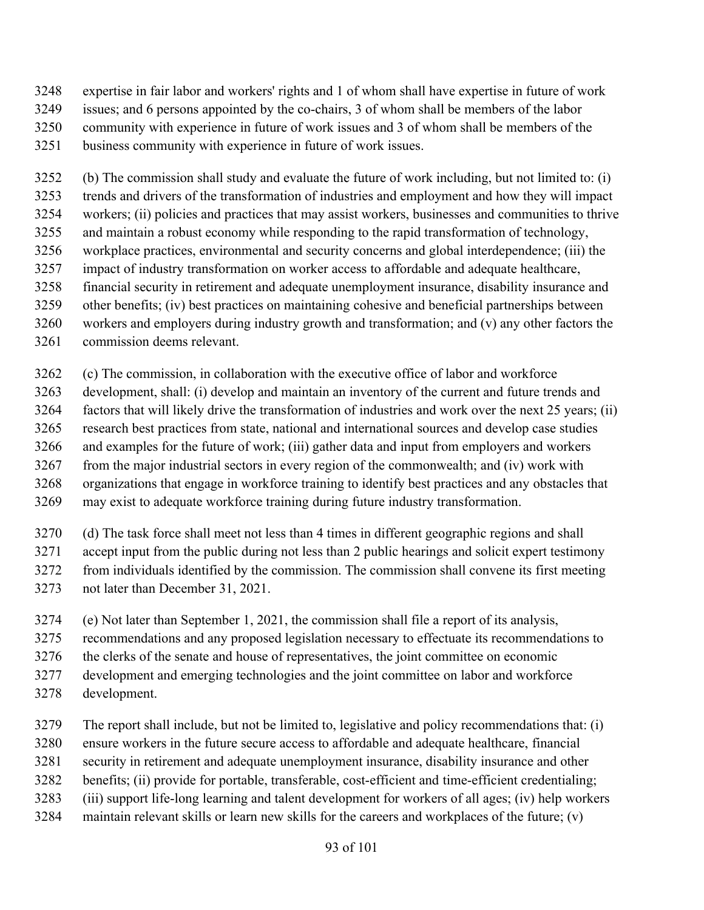expertise in fair labor and workers' rights and 1 of whom shall have expertise in future of work issues; and 6 persons appointed by the co-chairs, 3 of whom shall be members of the labor community with experience in future of work issues and 3 of whom shall be members of the business community with experience in future of work issues.

(b) The commission shall study and evaluate the future of work including, but not limited to: (i) trends and drivers of the transformation of industries and employment and how they will impact workers; (ii) policies and practices that may assist workers, businesses and communities to thrive and maintain a robust economy while responding to the rapid transformation of technology, workplace practices, environmental and security concerns and global interdependence; (iii) the impact of industry transformation on worker access to affordable and adequate healthcare, financial security in retirement and adequate unemployment insurance, disability insurance and other benefits; (iv) best practices on maintaining cohesive and beneficial partnerships between workers and employers during industry growth and transformation; and (v) any other factors the commission deems relevant.

(c) The commission, in collaboration with the executive office of labor and workforce development, shall: (i) develop and maintain an inventory of the current and future trends and factors that will likely drive the transformation of industries and work over the next 25 years; (ii) research best practices from state, national and international sources and develop case studies and examples for the future of work; (iii) gather data and input from employers and workers from the major industrial sectors in every region of the commonwealth; and (iv) work with organizations that engage in workforce training to identify best practices and any obstacles that may exist to adequate workforce training during future industry transformation.

(d) The task force shall meet not less than 4 times in different geographic regions and shall accept input from the public during not less than 2 public hearings and solicit expert testimony from individuals identified by the commission. The commission shall convene its first meeting not later than December 31, 2021.

(e) Not later than September 1, 2021, the commission shall file a report of its analysis, recommendations and any proposed legislation necessary to effectuate its recommendations to the clerks of the senate and house of representatives, the joint committee on economic development and emerging technologies and the joint committee on labor and workforce development.

The report shall include, but not be limited to, legislative and policy recommendations that: (i) ensure workers in the future secure access to affordable and adequate healthcare, financial security in retirement and adequate unemployment insurance, disability insurance and other benefits; (ii) provide for portable, transferable, cost-efficient and time-efficient credentialing; (iii) support life-long learning and talent development for workers of all ages; (iv) help workers maintain relevant skills or learn new skills for the careers and workplaces of the future; (v)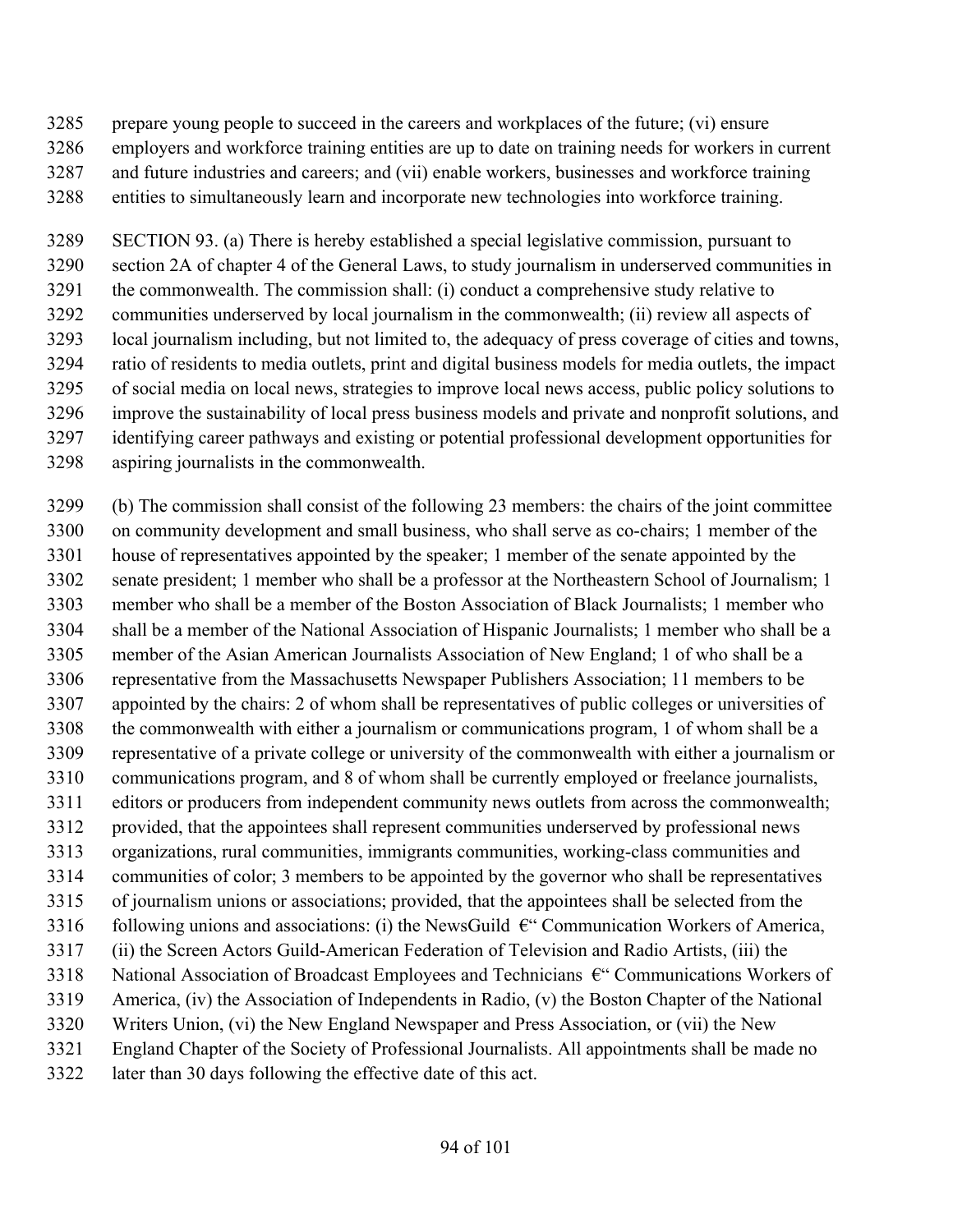prepare young people to succeed in the careers and workplaces of the future; (vi) ensure employers and workforce training entities are up to date on training needs for workers in current and future industries and careers; and (vii) enable workers, businesses and workforce training entities to simultaneously learn and incorporate new technologies into workforce training.

SECTION 93. (a) There is hereby established a special legislative commission, pursuant to section 2A of chapter 4 of the General Laws, to study journalism in underserved communities in the commonwealth. The commission shall: (i) conduct a comprehensive study relative to communities underserved by local journalism in the commonwealth; (ii) review all aspects of local journalism including, but not limited to, the adequacy of press coverage of cities and towns, ratio of residents to media outlets, print and digital business models for media outlets, the impact of social media on local news, strategies to improve local news access, public policy solutions to improve the sustainability of local press business models and private and nonprofit solutions, and identifying career pathways and existing or potential professional development opportunities for aspiring journalists in the commonwealth.

(b) The commission shall consist of the following 23 members: the chairs of the joint committee on community development and small business, who shall serve as co-chairs; 1 member of the house of representatives appointed by the speaker; 1 member of the senate appointed by the senate president; 1 member who shall be a professor at the Northeastern School of Journalism; 1 member who shall be a member of the Boston Association of Black Journalists; 1 member who shall be a member of the National Association of Hispanic Journalists; 1 member who shall be a member of the Asian American Journalists Association of New England; 1 of who shall be a representative from the Massachusetts Newspaper Publishers Association; 11 members to be appointed by the chairs: 2 of whom shall be representatives of public colleges or universities of the commonwealth with either a journalism or communications program, 1 of whom shall be a representative of a private college or university of the commonwealth with either a journalism or communications program, and 8 of whom shall be currently employed or freelance journalists, editors or producers from independent community news outlets from across the commonwealth; provided, that the appointees shall represent communities underserved by professional news organizations, rural communities, immigrants communities, working-class communities and communities of color; 3 members to be appointed by the governor who shall be representatives of journalism unions or associations; provided, that the appointees shall be selected from the following unions and associations: (i) the NewsGuild €" Communication Workers of America, (ii) the Screen Actors Guild-American Federation of Television and Radio Artists, (iii) the National Association of Broadcast Employees and Technicians €" Communications Workers of America, (iv) the Association of Independents in Radio, (v) the Boston Chapter of the National Writers Union, (vi) the New England Newspaper and Press Association, or (vii) the New England Chapter of the Society of Professional Journalists. All appointments shall be made no later than 30 days following the effective date of this act.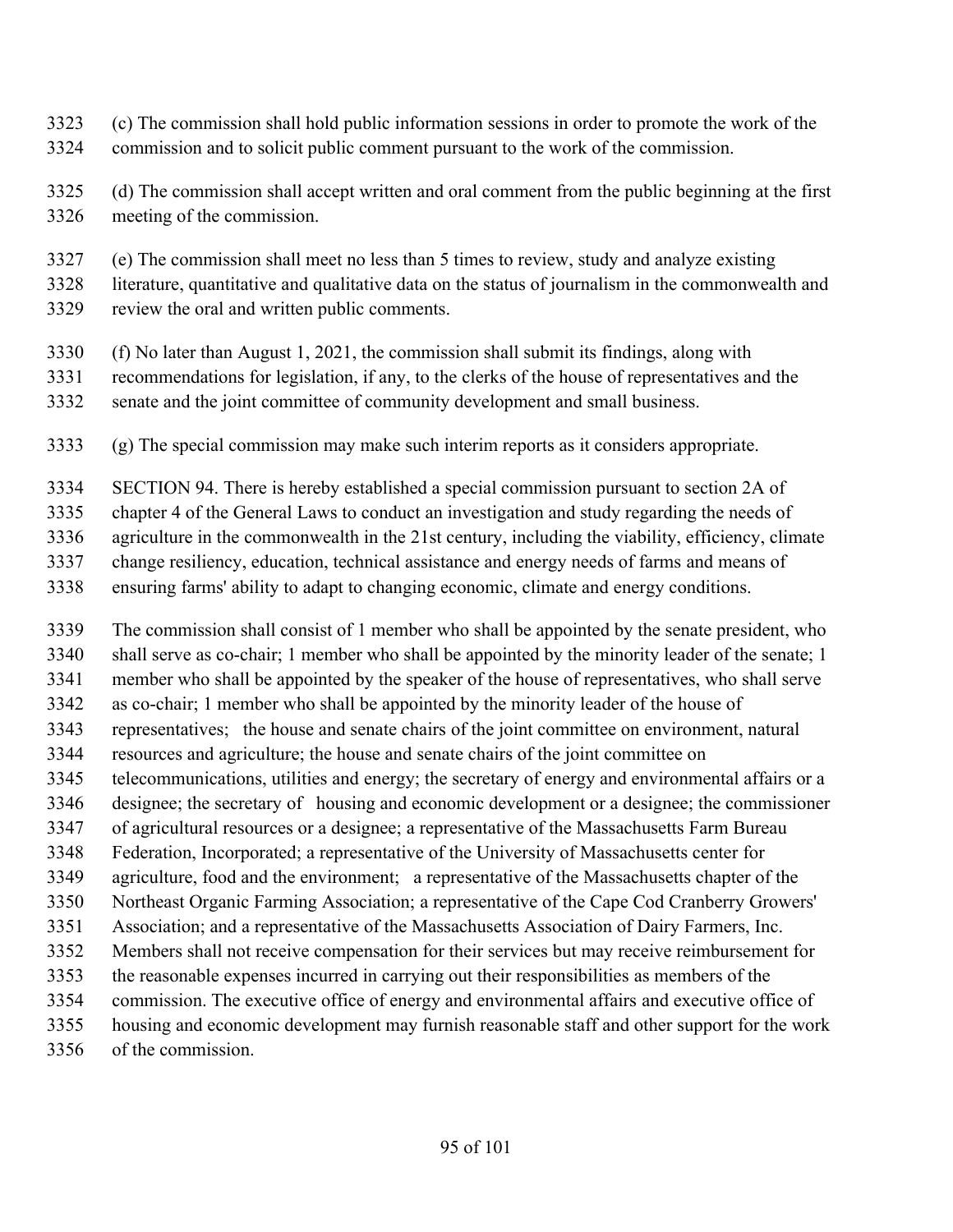(c) The commission shall hold public information sessions in order to promote the work of the commission and to solicit public comment pursuant to the work of the commission.

(d) The commission shall accept written and oral comment from the public beginning at the first meeting of the commission.

(e) The commission shall meet no less than 5 times to review, study and analyze existing literature, quantitative and qualitative data on the status of journalism in the commonwealth and review the oral and written public comments.

(f) No later than August 1, 2021, the commission shall submit its findings, along with recommendations for legislation, if any, to the clerks of the house of representatives and the senate and the joint committee of community development and small business.

(g) The special commission may make such interim reports as it considers appropriate.

SECTION 94. There is hereby established a special commission pursuant to section 2A of chapter 4 of the General Laws to conduct an investigation and study regarding the needs of agriculture in the commonwealth in the 21st century, including the viability, efficiency, climate change resiliency, education, technical assistance and energy needs of farms and means of ensuring farms' ability to adapt to changing economic, climate and energy conditions.

The commission shall consist of 1 member who shall be appointed by the senate president, who shall serve as co-chair; 1 member who shall be appointed by the minority leader of the senate; 1 member who shall be appointed by the speaker of the house of representatives, who shall serve as co-chair; 1 member who shall be appointed by the minority leader of the house of representatives; the house and senate chairs of the joint committee on environment, natural resources and agriculture; the house and senate chairs of the joint committee on telecommunications, utilities and energy; the secretary of energy and environmental affairs or a designee; the secretary of housing and economic development or a designee; the commissioner of agricultural resources or a designee; a representative of the Massachusetts Farm Bureau Federation, Incorporated; a representative of the University of Massachusetts center for agriculture, food and the environment; a representative of the Massachusetts chapter of the Northeast Organic Farming Association; a representative of the Cape Cod Cranberry Growers' Association; and a representative of the Massachusetts Association of Dairy Farmers, Inc. Members shall not receive compensation for their services but may receive reimbursement for the reasonable expenses incurred in carrying out their responsibilities as members of the commission. The executive office of energy and environmental affairs and executive office of housing and economic development may furnish reasonable staff and other support for the work of the commission.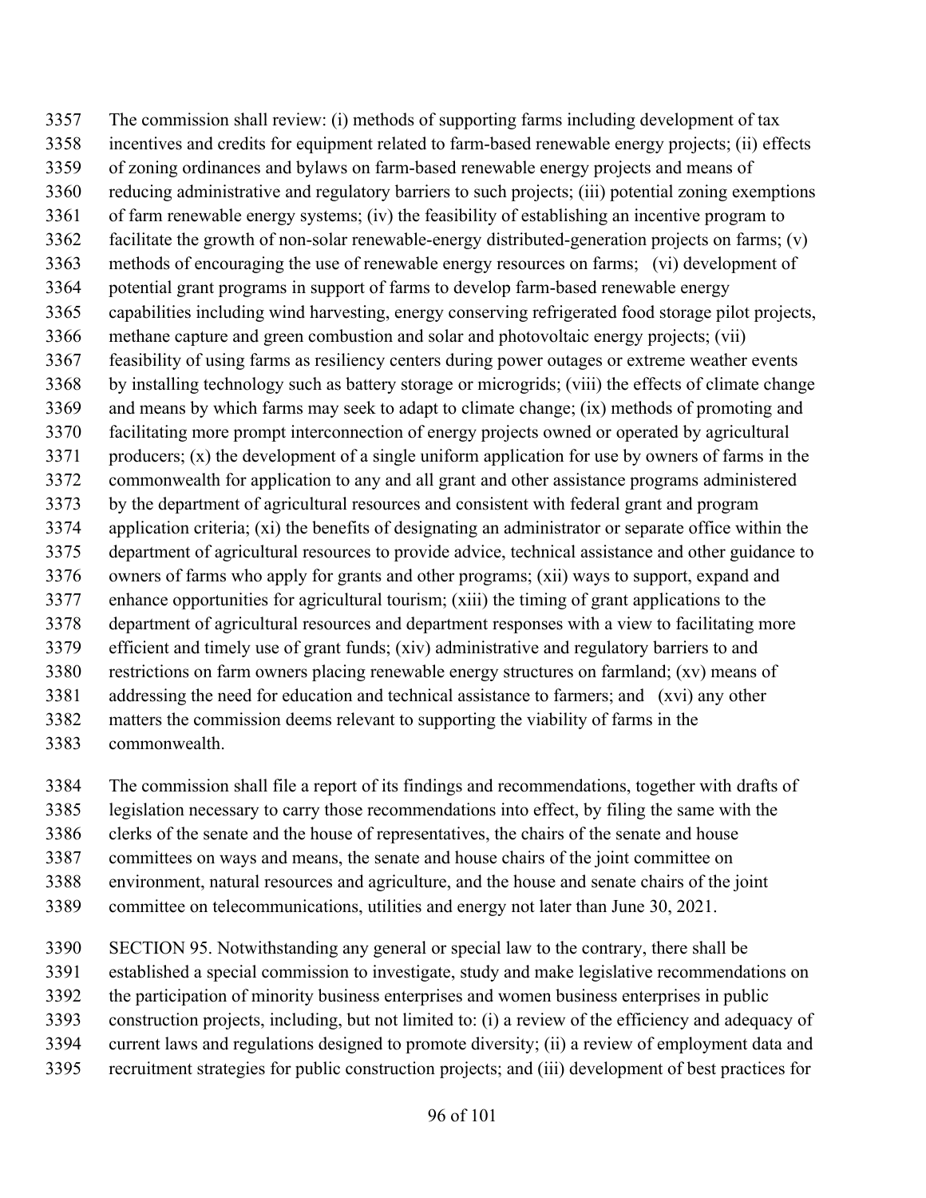The commission shall review: (i) methods of supporting farms including development of tax incentives and credits for equipment related to farm-based renewable energy projects; (ii) effects of zoning ordinances and bylaws on farm-based renewable energy projects and means of reducing administrative and regulatory barriers to such projects; (iii) potential zoning exemptions of farm renewable energy systems; (iv) the feasibility of establishing an incentive program to facilitate the growth of non-solar renewable-energy distributed-generation projects on farms; (v) methods of encouraging the use of renewable energy resources on farms; (vi) development of potential grant programs in support of farms to develop farm-based renewable energy capabilities including wind harvesting, energy conserving refrigerated food storage pilot projects, methane capture and green combustion and solar and photovoltaic energy projects; (vii) feasibility of using farms as resiliency centers during power outages or extreme weather events by installing technology such as battery storage or microgrids; (viii) the effects of climate change and means by which farms may seek to adapt to climate change; (ix) methods of promoting and facilitating more prompt interconnection of energy projects owned or operated by agricultural producers; (x) the development of a single uniform application for use by owners of farms in the commonwealth for application to any and all grant and other assistance programs administered by the department of agricultural resources and consistent with federal grant and program application criteria; (xi) the benefits of designating an administrator or separate office within the department of agricultural resources to provide advice, technical assistance and other guidance to owners of farms who apply for grants and other programs; (xii) ways to support, expand and enhance opportunities for agricultural tourism; (xiii) the timing of grant applications to the department of agricultural resources and department responses with a view to facilitating more efficient and timely use of grant funds; (xiv) administrative and regulatory barriers to and restrictions on farm owners placing renewable energy structures on farmland; (xv) means of addressing the need for education and technical assistance to farmers; and (xvi) any other matters the commission deems relevant to supporting the viability of farms in the commonwealth.

The commission shall file a report of its findings and recommendations, together with drafts of legislation necessary to carry those recommendations into effect, by filing the same with the clerks of the senate and the house of representatives, the chairs of the senate and house committees on ways and means, the senate and house chairs of the joint committee on environment, natural resources and agriculture, and the house and senate chairs of the joint committee on telecommunications, utilities and energy not later than June 30, 2021.

SECTION 95. Notwithstanding any general or special law to the contrary, there shall be established a special commission to investigate, study and make legislative recommendations on the participation of minority business enterprises and women business enterprises in public construction projects, including, but not limited to: (i) a review of the efficiency and adequacy of current laws and regulations designed to promote diversity; (ii) a review of employment data and recruitment strategies for public construction projects; and (iii) development of best practices for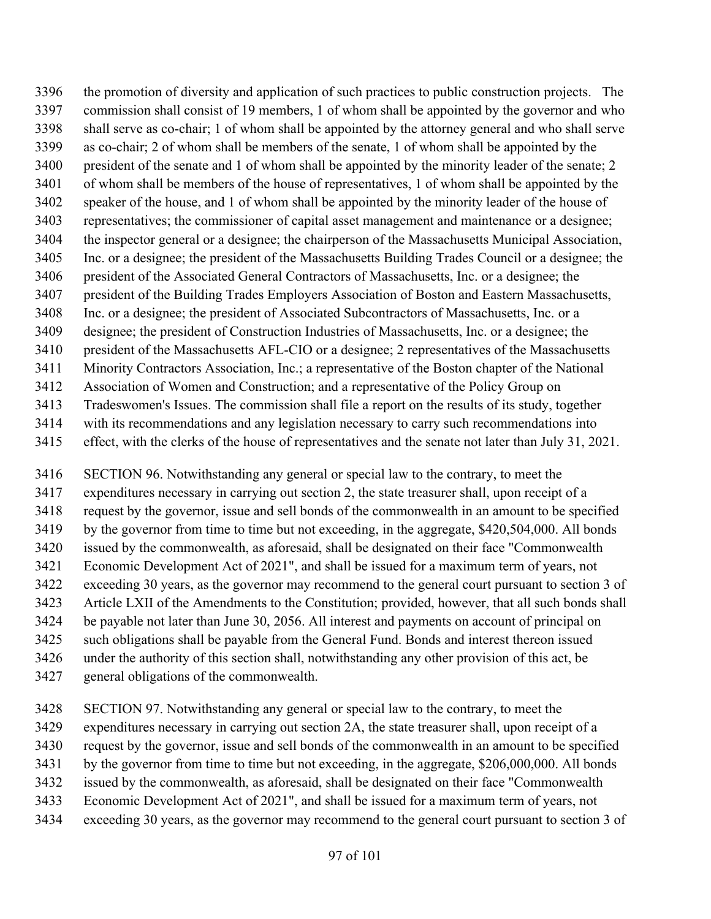the promotion of diversity and application of such practices to public construction projects. The commission shall consist of 19 members, 1 of whom shall be appointed by the governor and who shall serve as co-chair; 1 of whom shall be appointed by the attorney general and who shall serve as co-chair; 2 of whom shall be members of the senate, 1 of whom shall be appointed by the president of the senate and 1 of whom shall be appointed by the minority leader of the senate; 2 of whom shall be members of the house of representatives, 1 of whom shall be appointed by the speaker of the house, and 1 of whom shall be appointed by the minority leader of the house of representatives; the commissioner of capital asset management and maintenance or a designee; the inspector general or a designee; the chairperson of the Massachusetts Municipal Association, Inc. or a designee; the president of the Massachusetts Building Trades Council or a designee; the president of the Associated General Contractors of Massachusetts, Inc. or a designee; the president of the Building Trades Employers Association of Boston and Eastern Massachusetts, Inc. or a designee; the president of Associated Subcontractors of Massachusetts, Inc. or a designee; the president of Construction Industries of Massachusetts, Inc. or a designee; the president of the Massachusetts AFL-CIO or a designee; 2 representatives of the Massachusetts Minority Contractors Association, Inc.; a representative of the Boston chapter of the National Association of Women and Construction; and a representative of the Policy Group on Tradeswomen's Issues. The commission shall file a report on the results of its study, together with its recommendations and any legislation necessary to carry such recommendations into effect, with the clerks of the house of representatives and the senate not later than July 31, 2021.

SECTION 96. Notwithstanding any general or special law to the contrary, to meet the expenditures necessary in carrying out section 2, the state treasurer shall, upon receipt of a request by the governor, issue and sell bonds of the commonwealth in an amount to be specified by the governor from time to time but not exceeding, in the aggregate, $420,504,000. All bonds issued by the commonwealth, as aforesaid, shall be designated on their face "Commonwealth Economic Development Act of 2021", and shall be issued for a maximum term of years, not exceeding 30 years, as the governor may recommend to the general court pursuant to section 3 of Article LXII of the Amendments to the Constitution; provided, however, that all such bonds shall be payable not later than June 30, 2056. All interest and payments on account of principal on such obligations shall be payable from the General Fund. Bonds and interest thereon issued under the authority of this section shall, notwithstanding any other provision of this act, be general obligations of the commonwealth.

SECTION 97. Notwithstanding any general or special law to the contrary, to meet the expenditures necessary in carrying out section 2A, the state treasurer shall, upon receipt of a request by the governor, issue and sell bonds of the commonwealth in an amount to be specified by the governor from time to time but not exceeding, in the aggregate, $206,000,000. All bonds issued by the commonwealth, as aforesaid, shall be designated on their face "Commonwealth Economic Development Act of 2021", and shall be issued for a maximum term of years, not exceeding 30 years, as the governor may recommend to the general court pursuant to section 3 of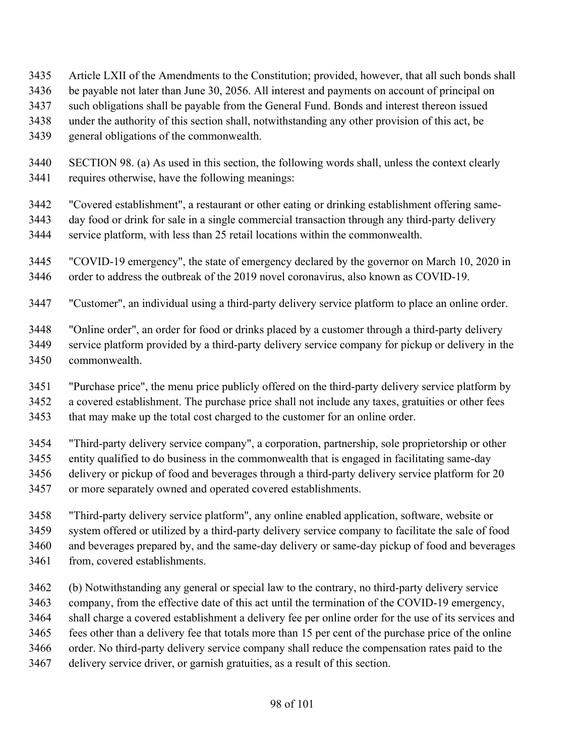Article LXII of the Amendments to the Constitution; provided, however, that all such bonds shall be payable not later than June 30, 2056. All interest and payments on account of principal on such obligations shall be payable from the General Fund. Bonds and interest thereon issued under the authority of this section shall, notwithstanding any other provision of this act, be general obligations of the commonwealth.

SECTION 98. (a) As used in this section, the following words shall, unless the context clearly requires otherwise, have the following meanings:

"Covered establishment", a restaurant or other eating or drinking establishment offering same-day food or drink for sale in a single commercial transaction through any third-party delivery service platform, with less than 25 retail locations within the commonwealth.

"COVID-19 emergency", the state of emergency declared by the governor on March 10, 2020 in order to address the outbreak of the 2019 novel coronavirus, also known as COVID-19.

"Customer", an individual using a third-party delivery service platform to place an online order.

"Online order", an order for food or drinks placed by a customer through a third-party delivery service platform provided by a third-party delivery service company for pickup or delivery in the commonwealth.

"Purchase price", the menu price publicly offered on the third-party delivery service platform by a covered establishment. The purchase price shall not include any taxes, gratuities or other fees that may make up the total cost charged to the customer for an online order.

"Third-party delivery service company", a corporation, partnership, sole proprietorship or other entity qualified to do business in the commonwealth that is engaged in facilitating same-day delivery or pickup of food and beverages through a third-party delivery service platform for 20 or more separately owned and operated covered establishments.

"Third-party delivery service platform", any online enabled application, software, website or system offered or utilized by a third-party delivery service company to facilitate the sale of food and beverages prepared by, and the same-day delivery or same-day pickup of food and beverages from, covered establishments.

(b) Notwithstanding any general or special law to the contrary, no third-party delivery service company, from the effective date of this act until the termination of the COVID-19 emergency, shall charge a covered establishment a delivery fee per online order for the use of its services and fees other than a delivery fee that totals more than 15 per cent of the purchase price of the online order. No third-party delivery service company shall reduce the compensation rates paid to the delivery service driver, or garnish gratuities, as a result of this section.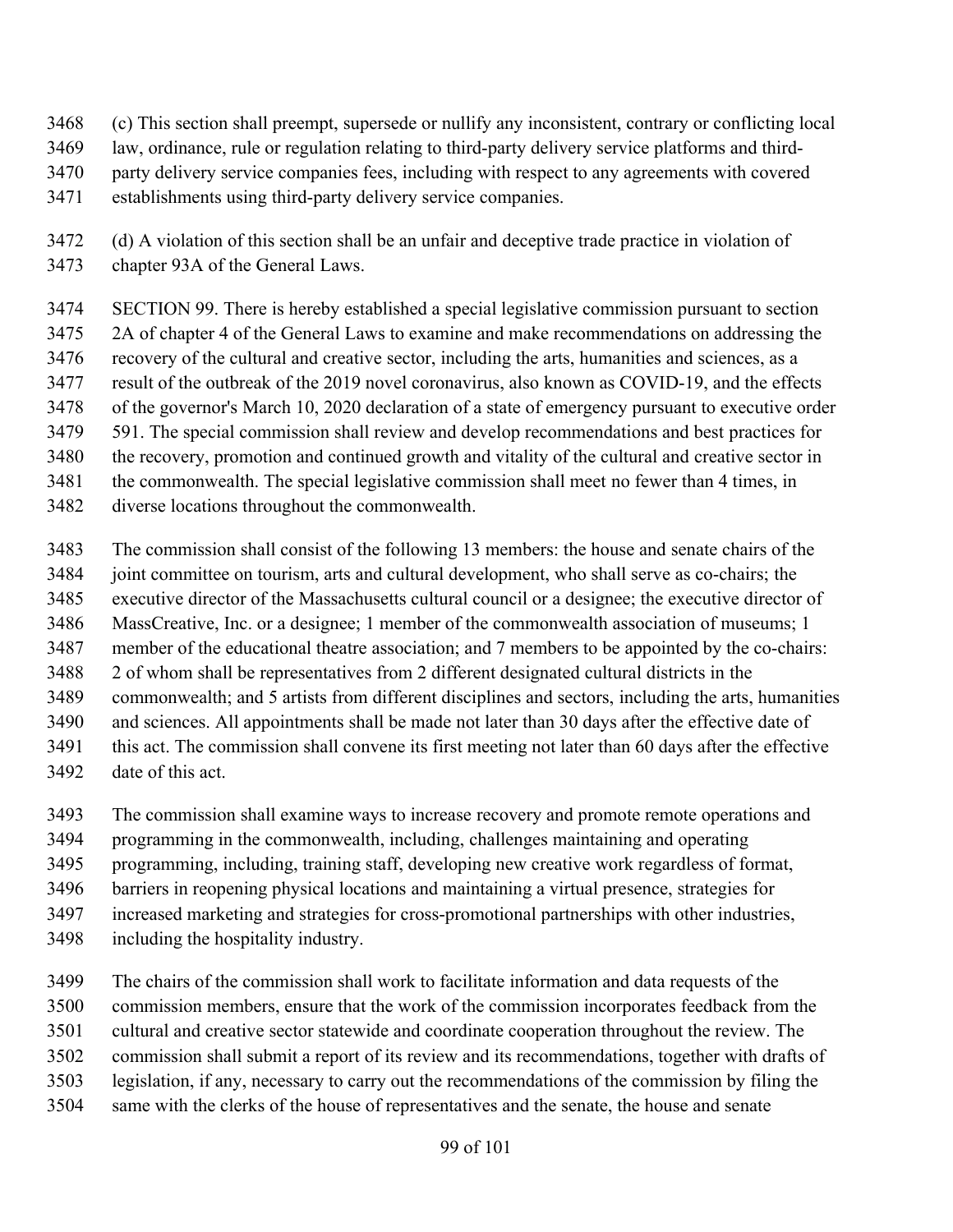(c) This section shall preempt, supersede or nullify any inconsistent, contrary or conflicting local law, ordinance, rule or regulation relating to third-party delivery service platforms and third-party delivery service companies fees, including with respect to any agreements with covered establishments using third-party delivery service companies.

(d) A violation of this section shall be an unfair and deceptive trade practice in violation of chapter 93A of the General Laws.

SECTION 99. There is hereby established a special legislative commission pursuant to section 2A of chapter 4 of the General Laws to examine and make recommendations on addressing the recovery of the cultural and creative sector, including the arts, humanities and sciences, as a result of the outbreak of the 2019 novel coronavirus, also known as COVID-19, and the effects of the governor's March 10, 2020 declaration of a state of emergency pursuant to executive order 591. The special commission shall review and develop recommendations and best practices for the recovery, promotion and continued growth and vitality of the cultural and creative sector in the commonwealth. The special legislative commission shall meet no fewer than 4 times, in diverse locations throughout the commonwealth.

The commission shall consist of the following 13 members: the house and senate chairs of the joint committee on tourism, arts and cultural development, who shall serve as co-chairs; the executive director of the Massachusetts cultural council or a designee; the executive director of MassCreative, Inc. or a designee; 1 member of the commonwealth association of museums; 1 member of the educational theatre association; and 7 members to be appointed by the co-chairs: 2 of whom shall be representatives from 2 different designated cultural districts in the commonwealth; and 5 artists from different disciplines and sectors, including the arts, humanities and sciences. All appointments shall be made not later than 30 days after the effective date of this act. The commission shall convene its first meeting not later than 60 days after the effective date of this act.

The commission shall examine ways to increase recovery and promote remote operations and programming in the commonwealth, including, challenges maintaining and operating programming, including, training staff, developing new creative work regardless of format, barriers in reopening physical locations and maintaining a virtual presence, strategies for increased marketing and strategies for cross-promotional partnerships with other industries, including the hospitality industry.

The chairs of the commission shall work to facilitate information and data requests of the commission members, ensure that the work of the commission incorporates feedback from the cultural and creative sector statewide and coordinate cooperation throughout the review. The commission shall submit a report of its review and its recommendations, together with drafts of legislation, if any, necessary to carry out the recommendations of the commission by filing the same with the clerks of the house of representatives and the senate, the house and senate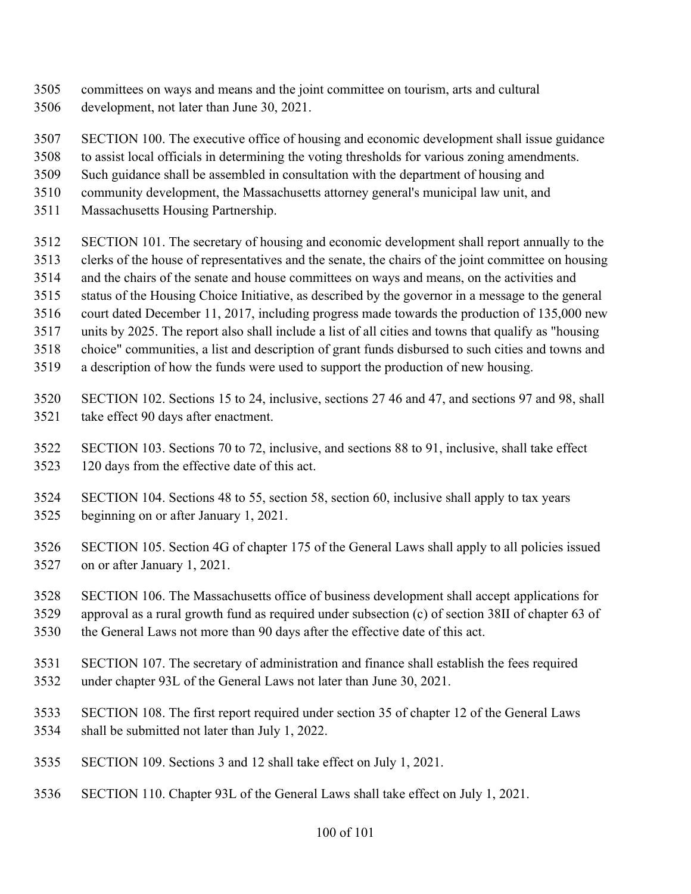committees on ways and means and the joint committee on tourism, arts and cultural development, not later than June 30, 2021.

SECTION 100. The executive office of housing and economic development shall issue guidance to assist local officials in determining the voting thresholds for various zoning amendments. Such guidance shall be assembled in consultation with the department of housing and community development, the Massachusetts attorney general's municipal law unit, and Massachusetts Housing Partnership.

SECTION 101. The secretary of housing and economic development shall report annually to the clerks of the house of representatives and the senate, the chairs of the joint committee on housing and the chairs of the senate and house committees on ways and means, on the activities and status of the Housing Choice Initiative, as described by the governor in a message to the general court dated December 11, 2017, including progress made towards the production of 135,000 new units by 2025. The report also shall include a list of all cities and towns that qualify as "housing choice" communities, a list and description of grant funds disbursed to such cities and towns and a description of how the funds were used to support the production of new housing.

SECTION 102. Sections 15 to 24, inclusive, sections 27 46 and 47, and sections 97 and 98, shall take effect 90 days after enactment.

SECTION 103. Sections 70 to 72, inclusive, and sections 88 to 91, inclusive, shall take effect 120 days from the effective date of this act.

SECTION 104. Sections 48 to 55, section 58, section 60, inclusive shall apply to tax years beginning on or after January 1, 2021.

SECTION 105. Section 4G of chapter 175 of the General Laws shall apply to all policies issued on or after January 1, 2021.

SECTION 106. The Massachusetts office of business development shall accept applications for approval as a rural growth fund as required under subsection (c) of section 38II of chapter 63 of the General Laws not more than 90 days after the effective date of this act.

SECTION 107. The secretary of administration and finance shall establish the fees required under chapter 93L of the General Laws not later than June 30, 2021.

SECTION 108. The first report required under section 35 of chapter 12 of the General Laws shall be submitted not later than July 1, 2022.

SECTION 109. Sections 3 and 12 shall take effect on July 1, 2021.

SECTION 110. Chapter 93L of the General Laws shall take effect on July 1, 2021.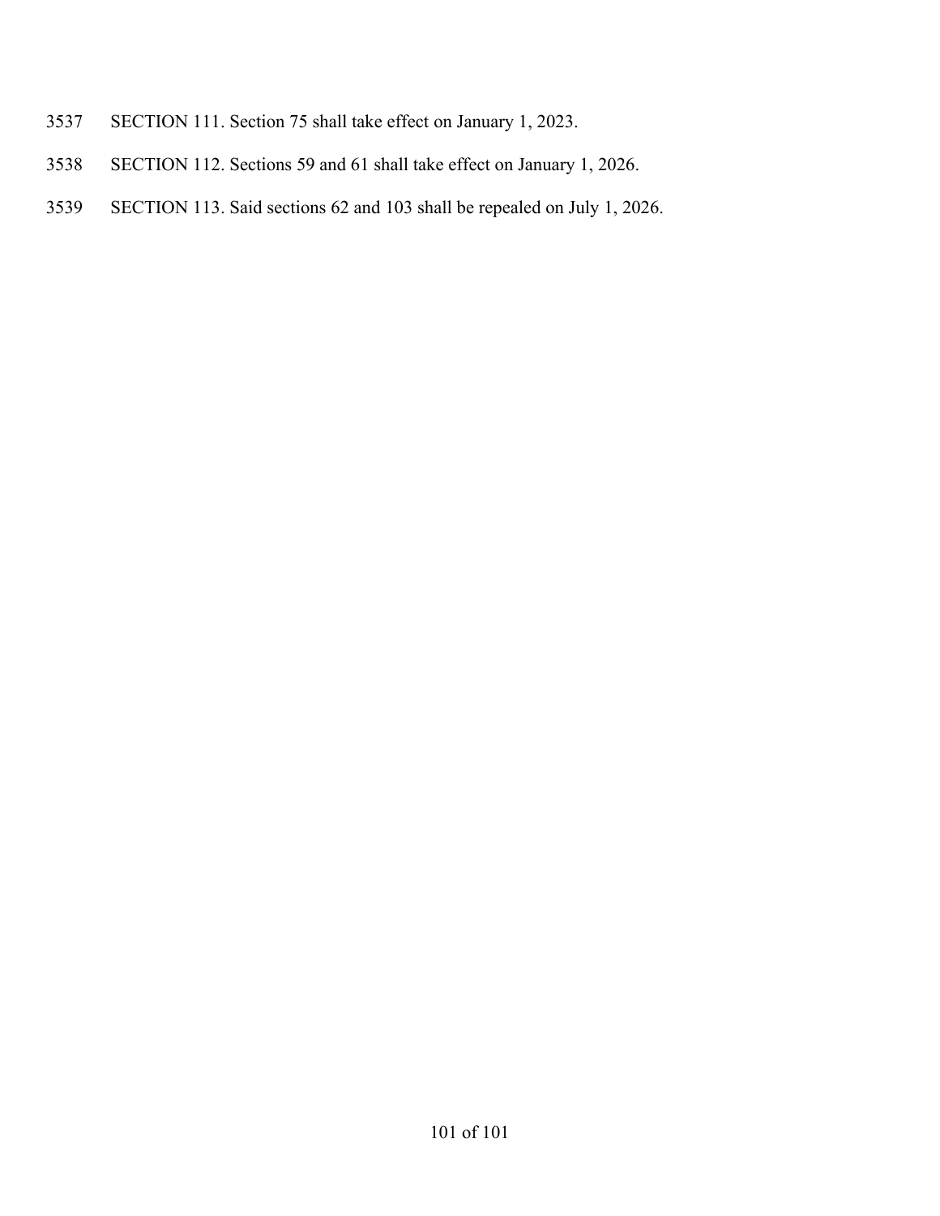3537 SECTION 111. Section 75 shall take effect on January 1, 2023.

3538 SECTION 112. Sections 59 and 61 shall take effect on January 1, 2026.

3539 SECTION 113. Said sections 62 and 103 shall be repealed on July 1, 2026.